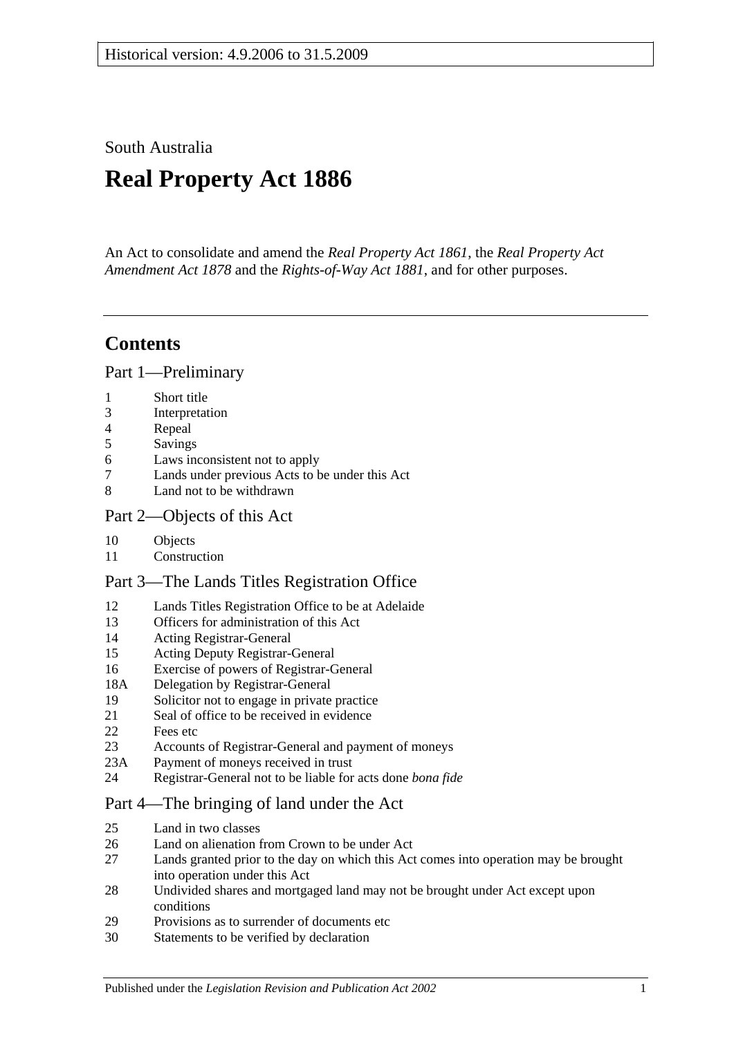Historical version: 4.9.2006 to 31.5.2009

South Australia

# Real Property Act 1886

An Act to consolidate and amend the *Real Property Act 1861*, the *Real Property Act Amendment Act 1878* and the *Rights-of-Way Act 1881*, and for other purposes.

## Contents

### Part 1—Preliminary

- 1 Short title
- 3 Interpretation
- 4 Repeal
- 5 Savings
- 6 Laws inconsistent not to apply
- 7 Lands under previous Acts to be under this Act
- 8 Land not to be withdrawn

### Part 2—Objects of this Act

- 10 Objects
- 11 Construction

### Part 3—The Lands Titles Registration Office

- 12 Lands Titles Registration Office to be at Adelaide
- 13 Officers for administration of this Act
- 14 Acting Registrar-General
- 15 Acting Deputy Registrar-General
- 16 Exercise of powers of Registrar-General
- 18A Delegation by Registrar-General
- 19 Solicitor not to engage in private practice
- 21 Seal of office to be received in evidence
- 22 Fees etc
- 23 Accounts of Registrar-General and payment of moneys
- 23A Payment of moneys received in trust
- 24 Registrar-General not to be liable for acts done *bona fide*

### Part 4—The bringing of land under the Act

- 25 Land in two classes
- 26 Land on alienation from Crown to be under Act
- 27 Lands granted prior to the day on which this Act comes into operation may be brought into operation under this Act
- 28 Undivided shares and mortgaged land may not be brought under Act except upon conditions
- 29 Provisions as to surrender of documents etc
- 30 Statements to be verified by declaration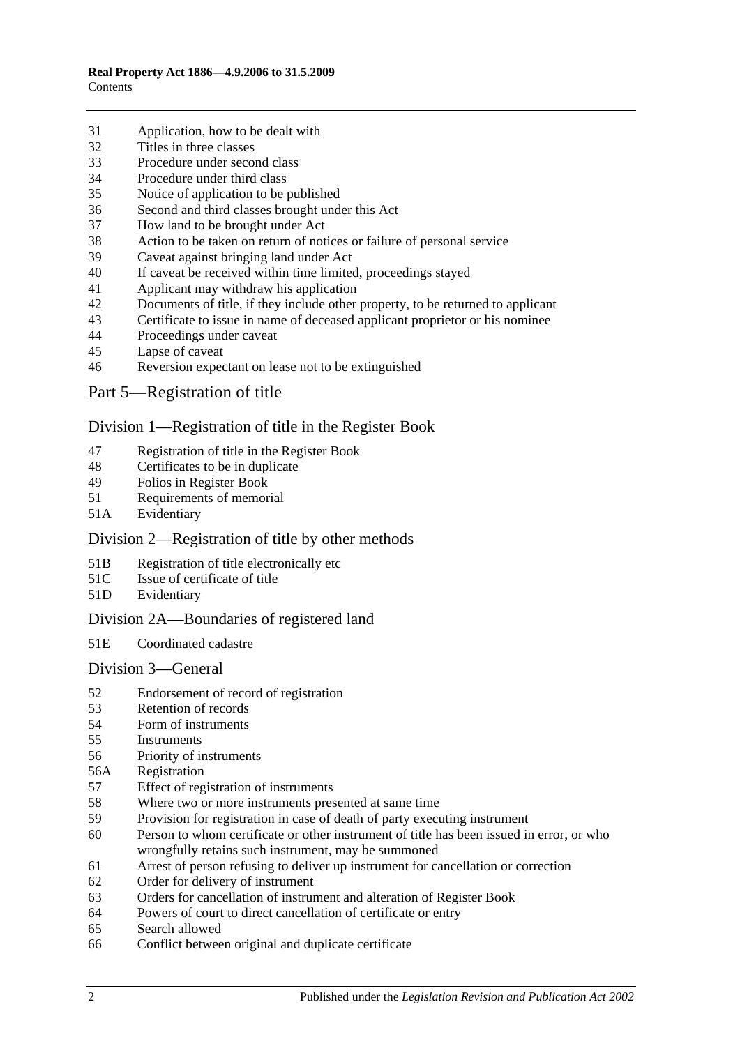31 Application, how to be dealt with
32 Titles in three classes
33 Procedure under second class
34 Procedure under third class
35 Notice of application to be published
36 Second and third classes brought under this Act
37 How land to be brought under Act
38 Action to be taken on return of notices or failure of personal service
39 Caveat against bringing land under Act
40 If caveat be received within time limited, proceedings stayed
41 Applicant may withdraw his application
42 Documents of title, if they include other property, to be returned to applicant
43 Certificate to issue in name of deceased applicant proprietor or his nominee
44 Proceedings under caveat
45 Lapse of caveat
46 Reversion expectant on lease not to be extinguished

## Part 5—Registration of title

### Division 1—Registration of title in the Register Book

47 Registration of title in the Register Book
48 Certificates to be in duplicate
49 Folios in Register Book
51 Requirements of memorial
51A Evidentiary

### Division 2—Registration of title by other methods

51B Registration of title electronically etc
51C Issue of certificate of title
51D Evidentiary

### Division 2A—Boundaries of registered land

51E Coordinated cadastre

### Division 3—General

52 Endorsement of record of registration
53 Retention of records
54 Form of instruments
55 Instruments
56 Priority of instruments
56A Registration
57 Effect of registration of instruments
58 Where two or more instruments presented at same time
59 Provision for registration in case of death of party executing instrument
60 Person to whom certificate or other instrument of title has been issued in error, or who wrongfully retains such instrument, may be summoned
61 Arrest of person refusing to deliver up instrument for cancellation or correction
62 Order for delivery of instrument
63 Orders for cancellation of instrument and alteration of Register Book
64 Powers of court to direct cancellation of certificate or entry
65 Search allowed
66 Conflict between original and duplicate certificate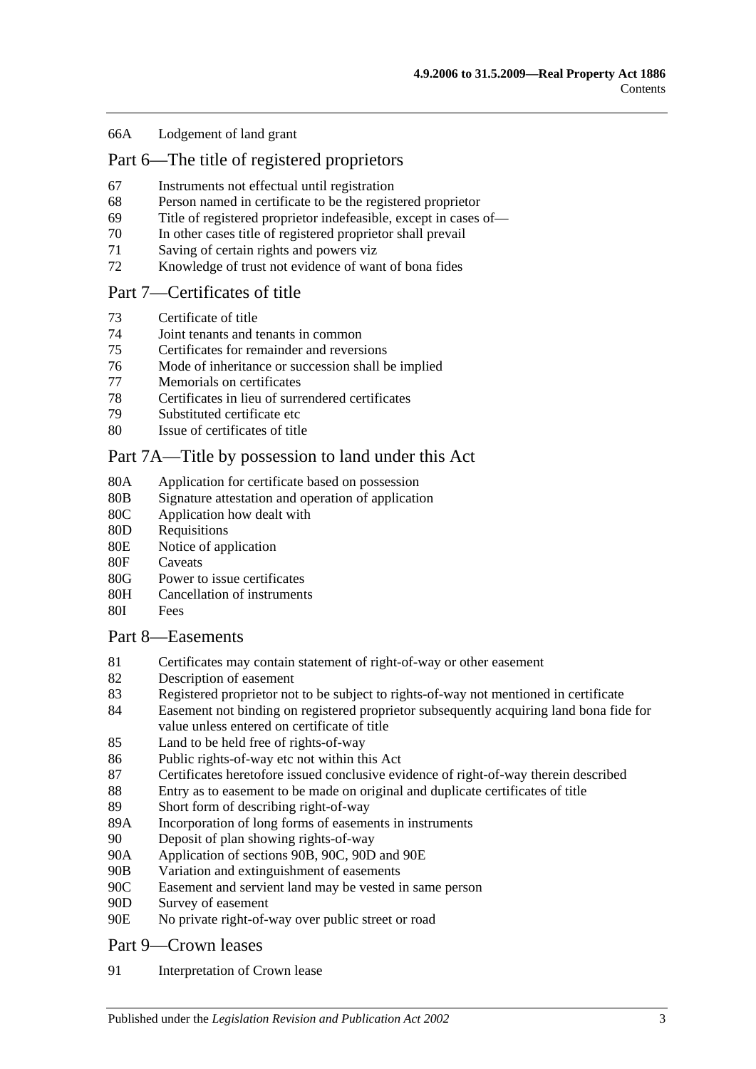66A Lodgement of land grant

## Part 6—The title of registered proprietors

67 Instruments not effectual until registration
68 Person named in certificate to be the registered proprietor
69 Title of registered proprietor indefeasible, except in cases of—
70 In other cases title of registered proprietor shall prevail
71 Saving of certain rights and powers viz
72 Knowledge of trust not evidence of want of bona fides

## Part 7—Certificates of title

73 Certificate of title
74 Joint tenants and tenants in common
75 Certificates for remainder and reversions
76 Mode of inheritance or succession shall be implied
77 Memorials on certificates
78 Certificates in lieu of surrendered certificates
79 Substituted certificate etc
80 Issue of certificates of title

## Part 7A—Title by possession to land under this Act

80A Application for certificate based on possession
80B Signature attestation and operation of application
80C Application how dealt with
80D Requisitions
80E Notice of application
80F Caveats
80G Power to issue certificates
80H Cancellation of instruments
80I Fees

## Part 8—Easements

81 Certificates may contain statement of right-of-way or other easement
82 Description of easement
83 Registered proprietor not to be subject to rights-of-way not mentioned in certificate
84 Easement not binding on registered proprietor subsequently acquiring land bona fide for value unless entered on certificate of title
85 Land to be held free of rights-of-way
86 Public rights-of-way etc not within this Act
87 Certificates heretofore issued conclusive evidence of right-of-way therein described
88 Entry as to easement to be made on original and duplicate certificates of title
89 Short form of describing right-of-way
89A Incorporation of long forms of easements in instruments
90 Deposit of plan showing rights-of-way
90A Application of sections 90B, 90C, 90D and 90E
90B Variation and extinguishment of easements
90C Easement and servient land may be vested in same person
90D Survey of easement
90E No private right-of-way over public street or road

## Part 9—Crown leases

91 Interpretation of Crown lease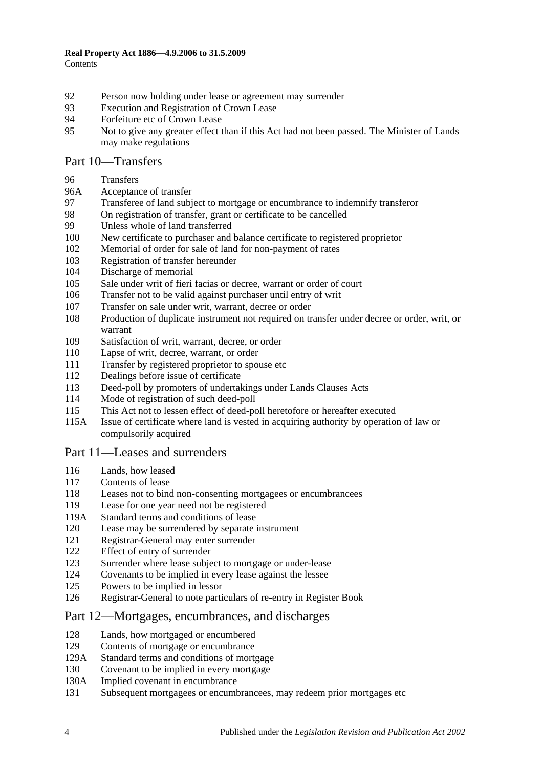92 Person now holding under lease or agreement may surrender

93 Execution and Registration of Crown Lease

94 Forfeiture etc of Crown Lease

95 Not to give any greater effect than if this Act had not been passed. The Minister of Lands may make regulations

## Part 10—Transfers

96 Transfers

96A Acceptance of transfer

97 Transferee of land subject to mortgage or encumbrance to indemnify transferor

98 On registration of transfer, grant or certificate to be cancelled

99 Unless whole of land transferred

100 New certificate to purchaser and balance certificate to registered proprietor

102 Memorial of order for sale of land for non-payment of rates

103 Registration of transfer hereunder

104 Discharge of memorial

105 Sale under writ of fieri facias or decree, warrant or order of court

106 Transfer not to be valid against purchaser until entry of writ

107 Transfer on sale under writ, warrant, decree or order

108 Production of duplicate instrument not required on transfer under decree or order, writ, or warrant

109 Satisfaction of writ, warrant, decree, or order

110 Lapse of writ, decree, warrant, or order

111 Transfer by registered proprietor to spouse etc

112 Dealings before issue of certificate

113 Deed-poll by promoters of undertakings under Lands Clauses Acts

114 Mode of registration of such deed-poll

115 This Act not to lessen effect of deed-poll heretofore or hereafter executed

115A Issue of certificate where land is vested in acquiring authority by operation of law or compulsorily acquired

## Part 11—Leases and surrenders

116 Lands, how leased

117 Contents of lease

118 Leases not to bind non-consenting mortgagees or encumbrancees

119 Lease for one year need not be registered

119A Standard terms and conditions of lease

120 Lease may be surrendered by separate instrument

121 Registrar-General may enter surrender

122 Effect of entry of surrender

123 Surrender where lease subject to mortgage or under-lease

124 Covenants to be implied in every lease against the lessee

125 Powers to be implied in lessor

126 Registrar-General to note particulars of re-entry in Register Book

## Part 12—Mortgages, encumbrances, and discharges

128 Lands, how mortgaged or encumbered

129 Contents of mortgage or encumbrance

129A Standard terms and conditions of mortgage

130 Covenant to be implied in every mortgage

130A Implied covenant in encumbrance

131 Subsequent mortgagees or encumbrancees, may redeem prior mortgages etc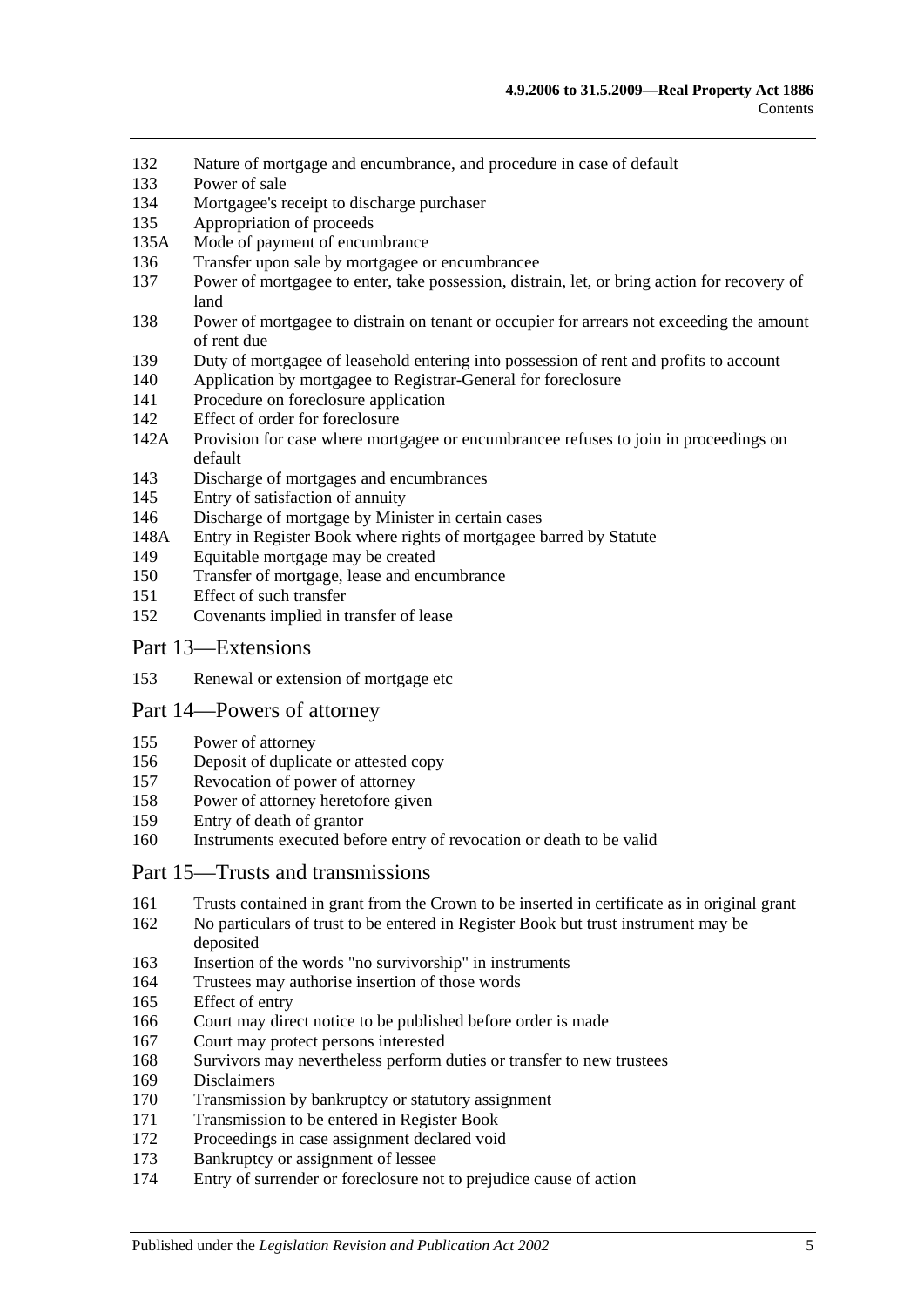132 Nature of mortgage and encumbrance, and procedure in case of default
133 Power of sale
134 Mortgagee's receipt to discharge purchaser
135 Appropriation of proceeds
135A Mode of payment of encumbrance
136 Transfer upon sale by mortgagee or encumbrancee
137 Power of mortgagee to enter, take possession, distrain, let, or bring action for recovery of land
138 Power of mortgagee to distrain on tenant or occupier for arrears not exceeding the amount of rent due
139 Duty of mortgagee of leasehold entering into possession of rent and profits to account
140 Application by mortgagee to Registrar-General for foreclosure
141 Procedure on foreclosure application
142 Effect of order for foreclosure
142A Provision for case where mortgagee or encumbrancee refuses to join in proceedings on default
143 Discharge of mortgages and encumbrances
145 Entry of satisfaction of annuity
146 Discharge of mortgage by Minister in certain cases
148A Entry in Register Book where rights of mortgagee barred by Statute
149 Equitable mortgage may be created
150 Transfer of mortgage, lease and encumbrance
151 Effect of such transfer
152 Covenants implied in transfer of lease

## Part 13—Extensions

153 Renewal or extension of mortgage etc

## Part 14—Powers of attorney

155 Power of attorney
156 Deposit of duplicate or attested copy
157 Revocation of power of attorney
158 Power of attorney heretofore given
159 Entry of death of grantor
160 Instruments executed before entry of revocation or death to be valid

## Part 15—Trusts and transmissions

161 Trusts contained in grant from the Crown to be inserted in certificate as in original grant
162 No particulars of trust to be entered in Register Book but trust instrument may be deposited
163 Insertion of the words "no survivorship" in instruments
164 Trustees may authorise insertion of those words
165 Effect of entry
166 Court may direct notice to be published before order is made
167 Court may protect persons interested
168 Survivors may nevertheless perform duties or transfer to new trustees
169 Disclaimers
170 Transmission by bankruptcy or statutory assignment
171 Transmission to be entered in Register Book
172 Proceedings in case assignment declared void
173 Bankruptcy or assignment of lessee
174 Entry of surrender or foreclosure not to prejudice cause of action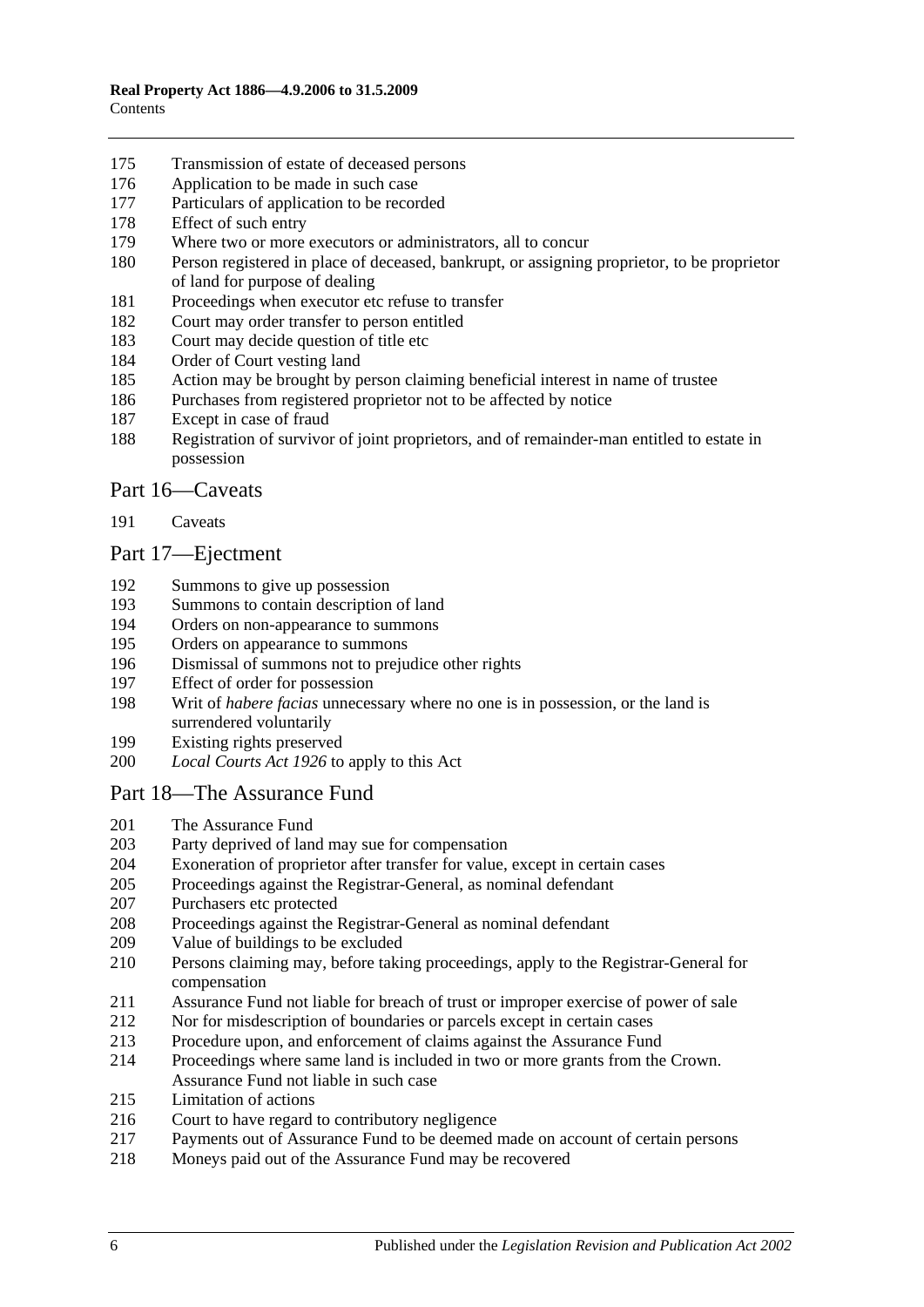175 Transmission of estate of deceased persons
176 Application to be made in such case
177 Particulars of application to be recorded
178 Effect of such entry
179 Where two or more executors or administrators, all to concur
180 Person registered in place of deceased, bankrupt, or assigning proprietor, to be proprietor of land for purpose of dealing
181 Proceedings when executor etc refuse to transfer
182 Court may order transfer to person entitled
183 Court may decide question of title etc
184 Order of Court vesting land
185 Action may be brought by person claiming beneficial interest in name of trustee
186 Purchases from registered proprietor not to be affected by notice
187 Except in case of fraud
188 Registration of survivor of joint proprietors, and of remainder-man entitled to estate in possession

## Part 16—Caveats

191 Caveats

## Part 17—Ejectment

192 Summons to give up possession
193 Summons to contain description of land
194 Orders on non-appearance to summons
195 Orders on appearance to summons
196 Dismissal of summons not to prejudice other rights
197 Effect of order for possession
198 Writ of *habere facias* unnecessary where no one is in possession, or the land is surrendered voluntarily
199 Existing rights preserved
200 *Local Courts Act 1926* to apply to this Act

## Part 18—The Assurance Fund

201 The Assurance Fund
203 Party deprived of land may sue for compensation
204 Exoneration of proprietor after transfer for value, except in certain cases
205 Proceedings against the Registrar-General, as nominal defendant
207 Purchasers etc protected
208 Proceedings against the Registrar-General as nominal defendant
209 Value of buildings to be excluded
210 Persons claiming may, before taking proceedings, apply to the Registrar-General for compensation
211 Assurance Fund not liable for breach of trust or improper exercise of power of sale
212 Nor for misdescription of boundaries or parcels except in certain cases
213 Procedure upon, and enforcement of claims against the Assurance Fund
214 Proceedings where same land is included in two or more grants from the Crown. Assurance Fund not liable in such case
215 Limitation of actions
216 Court to have regard to contributory negligence
217 Payments out of Assurance Fund to be deemed made on account of certain persons
218 Moneys paid out of the Assurance Fund may be recovered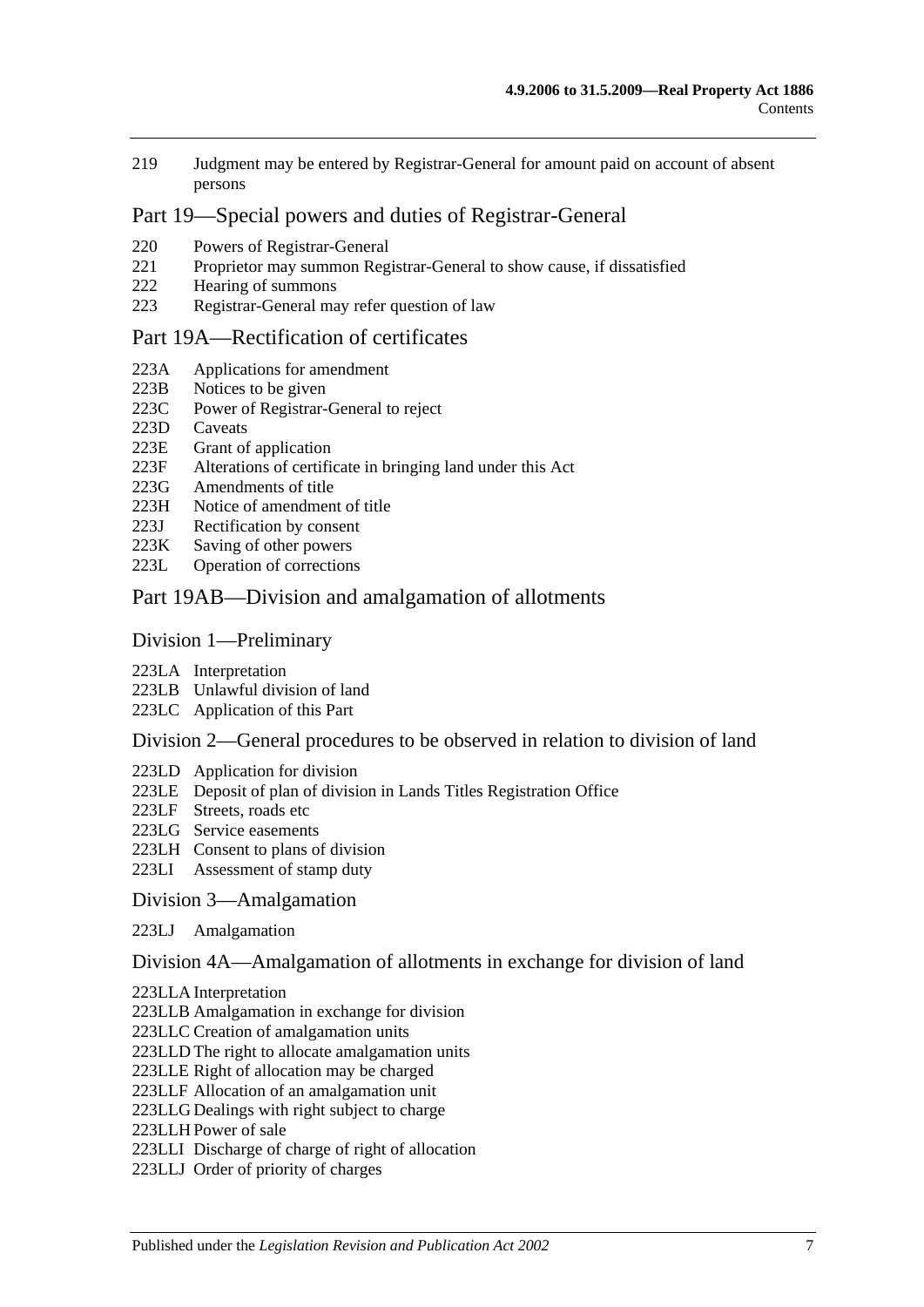219 Judgment may be entered by Registrar-General for amount paid on account of absent persons

## Part 19—Special powers and duties of Registrar-General

220 Powers of Registrar-General
221 Proprietor may summon Registrar-General to show cause, if dissatisfied
222 Hearing of summons
223 Registrar-General may refer question of law

## Part 19A—Rectification of certificates

223A Applications for amendment
223B Notices to be given
223C Power of Registrar-General to reject
223D Caveats
223E Grant of application
223F Alterations of certificate in bringing land under this Act
223G Amendments of title
223H Notice of amendment of title
223J Rectification by consent
223K Saving of other powers
223L Operation of corrections

## Part 19AB—Division and amalgamation of allotments

### Division 1—Preliminary

223LA Interpretation
223LB Unlawful division of land
223LC Application of this Part

### Division 2—General procedures to be observed in relation to division of land

223LD Application for division
223LE Deposit of plan of division in Lands Titles Registration Office
223LF Streets, roads etc
223LG Service easements
223LH Consent to plans of division
223LI Assessment of stamp duty

### Division 3—Amalgamation

223LJ Amalgamation

### Division 4A—Amalgamation of allotments in exchange for division of land

223LLA Interpretation
223LLB Amalgamation in exchange for division
223LLC Creation of amalgamation units
223LLD The right to allocate amalgamation units
223LLE Right of allocation may be charged
223LLF Allocation of an amalgamation unit
223LLG Dealings with right subject to charge
223LLH Power of sale
223LLI Discharge of charge of right of allocation
223LLJ Order of priority of charges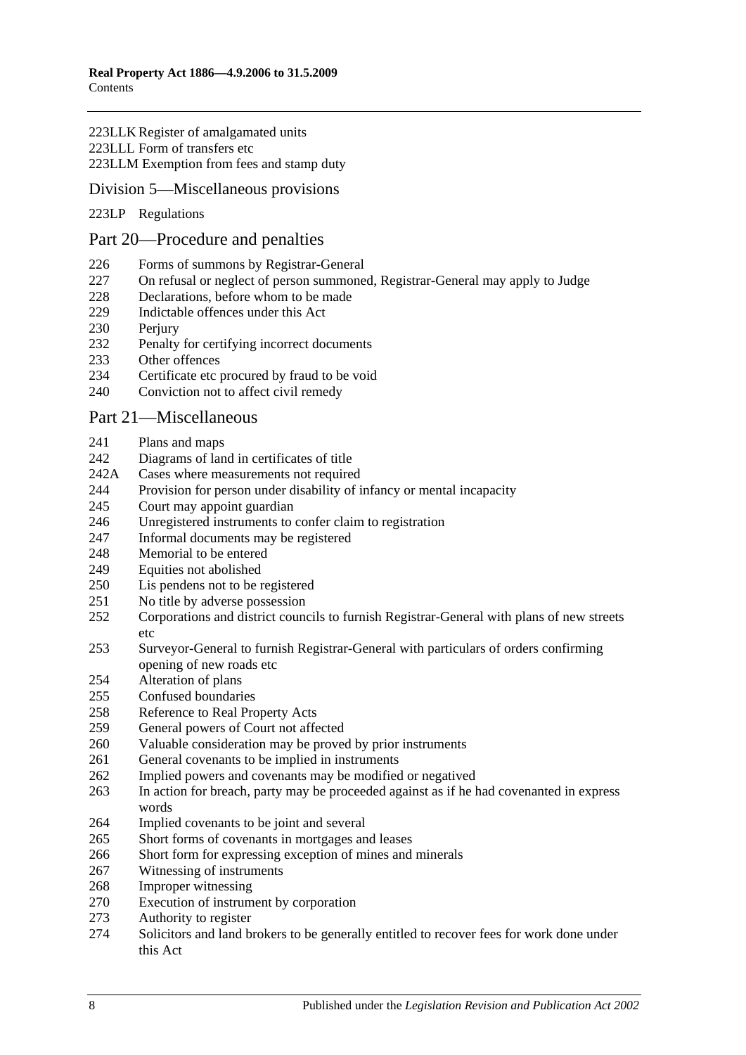223LLK Register of amalgamated units
223LLL Form of transfers etc
223LLM Exemption from fees and stamp duty

## Division 5—Miscellaneous provisions

223LP Regulations

# Part 20—Procedure and penalties

226 Forms of summons by Registrar-General
227 On refusal or neglect of person summoned, Registrar-General may apply to Judge
228 Declarations, before whom to be made
229 Indictable offences under this Act
230 Perjury
232 Penalty for certifying incorrect documents
233 Other offences
234 Certificate etc procured by fraud to be void
240 Conviction not to affect civil remedy

# Part 21—Miscellaneous

241 Plans and maps
242 Diagrams of land in certificates of title
242A Cases where measurements not required
244 Provision for person under disability of infancy or mental incapacity
245 Court may appoint guardian
246 Unregistered instruments to confer claim to registration
247 Informal documents may be registered
248 Memorial to be entered
249 Equities not abolished
250 Lis pendens not to be registered
251 No title by adverse possession
252 Corporations and district councils to furnish Registrar-General with plans of new streets etc
253 Surveyor-General to furnish Registrar-General with particulars of orders confirming opening of new roads etc
254 Alteration of plans
255 Confused boundaries
258 Reference to Real Property Acts
259 General powers of Court not affected
260 Valuable consideration may be proved by prior instruments
261 General covenants to be implied in instruments
262 Implied powers and covenants may be modified or negatived
263 In action for breach, party may be proceeded against as if he had covenanted in express words
264 Implied covenants to be joint and several
265 Short forms of covenants in mortgages and leases
266 Short form for expressing exception of mines and minerals
267 Witnessing of instruments
268 Improper witnessing
270 Execution of instrument by corporation
273 Authority to register
274 Solicitors and land brokers to be generally entitled to recover fees for work done under this Act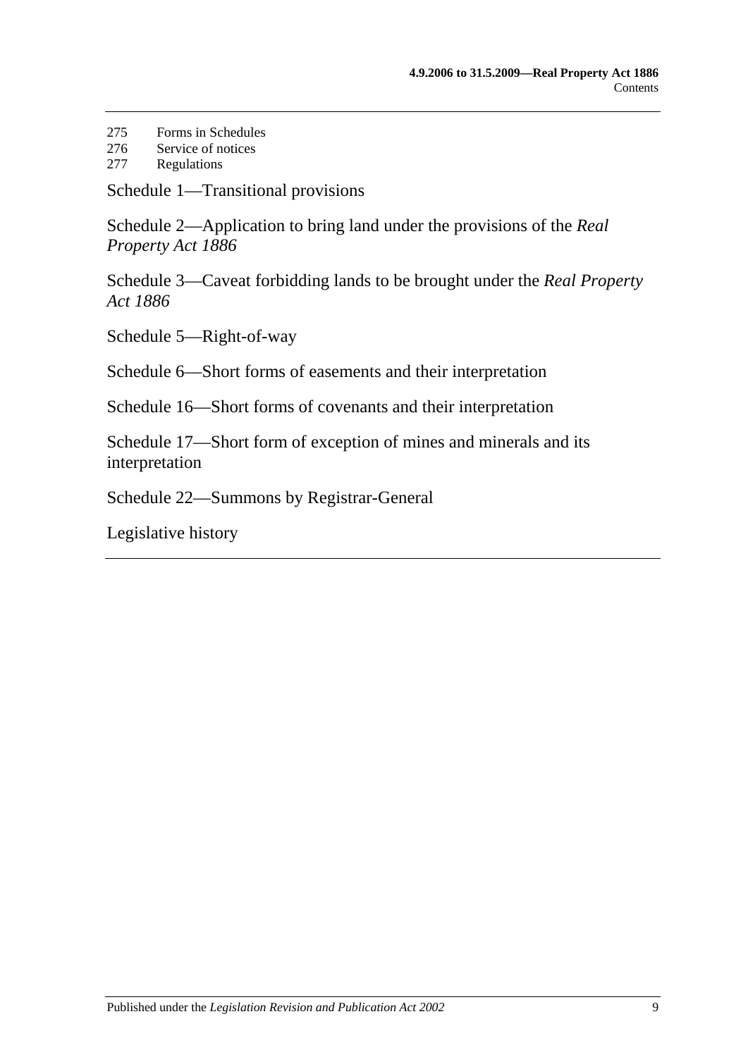275 Forms in Schedules
276 Service of notices
277 Regulations

Schedule 1—Transitional provisions

Schedule 2—Application to bring land under the provisions of the *Real Property Act 1886*

Schedule 3—Caveat forbidding lands to be brought under the *Real Property Act 1886*

Schedule 5—Right-of-way

Schedule 6—Short forms of easements and their interpretation

Schedule 16—Short forms of covenants and their interpretation

Schedule 17—Short form of exception of mines and minerals and its interpretation

Schedule 22—Summons by Registrar-General

Legislative history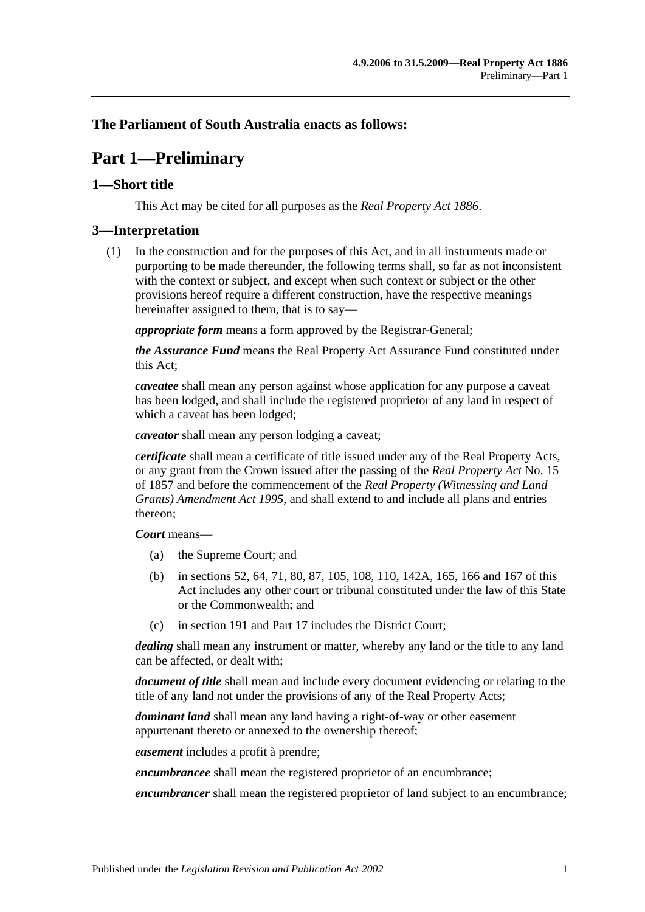**The Parliament of South Australia enacts as follows:**

# Part 1—Preliminary

## 1—Short title

This Act may be cited for all purposes as the *Real Property Act 1886*.

## 3—Interpretation

(1) In the construction and for the purposes of this Act, and in all instruments made or purporting to be made thereunder, the following terms shall, so far as not inconsistent with the context or subject, and except when such context or subject or the other provisions hereof require a different construction, have the respective meanings hereinafter assigned to them, that is to say—

***appropriate form*** means a form approved by the Registrar-General;

***the Assurance Fund*** means the Real Property Act Assurance Fund constituted under this Act;

***caveatee*** shall mean any person against whose application for any purpose a caveat has been lodged, and shall include the registered proprietor of any land in respect of which a caveat has been lodged;

***caveator*** shall mean any person lodging a caveat;

***certificate*** shall mean a certificate of title issued under any of the Real Property Acts, or any grant from the Crown issued after the passing of the *Real Property Act* No. 15 of 1857 and before the commencement of the *Real Property (Witnessing and Land Grants) Amendment Act 1995*, and shall extend to and include all plans and entries thereon;

***Court*** means—

(a) the Supreme Court; and

(b) in sections 52, 64, 71, 80, 87, 105, 108, 110, 142A, 165, 166 and 167 of this Act includes any other court or tribunal constituted under the law of this State or the Commonwealth; and

(c) in section 191 and Part 17 includes the District Court;

***dealing*** shall mean any instrument or matter, whereby any land or the title to any land can be affected, or dealt with;

***document of title*** shall mean and include every document evidencing or relating to the title of any land not under the provisions of any of the Real Property Acts;

***dominant land*** shall mean any land having a right-of-way or other easement appurtenant thereto or annexed to the ownership thereof;

***easement*** includes a profit à prendre;

***encumbrancee*** shall mean the registered proprietor of an encumbrance;

***encumbrancer*** shall mean the registered proprietor of land subject to an encumbrance;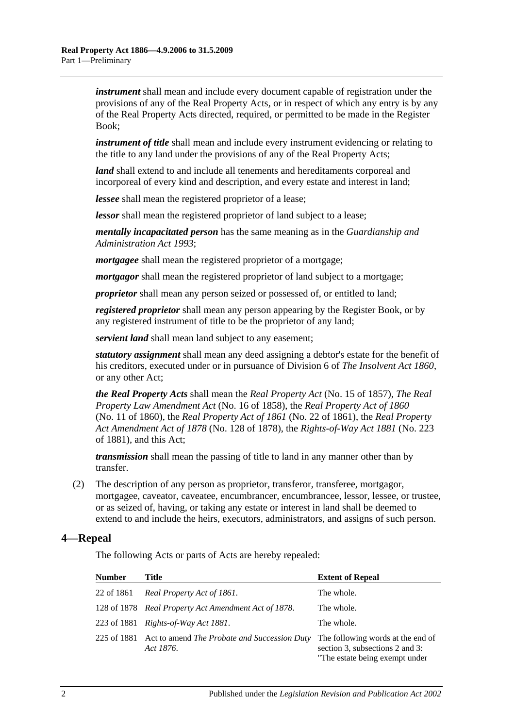***instrument*** shall mean and include every document capable of registration under the provisions of any of the Real Property Acts, or in respect of which any entry is by any of the Real Property Acts directed, required, or permitted to be made in the Register Book;

***instrument of title*** shall mean and include every instrument evidencing or relating to the title to any land under the provisions of any of the Real Property Acts;

***land*** shall extend to and include all tenements and hereditaments corporeal and incorporeal of every kind and description, and every estate and interest in land;

***lessee*** shall mean the registered proprietor of a lease;

***lessor*** shall mean the registered proprietor of land subject to a lease;

***mentally incapacitated person*** has the same meaning as in the *Guardianship and Administration Act 1993*;

***mortgagee*** shall mean the registered proprietor of a mortgage;

***mortgagor*** shall mean the registered proprietor of land subject to a mortgage;

***proprietor*** shall mean any person seized or possessed of, or entitled to land;

***registered proprietor*** shall mean any person appearing by the Register Book, or by any registered instrument of title to be the proprietor of any land;

***servient land*** shall mean land subject to any easement;

***statutory assignment*** shall mean any deed assigning a debtor's estate for the benefit of his creditors, executed under or in pursuance of Division 6 of *The Insolvent Act 1860*, or any other Act;

***the Real Property Acts*** shall mean the *Real Property Act* (No. 15 of 1857), *The Real Property Law Amendment Act* (No. 16 of 1858), the *Real Property Act of 1860* (No. 11 of 1860), the *Real Property Act of 1861* (No. 22 of 1861), the *Real Property Act Amendment Act of 1878* (No. 128 of 1878), the *Rights-of-Way Act 1881* (No. 223 of 1881), and this Act;

***transmission*** shall mean the passing of title to land in any manner other than by transfer.

(2) The description of any person as proprietor, transferor, transferee, mortgagor, mortgagee, caveator, caveatee, encumbrancer, encumbrancee, lessor, lessee, or trustee, or as seized of, having, or taking any estate or interest in land shall be deemed to extend to and include the heirs, executors, administrators, and assigns of such person.

## 4—Repeal

The following Acts or parts of Acts are hereby repealed:

| Number | Title | Extent of Repeal |
|---|---|---|
| 22 of 1861 | *Real Property Act of 1861*. | The whole. |
| 128 of 1878 | *Real Property Act Amendment Act of 1878*. | The whole. |
| 223 of 1881 | *Rights-of-Way Act 1881*. | The whole. |
| 225 of 1881 | Act to amend *The Probate and Succession Duty Act 1876*. | The following words at the end of section 3, subsections 2 and 3: "The estate being exempt under |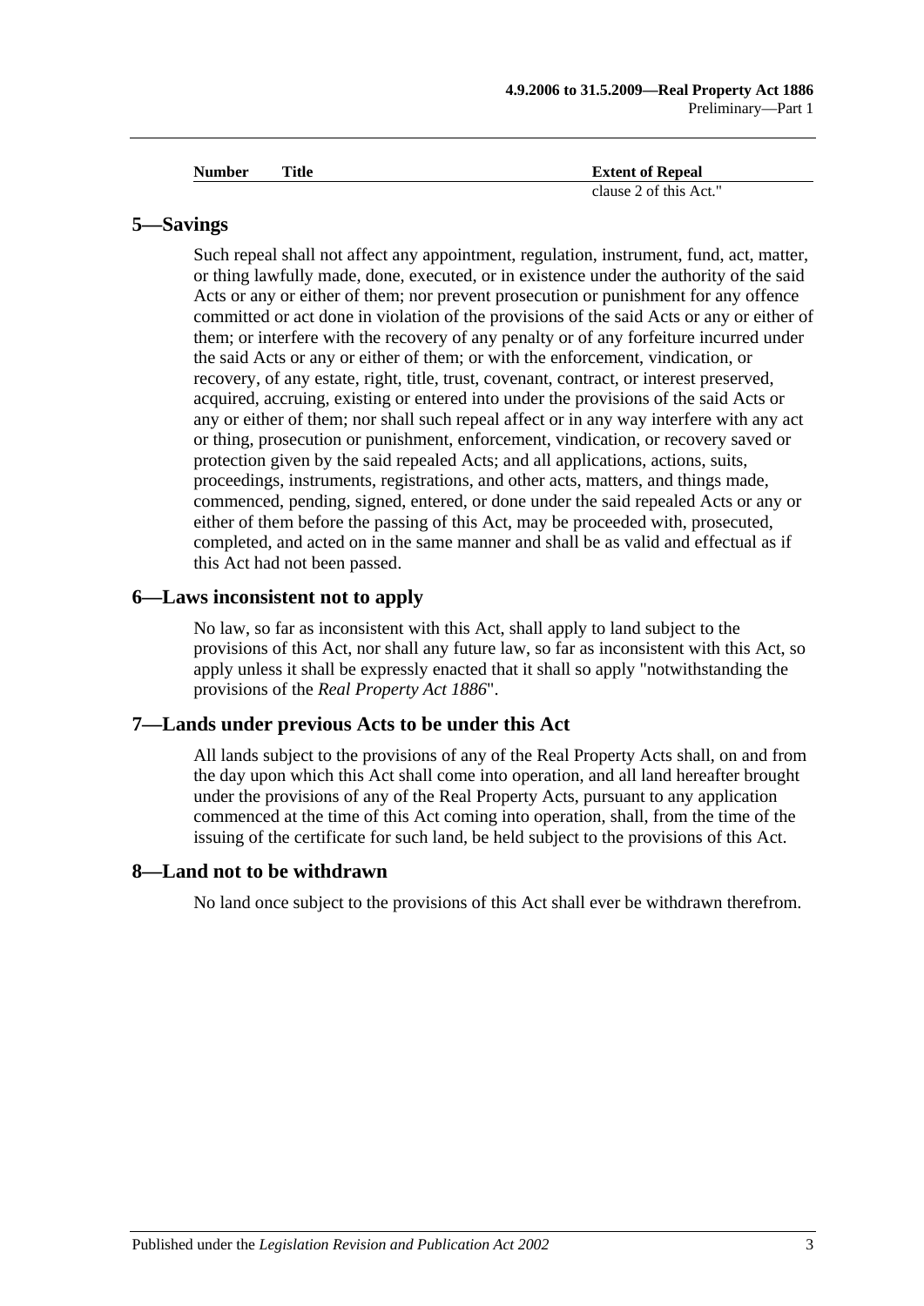| Number | Title | Extent of Repeal |
|---|---|---|
| | | clause 2 of this Act." |

## 5—Savings

Such repeal shall not affect any appointment, regulation, instrument, fund, act, matter, or thing lawfully made, done, executed, or in existence under the authority of the said Acts or any or either of them; nor prevent prosecution or punishment for any offence committed or act done in violation of the provisions of the said Acts or any or either of them; or interfere with the recovery of any penalty or of any forfeiture incurred under the said Acts or any or either of them; or with the enforcement, vindication, or recovery, of any estate, right, title, trust, covenant, contract, or interest preserved, acquired, accruing, existing or entered into under the provisions of the said Acts or any or either of them; nor shall such repeal affect or in any way interfere with any act or thing, prosecution or punishment, enforcement, vindication, or recovery saved or protection given by the said repealed Acts; and all applications, actions, suits, proceedings, instruments, registrations, and other acts, matters, and things made, commenced, pending, signed, entered, or done under the said repealed Acts or any or either of them before the passing of this Act, may be proceeded with, prosecuted, completed, and acted on in the same manner and shall be as valid and effectual as if this Act had not been passed.

## 6—Laws inconsistent not to apply

No law, so far as inconsistent with this Act, shall apply to land subject to the provisions of this Act, nor shall any future law, so far as inconsistent with this Act, so apply unless it shall be expressly enacted that it shall so apply "notwithstanding the provisions of the *Real Property Act 1886*".

## 7—Lands under previous Acts to be under this Act

All lands subject to the provisions of any of the Real Property Acts shall, on and from the day upon which this Act shall come into operation, and all land hereafter brought under the provisions of any of the Real Property Acts, pursuant to any application commenced at the time of this Act coming into operation, shall, from the time of the issuing of the certificate for such land, be held subject to the provisions of this Act.

## 8—Land not to be withdrawn

No land once subject to the provisions of this Act shall ever be withdrawn therefrom.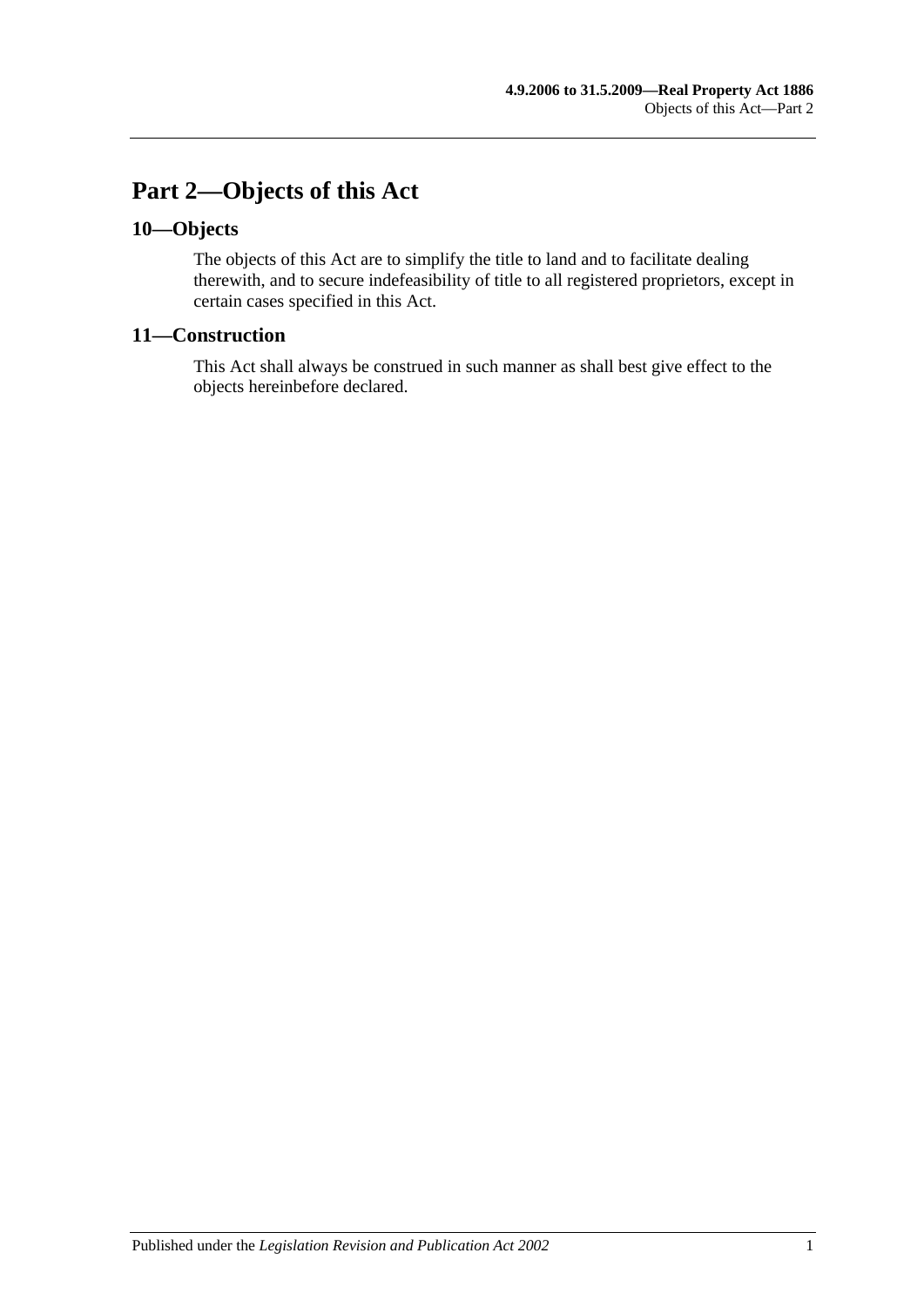# Part 2—Objects of this Act

## 10—Objects

The objects of this Act are to simplify the title to land and to facilitate dealing therewith, and to secure indefeasibility of title to all registered proprietors, except in certain cases specified in this Act.

## 11—Construction

This Act shall always be construed in such manner as shall best give effect to the objects hereinbefore declared.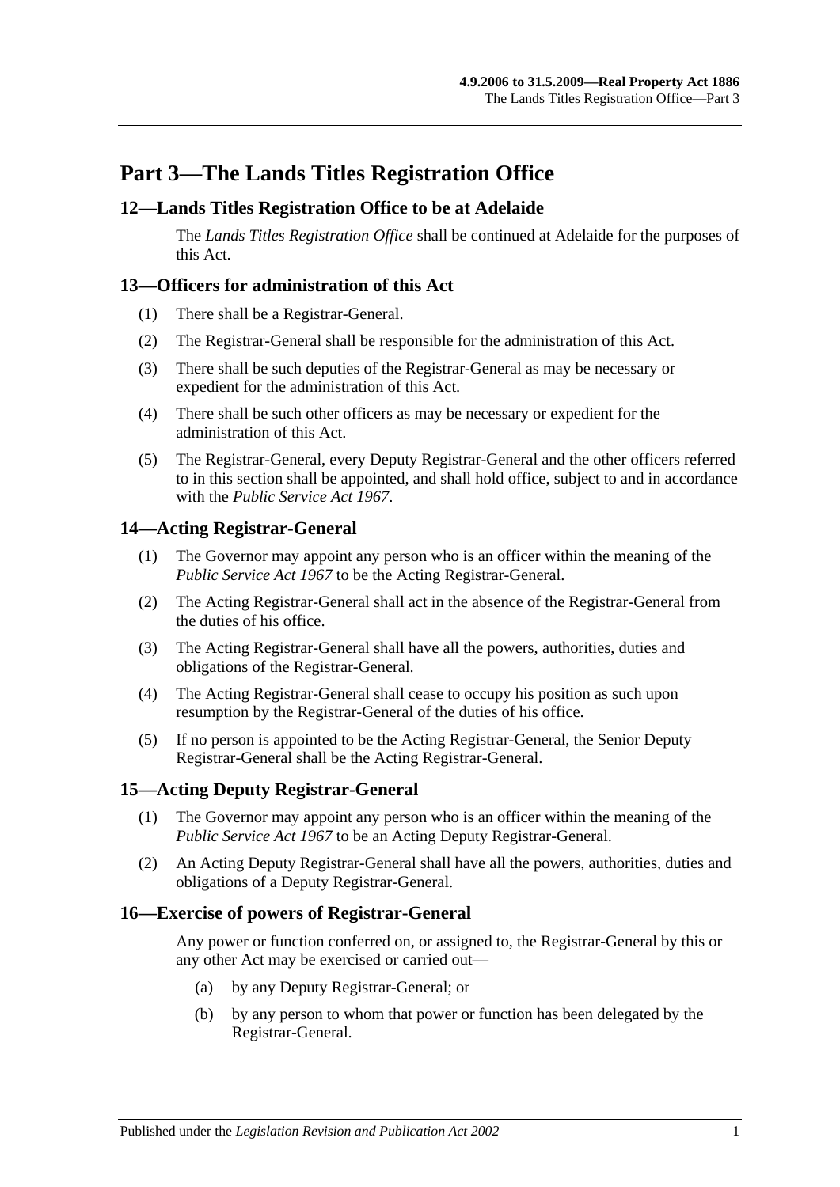# Part 3—The Lands Titles Registration Office

## 12—Lands Titles Registration Office to be at Adelaide

The *Lands Titles Registration Office* shall be continued at Adelaide for the purposes of this Act.

## 13—Officers for administration of this Act

(1) There shall be a Registrar-General.

(2) The Registrar-General shall be responsible for the administration of this Act.

(3) There shall be such deputies of the Registrar-General as may be necessary or expedient for the administration of this Act.

(4) There shall be such other officers as may be necessary or expedient for the administration of this Act.

(5) The Registrar-General, every Deputy Registrar-General and the other officers referred to in this section shall be appointed, and shall hold office, subject to and in accordance with the *Public Service Act 1967*.

## 14—Acting Registrar-General

(1) The Governor may appoint any person who is an officer within the meaning of the *Public Service Act 1967* to be the Acting Registrar-General.

(2) The Acting Registrar-General shall act in the absence of the Registrar-General from the duties of his office.

(3) The Acting Registrar-General shall have all the powers, authorities, duties and obligations of the Registrar-General.

(4) The Acting Registrar-General shall cease to occupy his position as such upon resumption by the Registrar-General of the duties of his office.

(5) If no person is appointed to be the Acting Registrar-General, the Senior Deputy Registrar-General shall be the Acting Registrar-General.

## 15—Acting Deputy Registrar-General

(1) The Governor may appoint any person who is an officer within the meaning of the *Public Service Act 1967* to be an Acting Deputy Registrar-General.

(2) An Acting Deputy Registrar-General shall have all the powers, authorities, duties and obligations of a Deputy Registrar-General.

## 16—Exercise of powers of Registrar-General

Any power or function conferred on, or assigned to, the Registrar-General by this or any other Act may be exercised or carried out—

(a) by any Deputy Registrar-General; or

(b) by any person to whom that power or function has been delegated by the Registrar-General.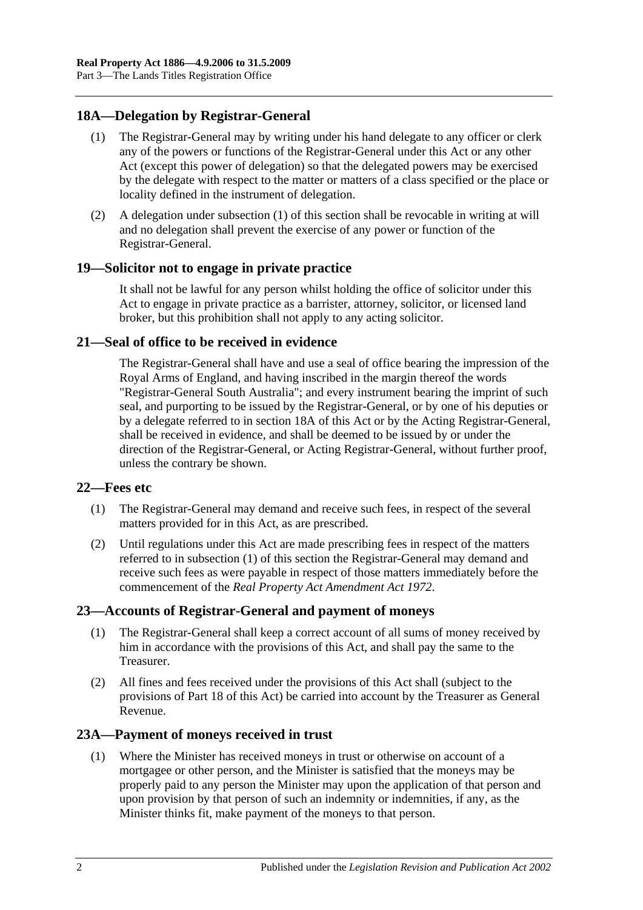## 18A—Delegation by Registrar-General

(1) The Registrar-General may by writing under his hand delegate to any officer or clerk any of the powers or functions of the Registrar-General under this Act or any other Act (except this power of delegation) so that the delegated powers may be exercised by the delegate with respect to the matter or matters of a class specified or the place or locality defined in the instrument of delegation.

(2) A delegation under subsection (1) of this section shall be revocable in writing at will and no delegation shall prevent the exercise of any power or function of the Registrar-General.

## 19—Solicitor not to engage in private practice

It shall not be lawful for any person whilst holding the office of solicitor under this Act to engage in private practice as a barrister, attorney, solicitor, or licensed land broker, but this prohibition shall not apply to any acting solicitor.

## 21—Seal of office to be received in evidence

The Registrar-General shall have and use a seal of office bearing the impression of the Royal Arms of England, and having inscribed in the margin thereof the words "Registrar-General South Australia"; and every instrument bearing the imprint of such seal, and purporting to be issued by the Registrar-General, or by one of his deputies or by a delegate referred to in section 18A of this Act or by the Acting Registrar-General, shall be received in evidence, and shall be deemed to be issued by or under the direction of the Registrar-General, or Acting Registrar-General, without further proof, unless the contrary be shown.

## 22—Fees etc

(1) The Registrar-General may demand and receive such fees, in respect of the several matters provided for in this Act, as are prescribed.

(2) Until regulations under this Act are made prescribing fees in respect of the matters referred to in subsection (1) of this section the Registrar-General may demand and receive such fees as were payable in respect of those matters immediately before the commencement of the *Real Property Act Amendment Act 1972*.

## 23—Accounts of Registrar-General and payment of moneys

(1) The Registrar-General shall keep a correct account of all sums of money received by him in accordance with the provisions of this Act, and shall pay the same to the Treasurer.

(2) All fines and fees received under the provisions of this Act shall (subject to the provisions of Part 18 of this Act) be carried into account by the Treasurer as General Revenue.

## 23A—Payment of moneys received in trust

(1) Where the Minister has received moneys in trust or otherwise on account of a mortgagee or other person, and the Minister is satisfied that the moneys may be properly paid to any person the Minister may upon the application of that person and upon provision by that person of such an indemnity or indemnities, if any, as the Minister thinks fit, make payment of the moneys to that person.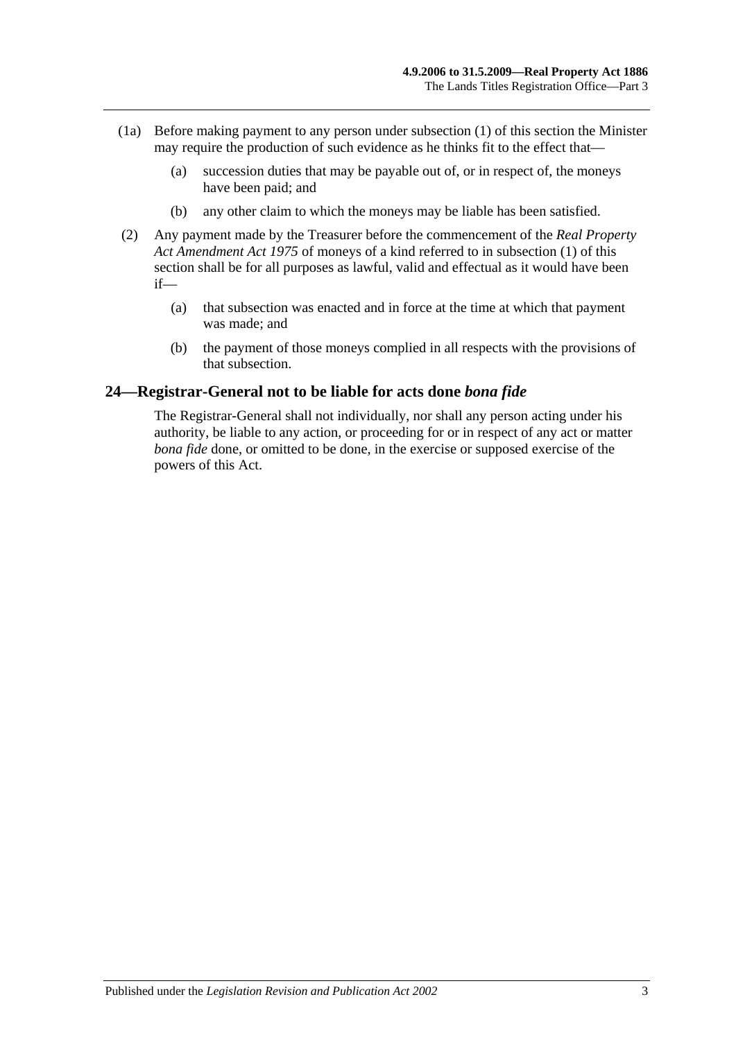(1a) Before making payment to any person under subsection (1) of this section the Minister may require the production of such evidence as he thinks fit to the effect that—

(a) succession duties that may be payable out of, or in respect of, the moneys have been paid; and

(b) any other claim to which the moneys may be liable has been satisfied.

(2) Any payment made by the Treasurer before the commencement of the *Real Property Act Amendment Act 1975* of moneys of a kind referred to in subsection (1) of this section shall be for all purposes as lawful, valid and effectual as it would have been if—

(a) that subsection was enacted and in force at the time at which that payment was made; and

(b) the payment of those moneys complied in all respects with the provisions of that subsection.

## 24—Registrar-General not to be liable for acts done *bona fide*

The Registrar-General shall not individually, nor shall any person acting under his authority, be liable to any action, or proceeding for or in respect of any act or matter *bona fide* done, or omitted to be done, in the exercise or supposed exercise of the powers of this Act.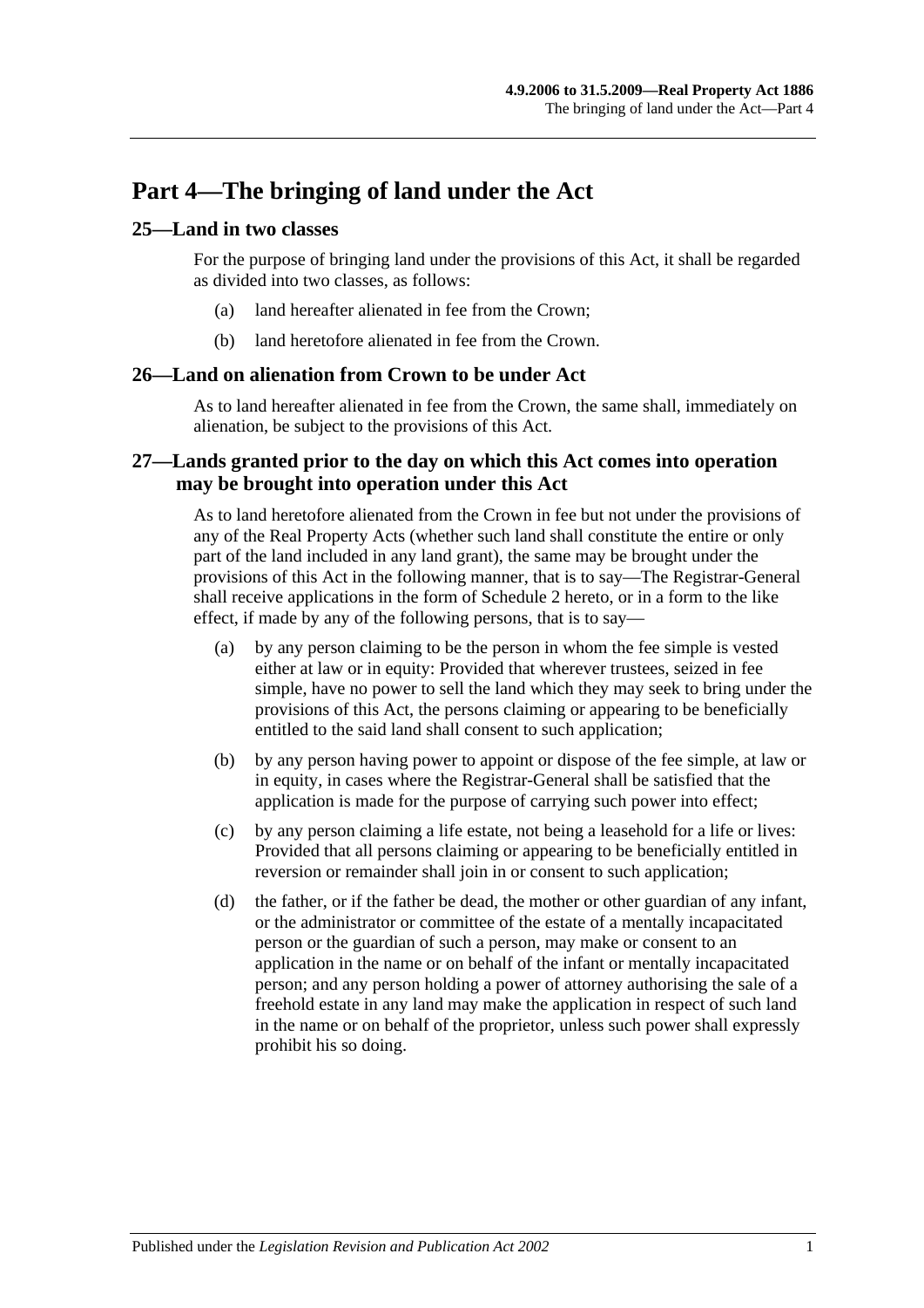# Part 4—The bringing of land under the Act

## 25—Land in two classes

For the purpose of bringing land under the provisions of this Act, it shall be regarded as divided into two classes, as follows:

(a) land hereafter alienated in fee from the Crown;

(b) land heretofore alienated in fee from the Crown.

## 26—Land on alienation from Crown to be under Act

As to land hereafter alienated in fee from the Crown, the same shall, immediately on alienation, be subject to the provisions of this Act.

## 27—Lands granted prior to the day on which this Act comes into operation may be brought into operation under this Act

As to land heretofore alienated from the Crown in fee but not under the provisions of any of the Real Property Acts (whether such land shall constitute the entire or only part of the land included in any land grant), the same may be brought under the provisions of this Act in the following manner, that is to say—The Registrar-General shall receive applications in the form of Schedule 2 hereto, or in a form to the like effect, if made by any of the following persons, that is to say—

(a) by any person claiming to be the person in whom the fee simple is vested either at law or in equity: Provided that wherever trustees, seized in fee simple, have no power to sell the land which they may seek to bring under the provisions of this Act, the persons claiming or appearing to be beneficially entitled to the said land shall consent to such application;

(b) by any person having power to appoint or dispose of the fee simple, at law or in equity, in cases where the Registrar-General shall be satisfied that the application is made for the purpose of carrying such power into effect;

(c) by any person claiming a life estate, not being a leasehold for a life or lives: Provided that all persons claiming or appearing to be beneficially entitled in reversion or remainder shall join in or consent to such application;

(d) the father, or if the father be dead, the mother or other guardian of any infant, or the administrator or committee of the estate of a mentally incapacitated person or the guardian of such a person, may make or consent to an application in the name or on behalf of the infant or mentally incapacitated person; and any person holding a power of attorney authorising the sale of a freehold estate in any land may make the application in respect of such land in the name or on behalf of the proprietor, unless such power shall expressly prohibit his so doing.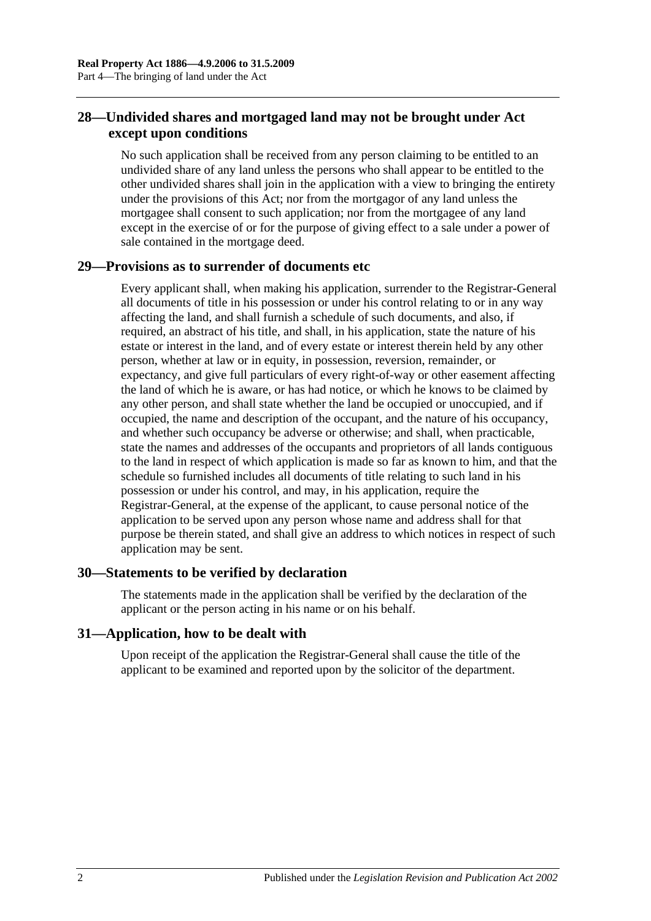## 28—Undivided shares and mortgaged land may not be brought under Act except upon conditions

No such application shall be received from any person claiming to be entitled to an undivided share of any land unless the persons who shall appear to be entitled to the other undivided shares shall join in the application with a view to bringing the entirety under the provisions of this Act; nor from the mortgagor of any land unless the mortgagee shall consent to such application; nor from the mortgagee of any land except in the exercise of or for the purpose of giving effect to a sale under a power of sale contained in the mortgage deed.

## 29—Provisions as to surrender of documents etc

Every applicant shall, when making his application, surrender to the Registrar-General all documents of title in his possession or under his control relating to or in any way affecting the land, and shall furnish a schedule of such documents, and also, if required, an abstract of his title, and shall, in his application, state the nature of his estate or interest in the land, and of every estate or interest therein held by any other person, whether at law or in equity, in possession, reversion, remainder, or expectancy, and give full particulars of every right-of-way or other easement affecting the land of which he is aware, or has had notice, or which he knows to be claimed by any other person, and shall state whether the land be occupied or unoccupied, and if occupied, the name and description of the occupant, and the nature of his occupancy, and whether such occupancy be adverse or otherwise; and shall, when practicable, state the names and addresses of the occupants and proprietors of all lands contiguous to the land in respect of which application is made so far as known to him, and that the schedule so furnished includes all documents of title relating to such land in his possession or under his control, and may, in his application, require the Registrar-General, at the expense of the applicant, to cause personal notice of the application to be served upon any person whose name and address shall for that purpose be therein stated, and shall give an address to which notices in respect of such application may be sent.

## 30—Statements to be verified by declaration

The statements made in the application shall be verified by the declaration of the applicant or the person acting in his name or on his behalf.

## 31—Application, how to be dealt with

Upon receipt of the application the Registrar-General shall cause the title of the applicant to be examined and reported upon by the solicitor of the department.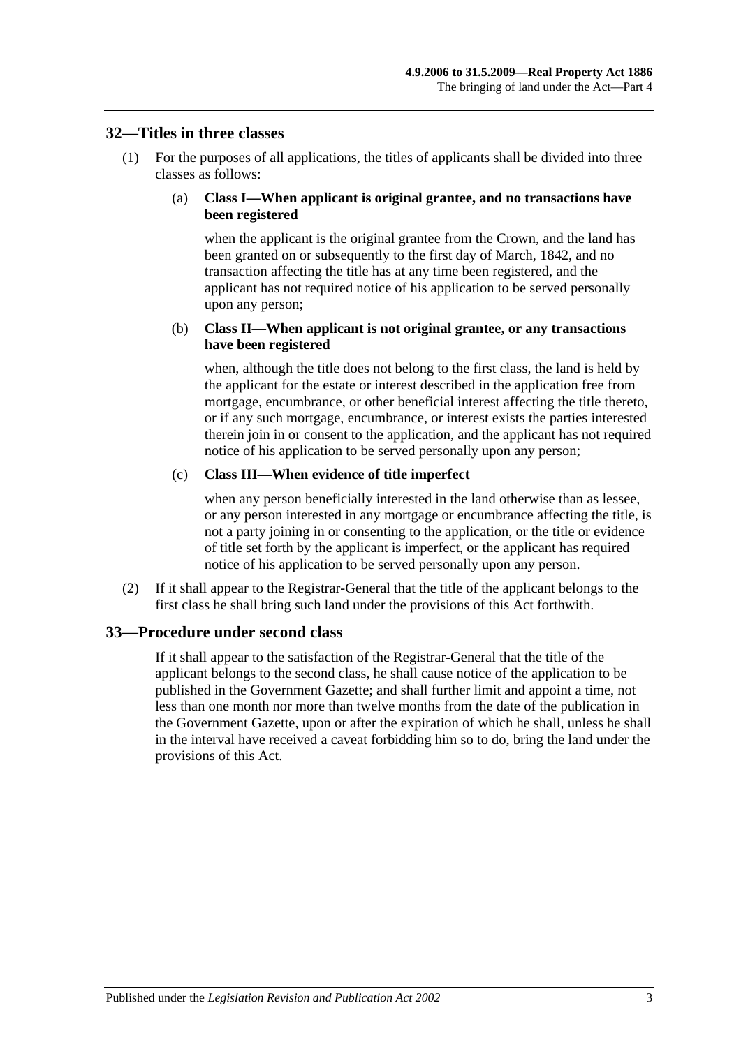## 32—Titles in three classes

(1) For the purposes of all applications, the titles of applicants shall be divided into three classes as follows:

(a) **Class I—When applicant is original grantee, and no transactions have been registered**

when the applicant is the original grantee from the Crown, and the land has been granted on or subsequently to the first day of March, 1842, and no transaction affecting the title has at any time been registered, and the applicant has not required notice of his application to be served personally upon any person;

(b) **Class II—When applicant is not original grantee, or any transactions have been registered**

when, although the title does not belong to the first class, the land is held by the applicant for the estate or interest described in the application free from mortgage, encumbrance, or other beneficial interest affecting the title thereto, or if any such mortgage, encumbrance, or interest exists the parties interested therein join in or consent to the application, and the applicant has not required notice of his application to be served personally upon any person;

(c) **Class III—When evidence of title imperfect**

when any person beneficially interested in the land otherwise than as lessee, or any person interested in any mortgage or encumbrance affecting the title, is not a party joining in or consenting to the application, or the title or evidence of title set forth by the applicant is imperfect, or the applicant has required notice of his application to be served personally upon any person.

(2) If it shall appear to the Registrar-General that the title of the applicant belongs to the first class he shall bring such land under the provisions of this Act forthwith.

## 33—Procedure under second class

If it shall appear to the satisfaction of the Registrar-General that the title of the applicant belongs to the second class, he shall cause notice of the application to be published in the Government Gazette; and shall further limit and appoint a time, not less than one month nor more than twelve months from the date of the publication in the Government Gazette, upon or after the expiration of which he shall, unless he shall in the interval have received a caveat forbidding him so to do, bring the land under the provisions of this Act.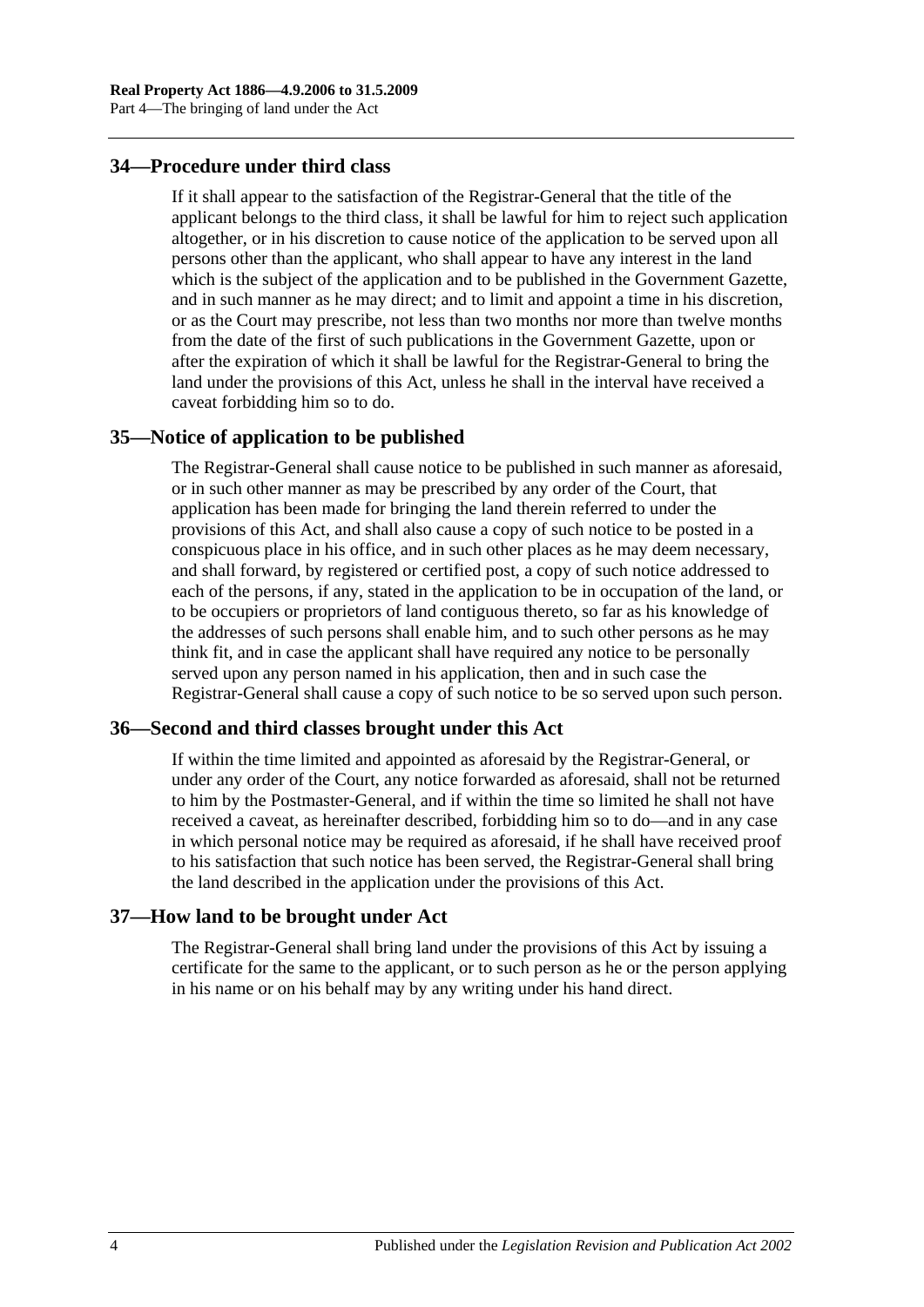## 34—Procedure under third class

If it shall appear to the satisfaction of the Registrar-General that the title of the applicant belongs to the third class, it shall be lawful for him to reject such application altogether, or in his discretion to cause notice of the application to be served upon all persons other than the applicant, who shall appear to have any interest in the land which is the subject of the application and to be published in the Government Gazette, and in such manner as he may direct; and to limit and appoint a time in his discretion, or as the Court may prescribe, not less than two months nor more than twelve months from the date of the first of such publications in the Government Gazette, upon or after the expiration of which it shall be lawful for the Registrar-General to bring the land under the provisions of this Act, unless he shall in the interval have received a caveat forbidding him so to do.

## 35—Notice of application to be published

The Registrar-General shall cause notice to be published in such manner as aforesaid, or in such other manner as may be prescribed by any order of the Court, that application has been made for bringing the land therein referred to under the provisions of this Act, and shall also cause a copy of such notice to be posted in a conspicuous place in his office, and in such other places as he may deem necessary, and shall forward, by registered or certified post, a copy of such notice addressed to each of the persons, if any, stated in the application to be in occupation of the land, or to be occupiers or proprietors of land contiguous thereto, so far as his knowledge of the addresses of such persons shall enable him, and to such other persons as he may think fit, and in case the applicant shall have required any notice to be personally served upon any person named in his application, then and in such case the Registrar-General shall cause a copy of such notice to be so served upon such person.

## 36—Second and third classes brought under this Act

If within the time limited and appointed as aforesaid by the Registrar-General, or under any order of the Court, any notice forwarded as aforesaid, shall not be returned to him by the Postmaster-General, and if within the time so limited he shall not have received a caveat, as hereinafter described, forbidding him so to do—and in any case in which personal notice may be required as aforesaid, if he shall have received proof to his satisfaction that such notice has been served, the Registrar-General shall bring the land described in the application under the provisions of this Act.

## 37—How land to be brought under Act

The Registrar-General shall bring land under the provisions of this Act by issuing a certificate for the same to the applicant, or to such person as he or the person applying in his name or on his behalf may by any writing under his hand direct.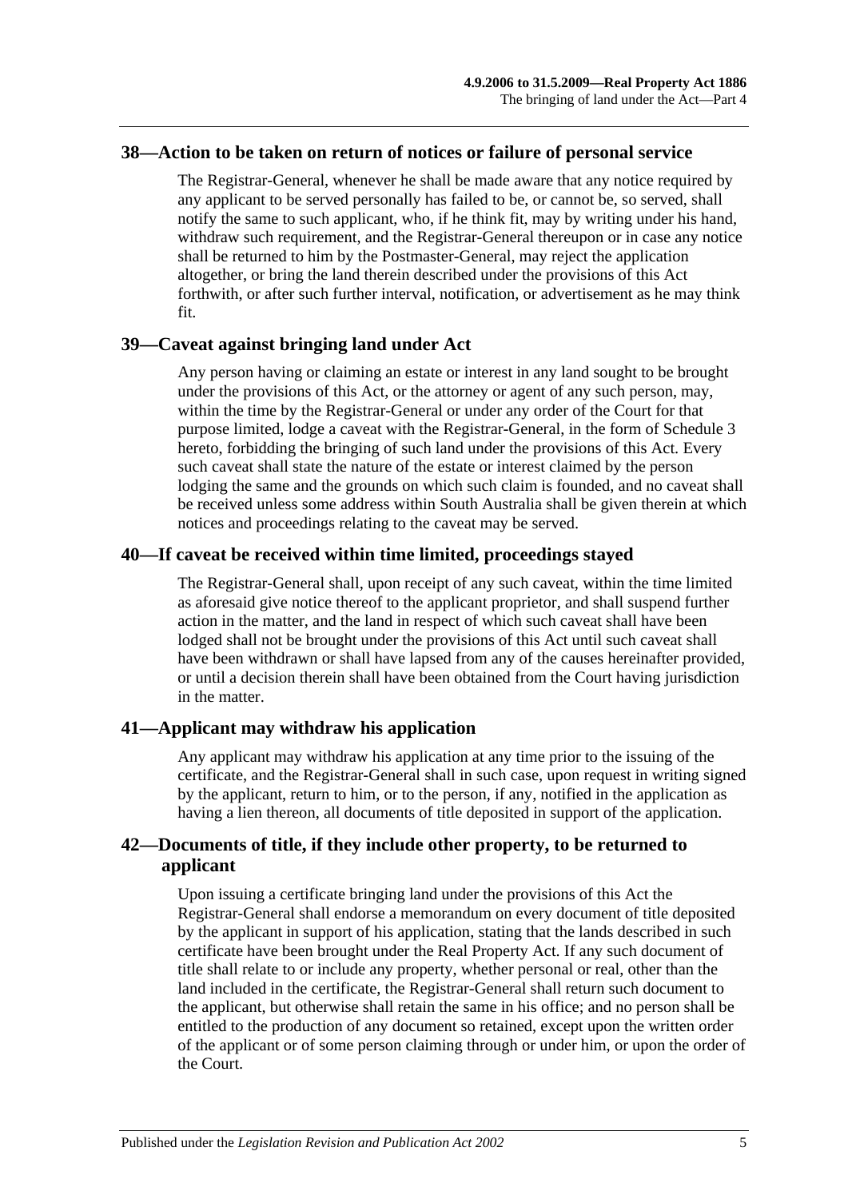## 38—Action to be taken on return of notices or failure of personal service

The Registrar-General, whenever he shall be made aware that any notice required by any applicant to be served personally has failed to be, or cannot be, so served, shall notify the same to such applicant, who, if he think fit, may by writing under his hand, withdraw such requirement, and the Registrar-General thereupon or in case any notice shall be returned to him by the Postmaster-General, may reject the application altogether, or bring the land therein described under the provisions of this Act forthwith, or after such further interval, notification, or advertisement as he may think fit.

## 39—Caveat against bringing land under Act

Any person having or claiming an estate or interest in any land sought to be brought under the provisions of this Act, or the attorney or agent of any such person, may, within the time by the Registrar-General or under any order of the Court for that purpose limited, lodge a caveat with the Registrar-General, in the form of Schedule 3 hereto, forbidding the bringing of such land under the provisions of this Act. Every such caveat shall state the nature of the estate or interest claimed by the person lodging the same and the grounds on which such claim is founded, and no caveat shall be received unless some address within South Australia shall be given therein at which notices and proceedings relating to the caveat may be served.

## 40—If caveat be received within time limited, proceedings stayed

The Registrar-General shall, upon receipt of any such caveat, within the time limited as aforesaid give notice thereof to the applicant proprietor, and shall suspend further action in the matter, and the land in respect of which such caveat shall have been lodged shall not be brought under the provisions of this Act until such caveat shall have been withdrawn or shall have lapsed from any of the causes hereinafter provided, or until a decision therein shall have been obtained from the Court having jurisdiction in the matter.

## 41—Applicant may withdraw his application

Any applicant may withdraw his application at any time prior to the issuing of the certificate, and the Registrar-General shall in such case, upon request in writing signed by the applicant, return to him, or to the person, if any, notified in the application as having a lien thereon, all documents of title deposited in support of the application.

## 42—Documents of title, if they include other property, to be returned to applicant

Upon issuing a certificate bringing land under the provisions of this Act the Registrar-General shall endorse a memorandum on every document of title deposited by the applicant in support of his application, stating that the lands described in such certificate have been brought under the Real Property Act. If any such document of title shall relate to or include any property, whether personal or real, other than the land included in the certificate, the Registrar-General shall return such document to the applicant, but otherwise shall retain the same in his office; and no person shall be entitled to the production of any document so retained, except upon the written order of the applicant or of some person claiming through or under him, or upon the order of the Court.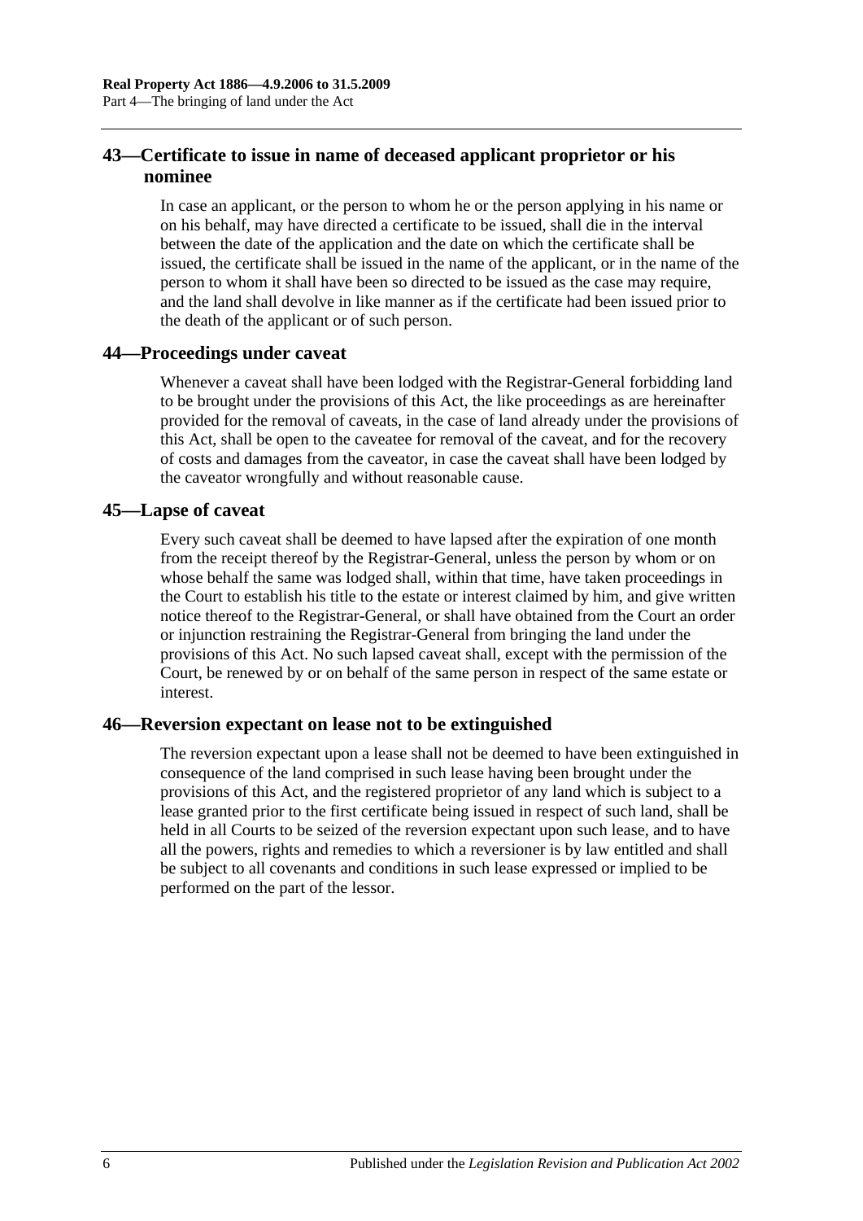## 43—Certificate to issue in name of deceased applicant proprietor or his nominee

In case an applicant, or the person to whom he or the person applying in his name or on his behalf, may have directed a certificate to be issued, shall die in the interval between the date of the application and the date on which the certificate shall be issued, the certificate shall be issued in the name of the applicant, or in the name of the person to whom it shall have been so directed to be issued as the case may require, and the land shall devolve in like manner as if the certificate had been issued prior to the death of the applicant or of such person.

## 44—Proceedings under caveat

Whenever a caveat shall have been lodged with the Registrar-General forbidding land to be brought under the provisions of this Act, the like proceedings as are hereinafter provided for the removal of caveats, in the case of land already under the provisions of this Act, shall be open to the caveatee for removal of the caveat, and for the recovery of costs and damages from the caveator, in case the caveat shall have been lodged by the caveator wrongfully and without reasonable cause.

## 45—Lapse of caveat

Every such caveat shall be deemed to have lapsed after the expiration of one month from the receipt thereof by the Registrar-General, unless the person by whom or on whose behalf the same was lodged shall, within that time, have taken proceedings in the Court to establish his title to the estate or interest claimed by him, and give written notice thereof to the Registrar-General, or shall have obtained from the Court an order or injunction restraining the Registrar-General from bringing the land under the provisions of this Act. No such lapsed caveat shall, except with the permission of the Court, be renewed by or on behalf of the same person in respect of the same estate or interest.

## 46—Reversion expectant on lease not to be extinguished

The reversion expectant upon a lease shall not be deemed to have been extinguished in consequence of the land comprised in such lease having been brought under the provisions of this Act, and the registered proprietor of any land which is subject to a lease granted prior to the first certificate being issued in respect of such land, shall be held in all Courts to be seized of the reversion expectant upon such lease, and to have all the powers, rights and remedies to which a reversioner is by law entitled and shall be subject to all covenants and conditions in such lease expressed or implied to be performed on the part of the lessor.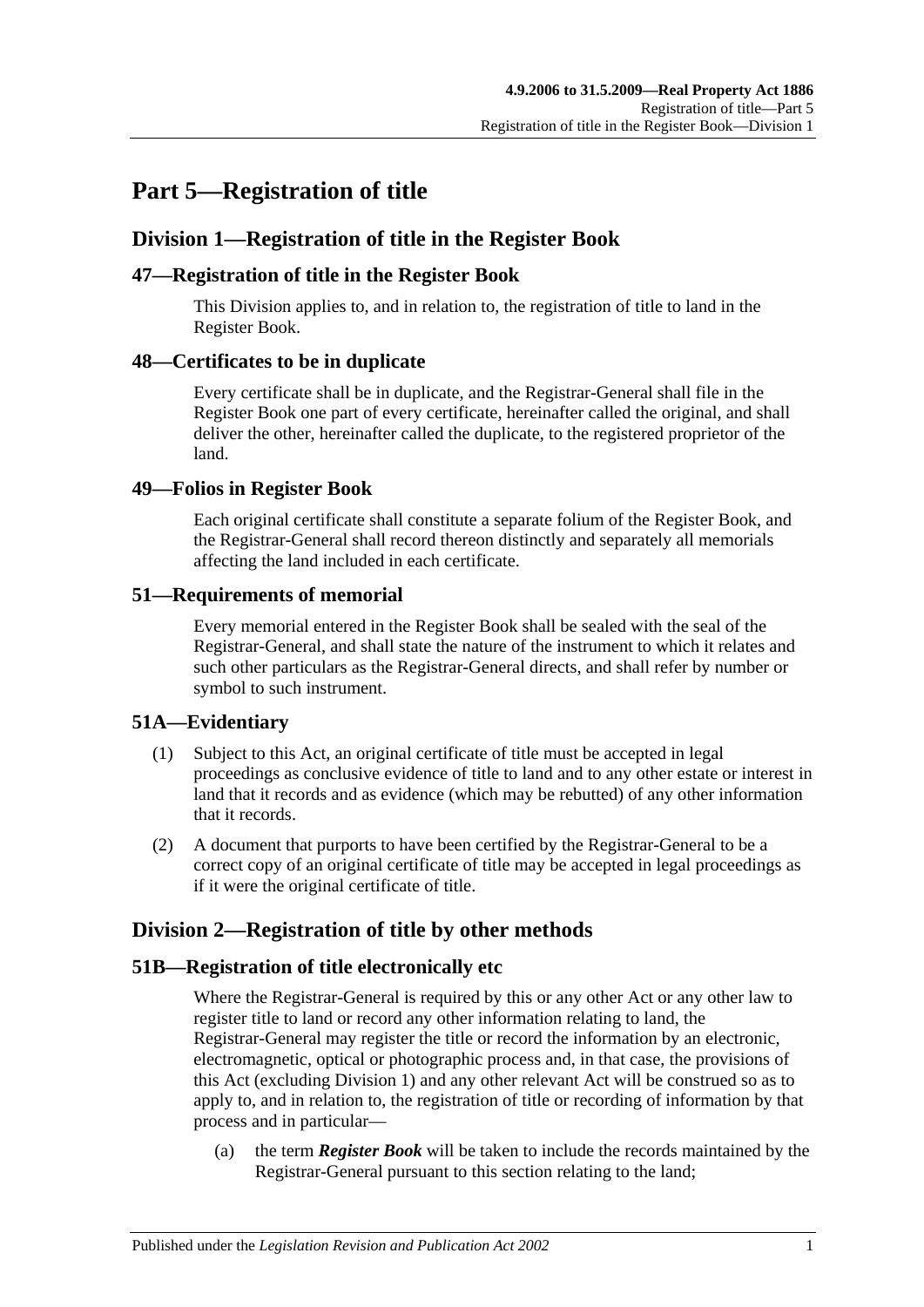# Part 5—Registration of title

## Division 1—Registration of title in the Register Book

### 47—Registration of title in the Register Book

This Division applies to, and in relation to, the registration of title to land in the Register Book.

### 48—Certificates to be in duplicate

Every certificate shall be in duplicate, and the Registrar-General shall file in the Register Book one part of every certificate, hereinafter called the original, and shall deliver the other, hereinafter called the duplicate, to the registered proprietor of the land.

### 49—Folios in Register Book

Each original certificate shall constitute a separate folium of the Register Book, and the Registrar-General shall record thereon distinctly and separately all memorials affecting the land included in each certificate.

### 51—Requirements of memorial

Every memorial entered in the Register Book shall be sealed with the seal of the Registrar-General, and shall state the nature of the instrument to which it relates and such other particulars as the Registrar-General directs, and shall refer by number or symbol to such instrument.

### 51A—Evidentiary

(1) Subject to this Act, an original certificate of title must be accepted in legal proceedings as conclusive evidence of title to land and to any other estate or interest in land that it records and as evidence (which may be rebutted) of any other information that it records.

(2) A document that purports to have been certified by the Registrar-General to be a correct copy of an original certificate of title may be accepted in legal proceedings as if it were the original certificate of title.

## Division 2—Registration of title by other methods

### 51B—Registration of title electronically etc

Where the Registrar-General is required by this or any other Act or any other law to register title to land or record any other information relating to land, the Registrar-General may register the title or record the information by an electronic, electromagnetic, optical or photographic process and, in that case, the provisions of this Act (excluding Division 1) and any other relevant Act will be construed so as to apply to, and in relation to, the registration of title or recording of information by that process and in particular—

(a) the term ***Register Book*** will be taken to include the records maintained by the Registrar-General pursuant to this section relating to the land;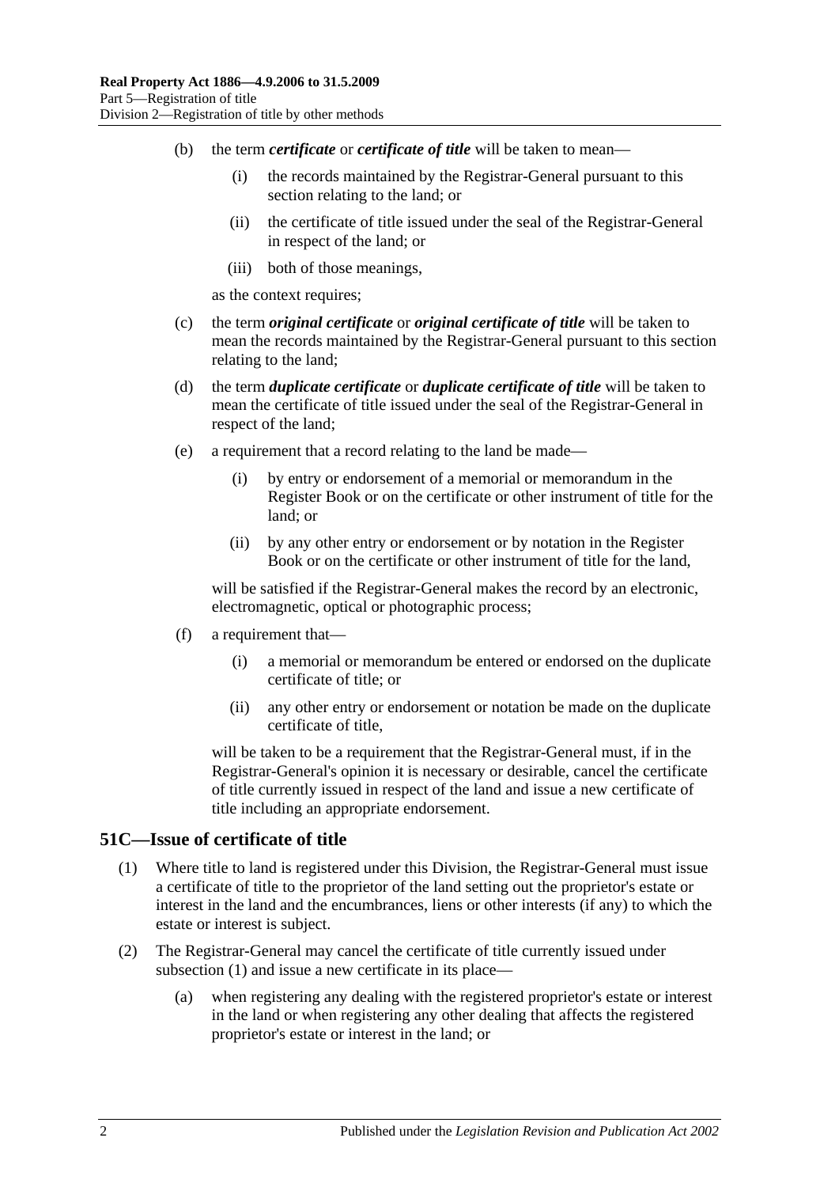(b) the term ***certificate*** or ***certificate of title*** will be taken to mean—

(i) the records maintained by the Registrar-General pursuant to this section relating to the land; or

(ii) the certificate of title issued under the seal of the Registrar-General in respect of the land; or

(iii) both of those meanings,

as the context requires;

(c) the term ***original certificate*** or ***original certificate of title*** will be taken to mean the records maintained by the Registrar-General pursuant to this section relating to the land;

(d) the term ***duplicate certificate*** or ***duplicate certificate of title*** will be taken to mean the certificate of title issued under the seal of the Registrar-General in respect of the land;

(e) a requirement that a record relating to the land be made—

(i) by entry or endorsement of a memorial or memorandum in the Register Book or on the certificate or other instrument of title for the land; or

(ii) by any other entry or endorsement or by notation in the Register Book or on the certificate or other instrument of title for the land,

will be satisfied if the Registrar-General makes the record by an electronic, electromagnetic, optical or photographic process;

(f) a requirement that—

(i) a memorial or memorandum be entered or endorsed on the duplicate certificate of title; or

(ii) any other entry or endorsement or notation be made on the duplicate certificate of title,

will be taken to be a requirement that the Registrar-General must, if in the Registrar-General's opinion it is necessary or desirable, cancel the certificate of title currently issued in respect of the land and issue a new certificate of title including an appropriate endorsement.

## 51C—Issue of certificate of title

(1) Where title to land is registered under this Division, the Registrar-General must issue a certificate of title to the proprietor of the land setting out the proprietor's estate or interest in the land and the encumbrances, liens or other interests (if any) to which the estate or interest is subject.

(2) The Registrar-General may cancel the certificate of title currently issued under subsection (1) and issue a new certificate in its place—

(a) when registering any dealing with the registered proprietor's estate or interest in the land or when registering any other dealing that affects the registered proprietor's estate or interest in the land; or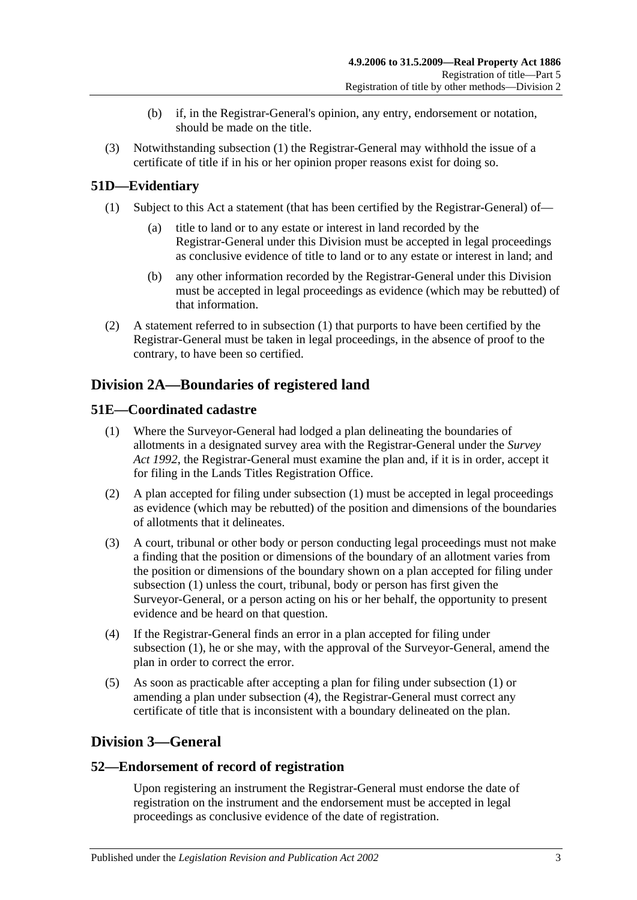(b) if, in the Registrar-General's opinion, any entry, endorsement or notation, should be made on the title.

(3) Notwithstanding subsection (1) the Registrar-General may withhold the issue of a certificate of title if in his or her opinion proper reasons exist for doing so.

## 51D—Evidentiary

(1) Subject to this Act a statement (that has been certified by the Registrar-General) of—

(a) title to land or to any estate or interest in land recorded by the Registrar-General under this Division must be accepted in legal proceedings as conclusive evidence of title to land or to any estate or interest in land; and

(b) any other information recorded by the Registrar-General under this Division must be accepted in legal proceedings as evidence (which may be rebutted) of that information.

(2) A statement referred to in subsection (1) that purports to have been certified by the Registrar-General must be taken in legal proceedings, in the absence of proof to the contrary, to have been so certified.

# Division 2A—Boundaries of registered land

## 51E—Coordinated cadastre

(1) Where the Surveyor-General had lodged a plan delineating the boundaries of allotments in a designated survey area with the Registrar-General under the *Survey Act 1992*, the Registrar-General must examine the plan and, if it is in order, accept it for filing in the Lands Titles Registration Office.

(2) A plan accepted for filing under subsection (1) must be accepted in legal proceedings as evidence (which may be rebutted) of the position and dimensions of the boundaries of allotments that it delineates.

(3) A court, tribunal or other body or person conducting legal proceedings must not make a finding that the position or dimensions of the boundary of an allotment varies from the position or dimensions of the boundary shown on a plan accepted for filing under subsection (1) unless the court, tribunal, body or person has first given the Surveyor-General, or a person acting on his or her behalf, the opportunity to present evidence and be heard on that question.

(4) If the Registrar-General finds an error in a plan accepted for filing under subsection (1), he or she may, with the approval of the Surveyor-General, amend the plan in order to correct the error.

(5) As soon as practicable after accepting a plan for filing under subsection (1) or amending a plan under subsection (4), the Registrar-General must correct any certificate of title that is inconsistent with a boundary delineated on the plan.

# Division 3—General

## 52—Endorsement of record of registration

Upon registering an instrument the Registrar-General must endorse the date of registration on the instrument and the endorsement must be accepted in legal proceedings as conclusive evidence of the date of registration.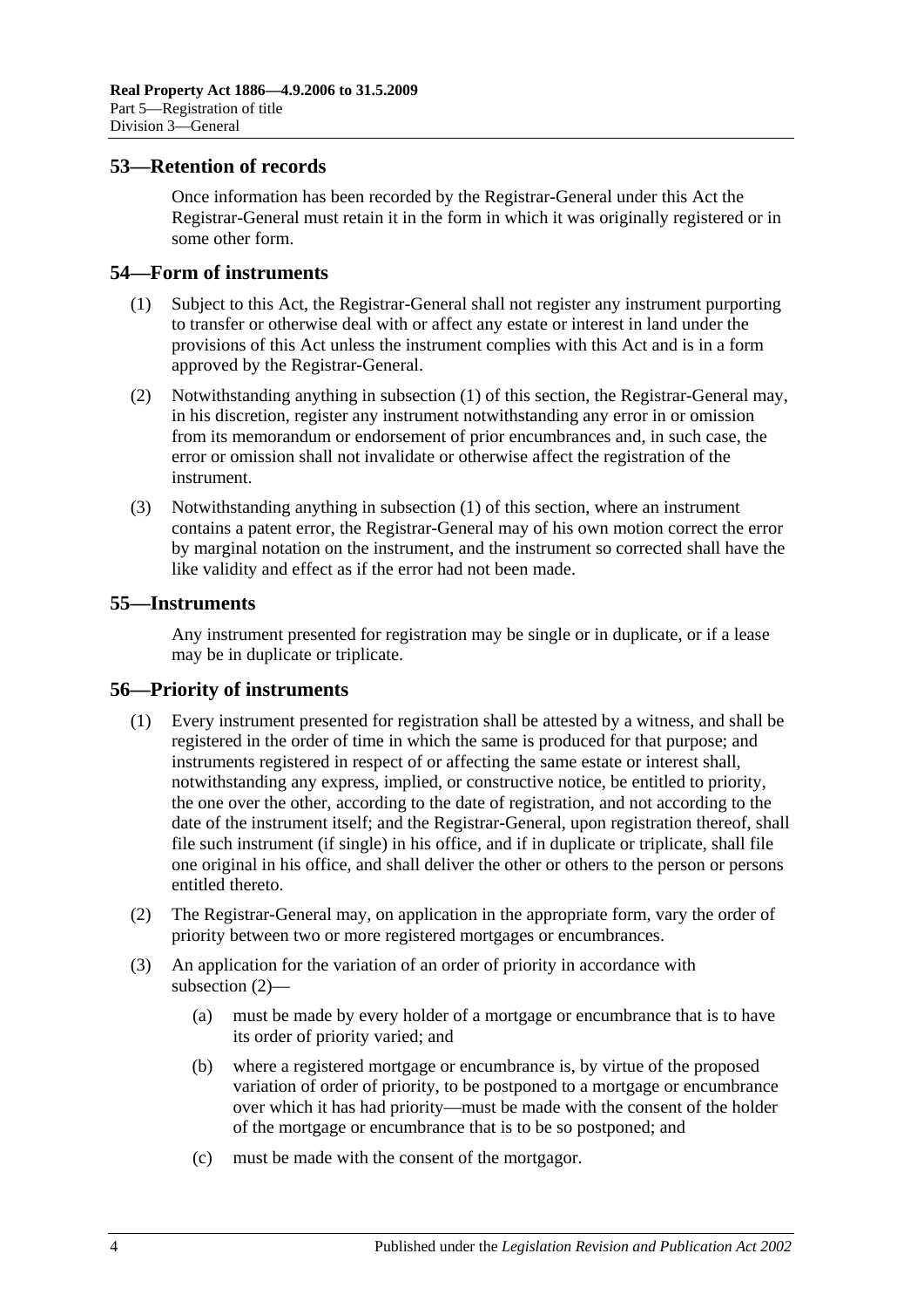## 53—Retention of records

Once information has been recorded by the Registrar-General under this Act the Registrar-General must retain it in the form in which it was originally registered or in some other form.

## 54—Form of instruments

(1) Subject to this Act, the Registrar-General shall not register any instrument purporting to transfer or otherwise deal with or affect any estate or interest in land under the provisions of this Act unless the instrument complies with this Act and is in a form approved by the Registrar-General.

(2) Notwithstanding anything in subsection (1) of this section, the Registrar-General may, in his discretion, register any instrument notwithstanding any error in or omission from its memorandum or endorsement of prior encumbrances and, in such case, the error or omission shall not invalidate or otherwise affect the registration of the instrument.

(3) Notwithstanding anything in subsection (1) of this section, where an instrument contains a patent error, the Registrar-General may of his own motion correct the error by marginal notation on the instrument, and the instrument so corrected shall have the like validity and effect as if the error had not been made.

## 55—Instruments

Any instrument presented for registration may be single or in duplicate, or if a lease may be in duplicate or triplicate.

## 56—Priority of instruments

(1) Every instrument presented for registration shall be attested by a witness, and shall be registered in the order of time in which the same is produced for that purpose; and instruments registered in respect of or affecting the same estate or interest shall, notwithstanding any express, implied, or constructive notice, be entitled to priority, the one over the other, according to the date of registration, and not according to the date of the instrument itself; and the Registrar-General, upon registration thereof, shall file such instrument (if single) in his office, and if in duplicate or triplicate, shall file one original in his office, and shall deliver the other or others to the person or persons entitled thereto.

(2) The Registrar-General may, on application in the appropriate form, vary the order of priority between two or more registered mortgages or encumbrances.

(3) An application for the variation of an order of priority in accordance with subsection (2)—

(a) must be made by every holder of a mortgage or encumbrance that is to have its order of priority varied; and

(b) where a registered mortgage or encumbrance is, by virtue of the proposed variation of order of priority, to be postponed to a mortgage or encumbrance over which it has had priority—must be made with the consent of the holder of the mortgage or encumbrance that is to be so postponed; and

(c) must be made with the consent of the mortgagor.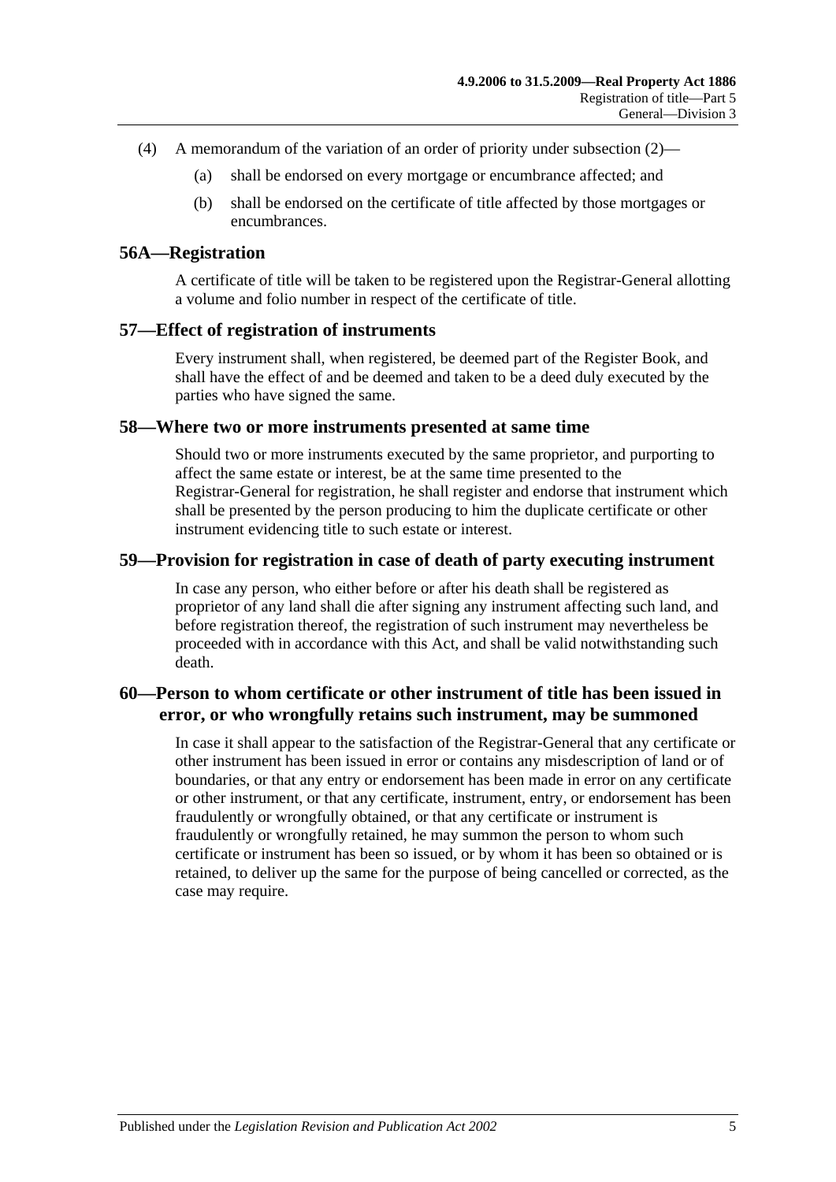(4) A memorandum of the variation of an order of priority under subsection (2)—

(a) shall be endorsed on every mortgage or encumbrance affected; and

(b) shall be endorsed on the certificate of title affected by those mortgages or encumbrances.

## 56A—Registration

A certificate of title will be taken to be registered upon the Registrar-General allotting a volume and folio number in respect of the certificate of title.

## 57—Effect of registration of instruments

Every instrument shall, when registered, be deemed part of the Register Book, and shall have the effect of and be deemed and taken to be a deed duly executed by the parties who have signed the same.

## 58—Where two or more instruments presented at same time

Should two or more instruments executed by the same proprietor, and purporting to affect the same estate or interest, be at the same time presented to the Registrar-General for registration, he shall register and endorse that instrument which shall be presented by the person producing to him the duplicate certificate or other instrument evidencing title to such estate or interest.

## 59—Provision for registration in case of death of party executing instrument

In case any person, who either before or after his death shall be registered as proprietor of any land shall die after signing any instrument affecting such land, and before registration thereof, the registration of such instrument may nevertheless be proceeded with in accordance with this Act, and shall be valid notwithstanding such death.

## 60—Person to whom certificate or other instrument of title has been issued in error, or who wrongfully retains such instrument, may be summoned

In case it shall appear to the satisfaction of the Registrar-General that any certificate or other instrument has been issued in error or contains any misdescription of land or of boundaries, or that any entry or endorsement has been made in error on any certificate or other instrument, or that any certificate, instrument, entry, or endorsement has been fraudulently or wrongfully obtained, or that any certificate or instrument is fraudulently or wrongfully retained, he may summon the person to whom such certificate or instrument has been so issued, or by whom it has been so obtained or is retained, to deliver up the same for the purpose of being cancelled or corrected, as the case may require.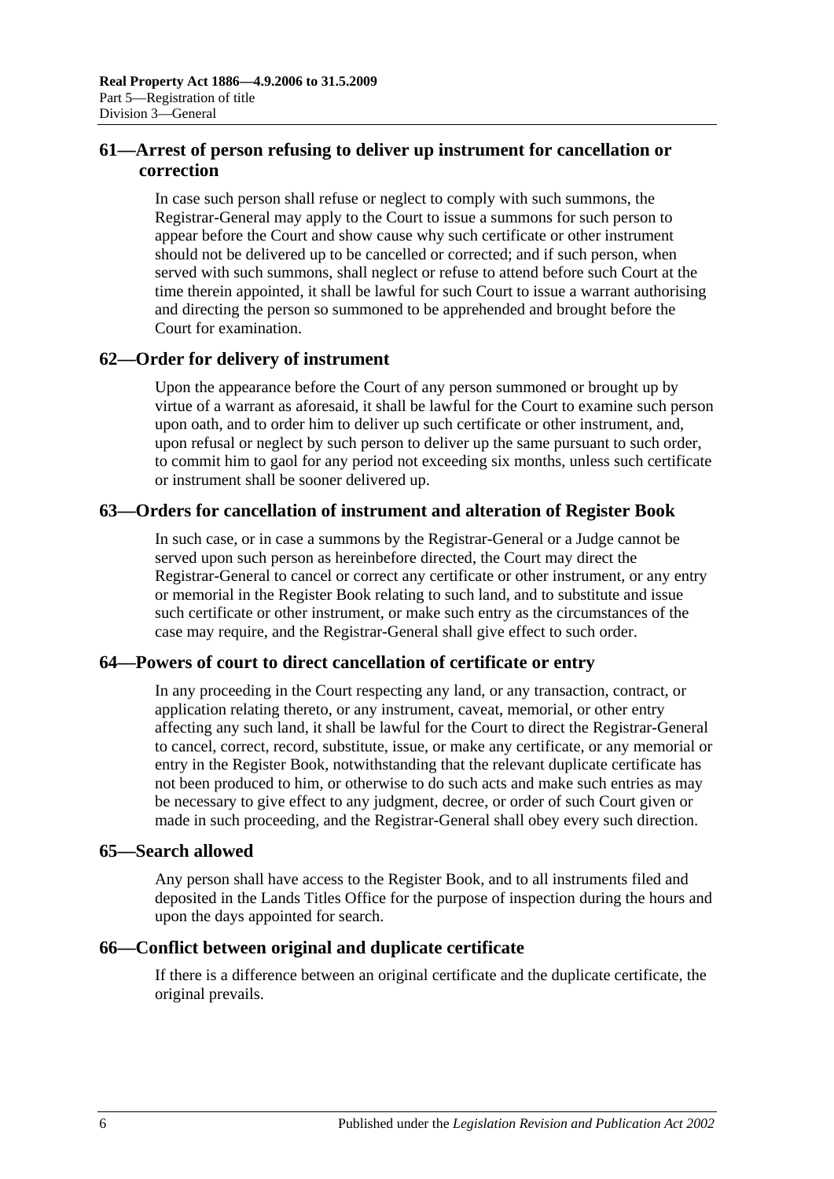## 61—Arrest of person refusing to deliver up instrument for cancellation or correction

In case such person shall refuse or neglect to comply with such summons, the Registrar-General may apply to the Court to issue a summons for such person to appear before the Court and show cause why such certificate or other instrument should not be delivered up to be cancelled or corrected; and if such person, when served with such summons, shall neglect or refuse to attend before such Court at the time therein appointed, it shall be lawful for such Court to issue a warrant authorising and directing the person so summoned to be apprehended and brought before the Court for examination.

## 62—Order for delivery of instrument

Upon the appearance before the Court of any person summoned or brought up by virtue of a warrant as aforesaid, it shall be lawful for the Court to examine such person upon oath, and to order him to deliver up such certificate or other instrument, and, upon refusal or neglect by such person to deliver up the same pursuant to such order, to commit him to gaol for any period not exceeding six months, unless such certificate or instrument shall be sooner delivered up.

## 63—Orders for cancellation of instrument and alteration of Register Book

In such case, or in case a summons by the Registrar-General or a Judge cannot be served upon such person as hereinbefore directed, the Court may direct the Registrar-General to cancel or correct any certificate or other instrument, or any entry or memorial in the Register Book relating to such land, and to substitute and issue such certificate or other instrument, or make such entry as the circumstances of the case may require, and the Registrar-General shall give effect to such order.

## 64—Powers of court to direct cancellation of certificate or entry

In any proceeding in the Court respecting any land, or any transaction, contract, or application relating thereto, or any instrument, caveat, memorial, or other entry affecting any such land, it shall be lawful for the Court to direct the Registrar-General to cancel, correct, record, substitute, issue, or make any certificate, or any memorial or entry in the Register Book, notwithstanding that the relevant duplicate certificate has not been produced to him, or otherwise to do such acts and make such entries as may be necessary to give effect to any judgment, decree, or order of such Court given or made in such proceeding, and the Registrar-General shall obey every such direction.

## 65—Search allowed

Any person shall have access to the Register Book, and to all instruments filed and deposited in the Lands Titles Office for the purpose of inspection during the hours and upon the days appointed for search.

## 66—Conflict between original and duplicate certificate

If there is a difference between an original certificate and the duplicate certificate, the original prevails.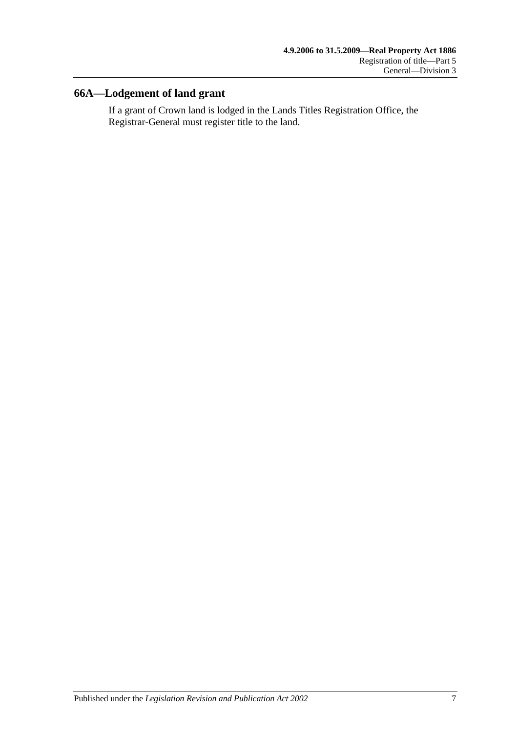## 66A—Lodgement of land grant

If a grant of Crown land is lodged in the Lands Titles Registration Office, the Registrar-General must register title to the land.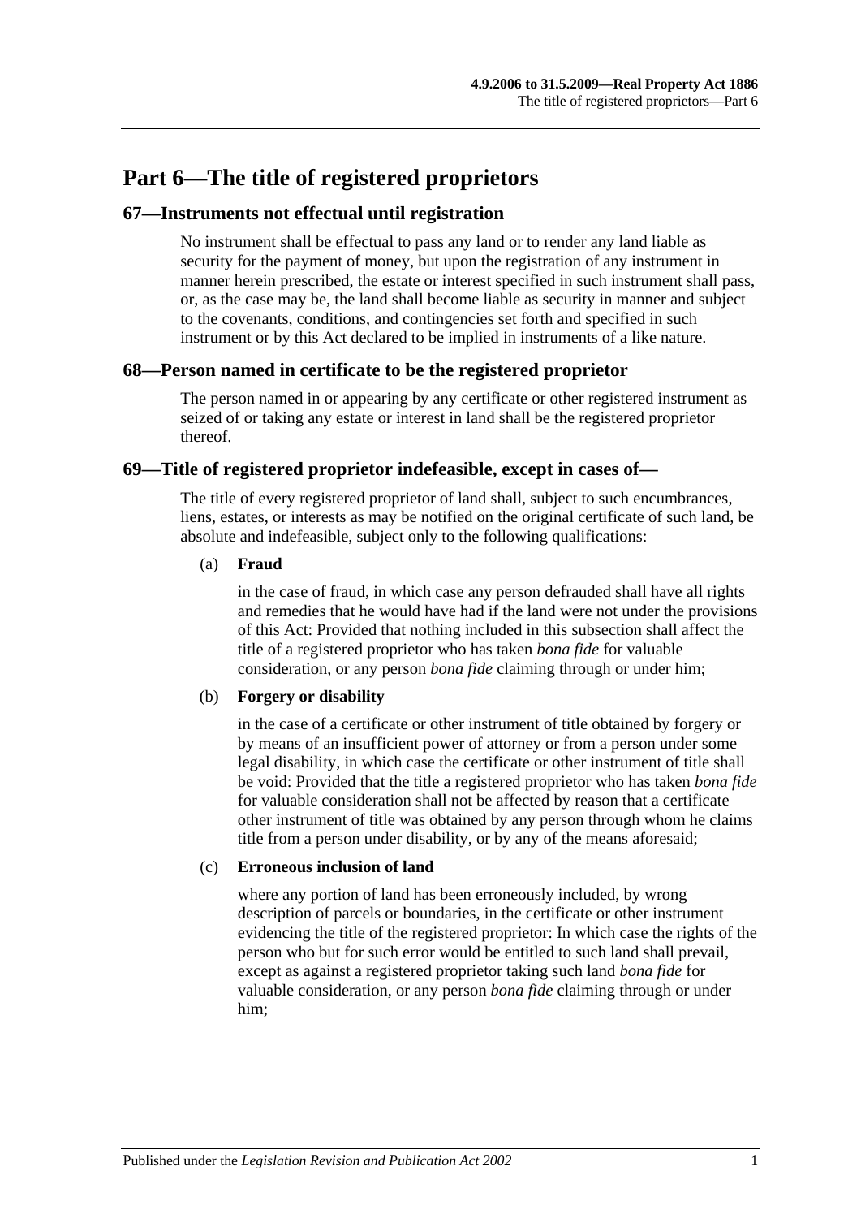# Part 6—The title of registered proprietors

## 67—Instruments not effectual until registration

No instrument shall be effectual to pass any land or to render any land liable as security for the payment of money, but upon the registration of any instrument in manner herein prescribed, the estate or interest specified in such instrument shall pass, or, as the case may be, the land shall become liable as security in manner and subject to the covenants, conditions, and contingencies set forth and specified in such instrument or by this Act declared to be implied in instruments of a like nature.

## 68—Person named in certificate to be the registered proprietor

The person named in or appearing by any certificate or other registered instrument as seized of or taking any estate or interest in land shall be the registered proprietor thereof.

## 69—Title of registered proprietor indefeasible, except in cases of—

The title of every registered proprietor of land shall, subject to such encumbrances, liens, estates, or interests as may be notified on the original certificate of such land, be absolute and indefeasible, subject only to the following qualifications:

(a) **Fraud**

in the case of fraud, in which case any person defrauded shall have all rights and remedies that he would have had if the land were not under the provisions of this Act: Provided that nothing included in this subsection shall affect the title of a registered proprietor who has taken *bona fide* for valuable consideration, or any person *bona fide* claiming through or under him;

(b) **Forgery or disability**

in the case of a certificate or other instrument of title obtained by forgery or by means of an insufficient power of attorney or from a person under some legal disability, in which case the certificate or other instrument of title shall be void: Provided that the title a registered proprietor who has taken *bona fide* for valuable consideration shall not be affected by reason that a certificate other instrument of title was obtained by any person through whom he claims title from a person under disability, or by any of the means aforesaid;

(c) **Erroneous inclusion of land**

where any portion of land has been erroneously included, by wrong description of parcels or boundaries, in the certificate or other instrument evidencing the title of the registered proprietor: In which case the rights of the person who but for such error would be entitled to such land shall prevail, except as against a registered proprietor taking such land *bona fide* for valuable consideration, or any person *bona fide* claiming through or under him;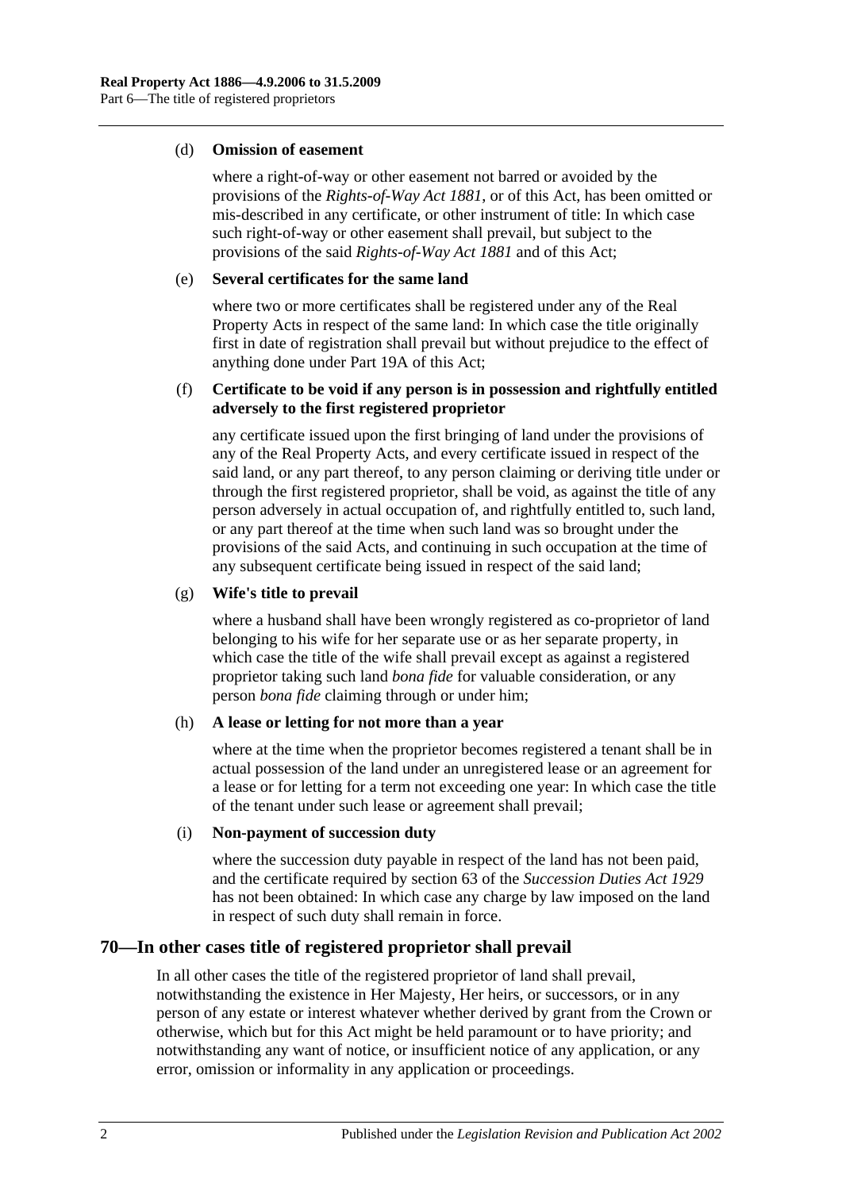(d) **Omission of easement**

where a right-of-way or other easement not barred or avoided by the provisions of the *Rights-of-Way Act 1881*, or of this Act, has been omitted or mis-described in any certificate, or other instrument of title: In which case such right-of-way or other easement shall prevail, but subject to the provisions of the said *Rights-of-Way Act 1881* and of this Act;

(e) **Several certificates for the same land**

where two or more certificates shall be registered under any of the Real Property Acts in respect of the same land: In which case the title originally first in date of registration shall prevail but without prejudice to the effect of anything done under Part 19A of this Act;

(f) **Certificate to be void if any person is in possession and rightfully entitled adversely to the first registered proprietor**

any certificate issued upon the first bringing of land under the provisions of any of the Real Property Acts, and every certificate issued in respect of the said land, or any part thereof, to any person claiming or deriving title under or through the first registered proprietor, shall be void, as against the title of any person adversely in actual occupation of, and rightfully entitled to, such land, or any part thereof at the time when such land was so brought under the provisions of the said Acts, and continuing in such occupation at the time of any subsequent certificate being issued in respect of the said land;

(g) **Wife's title to prevail**

where a husband shall have been wrongly registered as co-proprietor of land belonging to his wife for her separate use or as her separate property, in which case the title of the wife shall prevail except as against a registered proprietor taking such land *bona fide* for valuable consideration, or any person *bona fide* claiming through or under him;

(h) **A lease or letting for not more than a year**

where at the time when the proprietor becomes registered a tenant shall be in actual possession of the land under an unregistered lease or an agreement for a lease or for letting for a term not exceeding one year: In which case the title of the tenant under such lease or agreement shall prevail;

(i) **Non-payment of succession duty**

where the succession duty payable in respect of the land has not been paid, and the certificate required by section 63 of the *Succession Duties Act 1929* has not been obtained: In which case any charge by law imposed on the land in respect of such duty shall remain in force.

## 70—In other cases title of registered proprietor shall prevail

In all other cases the title of the registered proprietor of land shall prevail, notwithstanding the existence in Her Majesty, Her heirs, or successors, or in any person of any estate or interest whatever whether derived by grant from the Crown or otherwise, which but for this Act might be held paramount or to have priority; and notwithstanding any want of notice, or insufficient notice of any application, or any error, omission or informality in any application or proceedings.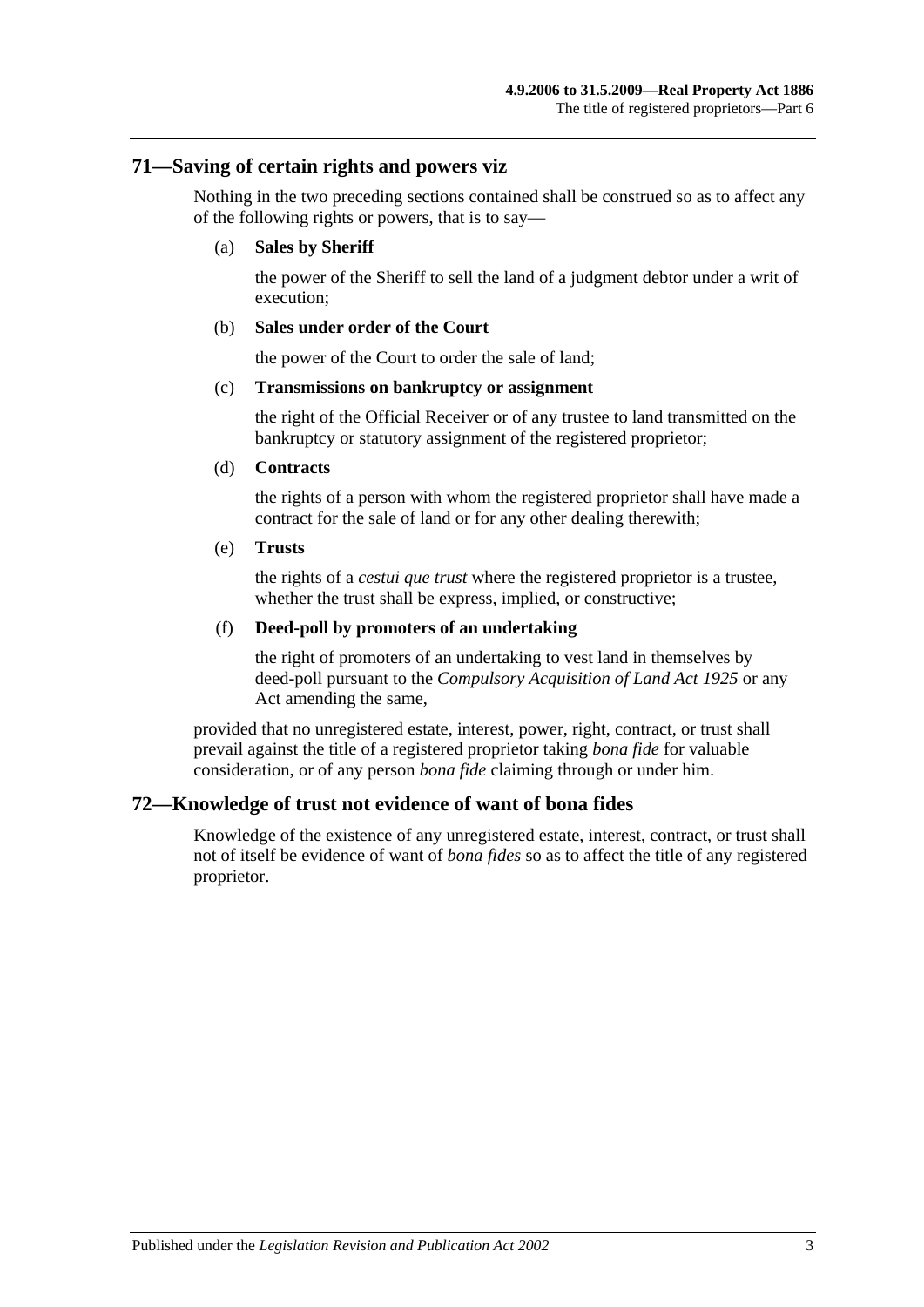## 71—Saving of certain rights and powers viz

Nothing in the two preceding sections contained shall be construed so as to affect any of the following rights or powers, that is to say—

(a) **Sales by Sheriff**

the power of the Sheriff to sell the land of a judgment debtor under a writ of execution;

(b) **Sales under order of the Court**

the power of the Court to order the sale of land;

(c) **Transmissions on bankruptcy or assignment**

the right of the Official Receiver or of any trustee to land transmitted on the bankruptcy or statutory assignment of the registered proprietor;

(d) **Contracts**

the rights of a person with whom the registered proprietor shall have made a contract for the sale of land or for any other dealing therewith;

(e) **Trusts**

the rights of a *cestui que trust* where the registered proprietor is a trustee, whether the trust shall be express, implied, or constructive;

(f) **Deed-poll by promoters of an undertaking**

the right of promoters of an undertaking to vest land in themselves by deed-poll pursuant to the *Compulsory Acquisition of Land Act 1925* or any Act amending the same,

provided that no unregistered estate, interest, power, right, contract, or trust shall prevail against the title of a registered proprietor taking *bona fide* for valuable consideration, or of any person *bona fide* claiming through or under him.

## 72—Knowledge of trust not evidence of want of bona fides

Knowledge of the existence of any unregistered estate, interest, contract, or trust shall not of itself be evidence of want of *bona fides* so as to affect the title of any registered proprietor.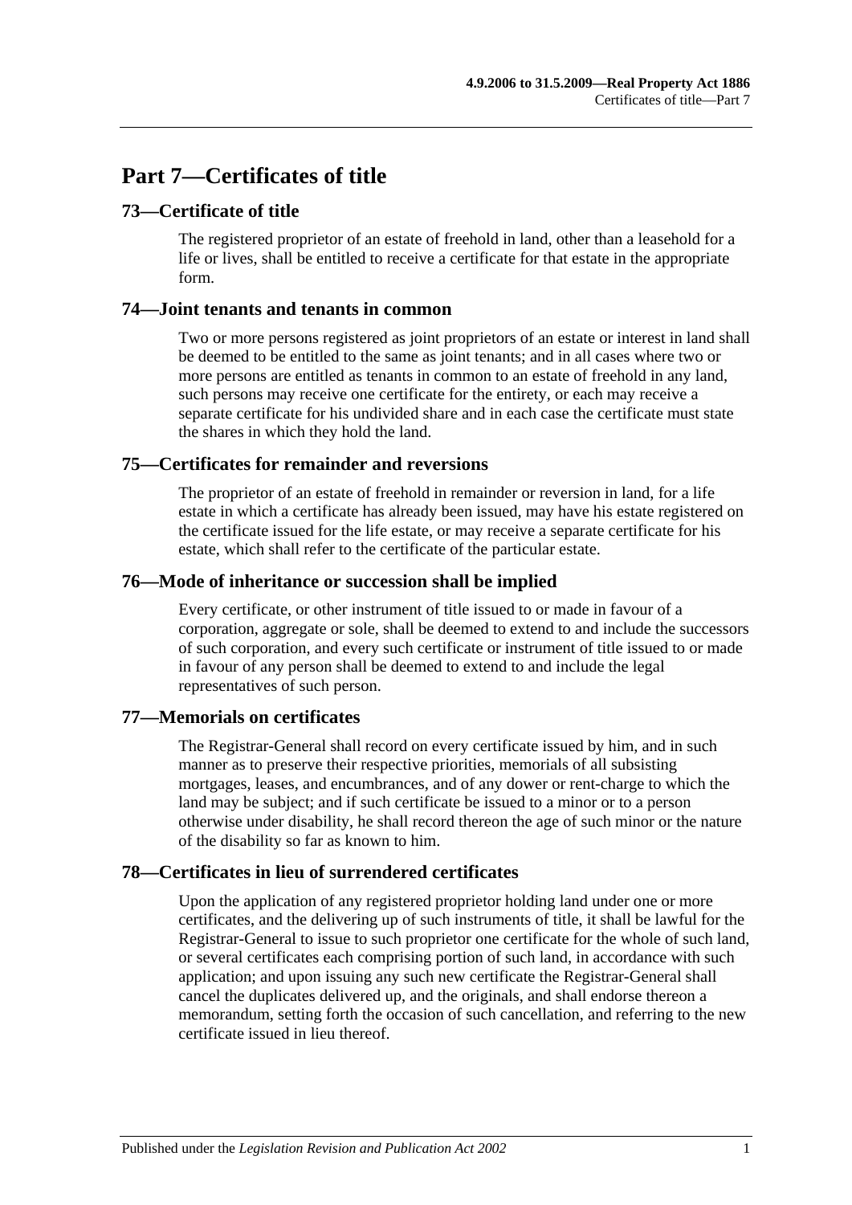# Part 7—Certificates of title

## 73—Certificate of title

The registered proprietor of an estate of freehold in land, other than a leasehold for a life or lives, shall be entitled to receive a certificate for that estate in the appropriate form.

## 74—Joint tenants and tenants in common

Two or more persons registered as joint proprietors of an estate or interest in land shall be deemed to be entitled to the same as joint tenants; and in all cases where two or more persons are entitled as tenants in common to an estate of freehold in any land, such persons may receive one certificate for the entirety, or each may receive a separate certificate for his undivided share and in each case the certificate must state the shares in which they hold the land.

## 75—Certificates for remainder and reversions

The proprietor of an estate of freehold in remainder or reversion in land, for a life estate in which a certificate has already been issued, may have his estate registered on the certificate issued for the life estate, or may receive a separate certificate for his estate, which shall refer to the certificate of the particular estate.

## 76—Mode of inheritance or succession shall be implied

Every certificate, or other instrument of title issued to or made in favour of a corporation, aggregate or sole, shall be deemed to extend to and include the successors of such corporation, and every such certificate or instrument of title issued to or made in favour of any person shall be deemed to extend to and include the legal representatives of such person.

## 77—Memorials on certificates

The Registrar-General shall record on every certificate issued by him, and in such manner as to preserve their respective priorities, memorials of all subsisting mortgages, leases, and encumbrances, and of any dower or rent-charge to which the land may be subject; and if such certificate be issued to a minor or to a person otherwise under disability, he shall record thereon the age of such minor or the nature of the disability so far as known to him.

## 78—Certificates in lieu of surrendered certificates

Upon the application of any registered proprietor holding land under one or more certificates, and the delivering up of such instruments of title, it shall be lawful for the Registrar-General to issue to such proprietor one certificate for the whole of such land, or several certificates each comprising portion of such land, in accordance with such application; and upon issuing any such new certificate the Registrar-General shall cancel the duplicates delivered up, and the originals, and shall endorse thereon a memorandum, setting forth the occasion of such cancellation, and referring to the new certificate issued in lieu thereof.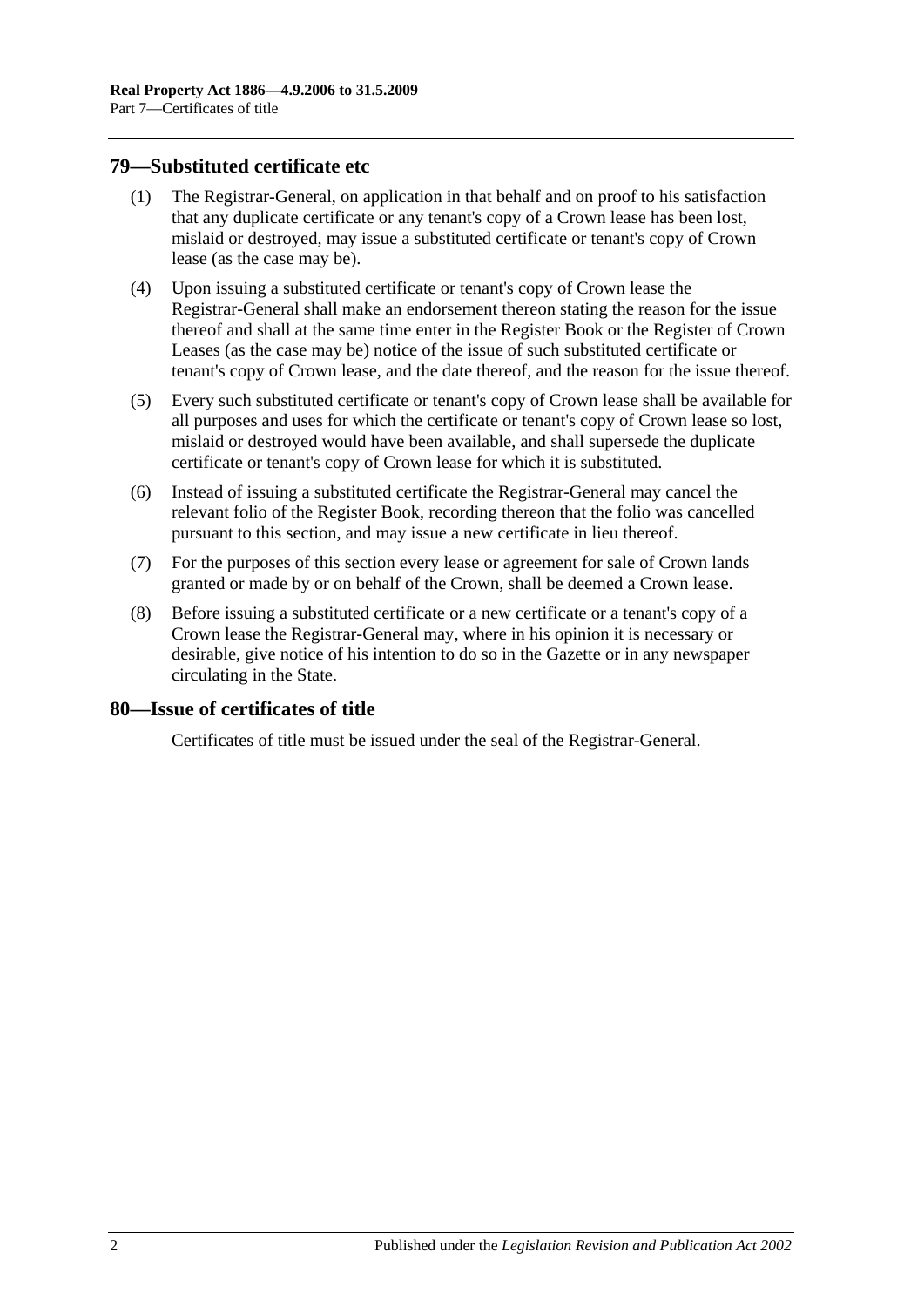## 79—Substituted certificate etc

(1) The Registrar-General, on application in that behalf and on proof to his satisfaction that any duplicate certificate or any tenant's copy of a Crown lease has been lost, mislaid or destroyed, may issue a substituted certificate or tenant's copy of Crown lease (as the case may be).

(4) Upon issuing a substituted certificate or tenant's copy of Crown lease the Registrar-General shall make an endorsement thereon stating the reason for the issue thereof and shall at the same time enter in the Register Book or the Register of Crown Leases (as the case may be) notice of the issue of such substituted certificate or tenant's copy of Crown lease, and the date thereof, and the reason for the issue thereof.

(5) Every such substituted certificate or tenant's copy of Crown lease shall be available for all purposes and uses for which the certificate or tenant's copy of Crown lease so lost, mislaid or destroyed would have been available, and shall supersede the duplicate certificate or tenant's copy of Crown lease for which it is substituted.

(6) Instead of issuing a substituted certificate the Registrar-General may cancel the relevant folio of the Register Book, recording thereon that the folio was cancelled pursuant to this section, and may issue a new certificate in lieu thereof.

(7) For the purposes of this section every lease or agreement for sale of Crown lands granted or made by or on behalf of the Crown, shall be deemed a Crown lease.

(8) Before issuing a substituted certificate or a new certificate or a tenant's copy of a Crown lease the Registrar-General may, where in his opinion it is necessary or desirable, give notice of his intention to do so in the Gazette or in any newspaper circulating in the State.

## 80—Issue of certificates of title

Certificates of title must be issued under the seal of the Registrar-General.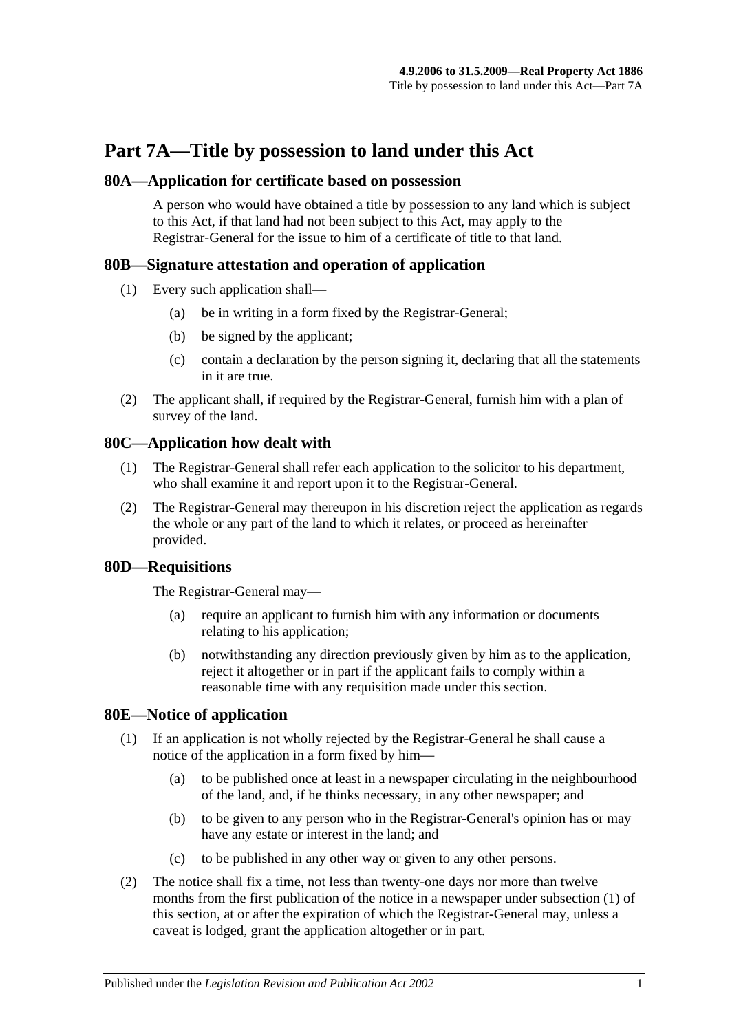# Part 7A—Title by possession to land under this Act

## 80A—Application for certificate based on possession

A person who would have obtained a title by possession to any land which is subject to this Act, if that land had not been subject to this Act, may apply to the Registrar-General for the issue to him of a certificate of title to that land.

## 80B—Signature attestation and operation of application

(1) Every such application shall—

- (a) be in writing in a form fixed by the Registrar-General;
- (b) be signed by the applicant;
- (c) contain a declaration by the person signing it, declaring that all the statements in it are true.

(2) The applicant shall, if required by the Registrar-General, furnish him with a plan of survey of the land.

## 80C—Application how dealt with

(1) The Registrar-General shall refer each application to the solicitor to his department, who shall examine it and report upon it to the Registrar-General.

(2) The Registrar-General may thereupon in his discretion reject the application as regards the whole or any part of the land to which it relates, or proceed as hereinafter provided.

## 80D—Requisitions

The Registrar-General may—

- (a) require an applicant to furnish him with any information or documents relating to his application;
- (b) notwithstanding any direction previously given by him as to the application, reject it altogether or in part if the applicant fails to comply within a reasonable time with any requisition made under this section.

## 80E—Notice of application

(1) If an application is not wholly rejected by the Registrar-General he shall cause a notice of the application in a form fixed by him—

- (a) to be published once at least in a newspaper circulating in the neighbourhood of the land, and, if he thinks necessary, in any other newspaper; and
- (b) to be given to any person who in the Registrar-General's opinion has or may have any estate or interest in the land; and
- (c) to be published in any other way or given to any other persons.

(2) The notice shall fix a time, not less than twenty-one days nor more than twelve months from the first publication of the notice in a newspaper under subsection (1) of this section, at or after the expiration of which the Registrar-General may, unless a caveat is lodged, grant the application altogether or in part.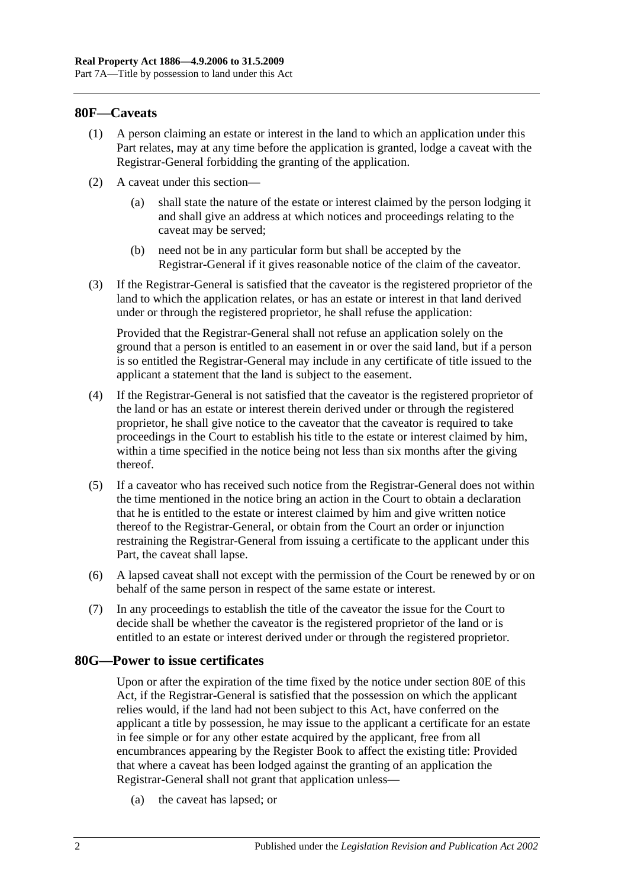## 80F—Caveats

(1) A person claiming an estate or interest in the land to which an application under this Part relates, may at any time before the application is granted, lodge a caveat with the Registrar-General forbidding the granting of the application.

(2) A caveat under this section—

(a) shall state the nature of the estate or interest claimed by the person lodging it and shall give an address at which notices and proceedings relating to the caveat may be served;

(b) need not be in any particular form but shall be accepted by the Registrar-General if it gives reasonable notice of the claim of the caveator.

(3) If the Registrar-General is satisfied that the caveator is the registered proprietor of the land to which the application relates, or has an estate or interest in that land derived under or through the registered proprietor, he shall refuse the application:

Provided that the Registrar-General shall not refuse an application solely on the ground that a person is entitled to an easement in or over the said land, but if a person is so entitled the Registrar-General may include in any certificate of title issued to the applicant a statement that the land is subject to the easement.

(4) If the Registrar-General is not satisfied that the caveator is the registered proprietor of the land or has an estate or interest therein derived under or through the registered proprietor, he shall give notice to the caveator that the caveator is required to take proceedings in the Court to establish his title to the estate or interest claimed by him, within a time specified in the notice being not less than six months after the giving thereof.

(5) If a caveator who has received such notice from the Registrar-General does not within the time mentioned in the notice bring an action in the Court to obtain a declaration that he is entitled to the estate or interest claimed by him and give written notice thereof to the Registrar-General, or obtain from the Court an order or injunction restraining the Registrar-General from issuing a certificate to the applicant under this Part, the caveat shall lapse.

(6) A lapsed caveat shall not except with the permission of the Court be renewed by or on behalf of the same person in respect of the same estate or interest.

(7) In any proceedings to establish the title of the caveator the issue for the Court to decide shall be whether the caveator is the registered proprietor of the land or is entitled to an estate or interest derived under or through the registered proprietor.

## 80G—Power to issue certificates

Upon or after the expiration of the time fixed by the notice under section 80E of this Act, if the Registrar-General is satisfied that the possession on which the applicant relies would, if the land had not been subject to this Act, have conferred on the applicant a title by possession, he may issue to the applicant a certificate for an estate in fee simple or for any other estate acquired by the applicant, free from all encumbrances appearing by the Register Book to affect the existing title: Provided that where a caveat has been lodged against the granting of an application the Registrar-General shall not grant that application unless—

(a) the caveat has lapsed; or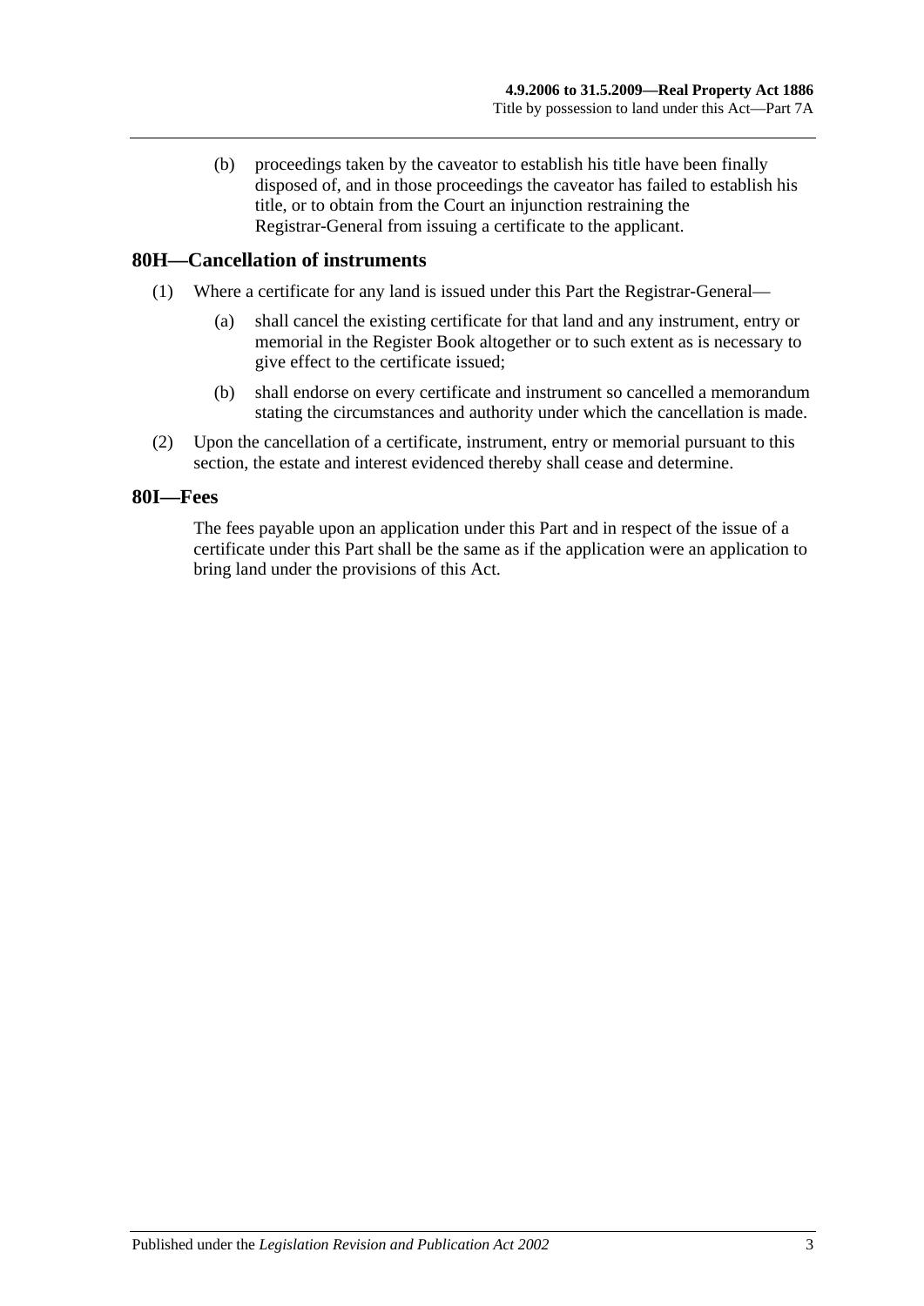(b) proceedings taken by the caveator to establish his title have been finally disposed of, and in those proceedings the caveator has failed to establish his title, or to obtain from the Court an injunction restraining the Registrar-General from issuing a certificate to the applicant.

## 80H—Cancellation of instruments

(1) Where a certificate for any land is issued under this Part the Registrar-General—

(a) shall cancel the existing certificate for that land and any instrument, entry or memorial in the Register Book altogether or to such extent as is necessary to give effect to the certificate issued;

(b) shall endorse on every certificate and instrument so cancelled a memorandum stating the circumstances and authority under which the cancellation is made.

(2) Upon the cancellation of a certificate, instrument, entry or memorial pursuant to this section, the estate and interest evidenced thereby shall cease and determine.

## 80I—Fees

The fees payable upon an application under this Part and in respect of the issue of a certificate under this Part shall be the same as if the application were an application to bring land under the provisions of this Act.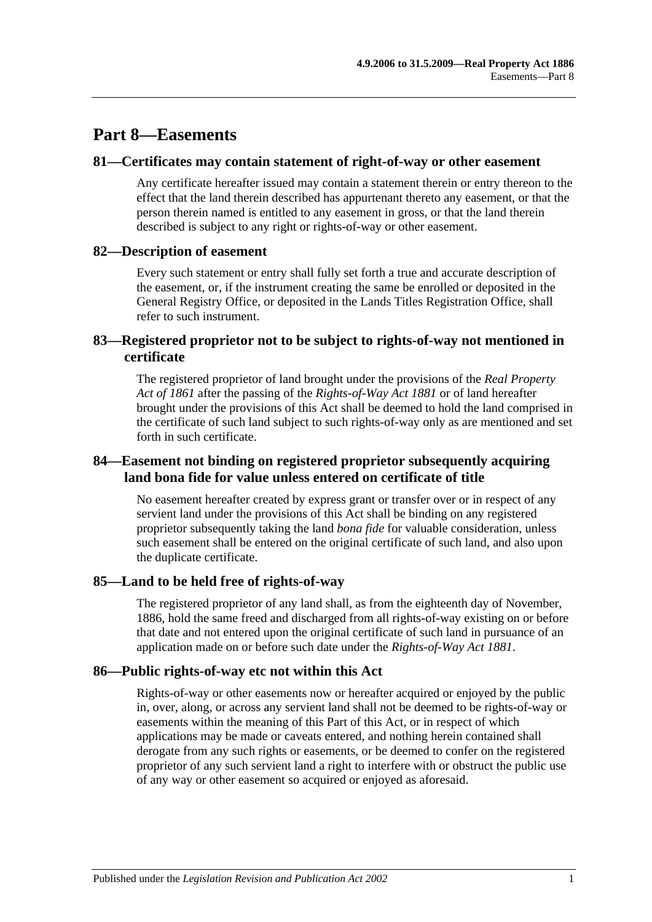# Part 8—Easements

## 81—Certificates may contain statement of right-of-way or other easement

Any certificate hereafter issued may contain a statement therein or entry thereon to the effect that the land therein described has appurtenant thereto any easement, or that the person therein named is entitled to any easement in gross, or that the land therein described is subject to any right or rights-of-way or other easement.

## 82—Description of easement

Every such statement or entry shall fully set forth a true and accurate description of the easement, or, if the instrument creating the same be enrolled or deposited in the General Registry Office, or deposited in the Lands Titles Registration Office, shall refer to such instrument.

## 83—Registered proprietor not to be subject to rights-of-way not mentioned in certificate

The registered proprietor of land brought under the provisions of the *Real Property Act of 1861* after the passing of the *Rights-of-Way Act 1881* or of land hereafter brought under the provisions of this Act shall be deemed to hold the land comprised in the certificate of such land subject to such rights-of-way only as are mentioned and set forth in such certificate.

## 84—Easement not binding on registered proprietor subsequently acquiring land bona fide for value unless entered on certificate of title

No easement hereafter created by express grant or transfer over or in respect of any servient land under the provisions of this Act shall be binding on any registered proprietor subsequently taking the land *bona fide* for valuable consideration, unless such easement shall be entered on the original certificate of such land, and also upon the duplicate certificate.

## 85—Land to be held free of rights-of-way

The registered proprietor of any land shall, as from the eighteenth day of November, 1886, hold the same freed and discharged from all rights-of-way existing on or before that date and not entered upon the original certificate of such land in pursuance of an application made on or before such date under the *Rights-of-Way Act 1881*.

## 86—Public rights-of-way etc not within this Act

Rights-of-way or other easements now or hereafter acquired or enjoyed by the public in, over, along, or across any servient land shall not be deemed to be rights-of-way or easements within the meaning of this Part of this Act, or in respect of which applications may be made or caveats entered, and nothing herein contained shall derogate from any such rights or easements, or be deemed to confer on the registered proprietor of any such servient land a right to interfere with or obstruct the public use of any way or other easement so acquired or enjoyed as aforesaid.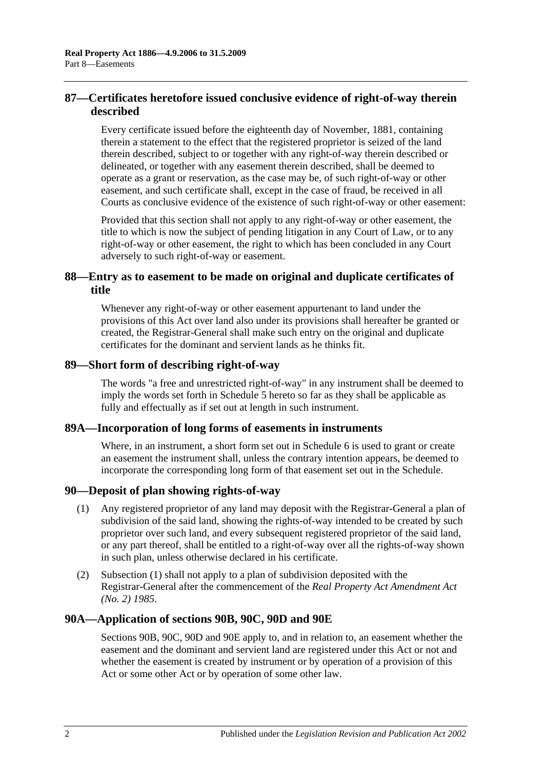## 87—Certificates heretofore issued conclusive evidence of right-of-way therein described

Every certificate issued before the eighteenth day of November, 1881, containing therein a statement to the effect that the registered proprietor is seized of the land therein described, subject to or together with any right-of-way therein described or delineated, or together with any easement therein described, shall be deemed to operate as a grant or reservation, as the case may be, of such right-of-way or other easement, and such certificate shall, except in the case of fraud, be received in all Courts as conclusive evidence of the existence of such right-of-way or other easement:

Provided that this section shall not apply to any right-of-way or other easement, the title to which is now the subject of pending litigation in any Court of Law, or to any right-of-way or other easement, the right to which has been concluded in any Court adversely to such right-of-way or easement.

## 88—Entry as to easement to be made on original and duplicate certificates of title

Whenever any right-of-way or other easement appurtenant to land under the provisions of this Act over land also under its provisions shall hereafter be granted or created, the Registrar-General shall make such entry on the original and duplicate certificates for the dominant and servient lands as he thinks fit.

## 89—Short form of describing right-of-way

The words "a free and unrestricted right-of-way" in any instrument shall be deemed to imply the words set forth in Schedule 5 hereto so far as they shall be applicable as fully and effectually as if set out at length in such instrument.

## 89A—Incorporation of long forms of easements in instruments

Where, in an instrument, a short form set out in Schedule 6 is used to grant or create an easement the instrument shall, unless the contrary intention appears, be deemed to incorporate the corresponding long form of that easement set out in the Schedule.

## 90—Deposit of plan showing rights-of-way

(1) Any registered proprietor of any land may deposit with the Registrar-General a plan of subdivision of the said land, showing the rights-of-way intended to be created by such proprietor over such land, and every subsequent registered proprietor of the said land, or any part thereof, shall be entitled to a right-of-way over all the rights-of-way shown in such plan, unless otherwise declared in his certificate.

(2) Subsection (1) shall not apply to a plan of subdivision deposited with the Registrar-General after the commencement of the *Real Property Act Amendment Act (No. 2) 1985*.

## 90A—Application of sections 90B, 90C, 90D and 90E

Sections 90B, 90C, 90D and 90E apply to, and in relation to, an easement whether the easement and the dominant and servient land are registered under this Act or not and whether the easement is created by instrument or by operation of a provision of this Act or some other Act or by operation of some other law.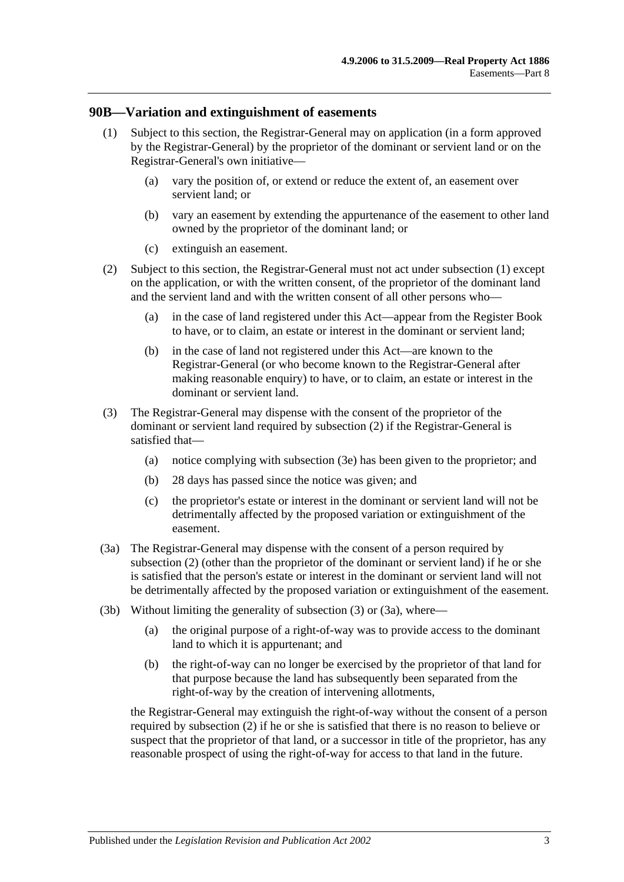## 90B—Variation and extinguishment of easements

(1) Subject to this section, the Registrar-General may on application (in a form approved by the Registrar-General) by the proprietor of the dominant or servient land or on the Registrar-General's own initiative—

(a) vary the position of, or extend or reduce the extent of, an easement over servient land; or

(b) vary an easement by extending the appurtenance of the easement to other land owned by the proprietor of the dominant land; or

(c) extinguish an easement.

(2) Subject to this section, the Registrar-General must not act under subsection (1) except on the application, or with the written consent, of the proprietor of the dominant land and the servient land and with the written consent of all other persons who—

(a) in the case of land registered under this Act—appear from the Register Book to have, or to claim, an estate or interest in the dominant or servient land;

(b) in the case of land not registered under this Act—are known to the Registrar-General (or who become known to the Registrar-General after making reasonable enquiry) to have, or to claim, an estate or interest in the dominant or servient land.

(3) The Registrar-General may dispense with the consent of the proprietor of the dominant or servient land required by subsection (2) if the Registrar-General is satisfied that—

(a) notice complying with subsection (3e) has been given to the proprietor; and

(b) 28 days has passed since the notice was given; and

(c) the proprietor's estate or interest in the dominant or servient land will not be detrimentally affected by the proposed variation or extinguishment of the easement.

(3a) The Registrar-General may dispense with the consent of a person required by subsection (2) (other than the proprietor of the dominant or servient land) if he or she is satisfied that the person's estate or interest in the dominant or servient land will not be detrimentally affected by the proposed variation or extinguishment of the easement.

(3b) Without limiting the generality of subsection (3) or (3a), where—

(a) the original purpose of a right-of-way was to provide access to the dominant land to which it is appurtenant; and

(b) the right-of-way can no longer be exercised by the proprietor of that land for that purpose because the land has subsequently been separated from the right-of-way by the creation of intervening allotments,

the Registrar-General may extinguish the right-of-way without the consent of a person required by subsection (2) if he or she is satisfied that there is no reason to believe or suspect that the proprietor of that land, or a successor in title of the proprietor, has any reasonable prospect of using the right-of-way for access to that land in the future.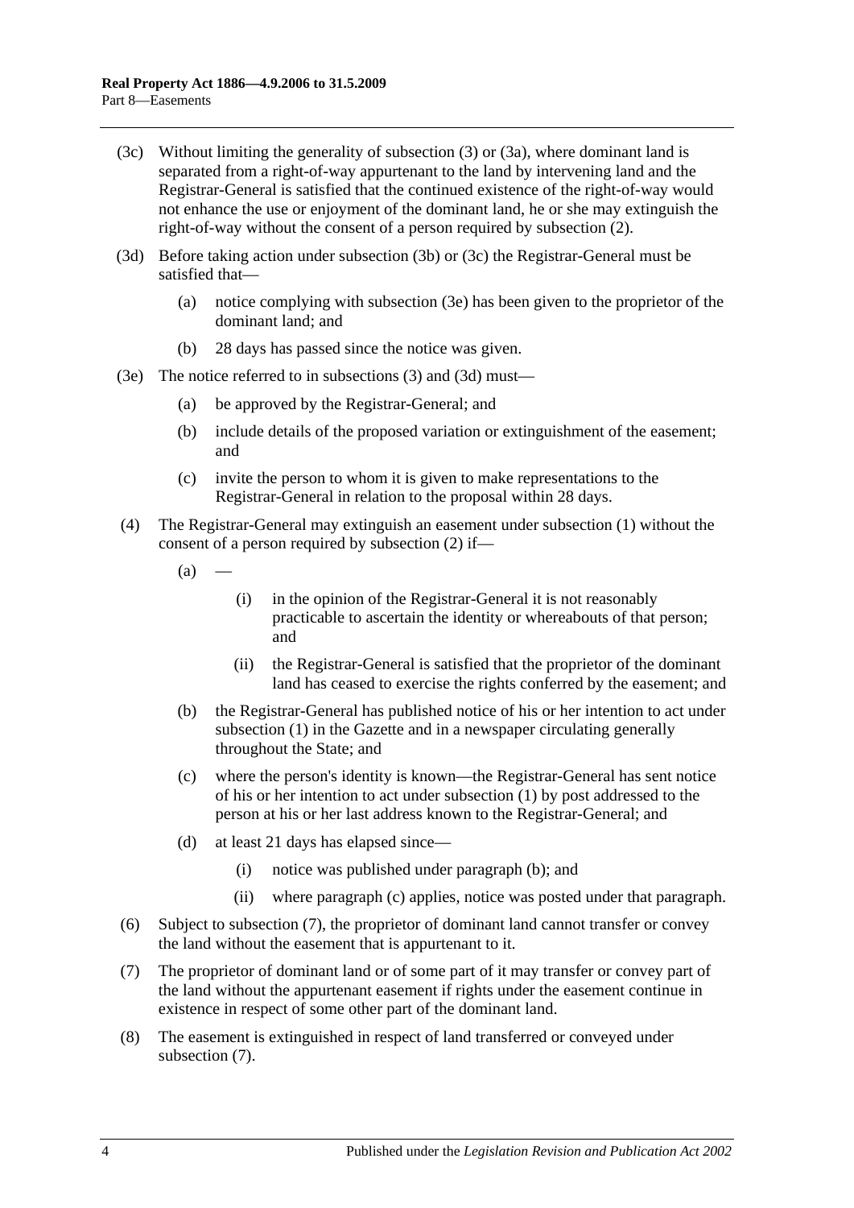(3c) Without limiting the generality of subsection (3) or (3a), where dominant land is separated from a right-of-way appurtenant to the land by intervening land and the Registrar-General is satisfied that the continued existence of the right-of-way would not enhance the use or enjoyment of the dominant land, he or she may extinguish the right-of-way without the consent of a person required by subsection (2).

(3d) Before taking action under subsection (3b) or (3c) the Registrar-General must be satisfied that—

- (a) notice complying with subsection (3e) has been given to the proprietor of the dominant land; and
- (b) 28 days has passed since the notice was given.

(3e) The notice referred to in subsections (3) and (3d) must—

- (a) be approved by the Registrar-General; and
- (b) include details of the proposed variation or extinguishment of the easement; and
- (c) invite the person to whom it is given to make representations to the Registrar-General in relation to the proposal within 28 days.

(4) The Registrar-General may extinguish an easement under subsection (1) without the consent of a person required by subsection (2) if—

- (a) —
  - (i) in the opinion of the Registrar-General it is not reasonably practicable to ascertain the identity or whereabouts of that person; and
  - (ii) the Registrar-General is satisfied that the proprietor of the dominant land has ceased to exercise the rights conferred by the easement; and
- (b) the Registrar-General has published notice of his or her intention to act under subsection (1) in the Gazette and in a newspaper circulating generally throughout the State; and
- (c) where the person's identity is known—the Registrar-General has sent notice of his or her intention to act under subsection (1) by post addressed to the person at his or her last address known to the Registrar-General; and
- (d) at least 21 days has elapsed since—
  - (i) notice was published under paragraph (b); and
  - (ii) where paragraph (c) applies, notice was posted under that paragraph.

(6) Subject to subsection (7), the proprietor of dominant land cannot transfer or convey the land without the easement that is appurtenant to it.

(7) The proprietor of dominant land or of some part of it may transfer or convey part of the land without the appurtenant easement if rights under the easement continue in existence in respect of some other part of the dominant land.

(8) The easement is extinguished in respect of land transferred or conveyed under subsection (7).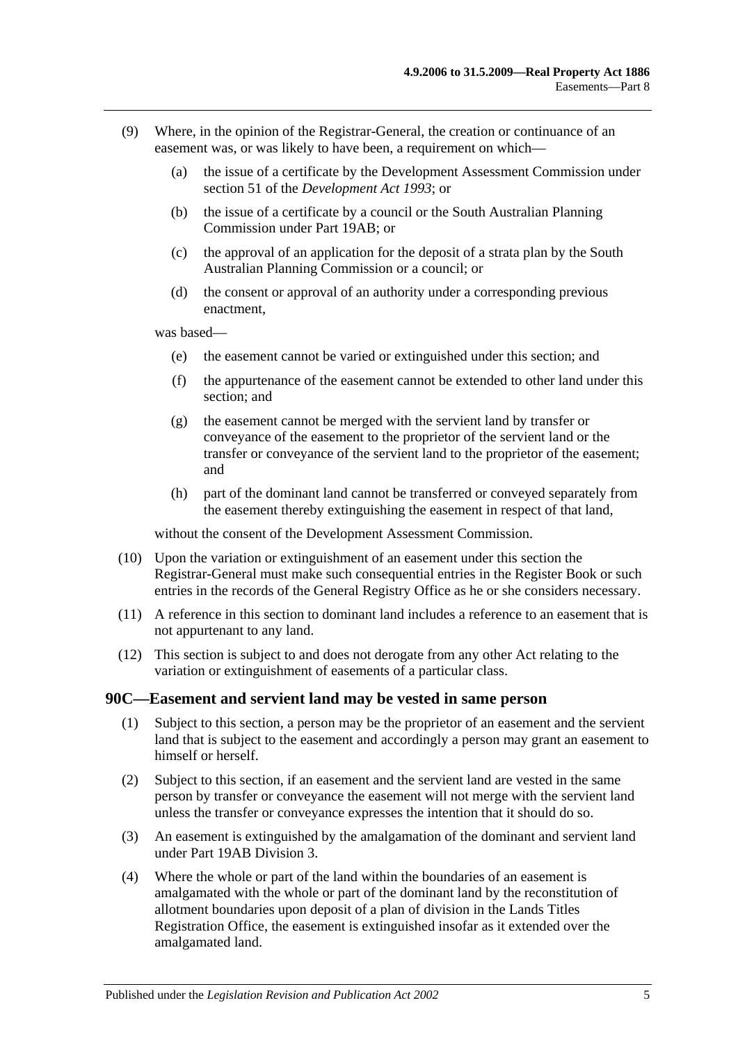(9) Where, in the opinion of the Registrar-General, the creation or continuance of an easement was, or was likely to have been, a requirement on which—

(a) the issue of a certificate by the Development Assessment Commission under section 51 of the *Development Act 1993*; or

(b) the issue of a certificate by a council or the South Australian Planning Commission under Part 19AB; or

(c) the approval of an application for the deposit of a strata plan by the South Australian Planning Commission or a council; or

(d) the consent or approval of an authority under a corresponding previous enactment,

was based—

(e) the easement cannot be varied or extinguished under this section; and

(f) the appurtenance of the easement cannot be extended to other land under this section; and

(g) the easement cannot be merged with the servient land by transfer or conveyance of the easement to the proprietor of the servient land or the transfer or conveyance of the servient land to the proprietor of the easement; and

(h) part of the dominant land cannot be transferred or conveyed separately from the easement thereby extinguishing the easement in respect of that land,

without the consent of the Development Assessment Commission.

(10) Upon the variation or extinguishment of an easement under this section the Registrar-General must make such consequential entries in the Register Book or such entries in the records of the General Registry Office as he or she considers necessary.

(11) A reference in this section to dominant land includes a reference to an easement that is not appurtenant to any land.

(12) This section is subject to and does not derogate from any other Act relating to the variation or extinguishment of easements of a particular class.

## 90C—Easement and servient land may be vested in same person

(1) Subject to this section, a person may be the proprietor of an easement and the servient land that is subject to the easement and accordingly a person may grant an easement to himself or herself.

(2) Subject to this section, if an easement and the servient land are vested in the same person by transfer or conveyance the easement will not merge with the servient land unless the transfer or conveyance expresses the intention that it should do so.

(3) An easement is extinguished by the amalgamation of the dominant and servient land under Part 19AB Division 3.

(4) Where the whole or part of the land within the boundaries of an easement is amalgamated with the whole or part of the dominant land by the reconstitution of allotment boundaries upon deposit of a plan of division in the Lands Titles Registration Office, the easement is extinguished insofar as it extended over the amalgamated land.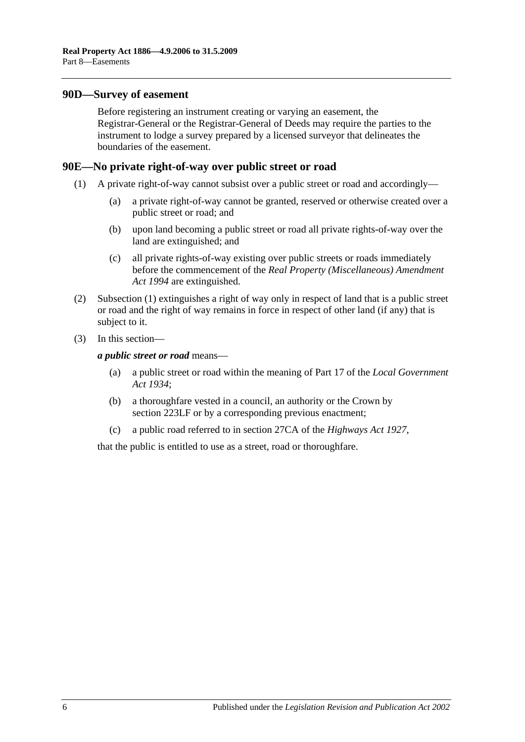## 90D—Survey of easement

Before registering an instrument creating or varying an easement, the Registrar-General or the Registrar-General of Deeds may require the parties to the instrument to lodge a survey prepared by a licensed surveyor that delineates the boundaries of the easement.

## 90E—No private right-of-way over public street or road

(1) A private right-of-way cannot subsist over a public street or road and accordingly—

(a) a private right-of-way cannot be granted, reserved or otherwise created over a public street or road; and

(b) upon land becoming a public street or road all private rights-of-way over the land are extinguished; and

(c) all private rights-of-way existing over public streets or roads immediately before the commencement of the *Real Property (Miscellaneous) Amendment Act 1994* are extinguished.

(2) Subsection (1) extinguishes a right of way only in respect of land that is a public street or road and the right of way remains in force in respect of other land (if any) that is subject to it.

(3) In this section—

***a public street or road*** means—

(a) a public street or road within the meaning of Part 17 of the *Local Government Act 1934*;

(b) a thoroughfare vested in a council, an authority or the Crown by section 223LF or by a corresponding previous enactment;

(c) a public road referred to in section 27CA of the *Highways Act 1927*,

that the public is entitled to use as a street, road or thoroughfare.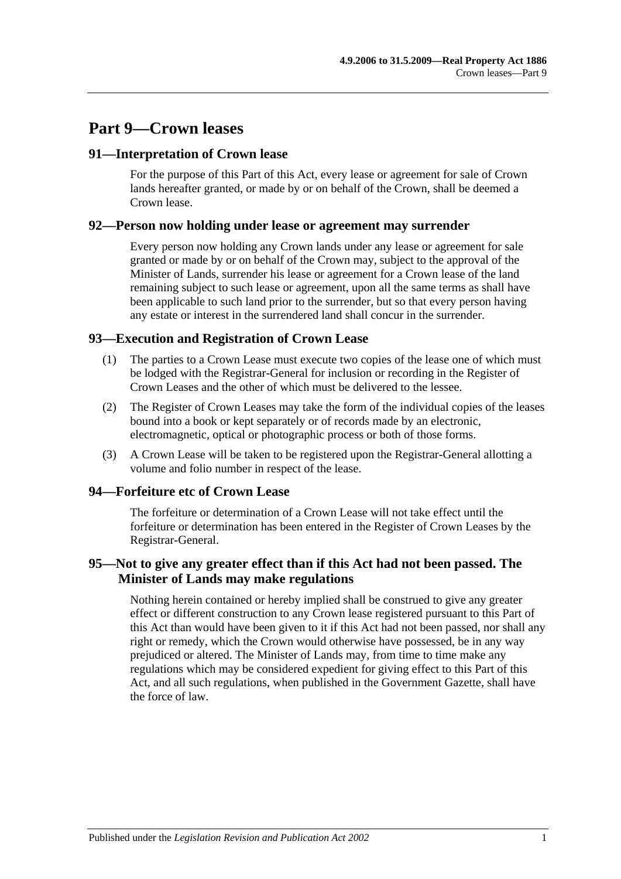# Part 9—Crown leases

## 91—Interpretation of Crown lease

For the purpose of this Part of this Act, every lease or agreement for sale of Crown lands hereafter granted, or made by or on behalf of the Crown, shall be deemed a Crown lease.

## 92—Person now holding under lease or agreement may surrender

Every person now holding any Crown lands under any lease or agreement for sale granted or made by or on behalf of the Crown may, subject to the approval of the Minister of Lands, surrender his lease or agreement for a Crown lease of the land remaining subject to such lease or agreement, upon all the same terms as shall have been applicable to such land prior to the surrender, but so that every person having any estate or interest in the surrendered land shall concur in the surrender.

## 93—Execution and Registration of Crown Lease

(1) The parties to a Crown Lease must execute two copies of the lease one of which must be lodged with the Registrar-General for inclusion or recording in the Register of Crown Leases and the other of which must be delivered to the lessee.

(2) The Register of Crown Leases may take the form of the individual copies of the leases bound into a book or kept separately or of records made by an electronic, electromagnetic, optical or photographic process or both of those forms.

(3) A Crown Lease will be taken to be registered upon the Registrar-General allotting a volume and folio number in respect of the lease.

## 94—Forfeiture etc of Crown Lease

The forfeiture or determination of a Crown Lease will not take effect until the forfeiture or determination has been entered in the Register of Crown Leases by the Registrar-General.

## 95—Not to give any greater effect than if this Act had not been passed. The Minister of Lands may make regulations

Nothing herein contained or hereby implied shall be construed to give any greater effect or different construction to any Crown lease registered pursuant to this Part of this Act than would have been given to it if this Act had not been passed, nor shall any right or remedy, which the Crown would otherwise have possessed, be in any way prejudiced or altered. The Minister of Lands may, from time to time make any regulations which may be considered expedient for giving effect to this Part of this Act, and all such regulations, when published in the Government Gazette, shall have the force of law.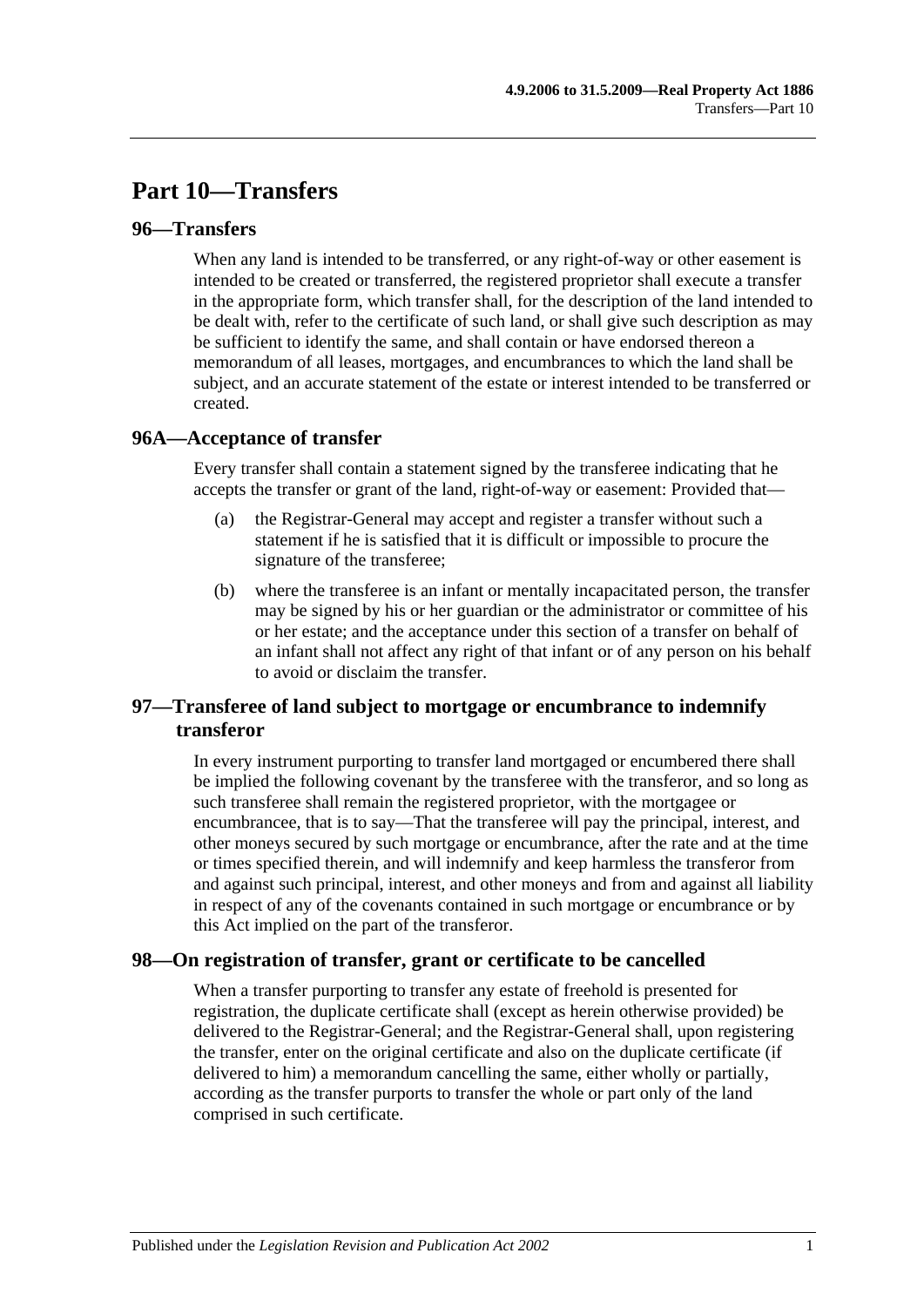# Part 10—Transfers

## 96—Transfers

When any land is intended to be transferred, or any right-of-way or other easement is intended to be created or transferred, the registered proprietor shall execute a transfer in the appropriate form, which transfer shall, for the description of the land intended to be dealt with, refer to the certificate of such land, or shall give such description as may be sufficient to identify the same, and shall contain or have endorsed thereon a memorandum of all leases, mortgages, and encumbrances to which the land shall be subject, and an accurate statement of the estate or interest intended to be transferred or created.

## 96A—Acceptance of transfer

Every transfer shall contain a statement signed by the transferee indicating that he accepts the transfer or grant of the land, right-of-way or easement: Provided that—

(a) the Registrar-General may accept and register a transfer without such a statement if he is satisfied that it is difficult or impossible to procure the signature of the transferee;

(b) where the transferee is an infant or mentally incapacitated person, the transfer may be signed by his or her guardian or the administrator or committee of his or her estate; and the acceptance under this section of a transfer on behalf of an infant shall not affect any right of that infant or of any person on his behalf to avoid or disclaim the transfer.

## 97—Transferee of land subject to mortgage or encumbrance to indemnify transferor

In every instrument purporting to transfer land mortgaged or encumbered there shall be implied the following covenant by the transferee with the transferor, and so long as such transferee shall remain the registered proprietor, with the mortgagee or encumbrancee, that is to say—That the transferee will pay the principal, interest, and other moneys secured by such mortgage or encumbrance, after the rate and at the time or times specified therein, and will indemnify and keep harmless the transferor from and against such principal, interest, and other moneys and from and against all liability in respect of any of the covenants contained in such mortgage or encumbrance or by this Act implied on the part of the transferor.

## 98—On registration of transfer, grant or certificate to be cancelled

When a transfer purporting to transfer any estate of freehold is presented for registration, the duplicate certificate shall (except as herein otherwise provided) be delivered to the Registrar-General; and the Registrar-General shall, upon registering the transfer, enter on the original certificate and also on the duplicate certificate (if delivered to him) a memorandum cancelling the same, either wholly or partially, according as the transfer purports to transfer the whole or part only of the land comprised in such certificate.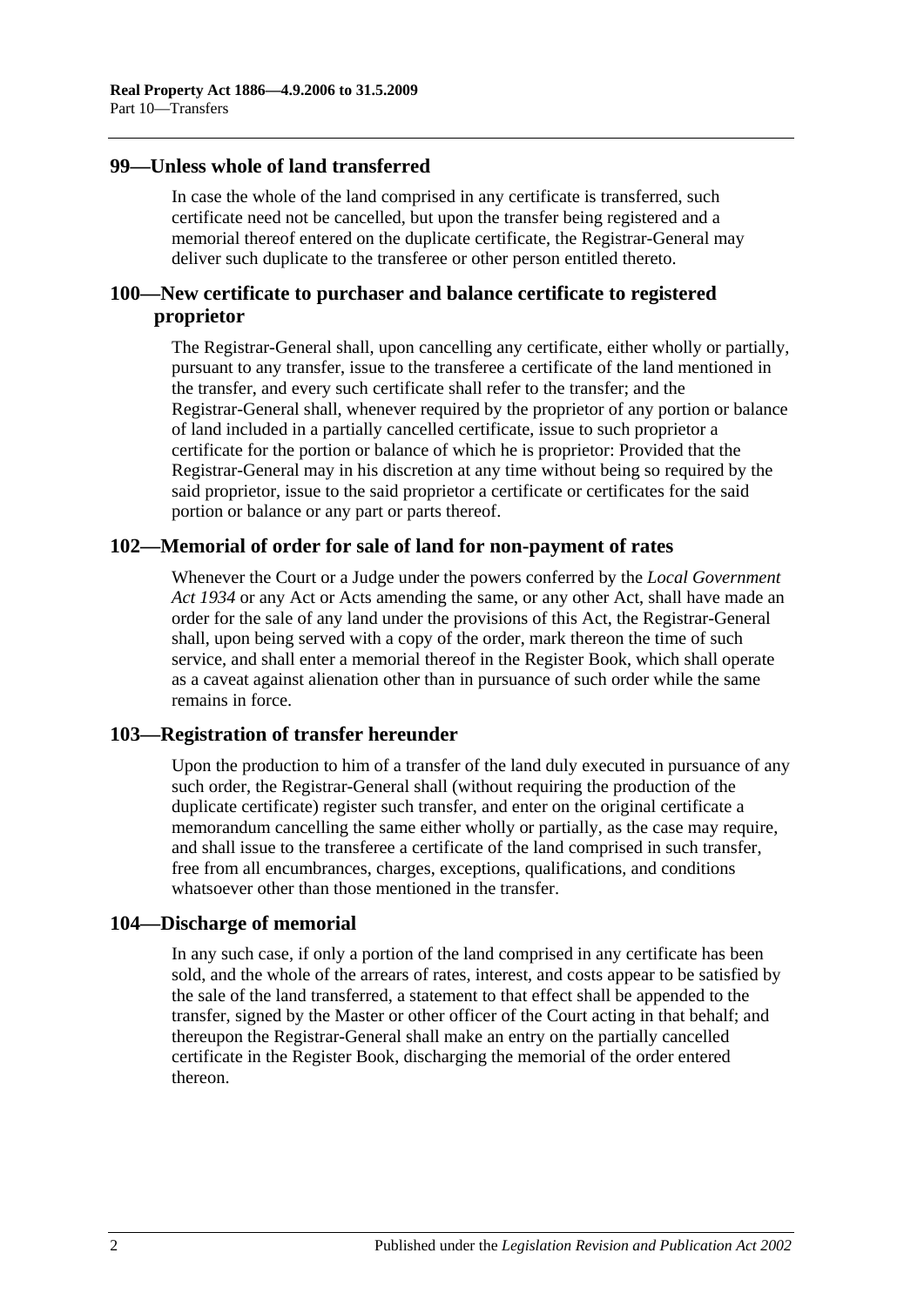## 99—Unless whole of land transferred

In case the whole of the land comprised in any certificate is transferred, such certificate need not be cancelled, but upon the transfer being registered and a memorial thereof entered on the duplicate certificate, the Registrar-General may deliver such duplicate to the transferee or other person entitled thereto.

## 100—New certificate to purchaser and balance certificate to registered proprietor

The Registrar-General shall, upon cancelling any certificate, either wholly or partially, pursuant to any transfer, issue to the transferee a certificate of the land mentioned in the transfer, and every such certificate shall refer to the transfer; and the Registrar-General shall, whenever required by the proprietor of any portion or balance of land included in a partially cancelled certificate, issue to such proprietor a certificate for the portion or balance of which he is proprietor: Provided that the Registrar-General may in his discretion at any time without being so required by the said proprietor, issue to the said proprietor a certificate or certificates for the said portion or balance or any part or parts thereof.

## 102—Memorial of order for sale of land for non-payment of rates

Whenever the Court or a Judge under the powers conferred by the *Local Government Act 1934* or any Act or Acts amending the same, or any other Act, shall have made an order for the sale of any land under the provisions of this Act, the Registrar-General shall, upon being served with a copy of the order, mark thereon the time of such service, and shall enter a memorial thereof in the Register Book, which shall operate as a caveat against alienation other than in pursuance of such order while the same remains in force.

## 103—Registration of transfer hereunder

Upon the production to him of a transfer of the land duly executed in pursuance of any such order, the Registrar-General shall (without requiring the production of the duplicate certificate) register such transfer, and enter on the original certificate a memorandum cancelling the same either wholly or partially, as the case may require, and shall issue to the transferee a certificate of the land comprised in such transfer, free from all encumbrances, charges, exceptions, qualifications, and conditions whatsoever other than those mentioned in the transfer.

## 104—Discharge of memorial

In any such case, if only a portion of the land comprised in any certificate has been sold, and the whole of the arrears of rates, interest, and costs appear to be satisfied by the sale of the land transferred, a statement to that effect shall be appended to the transfer, signed by the Master or other officer of the Court acting in that behalf; and thereupon the Registrar-General shall make an entry on the partially cancelled certificate in the Register Book, discharging the memorial of the order entered thereon.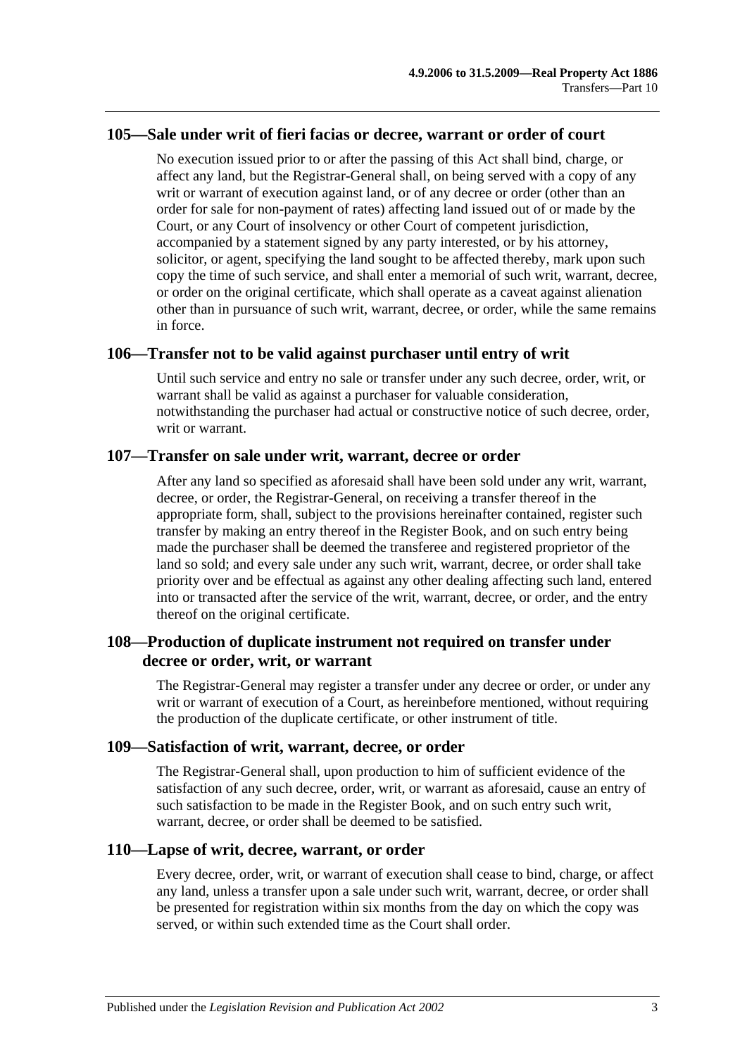## 105—Sale under writ of fieri facias or decree, warrant or order of court

No execution issued prior to or after the passing of this Act shall bind, charge, or affect any land, but the Registrar-General shall, on being served with a copy of any writ or warrant of execution against land, or of any decree or order (other than an order for sale for non-payment of rates) affecting land issued out of or made by the Court, or any Court of insolvency or other Court of competent jurisdiction, accompanied by a statement signed by any party interested, or by his attorney, solicitor, or agent, specifying the land sought to be affected thereby, mark upon such copy the time of such service, and shall enter a memorial of such writ, warrant, decree, or order on the original certificate, which shall operate as a caveat against alienation other than in pursuance of such writ, warrant, decree, or order, while the same remains in force.

## 106—Transfer not to be valid against purchaser until entry of writ

Until such service and entry no sale or transfer under any such decree, order, writ, or warrant shall be valid as against a purchaser for valuable consideration, notwithstanding the purchaser had actual or constructive notice of such decree, order, writ or warrant.

## 107—Transfer on sale under writ, warrant, decree or order

After any land so specified as aforesaid shall have been sold under any writ, warrant, decree, or order, the Registrar-General, on receiving a transfer thereof in the appropriate form, shall, subject to the provisions hereinafter contained, register such transfer by making an entry thereof in the Register Book, and on such entry being made the purchaser shall be deemed the transferee and registered proprietor of the land so sold; and every sale under any such writ, warrant, decree, or order shall take priority over and be effectual as against any other dealing affecting such land, entered into or transacted after the service of the writ, warrant, decree, or order, and the entry thereof on the original certificate.

## 108—Production of duplicate instrument not required on transfer under decree or order, writ, or warrant

The Registrar-General may register a transfer under any decree or order, or under any writ or warrant of execution of a Court, as hereinbefore mentioned, without requiring the production of the duplicate certificate, or other instrument of title.

## 109—Satisfaction of writ, warrant, decree, or order

The Registrar-General shall, upon production to him of sufficient evidence of the satisfaction of any such decree, order, writ, or warrant as aforesaid, cause an entry of such satisfaction to be made in the Register Book, and on such entry such writ, warrant, decree, or order shall be deemed to be satisfied.

## 110—Lapse of writ, decree, warrant, or order

Every decree, order, writ, or warrant of execution shall cease to bind, charge, or affect any land, unless a transfer upon a sale under such writ, warrant, decree, or order shall be presented for registration within six months from the day on which the copy was served, or within such extended time as the Court shall order.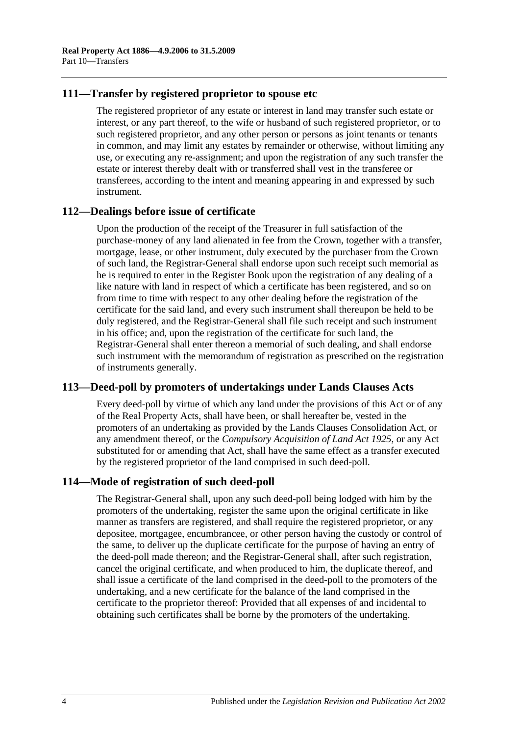## 111—Transfer by registered proprietor to spouse etc

The registered proprietor of any estate or interest in land may transfer such estate or interest, or any part thereof, to the wife or husband of such registered proprietor, or to such registered proprietor, and any other person or persons as joint tenants or tenants in common, and may limit any estates by remainder or otherwise, without limiting any use, or executing any re-assignment; and upon the registration of any such transfer the estate or interest thereby dealt with or transferred shall vest in the transferee or transferees, according to the intent and meaning appearing in and expressed by such instrument.

## 112—Dealings before issue of certificate

Upon the production of the receipt of the Treasurer in full satisfaction of the purchase-money of any land alienated in fee from the Crown, together with a transfer, mortgage, lease, or other instrument, duly executed by the purchaser from the Crown of such land, the Registrar-General shall endorse upon such receipt such memorial as he is required to enter in the Register Book upon the registration of any dealing of a like nature with land in respect of which a certificate has been registered, and so on from time to time with respect to any other dealing before the registration of the certificate for the said land, and every such instrument shall thereupon be held to be duly registered, and the Registrar-General shall file such receipt and such instrument in his office; and, upon the registration of the certificate for such land, the Registrar-General shall enter thereon a memorial of such dealing, and shall endorse such instrument with the memorandum of registration as prescribed on the registration of instruments generally.

## 113—Deed-poll by promoters of undertakings under Lands Clauses Acts

Every deed-poll by virtue of which any land under the provisions of this Act or of any of the Real Property Acts, shall have been, or shall hereafter be, vested in the promoters of an undertaking as provided by the Lands Clauses Consolidation Act, or any amendment thereof, or the *Compulsory Acquisition of Land Act 1925*, or any Act substituted for or amending that Act, shall have the same effect as a transfer executed by the registered proprietor of the land comprised in such deed-poll.

## 114—Mode of registration of such deed-poll

The Registrar-General shall, upon any such deed-poll being lodged with him by the promoters of the undertaking, register the same upon the original certificate in like manner as transfers are registered, and shall require the registered proprietor, or any depositee, mortgagee, encumbrancee, or other person having the custody or control of the same, to deliver up the duplicate certificate for the purpose of having an entry of the deed-poll made thereon; and the Registrar-General shall, after such registration, cancel the original certificate, and when produced to him, the duplicate thereof, and shall issue a certificate of the land comprised in the deed-poll to the promoters of the undertaking, and a new certificate for the balance of the land comprised in the certificate to the proprietor thereof: Provided that all expenses of and incidental to obtaining such certificates shall be borne by the promoters of the undertaking.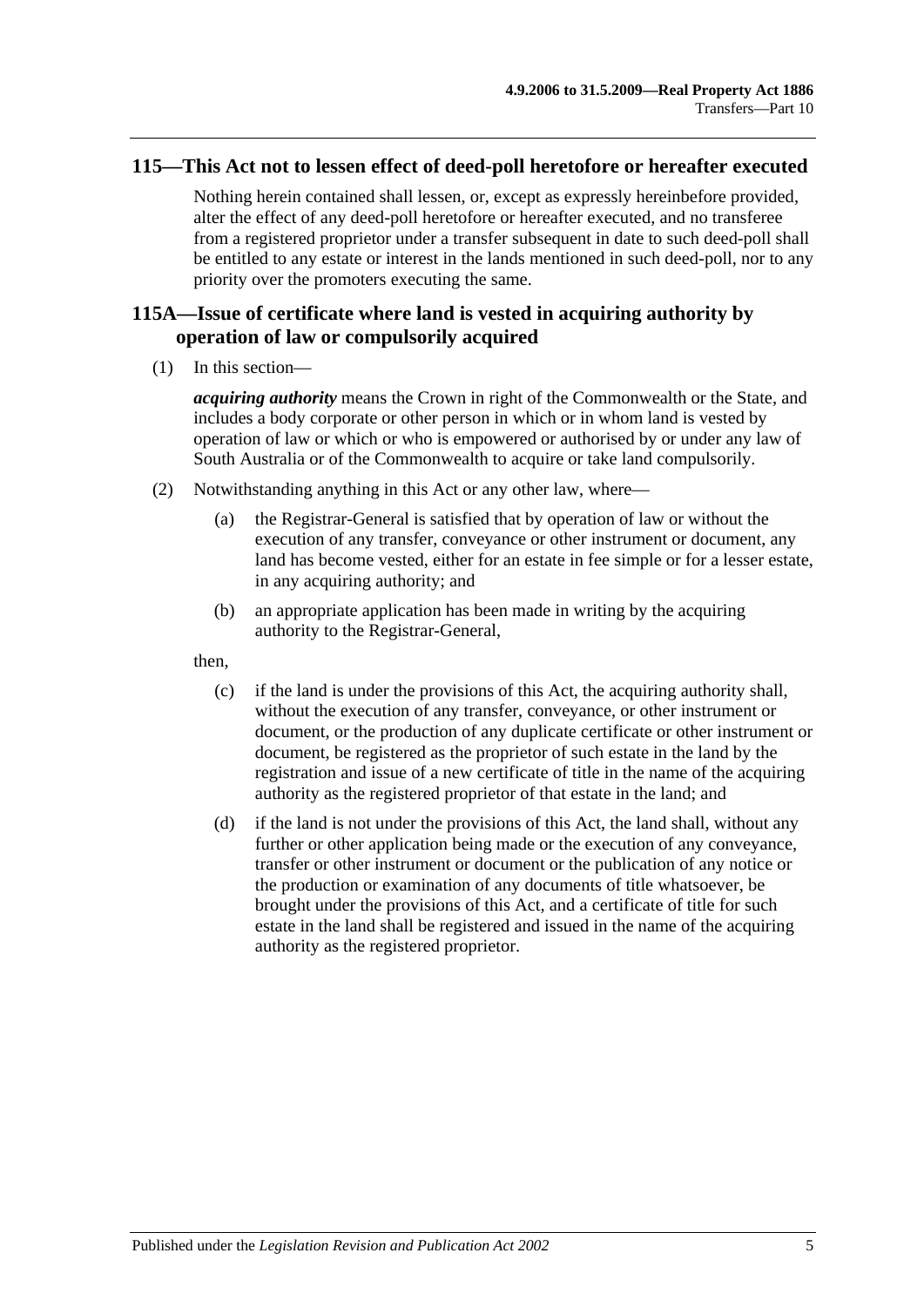## 115—This Act not to lessen effect of deed-poll heretofore or hereafter executed

Nothing herein contained shall lessen, or, except as expressly hereinbefore provided, alter the effect of any deed-poll heretofore or hereafter executed, and no transferee from a registered proprietor under a transfer subsequent in date to such deed-poll shall be entitled to any estate or interest in the lands mentioned in such deed-poll, nor to any priority over the promoters executing the same.

## 115A—Issue of certificate where land is vested in acquiring authority by operation of law or compulsorily acquired

(1) In this section—

***acquiring authority*** means the Crown in right of the Commonwealth or the State, and includes a body corporate or other person in which or in whom land is vested by operation of law or which or who is empowered or authorised by or under any law of South Australia or of the Commonwealth to acquire or take land compulsorily.

(2) Notwithstanding anything in this Act or any other law, where—

(a) the Registrar-General is satisfied that by operation of law or without the execution of any transfer, conveyance or other instrument or document, any land has become vested, either for an estate in fee simple or for a lesser estate, in any acquiring authority; and

(b) an appropriate application has been made in writing by the acquiring authority to the Registrar-General,

then,

(c) if the land is under the provisions of this Act, the acquiring authority shall, without the execution of any transfer, conveyance, or other instrument or document, or the production of any duplicate certificate or other instrument or document, be registered as the proprietor of such estate in the land by the registration and issue of a new certificate of title in the name of the acquiring authority as the registered proprietor of that estate in the land; and

(d) if the land is not under the provisions of this Act, the land shall, without any further or other application being made or the execution of any conveyance, transfer or other instrument or document or the publication of any notice or the production or examination of any documents of title whatsoever, be brought under the provisions of this Act, and a certificate of title for such estate in the land shall be registered and issued in the name of the acquiring authority as the registered proprietor.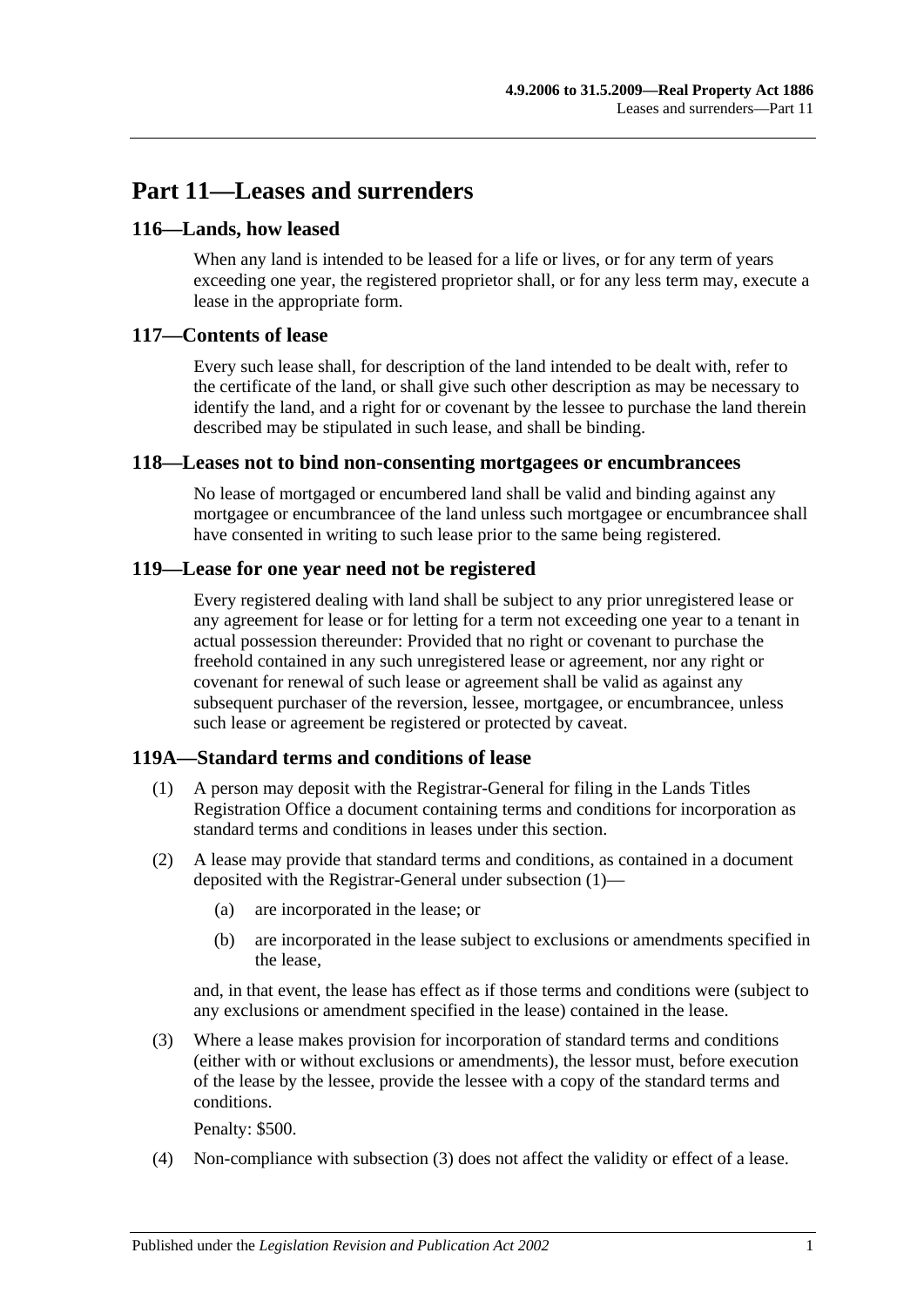# Part 11—Leases and surrenders

## 116—Lands, how leased

When any land is intended to be leased for a life or lives, or for any term of years exceeding one year, the registered proprietor shall, or for any less term may, execute a lease in the appropriate form.

## 117—Contents of lease

Every such lease shall, for description of the land intended to be dealt with, refer to the certificate of the land, or shall give such other description as may be necessary to identify the land, and a right for or covenant by the lessee to purchase the land therein described may be stipulated in such lease, and shall be binding.

## 118—Leases not to bind non-consenting mortgagees or encumbrancees

No lease of mortgaged or encumbered land shall be valid and binding against any mortgagee or encumbrancee of the land unless such mortgagee or encumbrancee shall have consented in writing to such lease prior to the same being registered.

## 119—Lease for one year need not be registered

Every registered dealing with land shall be subject to any prior unregistered lease or any agreement for lease or for letting for a term not exceeding one year to a tenant in actual possession thereunder: Provided that no right or covenant to purchase the freehold contained in any such unregistered lease or agreement, nor any right or covenant for renewal of such lease or agreement shall be valid as against any subsequent purchaser of the reversion, lessee, mortgagee, or encumbrancee, unless such lease or agreement be registered or protected by caveat.

## 119A—Standard terms and conditions of lease

(1) A person may deposit with the Registrar-General for filing in the Lands Titles Registration Office a document containing terms and conditions for incorporation as standard terms and conditions in leases under this section.

(2) A lease may provide that standard terms and conditions, as contained in a document deposited with the Registrar-General under subsection (1)—

(a) are incorporated in the lease; or

(b) are incorporated in the lease subject to exclusions or amendments specified in the lease,

and, in that event, the lease has effect as if those terms and conditions were (subject to any exclusions or amendment specified in the lease) contained in the lease.

(3) Where a lease makes provision for incorporation of standard terms and conditions (either with or without exclusions or amendments), the lessor must, before execution of the lease by the lessee, provide the lessee with a copy of the standard terms and conditions.

Penalty: $500.

(4) Non-compliance with subsection (3) does not affect the validity or effect of a lease.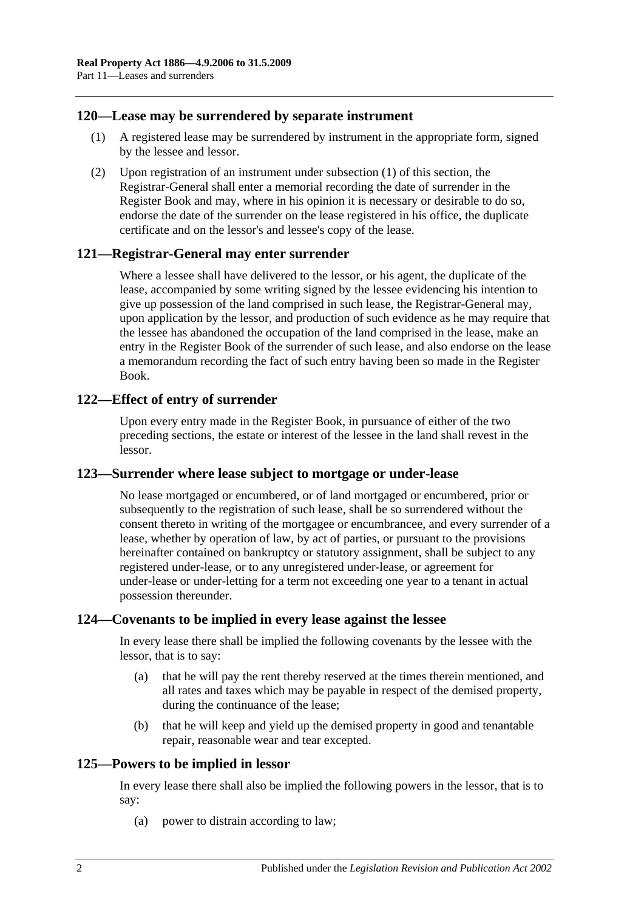## 120—Lease may be surrendered by separate instrument

(1) A registered lease may be surrendered by instrument in the appropriate form, signed by the lessee and lessor.

(2) Upon registration of an instrument under subsection (1) of this section, the Registrar-General shall enter a memorial recording the date of surrender in the Register Book and may, where in his opinion it is necessary or desirable to do so, endorse the date of the surrender on the lease registered in his office, the duplicate certificate and on the lessor's and lessee's copy of the lease.

## 121—Registrar-General may enter surrender

Where a lessee shall have delivered to the lessor, or his agent, the duplicate of the lease, accompanied by some writing signed by the lessee evidencing his intention to give up possession of the land comprised in such lease, the Registrar-General may, upon application by the lessor, and production of such evidence as he may require that the lessee has abandoned the occupation of the land comprised in the lease, make an entry in the Register Book of the surrender of such lease, and also endorse on the lease a memorandum recording the fact of such entry having been so made in the Register Book.

## 122—Effect of entry of surrender

Upon every entry made in the Register Book, in pursuance of either of the two preceding sections, the estate or interest of the lessee in the land shall revest in the lessor.

## 123—Surrender where lease subject to mortgage or under-lease

No lease mortgaged or encumbered, or of land mortgaged or encumbered, prior or subsequently to the registration of such lease, shall be so surrendered without the consent thereto in writing of the mortgagee or encumbrancee, and every surrender of a lease, whether by operation of law, by act of parties, or pursuant to the provisions hereinafter contained on bankruptcy or statutory assignment, shall be subject to any registered under-lease, or to any unregistered under-lease, or agreement for under-lease or under-letting for a term not exceeding one year to a tenant in actual possession thereunder.

## 124—Covenants to be implied in every lease against the lessee

In every lease there shall be implied the following covenants by the lessee with the lessor, that is to say:

(a) that he will pay the rent thereby reserved at the times therein mentioned, and all rates and taxes which may be payable in respect of the demised property, during the continuance of the lease;

(b) that he will keep and yield up the demised property in good and tenantable repair, reasonable wear and tear excepted.

## 125—Powers to be implied in lessor

In every lease there shall also be implied the following powers in the lessor, that is to say:

(a) power to distrain according to law;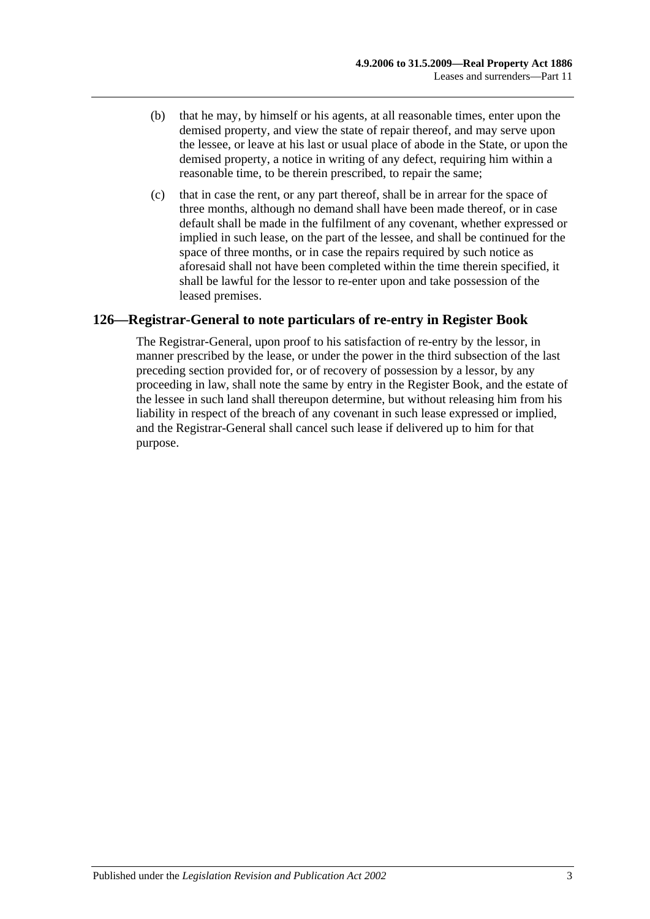(b) that he may, by himself or his agents, at all reasonable times, enter upon the demised property, and view the state of repair thereof, and may serve upon the lessee, or leave at his last or usual place of abode in the State, or upon the demised property, a notice in writing of any defect, requiring him within a reasonable time, to be therein prescribed, to repair the same;

(c) that in case the rent, or any part thereof, shall be in arrear for the space of three months, although no demand shall have been made thereof, or in case default shall be made in the fulfilment of any covenant, whether expressed or implied in such lease, on the part of the lessee, and shall be continued for the space of three months, or in case the repairs required by such notice as aforesaid shall not have been completed within the time therein specified, it shall be lawful for the lessor to re-enter upon and take possession of the leased premises.

## 126—Registrar-General to note particulars of re-entry in Register Book

The Registrar-General, upon proof to his satisfaction of re-entry by the lessor, in manner prescribed by the lease, or under the power in the third subsection of the last preceding section provided for, or of recovery of possession by a lessor, by any proceeding in law, shall note the same by entry in the Register Book, and the estate of the lessee in such land shall thereupon determine, but without releasing him from his liability in respect of the breach of any covenant in such lease expressed or implied, and the Registrar-General shall cancel such lease if delivered up to him for that purpose.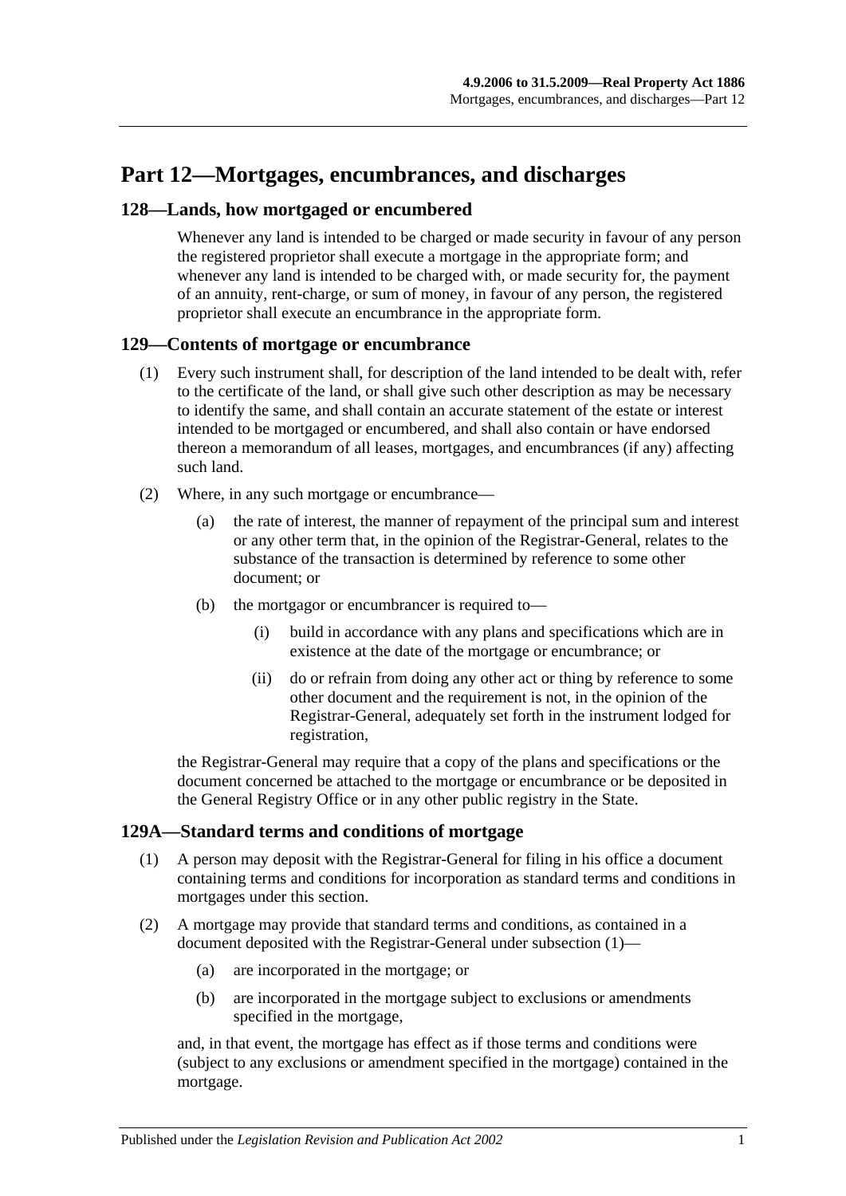# Part 12—Mortgages, encumbrances, and discharges

## 128—Lands, how mortgaged or encumbered

Whenever any land is intended to be charged or made security in favour of any person the registered proprietor shall execute a mortgage in the appropriate form; and whenever any land is intended to be charged with, or made security for, the payment of an annuity, rent-charge, or sum of money, in favour of any person, the registered proprietor shall execute an encumbrance in the appropriate form.

## 129—Contents of mortgage or encumbrance

(1) Every such instrument shall, for description of the land intended to be dealt with, refer to the certificate of the land, or shall give such other description as may be necessary to identify the same, and shall contain an accurate statement of the estate or interest intended to be mortgaged or encumbered, and shall also contain or have endorsed thereon a memorandum of all leases, mortgages, and encumbrances (if any) affecting such land.

(2) Where, in any such mortgage or encumbrance—

(a) the rate of interest, the manner of repayment of the principal sum and interest or any other term that, in the opinion of the Registrar-General, relates to the substance of the transaction is determined by reference to some other document; or

(b) the mortgagor or encumbrancer is required to—

(i) build in accordance with any plans and specifications which are in existence at the date of the mortgage or encumbrance; or

(ii) do or refrain from doing any other act or thing by reference to some other document and the requirement is not, in the opinion of the Registrar-General, adequately set forth in the instrument lodged for registration,

the Registrar-General may require that a copy of the plans and specifications or the document concerned be attached to the mortgage or encumbrance or be deposited in the General Registry Office or in any other public registry in the State.

## 129A—Standard terms and conditions of mortgage

(1) A person may deposit with the Registrar-General for filing in his office a document containing terms and conditions for incorporation as standard terms and conditions in mortgages under this section.

(2) A mortgage may provide that standard terms and conditions, as contained in a document deposited with the Registrar-General under subsection (1)—

(a) are incorporated in the mortgage; or

(b) are incorporated in the mortgage subject to exclusions or amendments specified in the mortgage,

and, in that event, the mortgage has effect as if those terms and conditions were (subject to any exclusions or amendment specified in the mortgage) contained in the mortgage.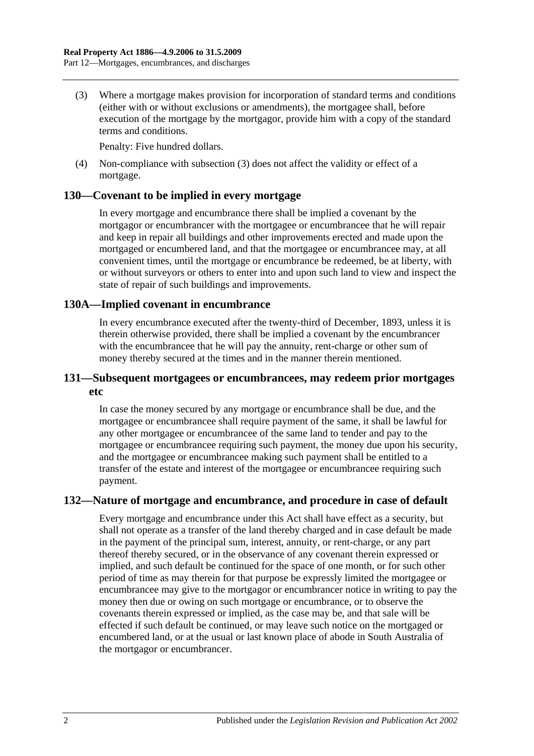(3) Where a mortgage makes provision for incorporation of standard terms and conditions (either with or without exclusions or amendments), the mortgagee shall, before execution of the mortgage by the mortgagor, provide him with a copy of the standard terms and conditions.

Penalty: Five hundred dollars.

(4) Non-compliance with subsection (3) does not affect the validity or effect of a mortgage.

## 130—Covenant to be implied in every mortgage

In every mortgage and encumbrance there shall be implied a covenant by the mortgagor or encumbrancer with the mortgagee or encumbrancee that he will repair and keep in repair all buildings and other improvements erected and made upon the mortgaged or encumbered land, and that the mortgagee or encumbrancee may, at all convenient times, until the mortgage or encumbrance be redeemed, be at liberty, with or without surveyors or others to enter into and upon such land to view and inspect the state of repair of such buildings and improvements.

## 130A—Implied covenant in encumbrance

In every encumbrance executed after the twenty-third of December, 1893, unless it is therein otherwise provided, there shall be implied a covenant by the encumbrancer with the encumbrancee that he will pay the annuity, rent-charge or other sum of money thereby secured at the times and in the manner therein mentioned.

## 131—Subsequent mortgagees or encumbrancees, may redeem prior mortgages etc

In case the money secured by any mortgage or encumbrance shall be due, and the mortgagee or encumbrancee shall require payment of the same, it shall be lawful for any other mortgagee or encumbrancee of the same land to tender and pay to the mortgagee or encumbrancee requiring such payment, the money due upon his security, and the mortgagee or encumbrancee making such payment shall be entitled to a transfer of the estate and interest of the mortgagee or encumbrancee requiring such payment.

## 132—Nature of mortgage and encumbrance, and procedure in case of default

Every mortgage and encumbrance under this Act shall have effect as a security, but shall not operate as a transfer of the land thereby charged and in case default be made in the payment of the principal sum, interest, annuity, or rent-charge, or any part thereof thereby secured, or in the observance of any covenant therein expressed or implied, and such default be continued for the space of one month, or for such other period of time as may therein for that purpose be expressly limited the mortgagee or encumbrancee may give to the mortgagor or encumbrancer notice in writing to pay the money then due or owing on such mortgage or encumbrance, or to observe the covenants therein expressed or implied, as the case may be, and that sale will be effected if such default be continued, or may leave such notice on the mortgaged or encumbered land, or at the usual or last known place of abode in South Australia of the mortgagor or encumbrancer.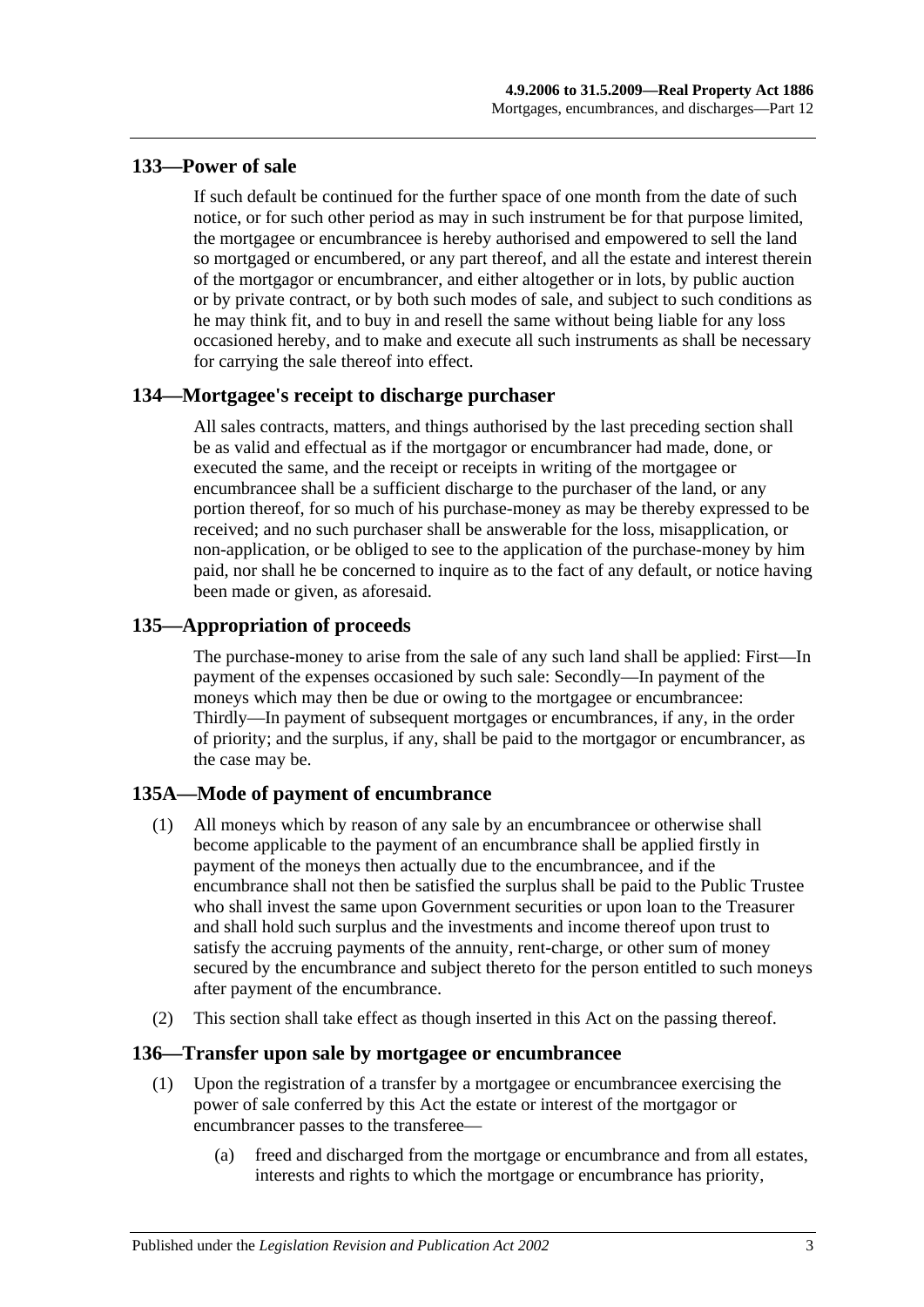## 133—Power of sale

If such default be continued for the further space of one month from the date of such notice, or for such other period as may in such instrument be for that purpose limited, the mortgagee or encumbrancee is hereby authorised and empowered to sell the land so mortgaged or encumbered, or any part thereof, and all the estate and interest therein of the mortgagor or encumbrancer, and either altogether or in lots, by public auction or by private contract, or by both such modes of sale, and subject to such conditions as he may think fit, and to buy in and resell the same without being liable for any loss occasioned hereby, and to make and execute all such instruments as shall be necessary for carrying the sale thereof into effect.

## 134—Mortgagee's receipt to discharge purchaser

All sales contracts, matters, and things authorised by the last preceding section shall be as valid and effectual as if the mortgagor or encumbrancer had made, done, or executed the same, and the receipt or receipts in writing of the mortgagee or encumbrancee shall be a sufficient discharge to the purchaser of the land, or any portion thereof, for so much of his purchase-money as may be thereby expressed to be received; and no such purchaser shall be answerable for the loss, misapplication, or non-application, or be obliged to see to the application of the purchase-money by him paid, nor shall he be concerned to inquire as to the fact of any default, or notice having been made or given, as aforesaid.

## 135—Appropriation of proceeds

The purchase-money to arise from the sale of any such land shall be applied: First—In payment of the expenses occasioned by such sale: Secondly—In payment of the moneys which may then be due or owing to the mortgagee or encumbrancee: Thirdly—In payment of subsequent mortgages or encumbrances, if any, in the order of priority; and the surplus, if any, shall be paid to the mortgagor or encumbrancer, as the case may be.

## 135A—Mode of payment of encumbrance

(1) All moneys which by reason of any sale by an encumbrancee or otherwise shall become applicable to the payment of an encumbrance shall be applied firstly in payment of the moneys then actually due to the encumbrancee, and if the encumbrance shall not then be satisfied the surplus shall be paid to the Public Trustee who shall invest the same upon Government securities or upon loan to the Treasurer and shall hold such surplus and the investments and income thereof upon trust to satisfy the accruing payments of the annuity, rent-charge, or other sum of money secured by the encumbrance and subject thereto for the person entitled to such moneys after payment of the encumbrance.

(2) This section shall take effect as though inserted in this Act on the passing thereof.

## 136—Transfer upon sale by mortgagee or encumbrancee

(1) Upon the registration of a transfer by a mortgagee or encumbrancee exercising the power of sale conferred by this Act the estate or interest of the mortgagor or encumbrancer passes to the transferee—

(a) freed and discharged from the mortgage or encumbrance and from all estates, interests and rights to which the mortgage or encumbrance has priority,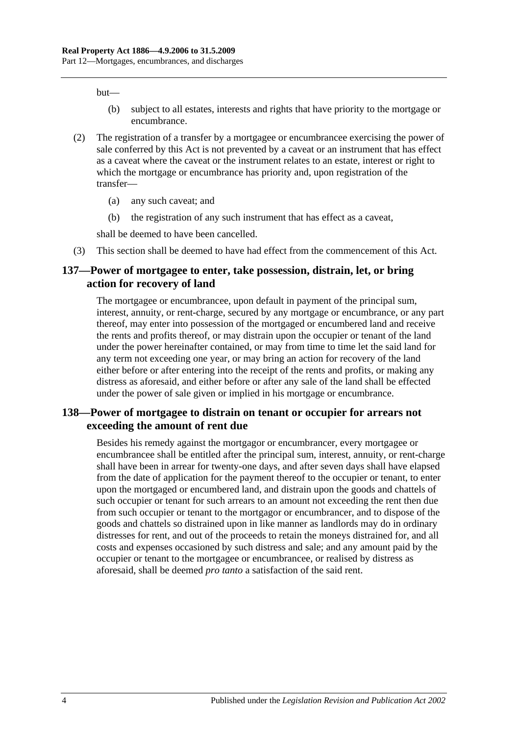but—

(b) subject to all estates, interests and rights that have priority to the mortgage or encumbrance.

(2) The registration of a transfer by a mortgagee or encumbrancee exercising the power of sale conferred by this Act is not prevented by a caveat or an instrument that has effect as a caveat where the caveat or the instrument relates to an estate, interest or right to which the mortgage or encumbrance has priority and, upon registration of the transfer—

(a) any such caveat; and

(b) the registration of any such instrument that has effect as a caveat,

shall be deemed to have been cancelled.

(3) This section shall be deemed to have had effect from the commencement of this Act.

## 137—Power of mortgagee to enter, take possession, distrain, let, or bring action for recovery of land

The mortgagee or encumbrancee, upon default in payment of the principal sum, interest, annuity, or rent-charge, secured by any mortgage or encumbrance, or any part thereof, may enter into possession of the mortgaged or encumbered land and receive the rents and profits thereof, or may distrain upon the occupier or tenant of the land under the power hereinafter contained, or may from time to time let the said land for any term not exceeding one year, or may bring an action for recovery of the land either before or after entering into the receipt of the rents and profits, or making any distress as aforesaid, and either before or after any sale of the land shall be effected under the power of sale given or implied in his mortgage or encumbrance.

## 138—Power of mortgagee to distrain on tenant or occupier for arrears not exceeding the amount of rent due

Besides his remedy against the mortgagor or encumbrancer, every mortgagee or encumbrancee shall be entitled after the principal sum, interest, annuity, or rent-charge shall have been in arrear for twenty-one days, and after seven days shall have elapsed from the date of application for the payment thereof to the occupier or tenant, to enter upon the mortgaged or encumbered land, and distrain upon the goods and chattels of such occupier or tenant for such arrears to an amount not exceeding the rent then due from such occupier or tenant to the mortgagor or encumbrancer, and to dispose of the goods and chattels so distrained upon in like manner as landlords may do in ordinary distresses for rent, and out of the proceeds to retain the moneys distrained for, and all costs and expenses occasioned by such distress and sale; and any amount paid by the occupier or tenant to the mortgagee or encumbrancee, or realised by distress as aforesaid, shall be deemed *pro tanto* a satisfaction of the said rent.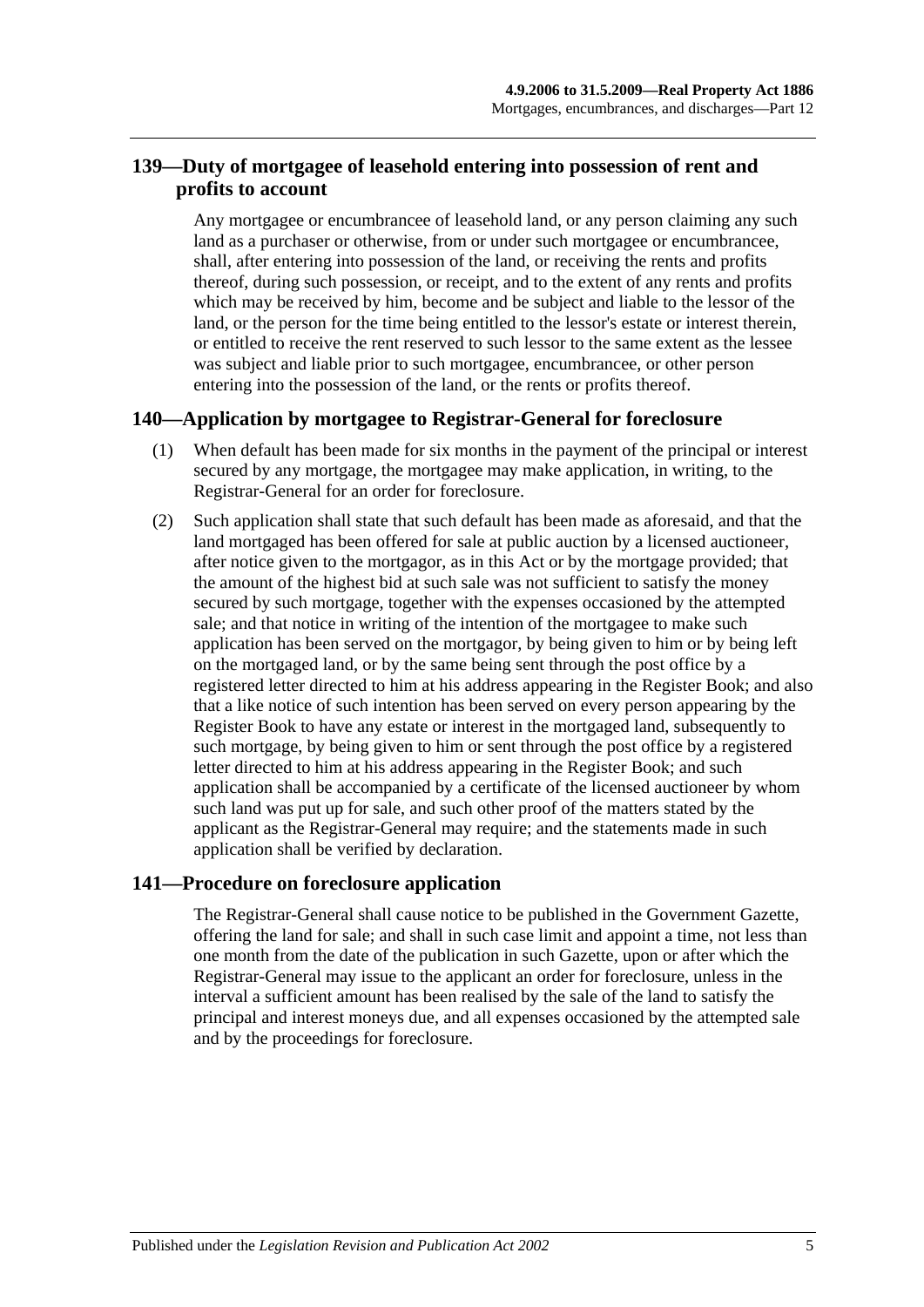## 139—Duty of mortgagee of leasehold entering into possession of rent and profits to account

Any mortgagee or encumbrancee of leasehold land, or any person claiming any such land as a purchaser or otherwise, from or under such mortgagee or encumbrancee, shall, after entering into possession of the land, or receiving the rents and profits thereof, during such possession, or receipt, and to the extent of any rents and profits which may be received by him, become and be subject and liable to the lessor of the land, or the person for the time being entitled to the lessor's estate or interest therein, or entitled to receive the rent reserved to such lessor to the same extent as the lessee was subject and liable prior to such mortgagee, encumbrancee, or other person entering into the possession of the land, or the rents or profits thereof.

## 140—Application by mortgagee to Registrar-General for foreclosure

(1) When default has been made for six months in the payment of the principal or interest secured by any mortgage, the mortgagee may make application, in writing, to the Registrar-General for an order for foreclosure.

(2) Such application shall state that such default has been made as aforesaid, and that the land mortgaged has been offered for sale at public auction by a licensed auctioneer, after notice given to the mortgagor, as in this Act or by the mortgage provided; that the amount of the highest bid at such sale was not sufficient to satisfy the money secured by such mortgage, together with the expenses occasioned by the attempted sale; and that notice in writing of the intention of the mortgagee to make such application has been served on the mortgagor, by being given to him or by being left on the mortgaged land, or by the same being sent through the post office by a registered letter directed to him at his address appearing in the Register Book; and also that a like notice of such intention has been served on every person appearing by the Register Book to have any estate or interest in the mortgaged land, subsequently to such mortgage, by being given to him or sent through the post office by a registered letter directed to him at his address appearing in the Register Book; and such application shall be accompanied by a certificate of the licensed auctioneer by whom such land was put up for sale, and such other proof of the matters stated by the applicant as the Registrar-General may require; and the statements made in such application shall be verified by declaration.

## 141—Procedure on foreclosure application

The Registrar-General shall cause notice to be published in the Government Gazette, offering the land for sale; and shall in such case limit and appoint a time, not less than one month from the date of the publication in such Gazette, upon or after which the Registrar-General may issue to the applicant an order for foreclosure, unless in the interval a sufficient amount has been realised by the sale of the land to satisfy the principal and interest moneys due, and all expenses occasioned by the attempted sale and by the proceedings for foreclosure.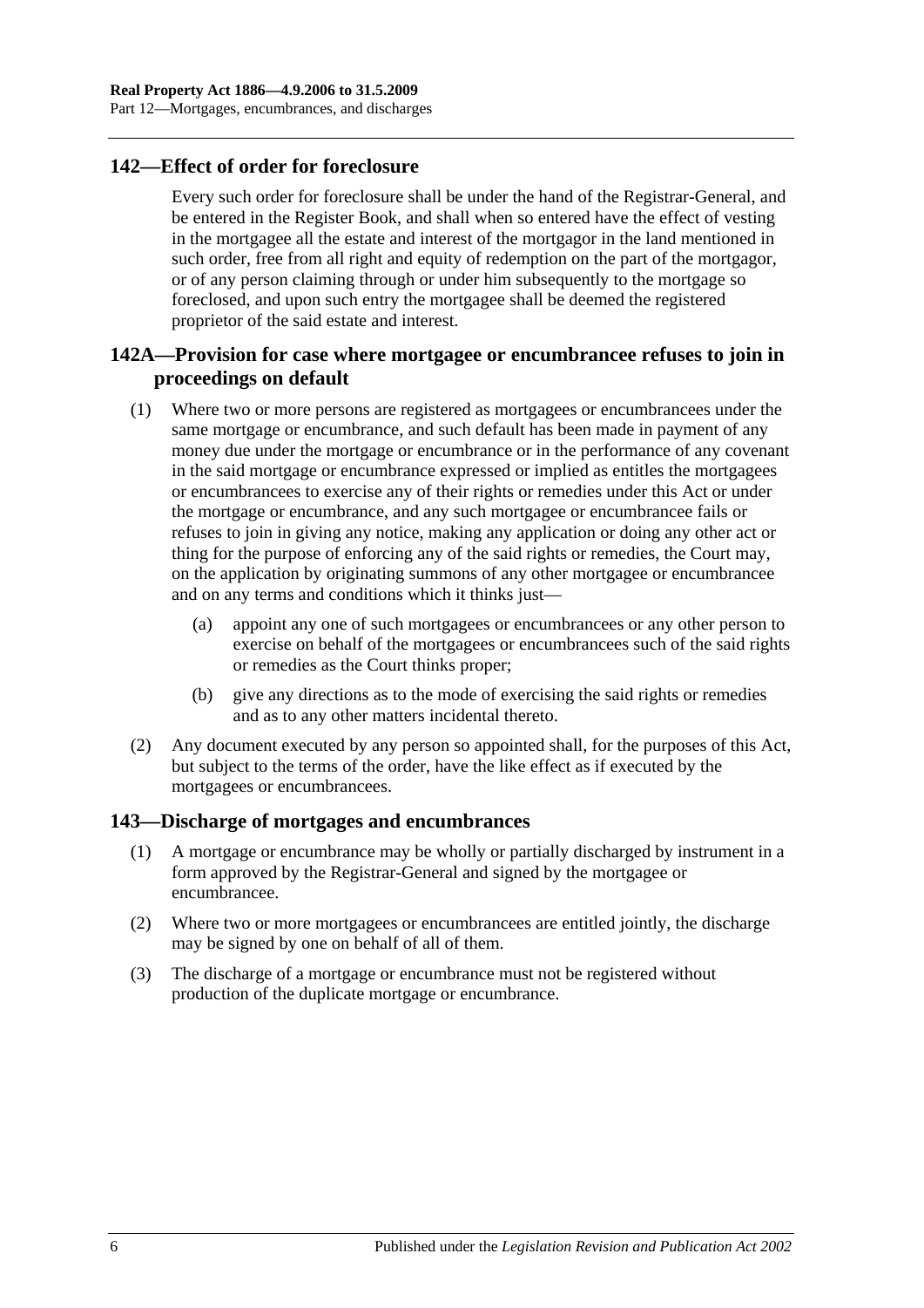## 142—Effect of order for foreclosure

Every such order for foreclosure shall be under the hand of the Registrar-General, and be entered in the Register Book, and shall when so entered have the effect of vesting in the mortgagee all the estate and interest of the mortgagor in the land mentioned in such order, free from all right and equity of redemption on the part of the mortgagor, or of any person claiming through or under him subsequently to the mortgage so foreclosed, and upon such entry the mortgagee shall be deemed the registered proprietor of the said estate and interest.

## 142A—Provision for case where mortgagee or encumbrancee refuses to join in proceedings on default

(1) Where two or more persons are registered as mortgagees or encumbrancees under the same mortgage or encumbrance, and such default has been made in payment of any money due under the mortgage or encumbrance or in the performance of any covenant in the said mortgage or encumbrance expressed or implied as entitles the mortgagees or encumbrancees to exercise any of their rights or remedies under this Act or under the mortgage or encumbrance, and any such mortgagee or encumbrancee fails or refuses to join in giving any notice, making any application or doing any other act or thing for the purpose of enforcing any of the said rights or remedies, the Court may, on the application by originating summons of any other mortgagee or encumbrancee and on any terms and conditions which it thinks just—

- (a) appoint any one of such mortgagees or encumbrancees or any other person to exercise on behalf of the mortgagees or encumbrancees such of the said rights or remedies as the Court thinks proper;
- (b) give any directions as to the mode of exercising the said rights or remedies and as to any other matters incidental thereto.

(2) Any document executed by any person so appointed shall, for the purposes of this Act, but subject to the terms of the order, have the like effect as if executed by the mortgagees or encumbrancees.

## 143—Discharge of mortgages and encumbrances

(1) A mortgage or encumbrance may be wholly or partially discharged by instrument in a form approved by the Registrar-General and signed by the mortgagee or encumbrancee.

(2) Where two or more mortgagees or encumbrancees are entitled jointly, the discharge may be signed by one on behalf of all of them.

(3) The discharge of a mortgage or encumbrance must not be registered without production of the duplicate mortgage or encumbrance.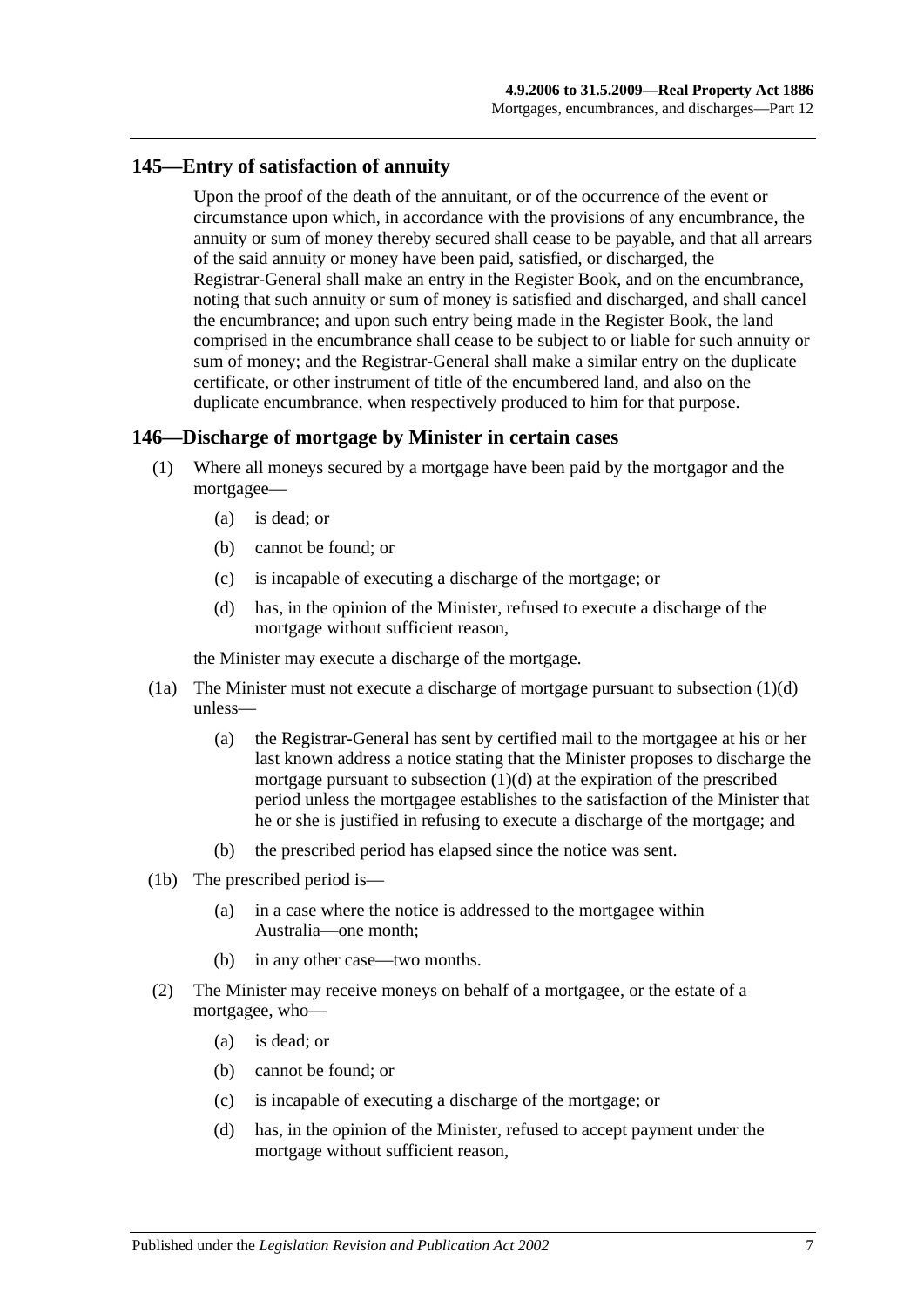## 145—Entry of satisfaction of annuity

Upon the proof of the death of the annuitant, or of the occurrence of the event or circumstance upon which, in accordance with the provisions of any encumbrance, the annuity or sum of money thereby secured shall cease to be payable, and that all arrears of the said annuity or money have been paid, satisfied, or discharged, the Registrar-General shall make an entry in the Register Book, and on the encumbrance, noting that such annuity or sum of money is satisfied and discharged, and shall cancel the encumbrance; and upon such entry being made in the Register Book, the land comprised in the encumbrance shall cease to be subject to or liable for such annuity or sum of money; and the Registrar-General shall make a similar entry on the duplicate certificate, or other instrument of title of the encumbered land, and also on the duplicate encumbrance, when respectively produced to him for that purpose.

## 146—Discharge of mortgage by Minister in certain cases

(1) Where all moneys secured by a mortgage have been paid by the mortgagor and the mortgagee—

(a) is dead; or

(b) cannot be found; or

(c) is incapable of executing a discharge of the mortgage; or

(d) has, in the opinion of the Minister, refused to execute a discharge of the mortgage without sufficient reason,

the Minister may execute a discharge of the mortgage.

(1a) The Minister must not execute a discharge of mortgage pursuant to subsection (1)(d) unless—

(a) the Registrar-General has sent by certified mail to the mortgagee at his or her last known address a notice stating that the Minister proposes to discharge the mortgage pursuant to subsection (1)(d) at the expiration of the prescribed period unless the mortgagee establishes to the satisfaction of the Minister that he or she is justified in refusing to execute a discharge of the mortgage; and

(b) the prescribed period has elapsed since the notice was sent.

(1b) The prescribed period is—

(a) in a case where the notice is addressed to the mortgagee within Australia—one month;

(b) in any other case—two months.

(2) The Minister may receive moneys on behalf of a mortgagee, or the estate of a mortgagee, who—

(a) is dead; or

(b) cannot be found; or

(c) is incapable of executing a discharge of the mortgage; or

(d) has, in the opinion of the Minister, refused to accept payment under the mortgage without sufficient reason,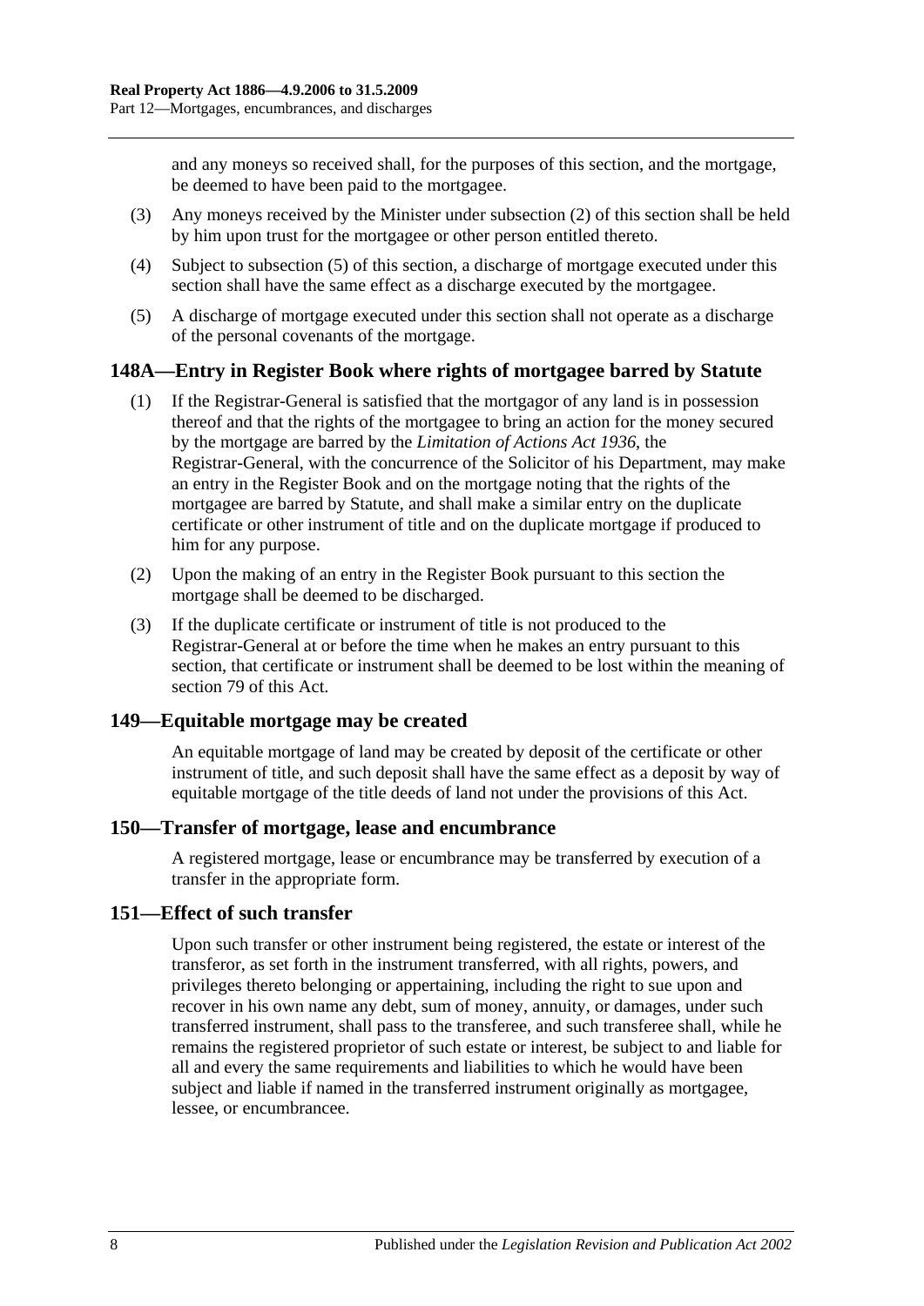and any moneys so received shall, for the purposes of this section, and the mortgage, be deemed to have been paid to the mortgagee.

(3) Any moneys received by the Minister under subsection (2) of this section shall be held by him upon trust for the mortgagee or other person entitled thereto.

(4) Subject to subsection (5) of this section, a discharge of mortgage executed under this section shall have the same effect as a discharge executed by the mortgagee.

(5) A discharge of mortgage executed under this section shall not operate as a discharge of the personal covenants of the mortgage.

## 148A—Entry in Register Book where rights of mortgagee barred by Statute

(1) If the Registrar-General is satisfied that the mortgagor of any land is in possession thereof and that the rights of the mortgagee to bring an action for the money secured by the mortgage are barred by the *Limitation of Actions Act 1936*, the Registrar-General, with the concurrence of the Solicitor of his Department, may make an entry in the Register Book and on the mortgage noting that the rights of the mortgagee are barred by Statute, and shall make a similar entry on the duplicate certificate or other instrument of title and on the duplicate mortgage if produced to him for any purpose.

(2) Upon the making of an entry in the Register Book pursuant to this section the mortgage shall be deemed to be discharged.

(3) If the duplicate certificate or instrument of title is not produced to the Registrar-General at or before the time when he makes an entry pursuant to this section, that certificate or instrument shall be deemed to be lost within the meaning of section 79 of this Act.

## 149—Equitable mortgage may be created

An equitable mortgage of land may be created by deposit of the certificate or other instrument of title, and such deposit shall have the same effect as a deposit by way of equitable mortgage of the title deeds of land not under the provisions of this Act.

## 150—Transfer of mortgage, lease and encumbrance

A registered mortgage, lease or encumbrance may be transferred by execution of a transfer in the appropriate form.

## 151—Effect of such transfer

Upon such transfer or other instrument being registered, the estate or interest of the transferor, as set forth in the instrument transferred, with all rights, powers, and privileges thereto belonging or appertaining, including the right to sue upon and recover in his own name any debt, sum of money, annuity, or damages, under such transferred instrument, shall pass to the transferee, and such transferee shall, while he remains the registered proprietor of such estate or interest, be subject to and liable for all and every the same requirements and liabilities to which he would have been subject and liable if named in the transferred instrument originally as mortgagee, lessee, or encumbrancee.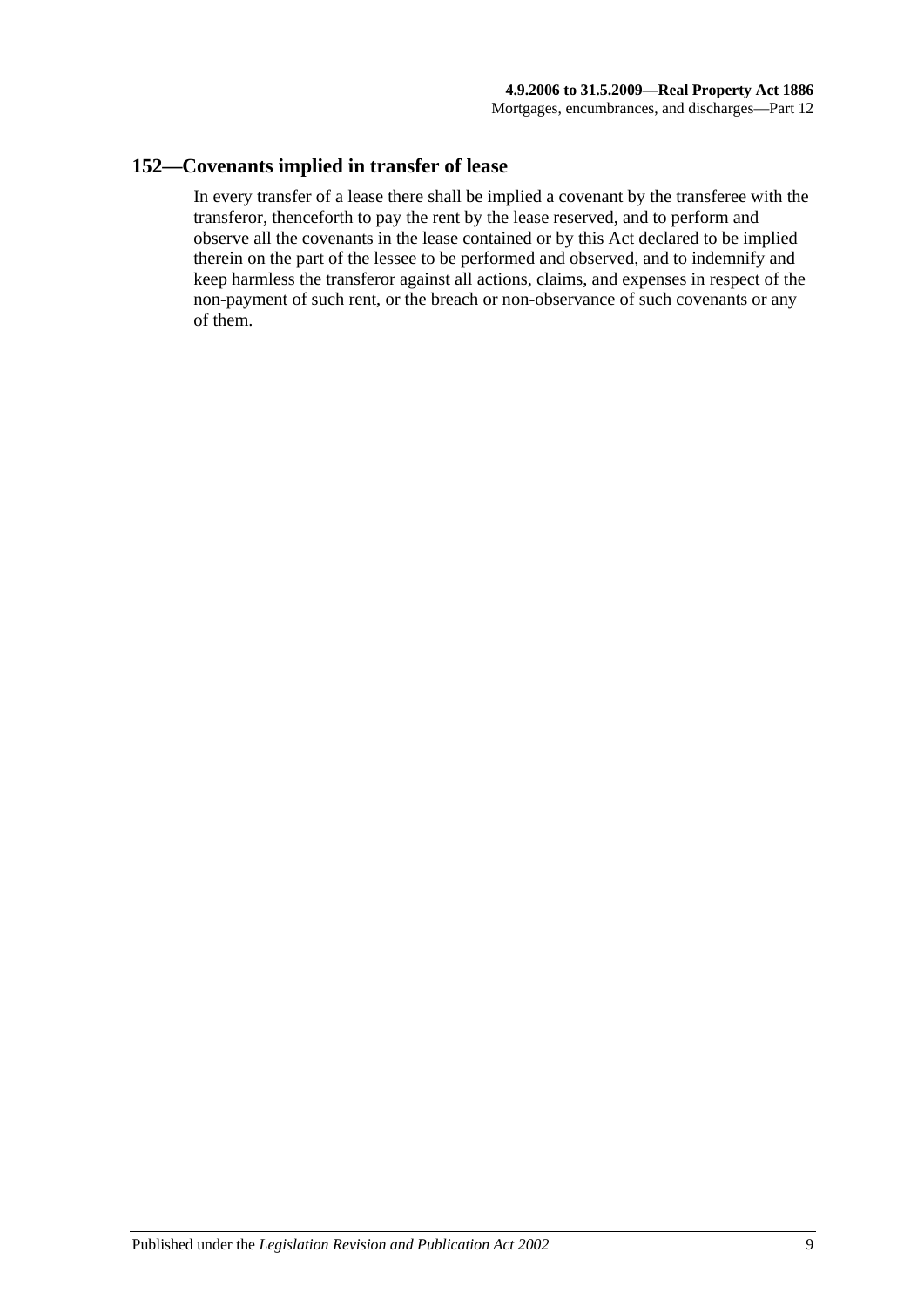## 152—Covenants implied in transfer of lease

In every transfer of a lease there shall be implied a covenant by the transferee with the transferor, thenceforth to pay the rent by the lease reserved, and to perform and observe all the covenants in the lease contained or by this Act declared to be implied therein on the part of the lessee to be performed and observed, and to indemnify and keep harmless the transferor against all actions, claims, and expenses in respect of the non-payment of such rent, or the breach or non-observance of such covenants or any of them.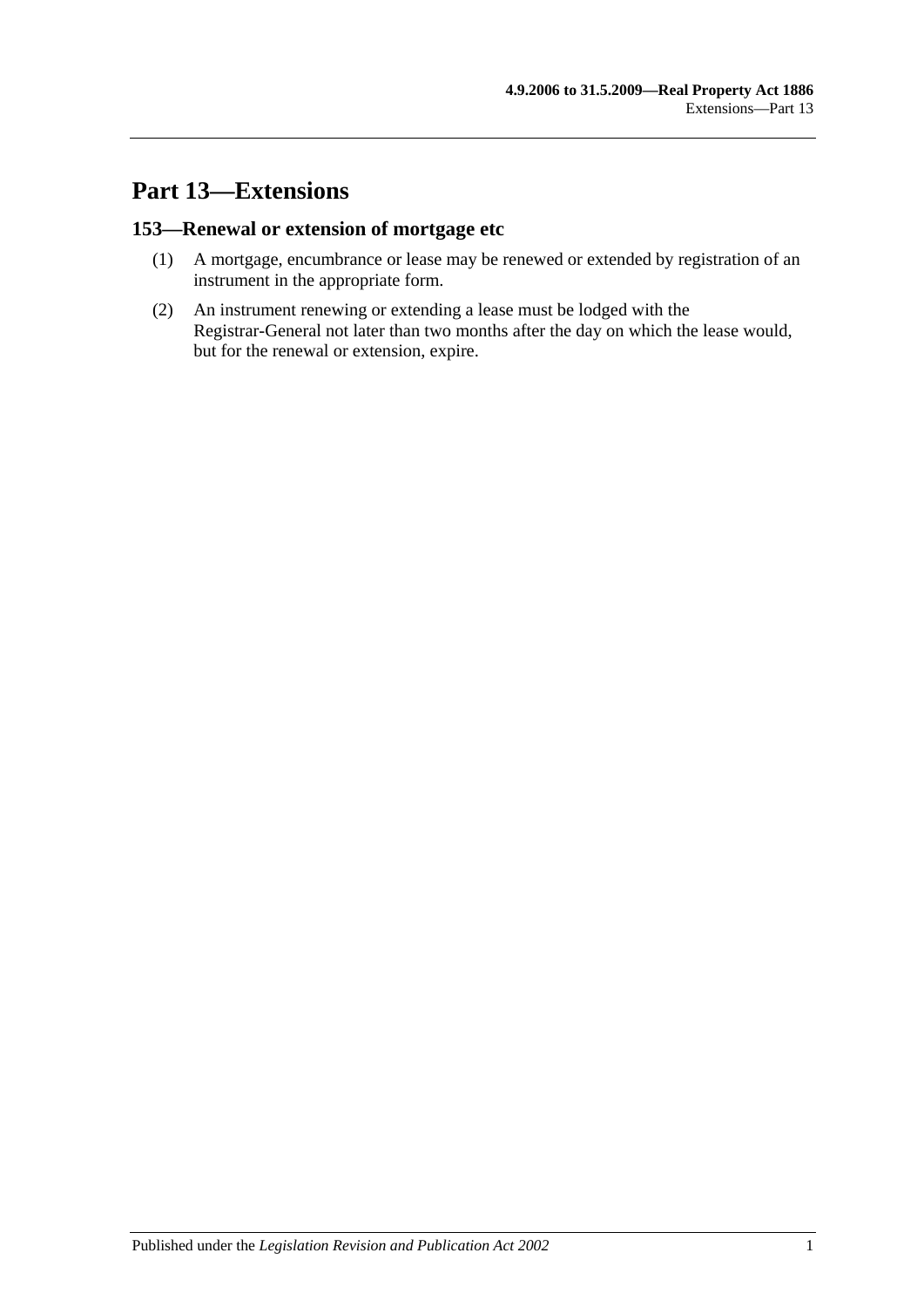# Part 13—Extensions

## 153—Renewal or extension of mortgage etc

(1) A mortgage, encumbrance or lease may be renewed or extended by registration of an instrument in the appropriate form.

(2) An instrument renewing or extending a lease must be lodged with the Registrar-General not later than two months after the day on which the lease would, but for the renewal or extension, expire.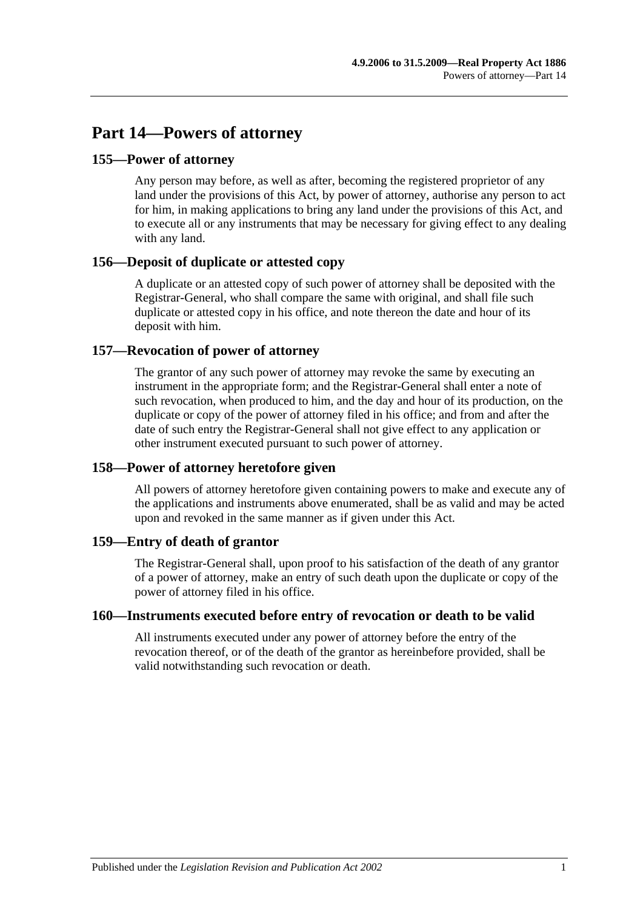# Part 14—Powers of attorney

## 155—Power of attorney

Any person may before, as well as after, becoming the registered proprietor of any land under the provisions of this Act, by power of attorney, authorise any person to act for him, in making applications to bring any land under the provisions of this Act, and to execute all or any instruments that may be necessary for giving effect to any dealing with any land.

## 156—Deposit of duplicate or attested copy

A duplicate or an attested copy of such power of attorney shall be deposited with the Registrar-General, who shall compare the same with original, and shall file such duplicate or attested copy in his office, and note thereon the date and hour of its deposit with him.

## 157—Revocation of power of attorney

The grantor of any such power of attorney may revoke the same by executing an instrument in the appropriate form; and the Registrar-General shall enter a note of such revocation, when produced to him, and the day and hour of its production, on the duplicate or copy of the power of attorney filed in his office; and from and after the date of such entry the Registrar-General shall not give effect to any application or other instrument executed pursuant to such power of attorney.

## 158—Power of attorney heretofore given

All powers of attorney heretofore given containing powers to make and execute any of the applications and instruments above enumerated, shall be as valid and may be acted upon and revoked in the same manner as if given under this Act.

## 159—Entry of death of grantor

The Registrar-General shall, upon proof to his satisfaction of the death of any grantor of a power of attorney, make an entry of such death upon the duplicate or copy of the power of attorney filed in his office.

## 160—Instruments executed before entry of revocation or death to be valid

All instruments executed under any power of attorney before the entry of the revocation thereof, or of the death of the grantor as hereinbefore provided, shall be valid notwithstanding such revocation or death.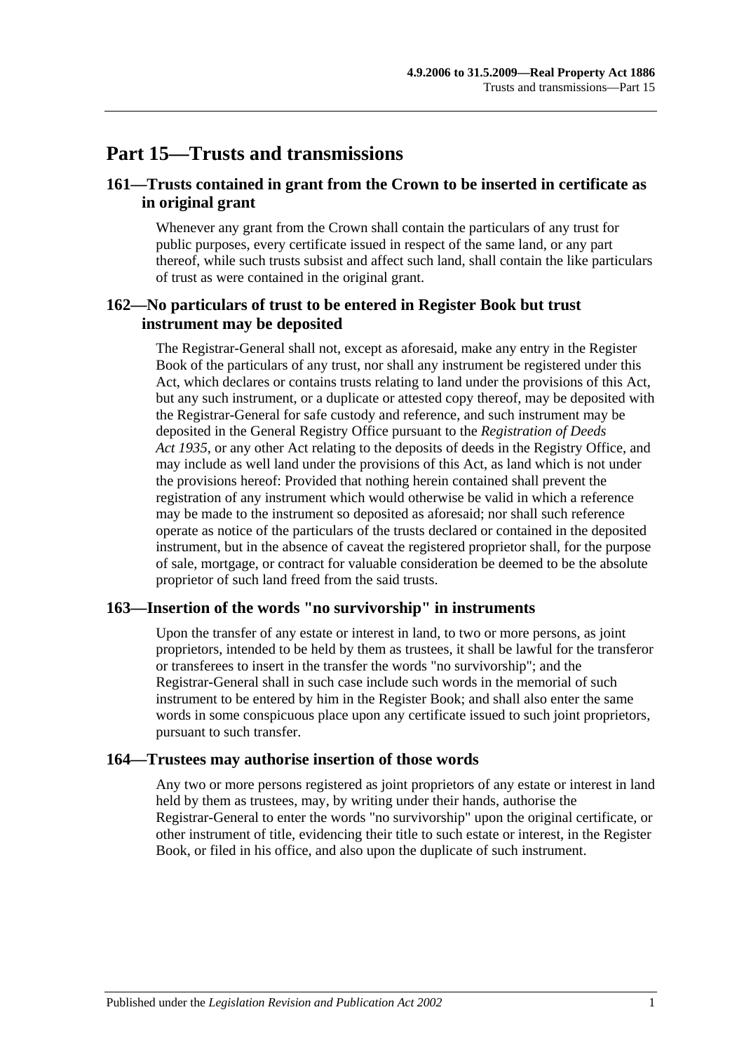# Part 15—Trusts and transmissions

## 161—Trusts contained in grant from the Crown to be inserted in certificate as in original grant

Whenever any grant from the Crown shall contain the particulars of any trust for public purposes, every certificate issued in respect of the same land, or any part thereof, while such trusts subsist and affect such land, shall contain the like particulars of trust as were contained in the original grant.

## 162—No particulars of trust to be entered in Register Book but trust instrument may be deposited

The Registrar-General shall not, except as aforesaid, make any entry in the Register Book of the particulars of any trust, nor shall any instrument be registered under this Act, which declares or contains trusts relating to land under the provisions of this Act, but any such instrument, or a duplicate or attested copy thereof, may be deposited with the Registrar-General for safe custody and reference, and such instrument may be deposited in the General Registry Office pursuant to the *Registration of Deeds Act 1935*, or any other Act relating to the deposits of deeds in the Registry Office, and may include as well land under the provisions of this Act, as land which is not under the provisions hereof: Provided that nothing herein contained shall prevent the registration of any instrument which would otherwise be valid in which a reference may be made to the instrument so deposited as aforesaid; nor shall such reference operate as notice of the particulars of the trusts declared or contained in the deposited instrument, but in the absence of caveat the registered proprietor shall, for the purpose of sale, mortgage, or contract for valuable consideration be deemed to be the absolute proprietor of such land freed from the said trusts.

## 163—Insertion of the words "no survivorship" in instruments

Upon the transfer of any estate or interest in land, to two or more persons, as joint proprietors, intended to be held by them as trustees, it shall be lawful for the transferor or transferees to insert in the transfer the words "no survivorship"; and the Registrar-General shall in such case include such words in the memorial of such instrument to be entered by him in the Register Book; and shall also enter the same words in some conspicuous place upon any certificate issued to such joint proprietors, pursuant to such transfer.

## 164—Trustees may authorise insertion of those words

Any two or more persons registered as joint proprietors of any estate or interest in land held by them as trustees, may, by writing under their hands, authorise the Registrar-General to enter the words "no survivorship" upon the original certificate, or other instrument of title, evidencing their title to such estate or interest, in the Register Book, or filed in his office, and also upon the duplicate of such instrument.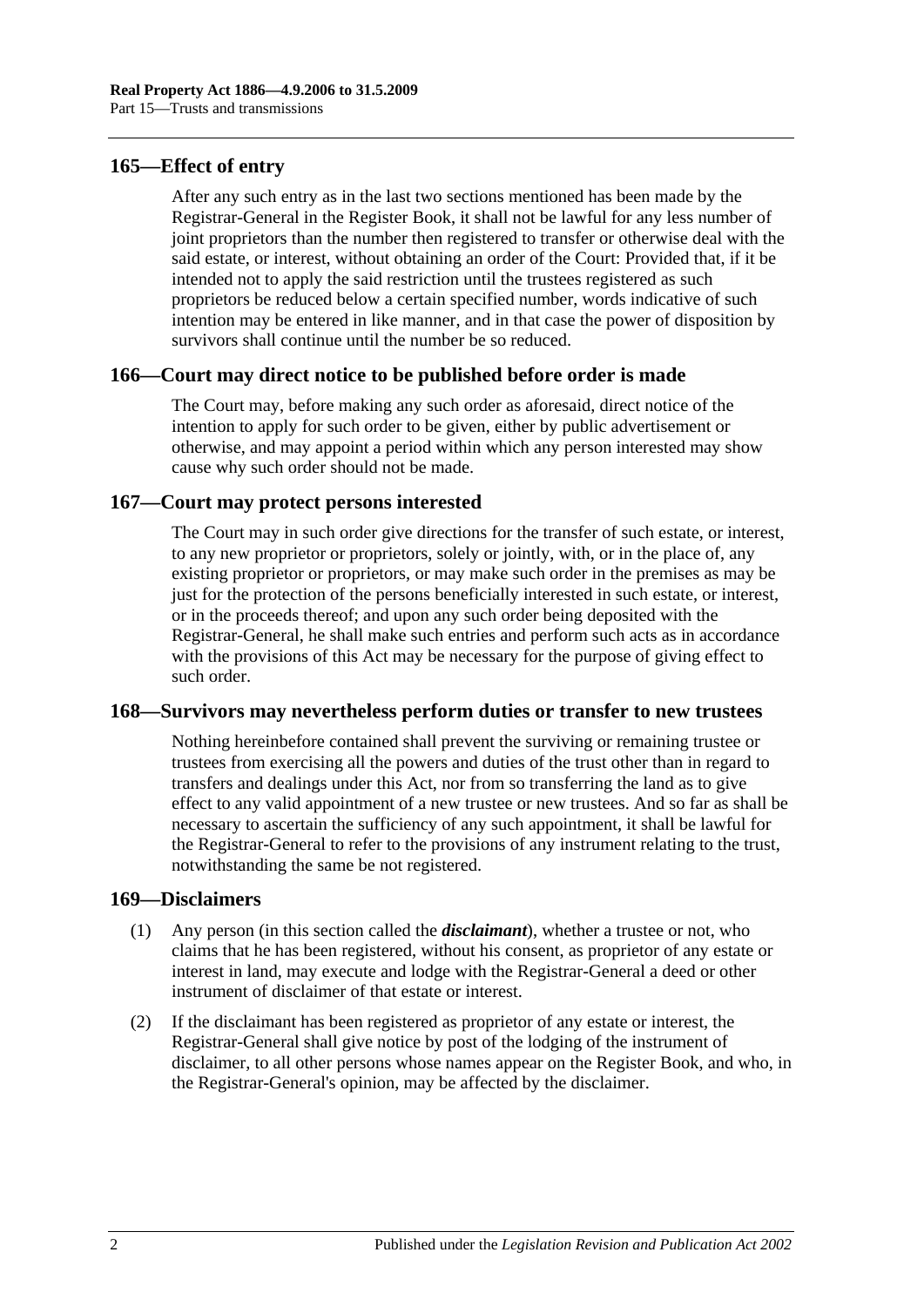## 165—Effect of entry

After any such entry as in the last two sections mentioned has been made by the Registrar-General in the Register Book, it shall not be lawful for any less number of joint proprietors than the number then registered to transfer or otherwise deal with the said estate, or interest, without obtaining an order of the Court: Provided that, if it be intended not to apply the said restriction until the trustees registered as such proprietors be reduced below a certain specified number, words indicative of such intention may be entered in like manner, and in that case the power of disposition by survivors shall continue until the number be so reduced.

## 166—Court may direct notice to be published before order is made

The Court may, before making any such order as aforesaid, direct notice of the intention to apply for such order to be given, either by public advertisement or otherwise, and may appoint a period within which any person interested may show cause why such order should not be made.

## 167—Court may protect persons interested

The Court may in such order give directions for the transfer of such estate, or interest, to any new proprietor or proprietors, solely or jointly, with, or in the place of, any existing proprietor or proprietors, or may make such order in the premises as may be just for the protection of the persons beneficially interested in such estate, or interest, or in the proceeds thereof; and upon any such order being deposited with the Registrar-General, he shall make such entries and perform such acts as in accordance with the provisions of this Act may be necessary for the purpose of giving effect to such order.

## 168—Survivors may nevertheless perform duties or transfer to new trustees

Nothing hereinbefore contained shall prevent the surviving or remaining trustee or trustees from exercising all the powers and duties of the trust other than in regard to transfers and dealings under this Act, nor from so transferring the land as to give effect to any valid appointment of a new trustee or new trustees. And so far as shall be necessary to ascertain the sufficiency of any such appointment, it shall be lawful for the Registrar-General to refer to the provisions of any instrument relating to the trust, notwithstanding the same be not registered.

## 169—Disclaimers

(1) Any person (in this section called the ***disclaimant***), whether a trustee or not, who claims that he has been registered, without his consent, as proprietor of any estate or interest in land, may execute and lodge with the Registrar-General a deed or other instrument of disclaimer of that estate or interest.

(2) If the disclaimant has been registered as proprietor of any estate or interest, the Registrar-General shall give notice by post of the lodging of the instrument of disclaimer, to all other persons whose names appear on the Register Book, and who, in the Registrar-General's opinion, may be affected by the disclaimer.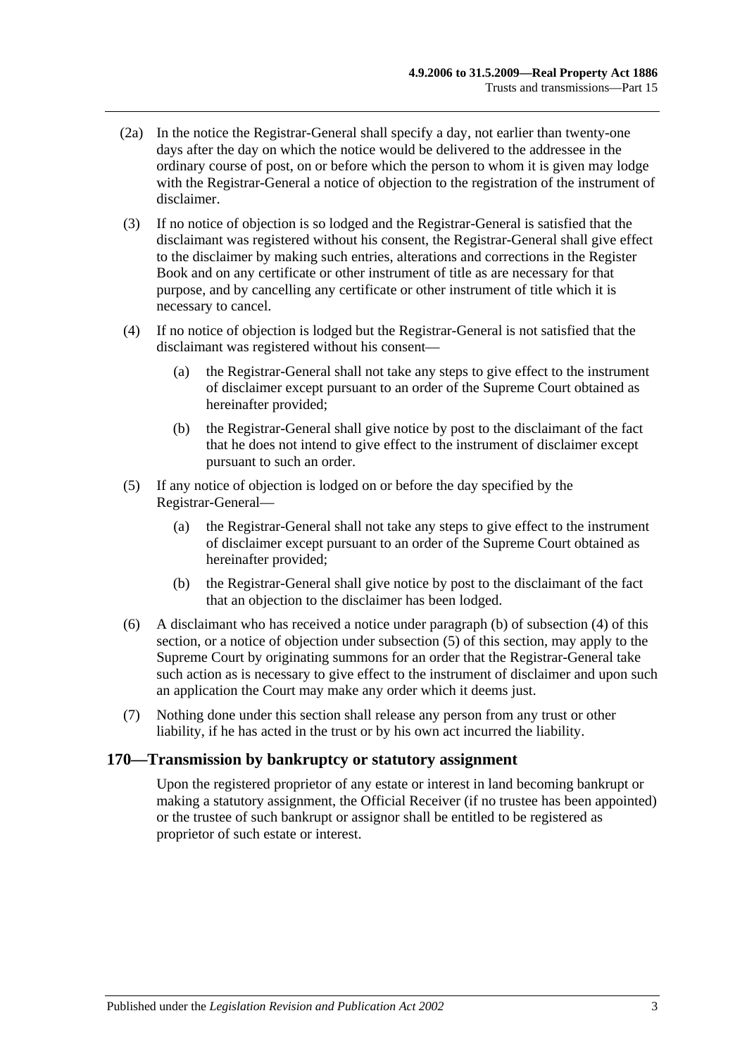(2a) In the notice the Registrar-General shall specify a day, not earlier than twenty-one days after the day on which the notice would be delivered to the addressee in the ordinary course of post, on or before which the person to whom it is given may lodge with the Registrar-General a notice of objection to the registration of the instrument of disclaimer.

(3) If no notice of objection is so lodged and the Registrar-General is satisfied that the disclaimant was registered without his consent, the Registrar-General shall give effect to the disclaimer by making such entries, alterations and corrections in the Register Book and on any certificate or other instrument of title as are necessary for that purpose, and by cancelling any certificate or other instrument of title which it is necessary to cancel.

(4) If no notice of objection is lodged but the Registrar-General is not satisfied that the disclaimant was registered without his consent—

(a) the Registrar-General shall not take any steps to give effect to the instrument of disclaimer except pursuant to an order of the Supreme Court obtained as hereinafter provided;

(b) the Registrar-General shall give notice by post to the disclaimant of the fact that he does not intend to give effect to the instrument of disclaimer except pursuant to such an order.

(5) If any notice of objection is lodged on or before the day specified by the Registrar-General—

(a) the Registrar-General shall not take any steps to give effect to the instrument of disclaimer except pursuant to an order of the Supreme Court obtained as hereinafter provided;

(b) the Registrar-General shall give notice by post to the disclaimant of the fact that an objection to the disclaimer has been lodged.

(6) A disclaimant who has received a notice under paragraph (b) of subsection (4) of this section, or a notice of objection under subsection (5) of this section, may apply to the Supreme Court by originating summons for an order that the Registrar-General take such action as is necessary to give effect to the instrument of disclaimer and upon such an application the Court may make any order which it deems just.

(7) Nothing done under this section shall release any person from any trust or other liability, if he has acted in the trust or by his own act incurred the liability.

## 170—Transmission by bankruptcy or statutory assignment

Upon the registered proprietor of any estate or interest in land becoming bankrupt or making a statutory assignment, the Official Receiver (if no trustee has been appointed) or the trustee of such bankrupt or assignor shall be entitled to be registered as proprietor of such estate or interest.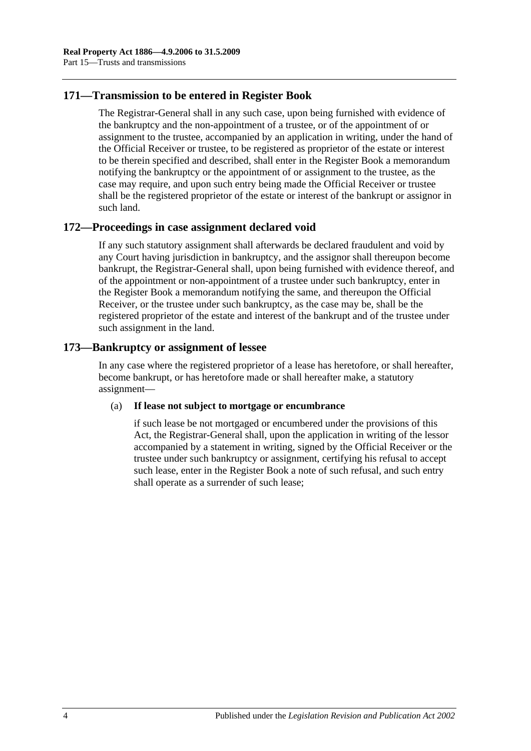## 171—Transmission to be entered in Register Book

The Registrar-General shall in any such case, upon being furnished with evidence of the bankruptcy and the non-appointment of a trustee, or of the appointment of or assignment to the trustee, accompanied by an application in writing, under the hand of the Official Receiver or trustee, to be registered as proprietor of the estate or interest to be therein specified and described, shall enter in the Register Book a memorandum notifying the bankruptcy or the appointment of or assignment to the trustee, as the case may require, and upon such entry being made the Official Receiver or trustee shall be the registered proprietor of the estate or interest of the bankrupt or assignor in such land.

## 172—Proceedings in case assignment declared void

If any such statutory assignment shall afterwards be declared fraudulent and void by any Court having jurisdiction in bankruptcy, and the assignor shall thereupon become bankrupt, the Registrar-General shall, upon being furnished with evidence thereof, and of the appointment or non-appointment of a trustee under such bankruptcy, enter in the Register Book a memorandum notifying the same, and thereupon the Official Receiver, or the trustee under such bankruptcy, as the case may be, shall be the registered proprietor of the estate and interest of the bankrupt and of the trustee under such assignment in the land.

## 173—Bankruptcy or assignment of lessee

In any case where the registered proprietor of a lease has heretofore, or shall hereafter, become bankrupt, or has heretofore made or shall hereafter make, a statutory assignment—

(a) **If lease not subject to mortgage or encumbrance**

if such lease be not mortgaged or encumbered under the provisions of this Act, the Registrar-General shall, upon the application in writing of the lessor accompanied by a statement in writing, signed by the Official Receiver or the trustee under such bankruptcy or assignment, certifying his refusal to accept such lease, enter in the Register Book a note of such refusal, and such entry shall operate as a surrender of such lease;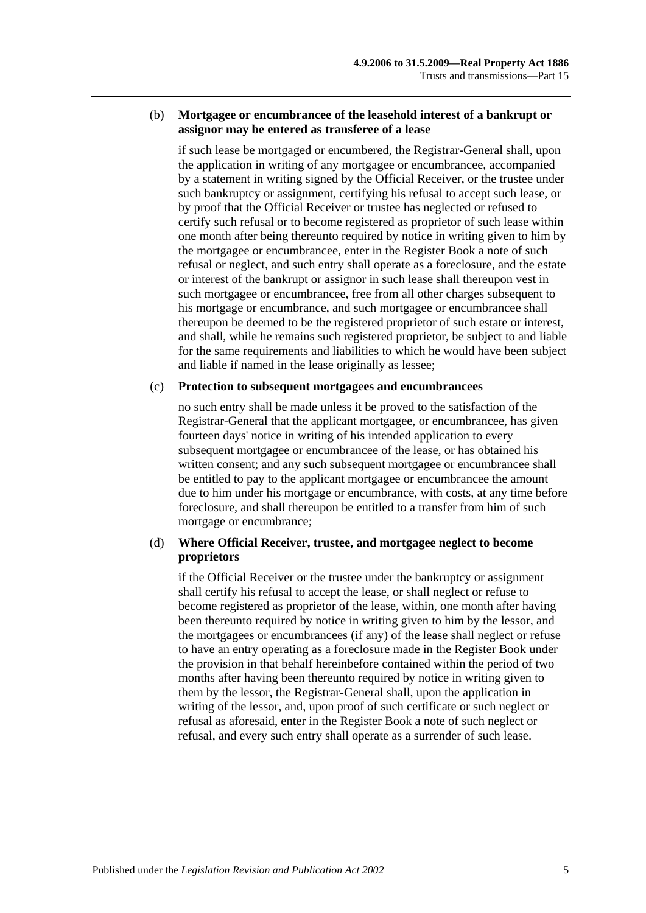(b) **Mortgagee or encumbrancee of the leasehold interest of a bankrupt or assignor may be entered as transferee of a lease**

if such lease be mortgaged or encumbered, the Registrar-General shall, upon the application in writing of any mortgagee or encumbrancee, accompanied by a statement in writing signed by the Official Receiver, or the trustee under such bankruptcy or assignment, certifying his refusal to accept such lease, or by proof that the Official Receiver or trustee has neglected or refused to certify such refusal or to become registered as proprietor of such lease within one month after being thereunto required by notice in writing given to him by the mortgagee or encumbrancee, enter in the Register Book a note of such refusal or neglect, and such entry shall operate as a foreclosure, and the estate or interest of the bankrupt or assignor in such lease shall thereupon vest in such mortgagee or encumbrancee, free from all other charges subsequent to his mortgage or encumbrance, and such mortgagee or encumbrancee shall thereupon be deemed to be the registered proprietor of such estate or interest, and shall, while he remains such registered proprietor, be subject to and liable for the same requirements and liabilities to which he would have been subject and liable if named in the lease originally as lessee;

(c) **Protection to subsequent mortgagees and encumbrancees**

no such entry shall be made unless it be proved to the satisfaction of the Registrar-General that the applicant mortgagee, or encumbrancee, has given fourteen days' notice in writing of his intended application to every subsequent mortgagee or encumbrancee of the lease, or has obtained his written consent; and any such subsequent mortgagee or encumbrancee shall be entitled to pay to the applicant mortgagee or encumbrancee the amount due to him under his mortgage or encumbrance, with costs, at any time before foreclosure, and shall thereupon be entitled to a transfer from him of such mortgage or encumbrance;

(d) **Where Official Receiver, trustee, and mortgagee neglect to become proprietors**

if the Official Receiver or the trustee under the bankruptcy or assignment shall certify his refusal to accept the lease, or shall neglect or refuse to become registered as proprietor of the lease, within, one month after having been thereunto required by notice in writing given to him by the lessor, and the mortgagees or encumbrancees (if any) of the lease shall neglect or refuse to have an entry operating as a foreclosure made in the Register Book under the provision in that behalf hereinbefore contained within the period of two months after having been thereunto required by notice in writing given to them by the lessor, the Registrar-General shall, upon the application in writing of the lessor, and, upon proof of such certificate or such neglect or refusal as aforesaid, enter in the Register Book a note of such neglect or refusal, and every such entry shall operate as a surrender of such lease.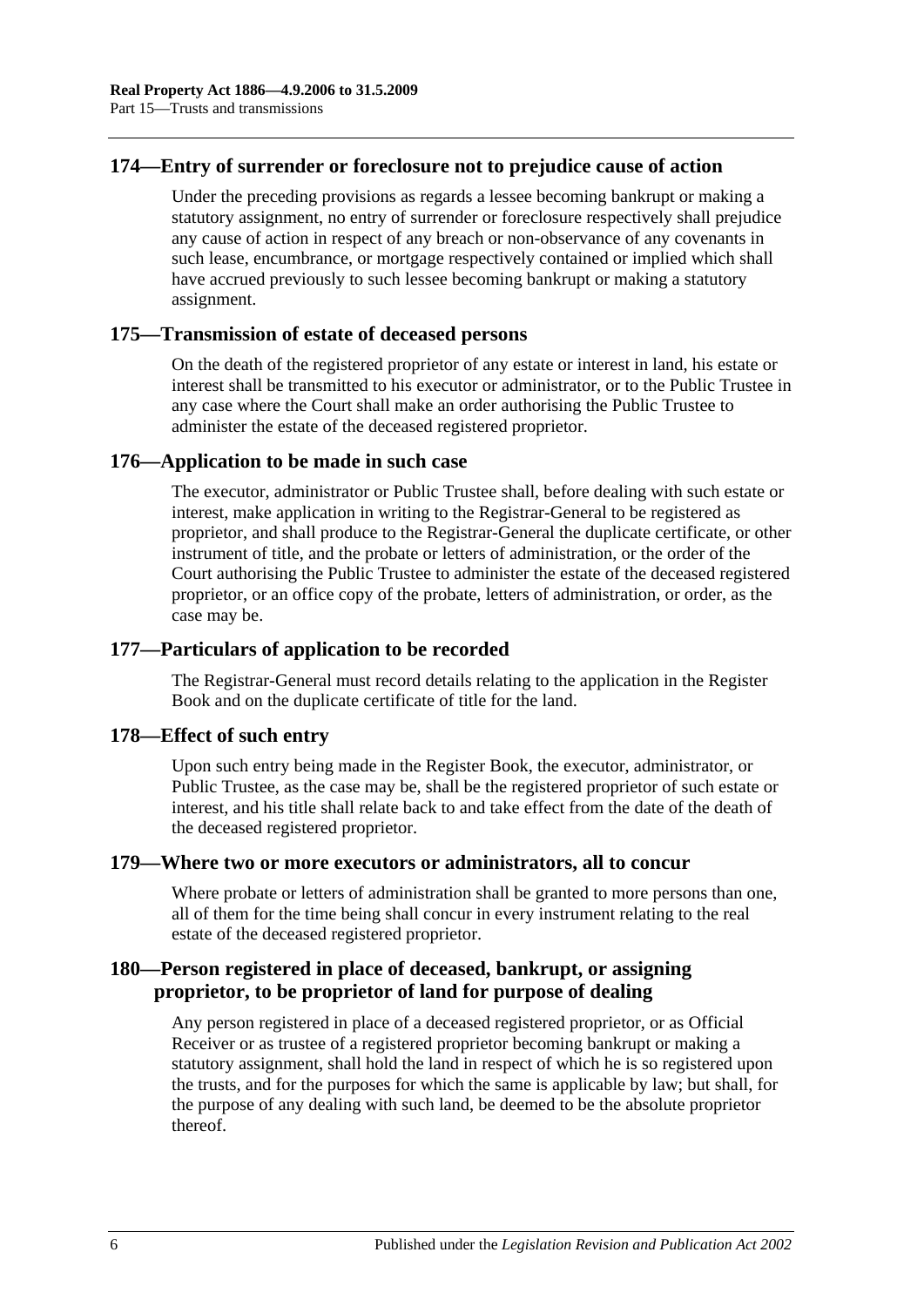## 174—Entry of surrender or foreclosure not to prejudice cause of action

Under the preceding provisions as regards a lessee becoming bankrupt or making a statutory assignment, no entry of surrender or foreclosure respectively shall prejudice any cause of action in respect of any breach or non-observance of any covenants in such lease, encumbrance, or mortgage respectively contained or implied which shall have accrued previously to such lessee becoming bankrupt or making a statutory assignment.

## 175—Transmission of estate of deceased persons

On the death of the registered proprietor of any estate or interest in land, his estate or interest shall be transmitted to his executor or administrator, or to the Public Trustee in any case where the Court shall make an order authorising the Public Trustee to administer the estate of the deceased registered proprietor.

## 176—Application to be made in such case

The executor, administrator or Public Trustee shall, before dealing with such estate or interest, make application in writing to the Registrar-General to be registered as proprietor, and shall produce to the Registrar-General the duplicate certificate, or other instrument of title, and the probate or letters of administration, or the order of the Court authorising the Public Trustee to administer the estate of the deceased registered proprietor, or an office copy of the probate, letters of administration, or order, as the case may be.

## 177—Particulars of application to be recorded

The Registrar-General must record details relating to the application in the Register Book and on the duplicate certificate of title for the land.

## 178—Effect of such entry

Upon such entry being made in the Register Book, the executor, administrator, or Public Trustee, as the case may be, shall be the registered proprietor of such estate or interest, and his title shall relate back to and take effect from the date of the death of the deceased registered proprietor.

## 179—Where two or more executors or administrators, all to concur

Where probate or letters of administration shall be granted to more persons than one, all of them for the time being shall concur in every instrument relating to the real estate of the deceased registered proprietor.

## 180—Person registered in place of deceased, bankrupt, or assigning proprietor, to be proprietor of land for purpose of dealing

Any person registered in place of a deceased registered proprietor, or as Official Receiver or as trustee of a registered proprietor becoming bankrupt or making a statutory assignment, shall hold the land in respect of which he is so registered upon the trusts, and for the purposes for which the same is applicable by law; but shall, for the purpose of any dealing with such land, be deemed to be the absolute proprietor thereof.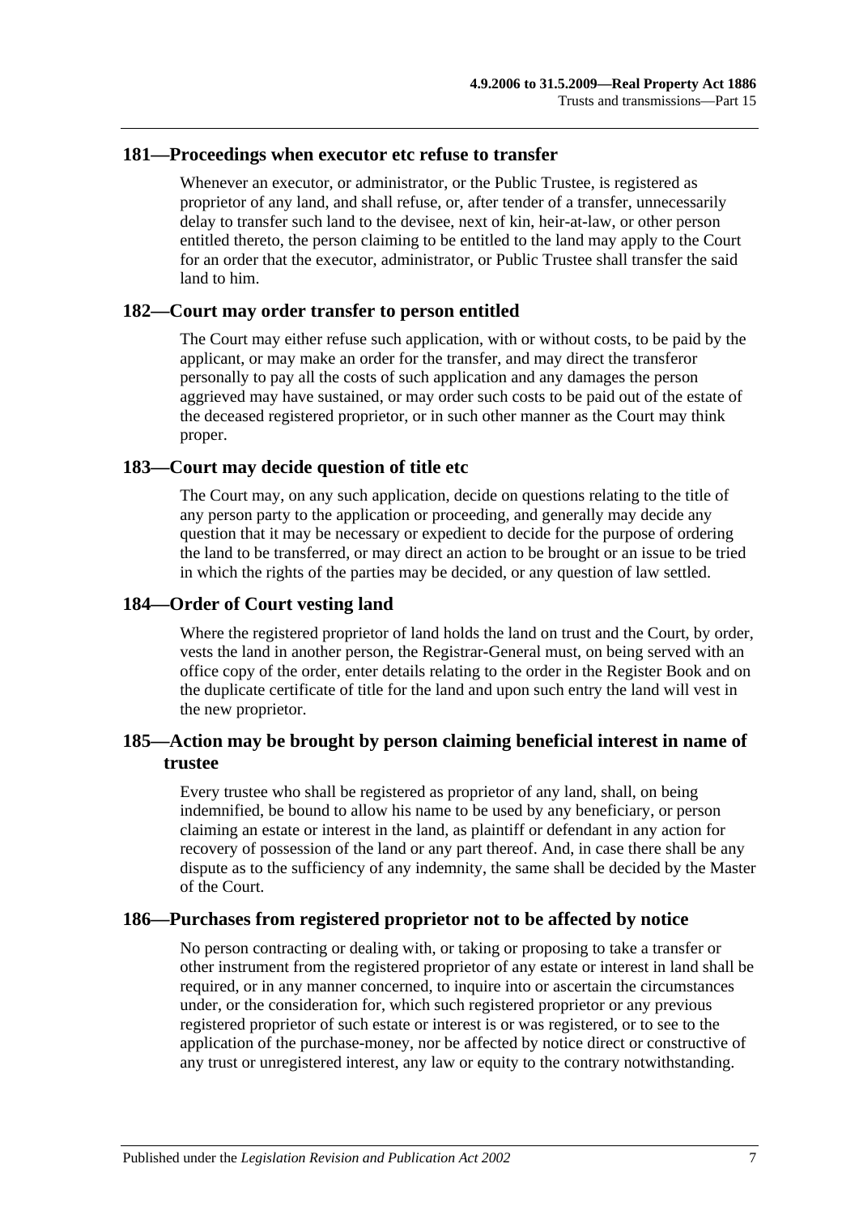## 181—Proceedings when executor etc refuse to transfer

Whenever an executor, or administrator, or the Public Trustee, is registered as proprietor of any land, and shall refuse, or, after tender of a transfer, unnecessarily delay to transfer such land to the devisee, next of kin, heir-at-law, or other person entitled thereto, the person claiming to be entitled to the land may apply to the Court for an order that the executor, administrator, or Public Trustee shall transfer the said land to him.

## 182—Court may order transfer to person entitled

The Court may either refuse such application, with or without costs, to be paid by the applicant, or may make an order for the transfer, and may direct the transferor personally to pay all the costs of such application and any damages the person aggrieved may have sustained, or may order such costs to be paid out of the estate of the deceased registered proprietor, or in such other manner as the Court may think proper.

## 183—Court may decide question of title etc

The Court may, on any such application, decide on questions relating to the title of any person party to the application or proceeding, and generally may decide any question that it may be necessary or expedient to decide for the purpose of ordering the land to be transferred, or may direct an action to be brought or an issue to be tried in which the rights of the parties may be decided, or any question of law settled.

## 184—Order of Court vesting land

Where the registered proprietor of land holds the land on trust and the Court, by order, vests the land in another person, the Registrar-General must, on being served with an office copy of the order, enter details relating to the order in the Register Book and on the duplicate certificate of title for the land and upon such entry the land will vest in the new proprietor.

## 185—Action may be brought by person claiming beneficial interest in name of trustee

Every trustee who shall be registered as proprietor of any land, shall, on being indemnified, be bound to allow his name to be used by any beneficiary, or person claiming an estate or interest in the land, as plaintiff or defendant in any action for recovery of possession of the land or any part thereof. And, in case there shall be any dispute as to the sufficiency of any indemnity, the same shall be decided by the Master of the Court.

## 186—Purchases from registered proprietor not to be affected by notice

No person contracting or dealing with, or taking or proposing to take a transfer or other instrument from the registered proprietor of any estate or interest in land shall be required, or in any manner concerned, to inquire into or ascertain the circumstances under, or the consideration for, which such registered proprietor or any previous registered proprietor of such estate or interest is or was registered, or to see to the application of the purchase-money, nor be affected by notice direct or constructive of any trust or unregistered interest, any law or equity to the contrary notwithstanding.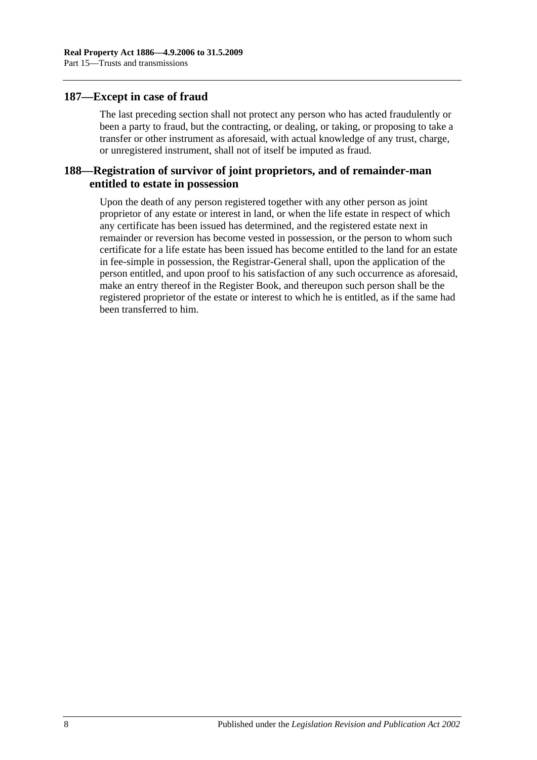## 187—Except in case of fraud

The last preceding section shall not protect any person who has acted fraudulently or been a party to fraud, but the contracting, or dealing, or taking, or proposing to take a transfer or other instrument as aforesaid, with actual knowledge of any trust, charge, or unregistered instrument, shall not of itself be imputed as fraud.

## 188—Registration of survivor of joint proprietors, and of remainder-man entitled to estate in possession

Upon the death of any person registered together with any other person as joint proprietor of any estate or interest in land, or when the life estate in respect of which any certificate has been issued has determined, and the registered estate next in remainder or reversion has become vested in possession, or the person to whom such certificate for a life estate has been issued has become entitled to the land for an estate in fee-simple in possession, the Registrar-General shall, upon the application of the person entitled, and upon proof to his satisfaction of any such occurrence as aforesaid, make an entry thereof in the Register Book, and thereupon such person shall be the registered proprietor of the estate or interest to which he is entitled, as if the same had been transferred to him.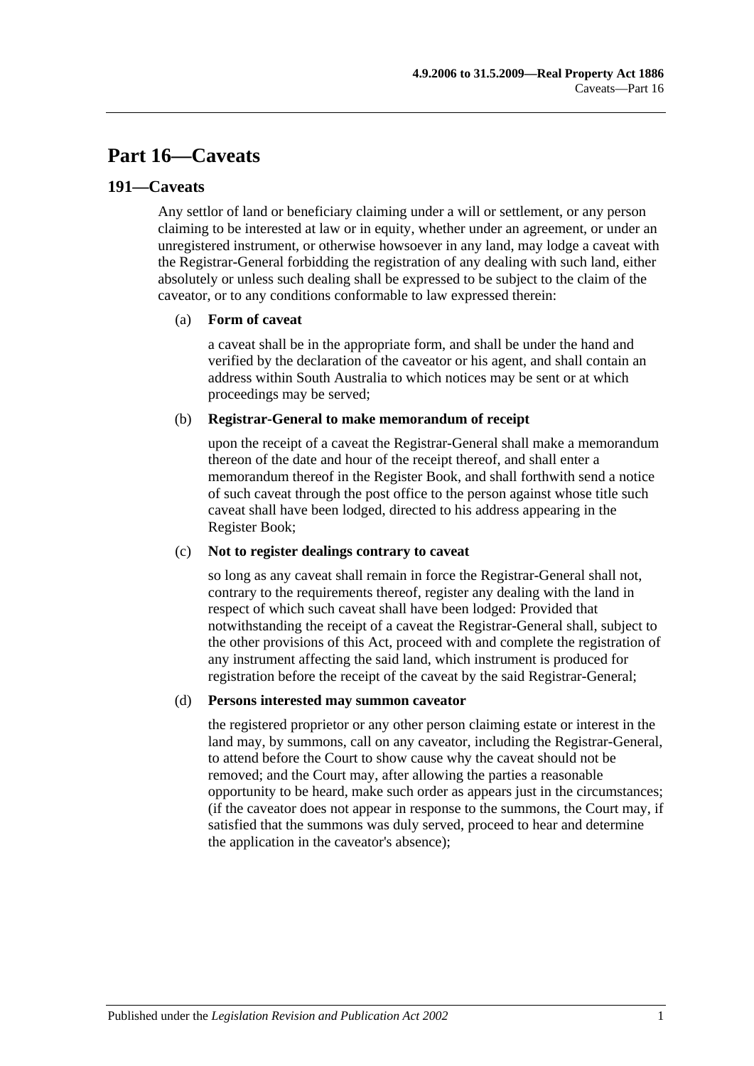# Part 16—Caveats

## 191—Caveats

Any settlor of land or beneficiary claiming under a will or settlement, or any person claiming to be interested at law or in equity, whether under an agreement, or under an unregistered instrument, or otherwise howsoever in any land, may lodge a caveat with the Registrar-General forbidding the registration of any dealing with such land, either absolutely or unless such dealing shall be expressed to be subject to the claim of the caveator, or to any conditions conformable to law expressed therein:

(a) **Form of caveat**

a caveat shall be in the appropriate form, and shall be under the hand and verified by the declaration of the caveator or his agent, and shall contain an address within South Australia to which notices may be sent or at which proceedings may be served;

(b) **Registrar-General to make memorandum of receipt**

upon the receipt of a caveat the Registrar-General shall make a memorandum thereon of the date and hour of the receipt thereof, and shall enter a memorandum thereof in the Register Book, and shall forthwith send a notice of such caveat through the post office to the person against whose title such caveat shall have been lodged, directed to his address appearing in the Register Book;

(c) **Not to register dealings contrary to caveat**

so long as any caveat shall remain in force the Registrar-General shall not, contrary to the requirements thereof, register any dealing with the land in respect of which such caveat shall have been lodged: Provided that notwithstanding the receipt of a caveat the Registrar-General shall, subject to the other provisions of this Act, proceed with and complete the registration of any instrument affecting the said land, which instrument is produced for registration before the receipt of the caveat by the said Registrar-General;

(d) **Persons interested may summon caveator**

the registered proprietor or any other person claiming estate or interest in the land may, by summons, call on any caveator, including the Registrar-General, to attend before the Court to show cause why the caveat should not be removed; and the Court may, after allowing the parties a reasonable opportunity to be heard, make such order as appears just in the circumstances; (if the caveator does not appear in response to the summons, the Court may, if satisfied that the summons was duly served, proceed to hear and determine the application in the caveator's absence);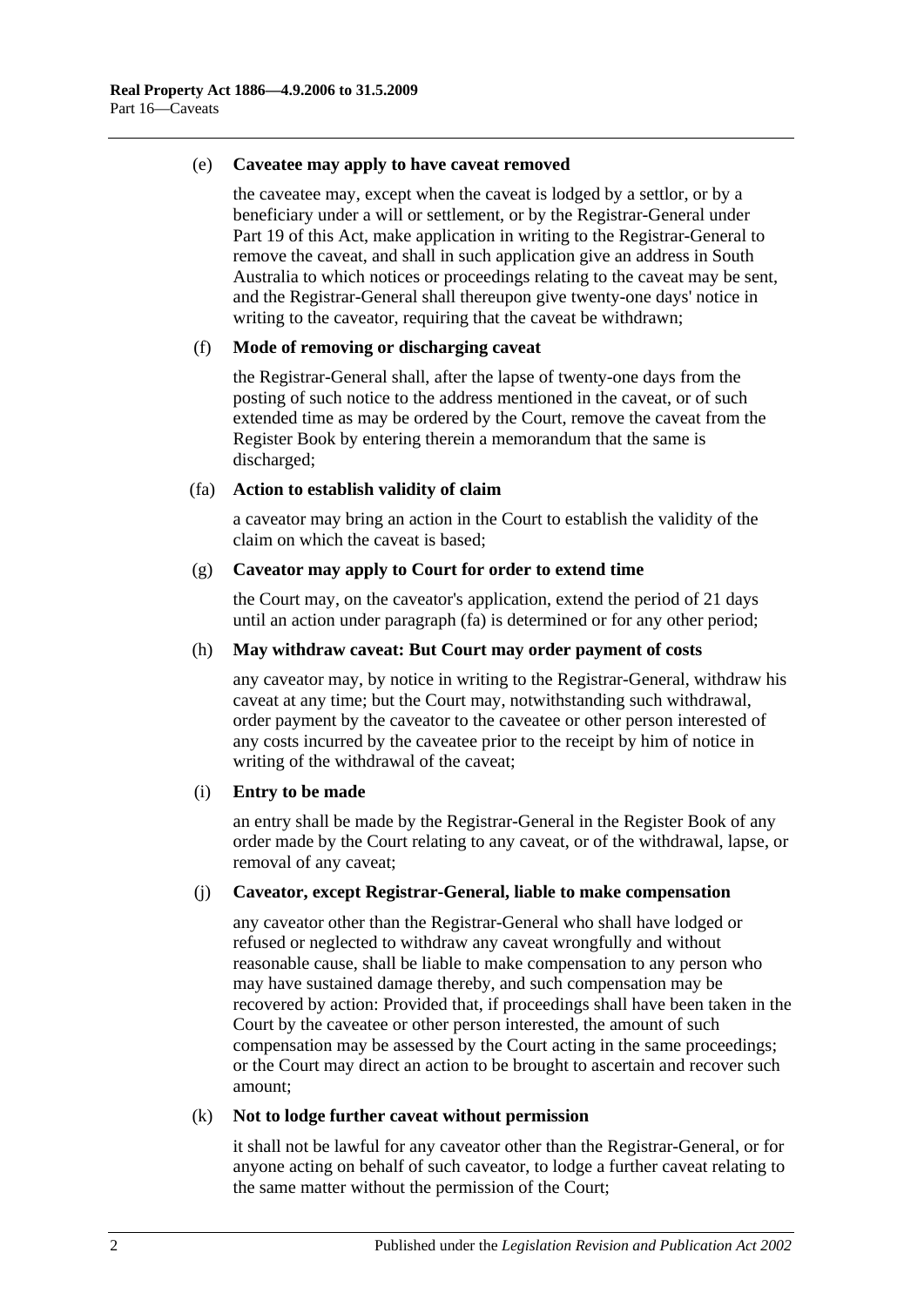(e) **Caveatee may apply to have caveat removed**

the caveatee may, except when the caveat is lodged by a settlor, or by a beneficiary under a will or settlement, or by the Registrar-General under Part 19 of this Act, make application in writing to the Registrar-General to remove the caveat, and shall in such application give an address in South Australia to which notices or proceedings relating to the caveat may be sent, and the Registrar-General shall thereupon give twenty-one days' notice in writing to the caveator, requiring that the caveat be withdrawn;

(f) **Mode of removing or discharging caveat**

the Registrar-General shall, after the lapse of twenty-one days from the posting of such notice to the address mentioned in the caveat, or of such extended time as may be ordered by the Court, remove the caveat from the Register Book by entering therein a memorandum that the same is discharged;

(fa) **Action to establish validity of claim**

a caveator may bring an action in the Court to establish the validity of the claim on which the caveat is based;

(g) **Caveator may apply to Court for order to extend time**

the Court may, on the caveator's application, extend the period of 21 days until an action under paragraph (fa) is determined or for any other period;

(h) **May withdraw caveat: But Court may order payment of costs**

any caveator may, by notice in writing to the Registrar-General, withdraw his caveat at any time; but the Court may, notwithstanding such withdrawal, order payment by the caveator to the caveatee or other person interested of any costs incurred by the caveatee prior to the receipt by him of notice in writing of the withdrawal of the caveat;

(i) **Entry to be made**

an entry shall be made by the Registrar-General in the Register Book of any order made by the Court relating to any caveat, or of the withdrawal, lapse, or removal of any caveat;

(j) **Caveator, except Registrar-General, liable to make compensation**

any caveator other than the Registrar-General who shall have lodged or refused or neglected to withdraw any caveat wrongfully and without reasonable cause, shall be liable to make compensation to any person who may have sustained damage thereby, and such compensation may be recovered by action: Provided that, if proceedings shall have been taken in the Court by the caveatee or other person interested, the amount of such compensation may be assessed by the Court acting in the same proceedings; or the Court may direct an action to be brought to ascertain and recover such amount;

(k) **Not to lodge further caveat without permission**

it shall not be lawful for any caveator other than the Registrar-General, or for anyone acting on behalf of such caveator, to lodge a further caveat relating to the same matter without the permission of the Court;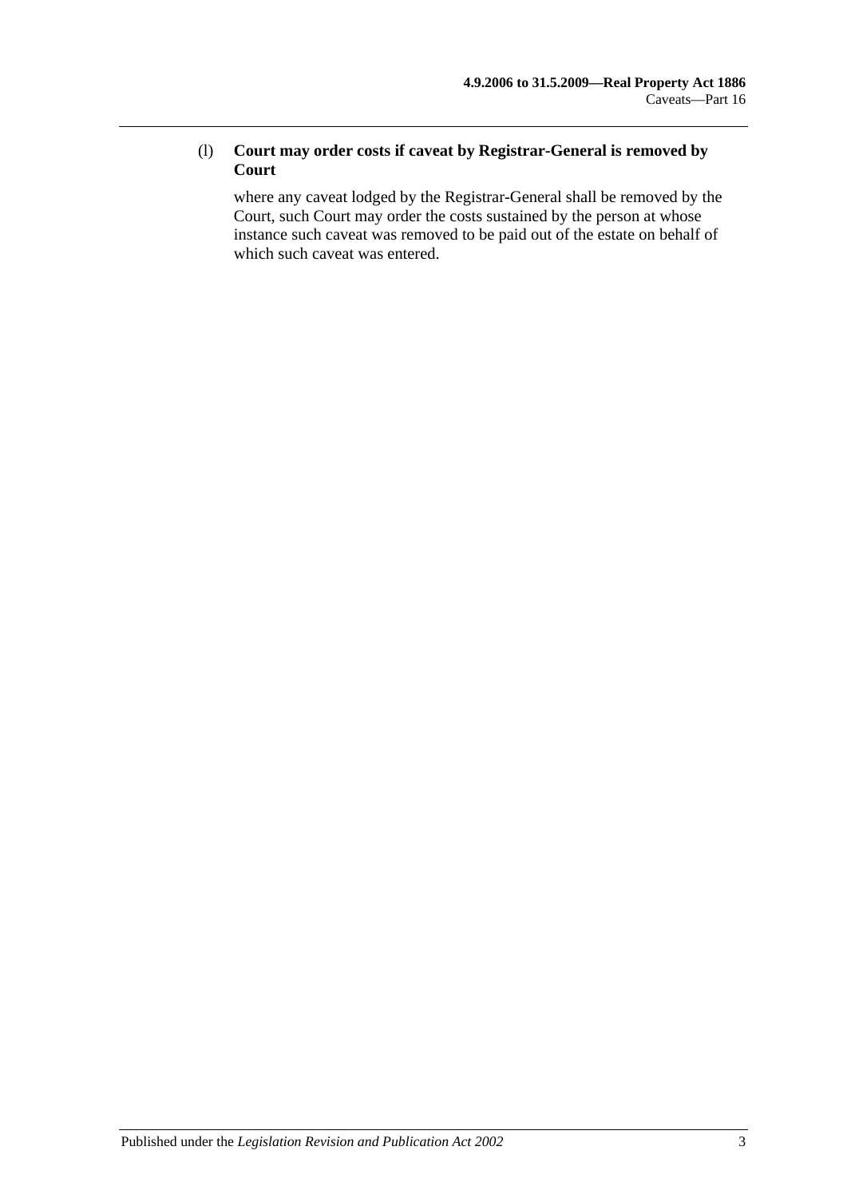(l) **Court may order costs if caveat by Registrar-General is removed by Court**

where any caveat lodged by the Registrar-General shall be removed by the Court, such Court may order the costs sustained by the person at whose instance such caveat was removed to be paid out of the estate on behalf of which such caveat was entered.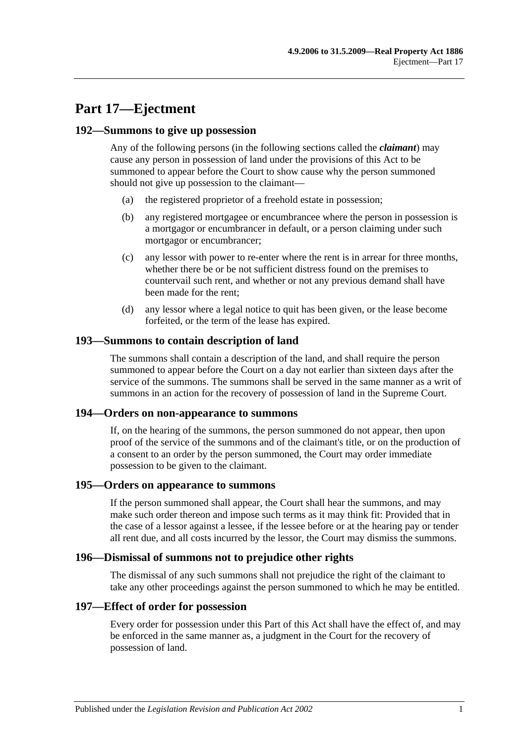# Part 17—Ejectment

## 192—Summons to give up possession

Any of the following persons (in the following sections called the ***claimant***) may cause any person in possession of land under the provisions of this Act to be summoned to appear before the Court to show cause why the person summoned should not give up possession to the claimant—

(a) the registered proprietor of a freehold estate in possession;

(b) any registered mortgagee or encumbrancee where the person in possession is a mortgagor or encumbrancer in default, or a person claiming under such mortgagor or encumbrancer;

(c) any lessor with power to re-enter where the rent is in arrear for three months, whether there be or be not sufficient distress found on the premises to countervail such rent, and whether or not any previous demand shall have been made for the rent;

(d) any lessor where a legal notice to quit has been given, or the lease become forfeited, or the term of the lease has expired.

## 193—Summons to contain description of land

The summons shall contain a description of the land, and shall require the person summoned to appear before the Court on a day not earlier than sixteen days after the service of the summons. The summons shall be served in the same manner as a writ of summons in an action for the recovery of possession of land in the Supreme Court.

## 194—Orders on non-appearance to summons

If, on the hearing of the summons, the person summoned do not appear, then upon proof of the service of the summons and of the claimant's title, or on the production of a consent to an order by the person summoned, the Court may order immediate possession to be given to the claimant.

## 195—Orders on appearance to summons

If the person summoned shall appear, the Court shall hear the summons, and may make such order thereon and impose such terms as it may think fit: Provided that in the case of a lessor against a lessee, if the lessee before or at the hearing pay or tender all rent due, and all costs incurred by the lessor, the Court may dismiss the summons.

## 196—Dismissal of summons not to prejudice other rights

The dismissal of any such summons shall not prejudice the right of the claimant to take any other proceedings against the person summoned to which he may be entitled.

## 197—Effect of order for possession

Every order for possession under this Part of this Act shall have the effect of, and may be enforced in the same manner as, a judgment in the Court for the recovery of possession of land.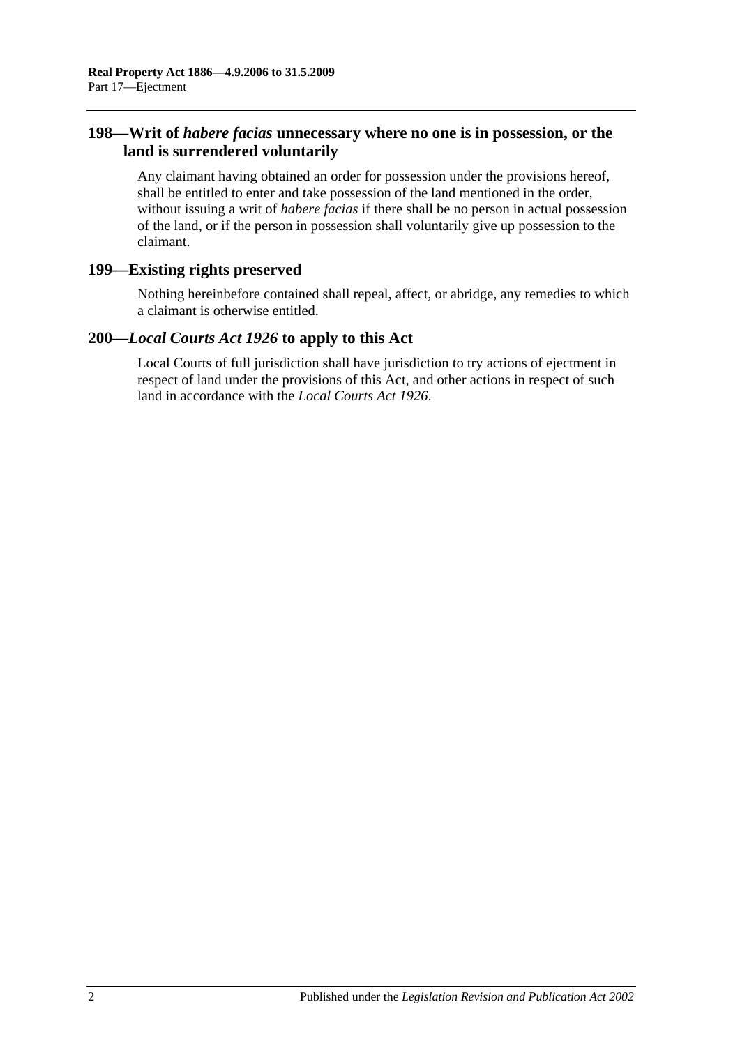## 198—Writ of *habere facias* unnecessary where no one is in possession, or the land is surrendered voluntarily

Any claimant having obtained an order for possession under the provisions hereof, shall be entitled to enter and take possession of the land mentioned in the order, without issuing a writ of *habere facias* if there shall be no person in actual possession of the land, or if the person in possession shall voluntarily give up possession to the claimant.

## 199—Existing rights preserved

Nothing hereinbefore contained shall repeal, affect, or abridge, any remedies to which a claimant is otherwise entitled.

## 200—*Local Courts Act 1926* to apply to this Act

Local Courts of full jurisdiction shall have jurisdiction to try actions of ejectment in respect of land under the provisions of this Act, and other actions in respect of such land in accordance with the *Local Courts Act 1926*.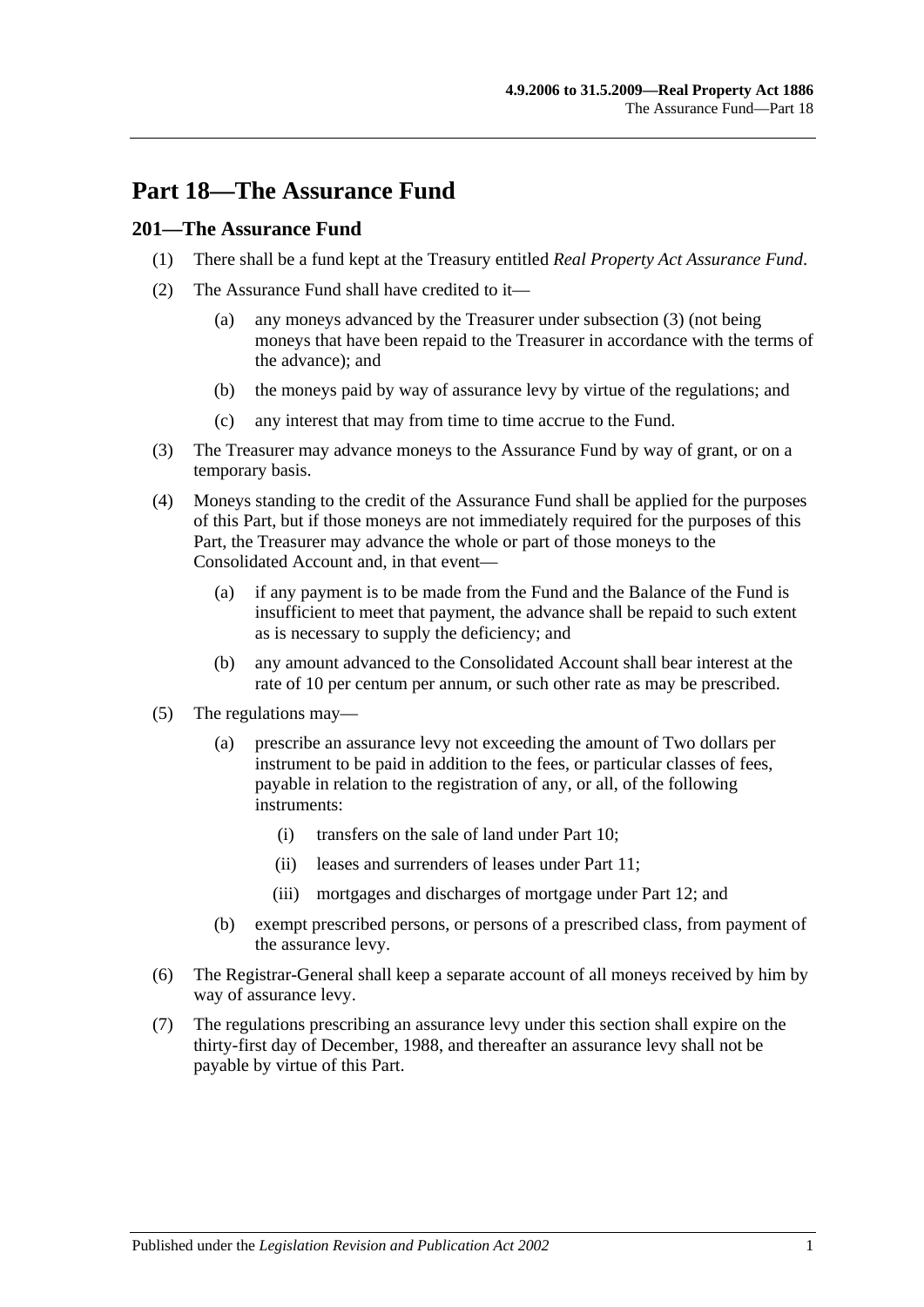# Part 18—The Assurance Fund

## 201—The Assurance Fund

(1) There shall be a fund kept at the Treasury entitled *Real Property Act Assurance Fund*.

(2) The Assurance Fund shall have credited to it—

   (a) any moneys advanced by the Treasurer under subsection (3) (not being moneys that have been repaid to the Treasurer in accordance with the terms of the advance); and

   (b) the moneys paid by way of assurance levy by virtue of the regulations; and

   (c) any interest that may from time to time accrue to the Fund.

(3) The Treasurer may advance moneys to the Assurance Fund by way of grant, or on a temporary basis.

(4) Moneys standing to the credit of the Assurance Fund shall be applied for the purposes of this Part, but if those moneys are not immediately required for the purposes of this Part, the Treasurer may advance the whole or part of those moneys to the Consolidated Account and, in that event—

   (a) if any payment is to be made from the Fund and the Balance of the Fund is insufficient to meet that payment, the advance shall be repaid to such extent as is necessary to supply the deficiency; and

   (b) any amount advanced to the Consolidated Account shall bear interest at the rate of 10 per centum per annum, or such other rate as may be prescribed.

(5) The regulations may—

   (a) prescribe an assurance levy not exceeding the amount of Two dollars per instrument to be paid in addition to the fees, or particular classes of fees, payable in relation to the registration of any, or all, of the following instruments:

      (i) transfers on the sale of land under Part 10;

      (ii) leases and surrenders of leases under Part 11;

      (iii) mortgages and discharges of mortgage under Part 12; and

   (b) exempt prescribed persons, or persons of a prescribed class, from payment of the assurance levy.

(6) The Registrar-General shall keep a separate account of all moneys received by him by way of assurance levy.

(7) The regulations prescribing an assurance levy under this section shall expire on the thirty-first day of December, 1988, and thereafter an assurance levy shall not be payable by virtue of this Part.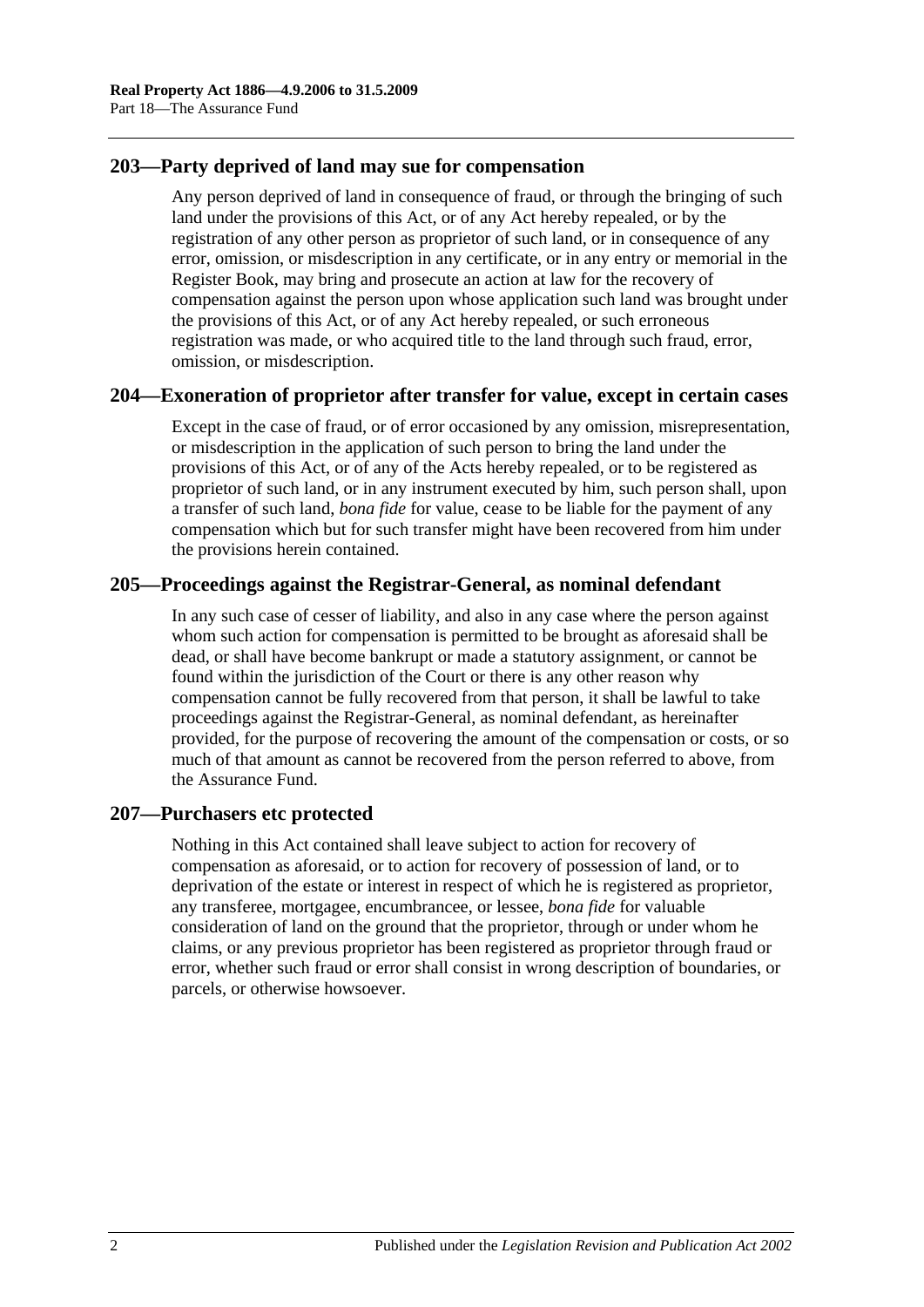## 203—Party deprived of land may sue for compensation

Any person deprived of land in consequence of fraud, or through the bringing of such land under the provisions of this Act, or of any Act hereby repealed, or by the registration of any other person as proprietor of such land, or in consequence of any error, omission, or misdescription in any certificate, or in any entry or memorial in the Register Book, may bring and prosecute an action at law for the recovery of compensation against the person upon whose application such land was brought under the provisions of this Act, or of any Act hereby repealed, or such erroneous registration was made, or who acquired title to the land through such fraud, error, omission, or misdescription.

## 204—Exoneration of proprietor after transfer for value, except in certain cases

Except in the case of fraud, or of error occasioned by any omission, misrepresentation, or misdescription in the application of such person to bring the land under the provisions of this Act, or of any of the Acts hereby repealed, or to be registered as proprietor of such land, or in any instrument executed by him, such person shall, upon a transfer of such land, *bona fide* for value, cease to be liable for the payment of any compensation which but for such transfer might have been recovered from him under the provisions herein contained.

## 205—Proceedings against the Registrar-General, as nominal defendant

In any such case of cesser of liability, and also in any case where the person against whom such action for compensation is permitted to be brought as aforesaid shall be dead, or shall have become bankrupt or made a statutory assignment, or cannot be found within the jurisdiction of the Court or there is any other reason why compensation cannot be fully recovered from that person, it shall be lawful to take proceedings against the Registrar-General, as nominal defendant, as hereinafter provided, for the purpose of recovering the amount of the compensation or costs, or so much of that amount as cannot be recovered from the person referred to above, from the Assurance Fund.

## 207—Purchasers etc protected

Nothing in this Act contained shall leave subject to action for recovery of compensation as aforesaid, or to action for recovery of possession of land, or to deprivation of the estate or interest in respect of which he is registered as proprietor, any transferee, mortgagee, encumbrancee, or lessee, *bona fide* for valuable consideration of land on the ground that the proprietor, through or under whom he claims, or any previous proprietor has been registered as proprietor through fraud or error, whether such fraud or error shall consist in wrong description of boundaries, or parcels, or otherwise howsoever.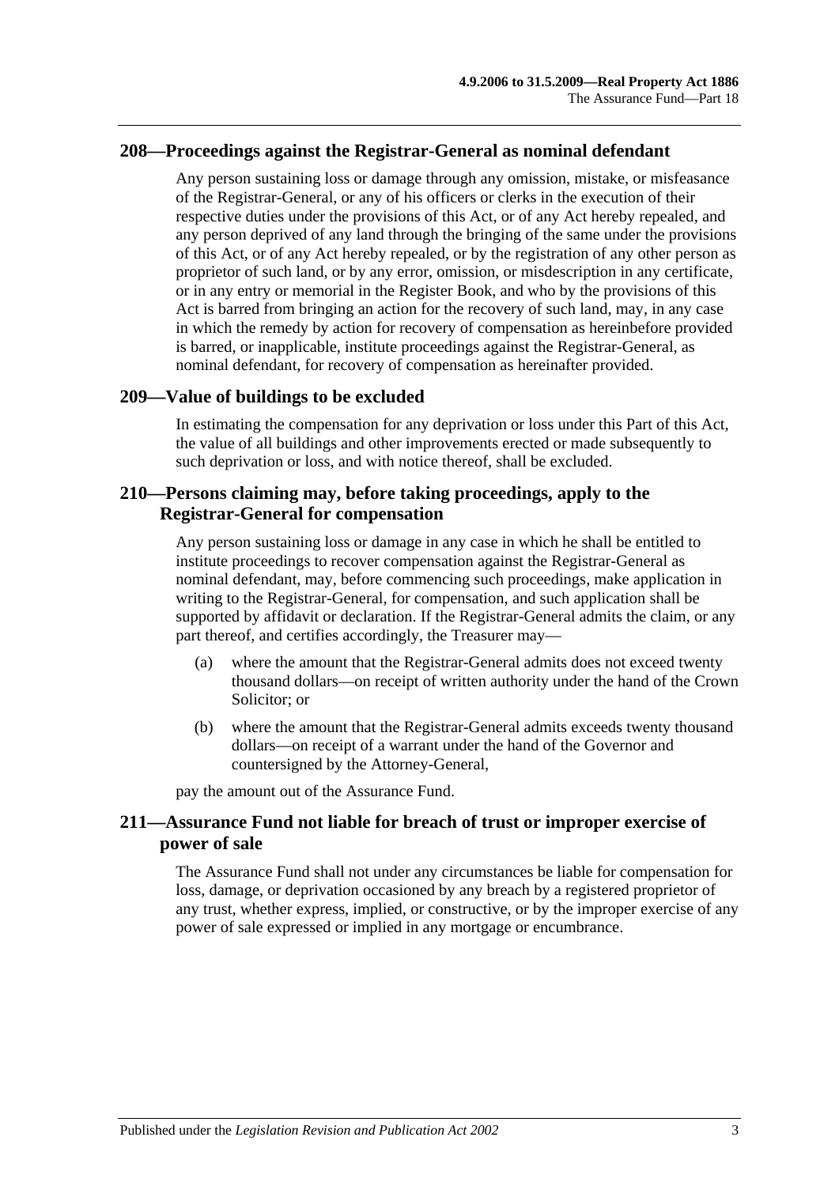## 208—Proceedings against the Registrar-General as nominal defendant

Any person sustaining loss or damage through any omission, mistake, or misfeasance of the Registrar-General, or any of his officers or clerks in the execution of their respective duties under the provisions of this Act, or of any Act hereby repealed, and any person deprived of any land through the bringing of the same under the provisions of this Act, or of any Act hereby repealed, or by the registration of any other person as proprietor of such land, or by any error, omission, or misdescription in any certificate, or in any entry or memorial in the Register Book, and who by the provisions of this Act is barred from bringing an action for the recovery of such land, may, in any case in which the remedy by action for recovery of compensation as hereinbefore provided is barred, or inapplicable, institute proceedings against the Registrar-General, as nominal defendant, for recovery of compensation as hereinafter provided.

## 209—Value of buildings to be excluded

In estimating the compensation for any deprivation or loss under this Part of this Act, the value of all buildings and other improvements erected or made subsequently to such deprivation or loss, and with notice thereof, shall be excluded.

## 210—Persons claiming may, before taking proceedings, apply to the Registrar-General for compensation

Any person sustaining loss or damage in any case in which he shall be entitled to institute proceedings to recover compensation against the Registrar-General as nominal defendant, may, before commencing such proceedings, make application in writing to the Registrar-General, for compensation, and such application shall be supported by affidavit or declaration. If the Registrar-General admits the claim, or any part thereof, and certifies accordingly, the Treasurer may—

(a) where the amount that the Registrar-General admits does not exceed twenty thousand dollars—on receipt of written authority under the hand of the Crown Solicitor; or

(b) where the amount that the Registrar-General admits exceeds twenty thousand dollars—on receipt of a warrant under the hand of the Governor and countersigned by the Attorney-General,

pay the amount out of the Assurance Fund.

## 211—Assurance Fund not liable for breach of trust or improper exercise of power of sale

The Assurance Fund shall not under any circumstances be liable for compensation for loss, damage, or deprivation occasioned by any breach by a registered proprietor of any trust, whether express, implied, or constructive, or by the improper exercise of any power of sale expressed or implied in any mortgage or encumbrance.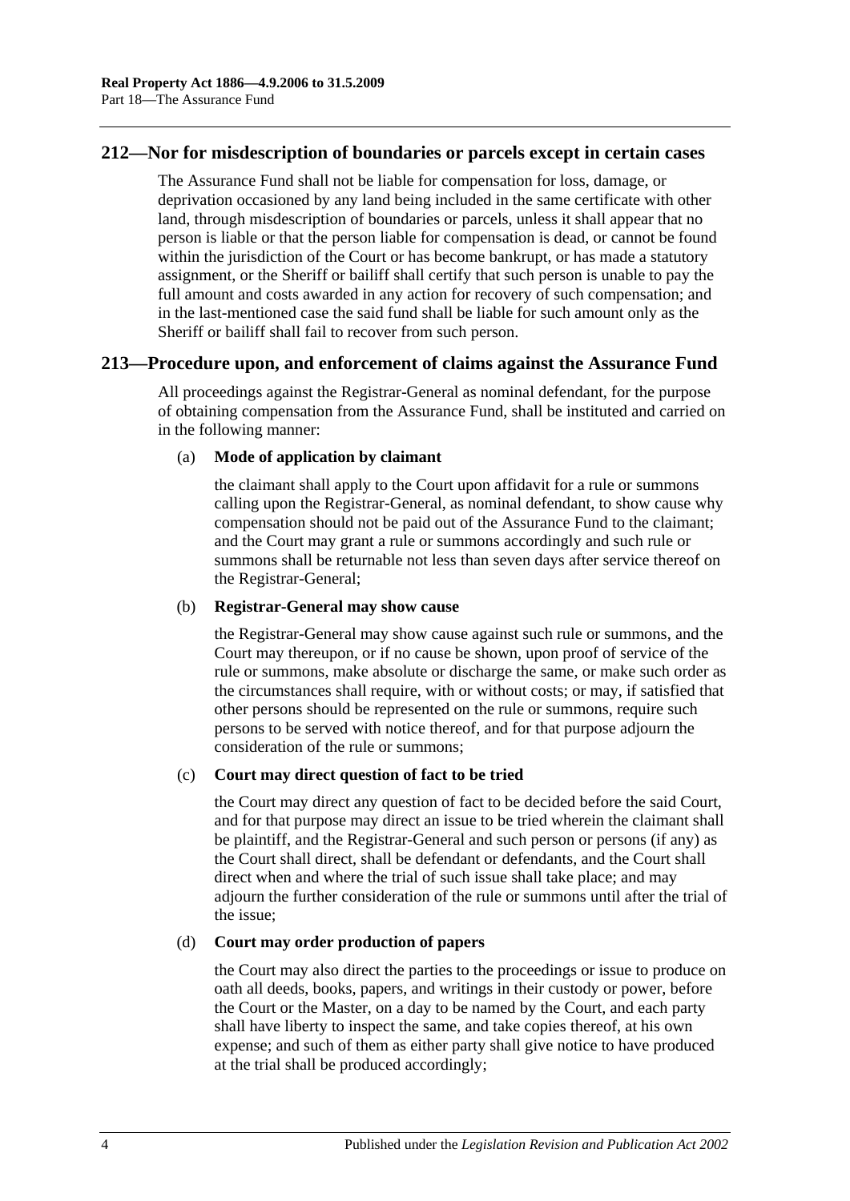## 212—Nor for misdescription of boundaries or parcels except in certain cases

The Assurance Fund shall not be liable for compensation for loss, damage, or deprivation occasioned by any land being included in the same certificate with other land, through misdescription of boundaries or parcels, unless it shall appear that no person is liable or that the person liable for compensation is dead, or cannot be found within the jurisdiction of the Court or has become bankrupt, or has made a statutory assignment, or the Sheriff or bailiff shall certify that such person is unable to pay the full amount and costs awarded in any action for recovery of such compensation; and in the last-mentioned case the said fund shall be liable for such amount only as the Sheriff or bailiff shall fail to recover from such person.

## 213—Procedure upon, and enforcement of claims against the Assurance Fund

All proceedings against the Registrar-General as nominal defendant, for the purpose of obtaining compensation from the Assurance Fund, shall be instituted and carried on in the following manner:

(a) **Mode of application by claimant**

the claimant shall apply to the Court upon affidavit for a rule or summons calling upon the Registrar-General, as nominal defendant, to show cause why compensation should not be paid out of the Assurance Fund to the claimant; and the Court may grant a rule or summons accordingly and such rule or summons shall be returnable not less than seven days after service thereof on the Registrar-General;

(b) **Registrar-General may show cause**

the Registrar-General may show cause against such rule or summons, and the Court may thereupon, or if no cause be shown, upon proof of service of the rule or summons, make absolute or discharge the same, or make such order as the circumstances shall require, with or without costs; or may, if satisfied that other persons should be represented on the rule or summons, require such persons to be served with notice thereof, and for that purpose adjourn the consideration of the rule or summons;

(c) **Court may direct question of fact to be tried**

the Court may direct any question of fact to be decided before the said Court, and for that purpose may direct an issue to be tried wherein the claimant shall be plaintiff, and the Registrar-General and such person or persons (if any) as the Court shall direct, shall be defendant or defendants, and the Court shall direct when and where the trial of such issue shall take place; and may adjourn the further consideration of the rule or summons until after the trial of the issue;

(d) **Court may order production of papers**

the Court may also direct the parties to the proceedings or issue to produce on oath all deeds, books, papers, and writings in their custody or power, before the Court or the Master, on a day to be named by the Court, and each party shall have liberty to inspect the same, and take copies thereof, at his own expense; and such of them as either party shall give notice to have produced at the trial shall be produced accordingly;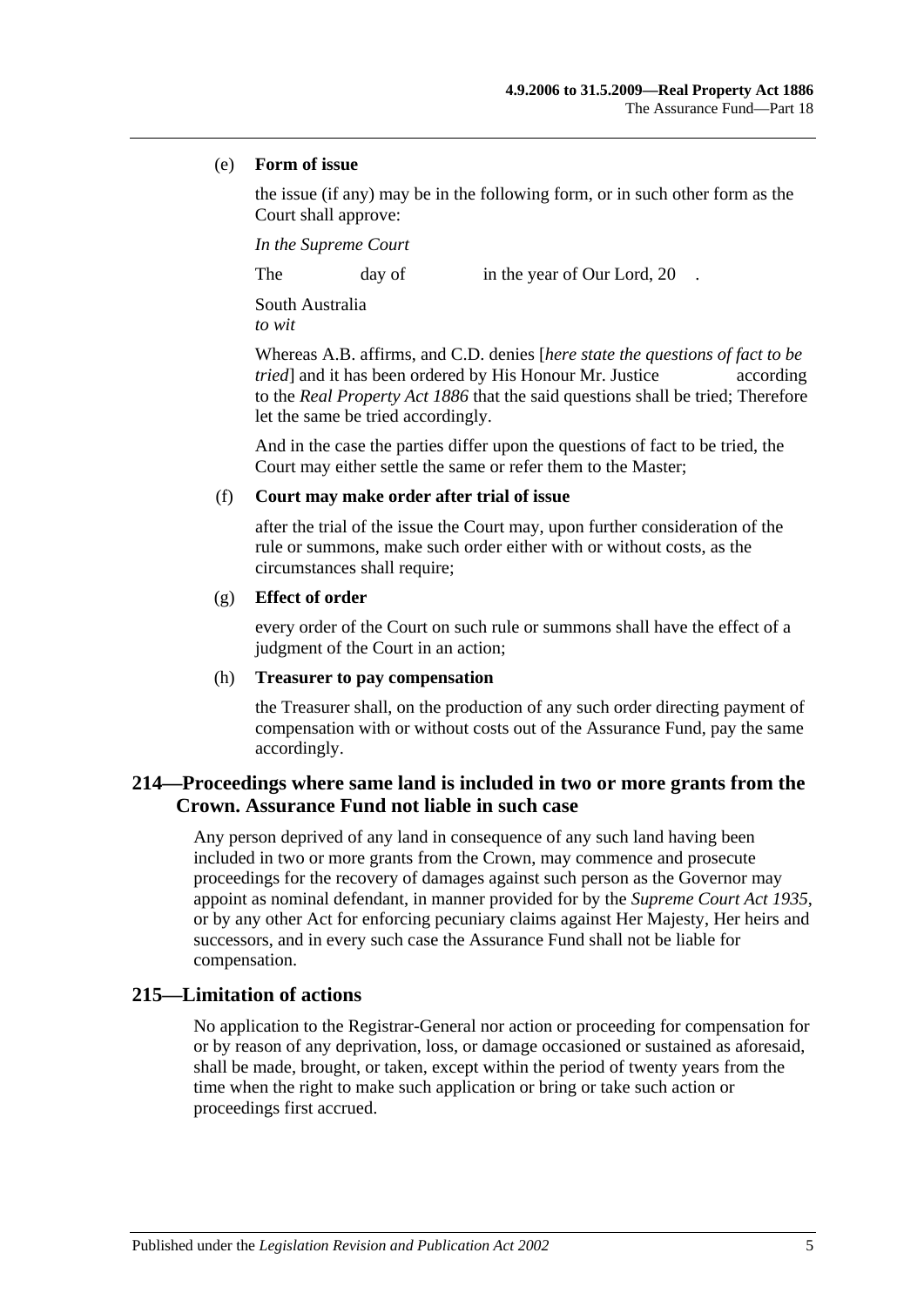(e) **Form of issue**

the issue (if any) may be in the following form, or in such other form as the Court shall approve:

*In the Supreme Court*

The day of in the year of Our Lord, 20 .

South Australia
*to wit*

Whereas A.B. affirms, and C.D. denies [*here state the questions of fact to be tried*] and it has been ordered by His Honour Mr. Justice according to the *Real Property Act 1886* that the said questions shall be tried; Therefore let the same be tried accordingly.

And in the case the parties differ upon the questions of fact to be tried, the Court may either settle the same or refer them to the Master;

(f) **Court may make order after trial of issue**

after the trial of the issue the Court may, upon further consideration of the rule or summons, make such order either with or without costs, as the circumstances shall require;

(g) **Effect of order**

every order of the Court on such rule or summons shall have the effect of a judgment of the Court in an action;

(h) **Treasurer to pay compensation**

the Treasurer shall, on the production of any such order directing payment of compensation with or without costs out of the Assurance Fund, pay the same accordingly.

## 214—Proceedings where same land is included in two or more grants from the Crown. Assurance Fund not liable in such case

Any person deprived of any land in consequence of any such land having been included in two or more grants from the Crown, may commence and prosecute proceedings for the recovery of damages against such person as the Governor may appoint as nominal defendant, in manner provided for by the *Supreme Court Act 1935*, or by any other Act for enforcing pecuniary claims against Her Majesty, Her heirs and successors, and in every such case the Assurance Fund shall not be liable for compensation.

## 215—Limitation of actions

No application to the Registrar-General nor action or proceeding for compensation for or by reason of any deprivation, loss, or damage occasioned or sustained as aforesaid, shall be made, brought, or taken, except within the period of twenty years from the time when the right to make such application or bring or take such action or proceedings first accrued.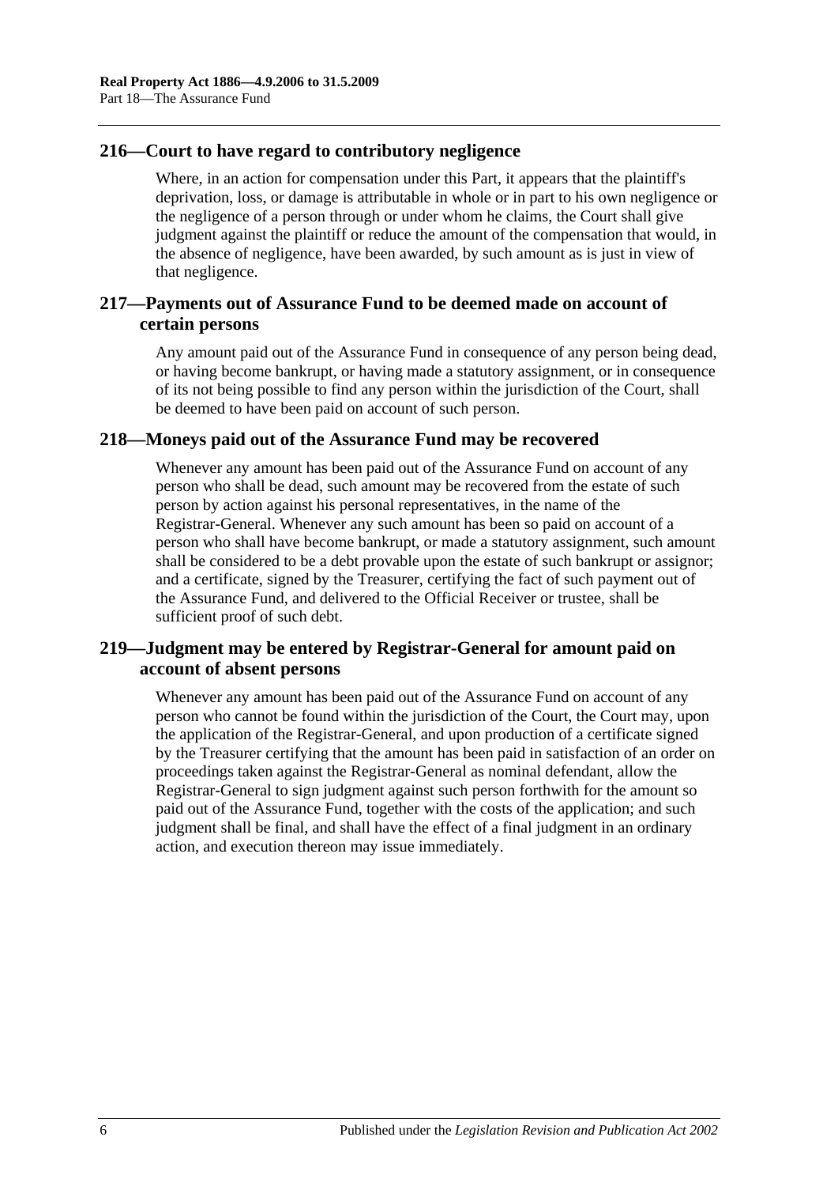## 216—Court to have regard to contributory negligence

Where, in an action for compensation under this Part, it appears that the plaintiff's deprivation, loss, or damage is attributable in whole or in part to his own negligence or the negligence of a person through or under whom he claims, the Court shall give judgment against the plaintiff or reduce the amount of the compensation that would, in the absence of negligence, have been awarded, by such amount as is just in view of that negligence.

## 217—Payments out of Assurance Fund to be deemed made on account of certain persons

Any amount paid out of the Assurance Fund in consequence of any person being dead, or having become bankrupt, or having made a statutory assignment, or in consequence of its not being possible to find any person within the jurisdiction of the Court, shall be deemed to have been paid on account of such person.

## 218—Moneys paid out of the Assurance Fund may be recovered

Whenever any amount has been paid out of the Assurance Fund on account of any person who shall be dead, such amount may be recovered from the estate of such person by action against his personal representatives, in the name of the Registrar-General. Whenever any such amount has been so paid on account of a person who shall have become bankrupt, or made a statutory assignment, such amount shall be considered to be a debt provable upon the estate of such bankrupt or assignor; and a certificate, signed by the Treasurer, certifying the fact of such payment out of the Assurance Fund, and delivered to the Official Receiver or trustee, shall be sufficient proof of such debt.

## 219—Judgment may be entered by Registrar-General for amount paid on account of absent persons

Whenever any amount has been paid out of the Assurance Fund on account of any person who cannot be found within the jurisdiction of the Court, the Court may, upon the application of the Registrar-General, and upon production of a certificate signed by the Treasurer certifying that the amount has been paid in satisfaction of an order on proceedings taken against the Registrar-General as nominal defendant, allow the Registrar-General to sign judgment against such person forthwith for the amount so paid out of the Assurance Fund, together with the costs of the application; and such judgment shall be final, and shall have the effect of a final judgment in an ordinary action, and execution thereon may issue immediately.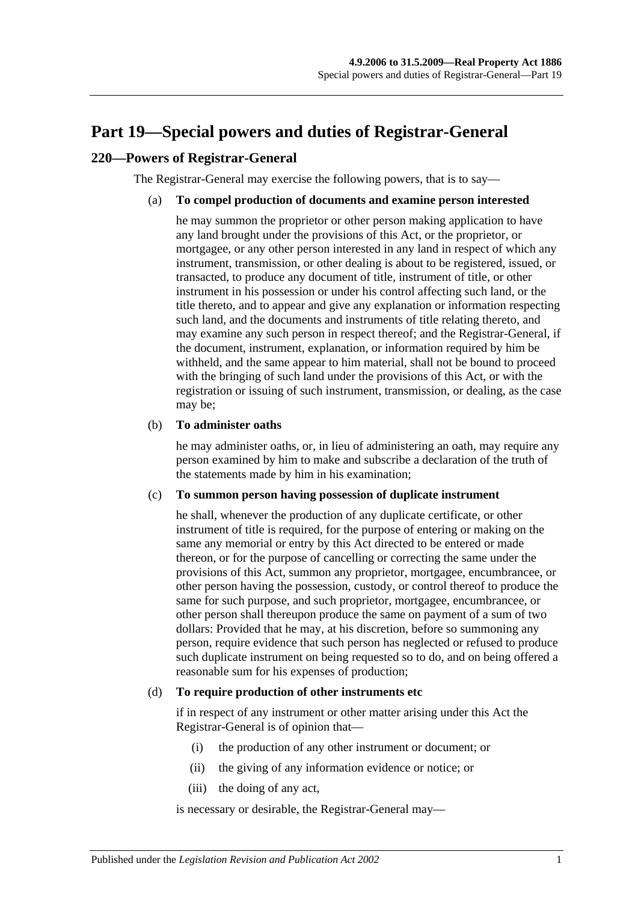# Part 19—Special powers and duties of Registrar-General

## 220—Powers of Registrar-General

The Registrar-General may exercise the following powers, that is to say—

(a) **To compel production of documents and examine person interested**

he may summon the proprietor or other person making application to have any land brought under the provisions of this Act, or the proprietor, or mortgagee, or any other person interested in any land in respect of which any instrument, transmission, or other dealing is about to be registered, issued, or transacted, to produce any document of title, instrument of title, or other instrument in his possession or under his control affecting such land, or the title thereto, and to appear and give any explanation or information respecting such land, and the documents and instruments of title relating thereto, and may examine any such person in respect thereof; and the Registrar-General, if the document, instrument, explanation, or information required by him be withheld, and the same appear to him material, shall not be bound to proceed with the bringing of such land under the provisions of this Act, or with the registration or issuing of such instrument, transmission, or dealing, as the case may be;

(b) **To administer oaths**

he may administer oaths, or, in lieu of administering an oath, may require any person examined by him to make and subscribe a declaration of the truth of the statements made by him in his examination;

(c) **To summon person having possession of duplicate instrument**

he shall, whenever the production of any duplicate certificate, or other instrument of title is required, for the purpose of entering or making on the same any memorial or entry by this Act directed to be entered or made thereon, or for the purpose of cancelling or correcting the same under the provisions of this Act, summon any proprietor, mortgagee, encumbrancee, or other person having the possession, custody, or control thereof to produce the same for such purpose, and such proprietor, mortgagee, encumbrancee, or other person shall thereupon produce the same on payment of a sum of two dollars: Provided that he may, at his discretion, before so summoning any person, require evidence that such person has neglected or refused to produce such duplicate instrument on being requested so to do, and on being offered a reasonable sum for his expenses of production;

(d) **To require production of other instruments etc**

if in respect of any instrument or other matter arising under this Act the Registrar-General is of opinion that—

(i) the production of any other instrument or document; or

(ii) the giving of any information evidence or notice; or

(iii) the doing of any act,

is necessary or desirable, the Registrar-General may—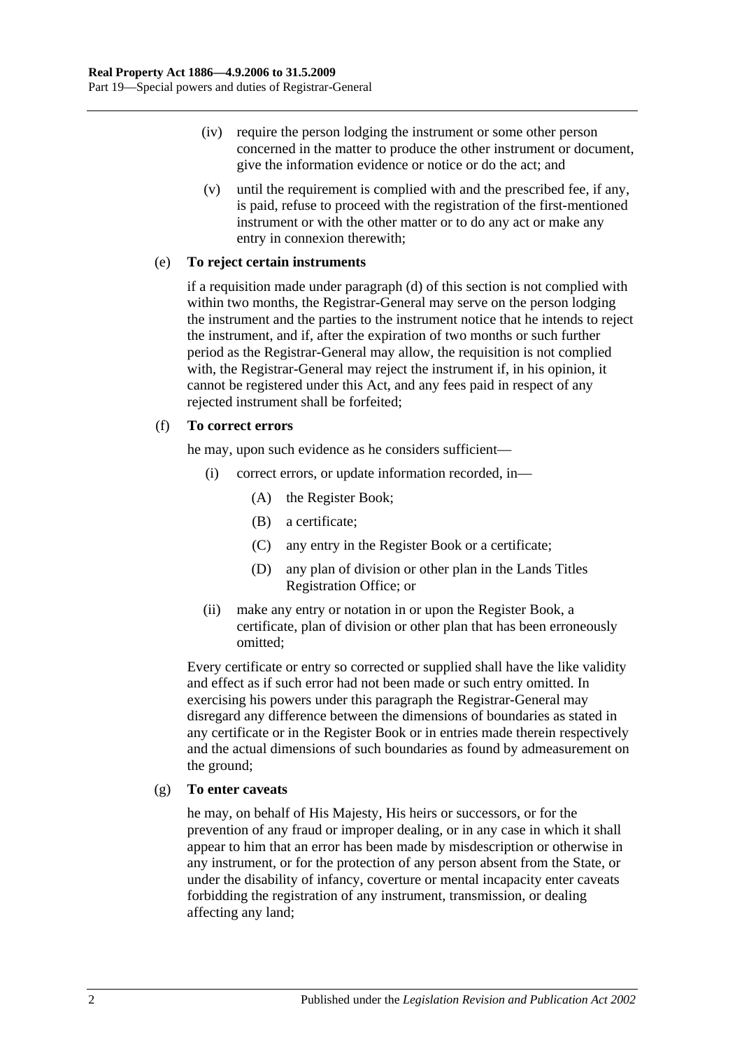(iv) require the person lodging the instrument or some other person concerned in the matter to produce the other instrument or document, give the information evidence or notice or do the act; and

(v) until the requirement is complied with and the prescribed fee, if any, is paid, refuse to proceed with the registration of the first-mentioned instrument or with the other matter or to do any act or make any entry in connexion therewith;

(e) **To reject certain instruments**

if a requisition made under paragraph (d) of this section is not complied with within two months, the Registrar-General may serve on the person lodging the instrument and the parties to the instrument notice that he intends to reject the instrument, and if, after the expiration of two months or such further period as the Registrar-General may allow, the requisition is not complied with, the Registrar-General may reject the instrument if, in his opinion, it cannot be registered under this Act, and any fees paid in respect of any rejected instrument shall be forfeited;

(f) **To correct errors**

he may, upon such evidence as he considers sufficient—

(i) correct errors, or update information recorded, in—

(A) the Register Book;

(B) a certificate;

(C) any entry in the Register Book or a certificate;

(D) any plan of division or other plan in the Lands Titles Registration Office; or

(ii) make any entry or notation in or upon the Register Book, a certificate, plan of division or other plan that has been erroneously omitted;

Every certificate or entry so corrected or supplied shall have the like validity and effect as if such error had not been made or such entry omitted. In exercising his powers under this paragraph the Registrar-General may disregard any difference between the dimensions of boundaries as stated in any certificate or in the Register Book or in entries made therein respectively and the actual dimensions of such boundaries as found by admeasurement on the ground;

(g) **To enter caveats**

he may, on behalf of His Majesty, His heirs or successors, or for the prevention of any fraud or improper dealing, or in any case in which it shall appear to him that an error has been made by misdescription or otherwise in any instrument, or for the protection of any person absent from the State, or under the disability of infancy, coverture or mental incapacity enter caveats forbidding the registration of any instrument, transmission, or dealing affecting any land;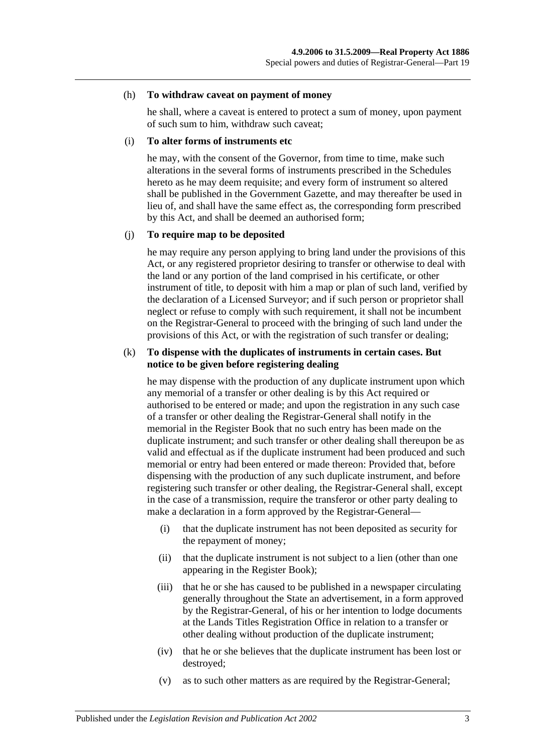(h) **To withdraw caveat on payment of money**

he shall, where a caveat is entered to protect a sum of money, upon payment of such sum to him, withdraw such caveat;

(i) **To alter forms of instruments etc**

he may, with the consent of the Governor, from time to time, make such alterations in the several forms of instruments prescribed in the Schedules hereto as he may deem requisite; and every form of instrument so altered shall be published in the Government Gazette, and may thereafter be used in lieu of, and shall have the same effect as, the corresponding form prescribed by this Act, and shall be deemed an authorised form;

(j) **To require map to be deposited**

he may require any person applying to bring land under the provisions of this Act, or any registered proprietor desiring to transfer or otherwise to deal with the land or any portion of the land comprised in his certificate, or other instrument of title, to deposit with him a map or plan of such land, verified by the declaration of a Licensed Surveyor; and if such person or proprietor shall neglect or refuse to comply with such requirement, it shall not be incumbent on the Registrar-General to proceed with the bringing of such land under the provisions of this Act, or with the registration of such transfer or dealing;

(k) **To dispense with the duplicates of instruments in certain cases. But notice to be given before registering dealing**

he may dispense with the production of any duplicate instrument upon which any memorial of a transfer or other dealing is by this Act required or authorised to be entered or made; and upon the registration in any such case of a transfer or other dealing the Registrar-General shall notify in the memorial in the Register Book that no such entry has been made on the duplicate instrument; and such transfer or other dealing shall thereupon be as valid and effectual as if the duplicate instrument had been produced and such memorial or entry had been entered or made thereon: Provided that, before dispensing with the production of any such duplicate instrument, and before registering such transfer or other dealing, the Registrar-General shall, except in the case of a transmission, require the transferor or other party dealing to make a declaration in a form approved by the Registrar-General—

(i) that the duplicate instrument has not been deposited as security for the repayment of money;

(ii) that the duplicate instrument is not subject to a lien (other than one appearing in the Register Book);

(iii) that he or she has caused to be published in a newspaper circulating generally throughout the State an advertisement, in a form approved by the Registrar-General, of his or her intention to lodge documents at the Lands Titles Registration Office in relation to a transfer or other dealing without production of the duplicate instrument;

(iv) that he or she believes that the duplicate instrument has been lost or destroyed;

(v) as to such other matters as are required by the Registrar-General;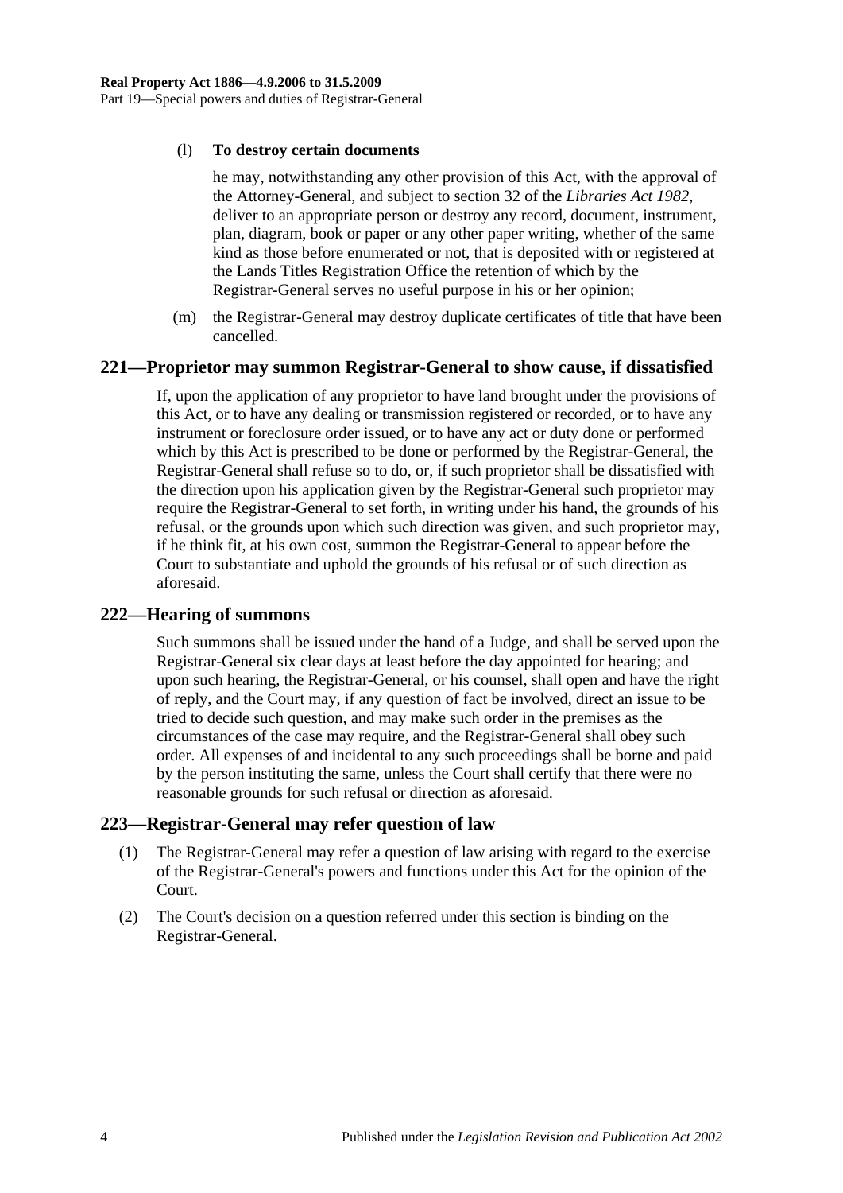(l) **To destroy certain documents**

he may, notwithstanding any other provision of this Act, with the approval of the Attorney-General, and subject to section 32 of the *Libraries Act 1982*, deliver to an appropriate person or destroy any record, document, instrument, plan, diagram, book or paper or any other paper writing, whether of the same kind as those before enumerated or not, that is deposited with or registered at the Lands Titles Registration Office the retention of which by the Registrar-General serves no useful purpose in his or her opinion;

(m) the Registrar-General may destroy duplicate certificates of title that have been cancelled.

## 221—Proprietor may summon Registrar-General to show cause, if dissatisfied

If, upon the application of any proprietor to have land brought under the provisions of this Act, or to have any dealing or transmission registered or recorded, or to have any instrument or foreclosure order issued, or to have any act or duty done or performed which by this Act is prescribed to be done or performed by the Registrar-General, the Registrar-General shall refuse so to do, or, if such proprietor shall be dissatisfied with the direction upon his application given by the Registrar-General such proprietor may require the Registrar-General to set forth, in writing under his hand, the grounds of his refusal, or the grounds upon which such direction was given, and such proprietor may, if he think fit, at his own cost, summon the Registrar-General to appear before the Court to substantiate and uphold the grounds of his refusal or of such direction as aforesaid.

## 222—Hearing of summons

Such summons shall be issued under the hand of a Judge, and shall be served upon the Registrar-General six clear days at least before the day appointed for hearing; and upon such hearing, the Registrar-General, or his counsel, shall open and have the right of reply, and the Court may, if any question of fact be involved, direct an issue to be tried to decide such question, and may make such order in the premises as the circumstances of the case may require, and the Registrar-General shall obey such order. All expenses of and incidental to any such proceedings shall be borne and paid by the person instituting the same, unless the Court shall certify that there were no reasonable grounds for such refusal or direction as aforesaid.

## 223—Registrar-General may refer question of law

(1) The Registrar-General may refer a question of law arising with regard to the exercise of the Registrar-General's powers and functions under this Act for the opinion of the Court.

(2) The Court's decision on a question referred under this section is binding on the Registrar-General.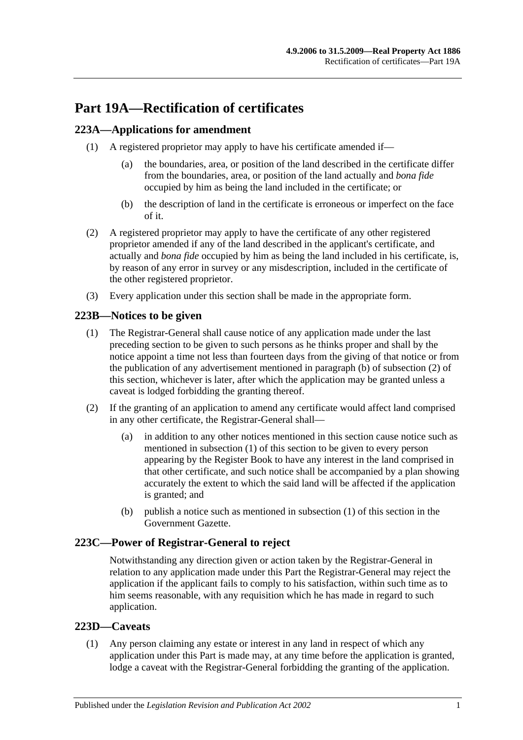# Part 19A—Rectification of certificates

## 223A—Applications for amendment

(1) A registered proprietor may apply to have his certificate amended if—

(a) the boundaries, area, or position of the land described in the certificate differ from the boundaries, area, or position of the land actually and *bona fide* occupied by him as being the land included in the certificate; or

(b) the description of land in the certificate is erroneous or imperfect on the face of it.

(2) A registered proprietor may apply to have the certificate of any other registered proprietor amended if any of the land described in the applicant's certificate, and actually and *bona fide* occupied by him as being the land included in his certificate, is, by reason of any error in survey or any misdescription, included in the certificate of the other registered proprietor.

(3) Every application under this section shall be made in the appropriate form.

## 223B—Notices to be given

(1) The Registrar-General shall cause notice of any application made under the last preceding section to be given to such persons as he thinks proper and shall by the notice appoint a time not less than fourteen days from the giving of that notice or from the publication of any advertisement mentioned in paragraph (b) of subsection (2) of this section, whichever is later, after which the application may be granted unless a caveat is lodged forbidding the granting thereof.

(2) If the granting of an application to amend any certificate would affect land comprised in any other certificate, the Registrar-General shall—

(a) in addition to any other notices mentioned in this section cause notice such as mentioned in subsection (1) of this section to be given to every person appearing by the Register Book to have any interest in the land comprised in that other certificate, and such notice shall be accompanied by a plan showing accurately the extent to which the said land will be affected if the application is granted; and

(b) publish a notice such as mentioned in subsection (1) of this section in the Government Gazette.

## 223C—Power of Registrar-General to reject

Notwithstanding any direction given or action taken by the Registrar-General in relation to any application made under this Part the Registrar-General may reject the application if the applicant fails to comply to his satisfaction, within such time as to him seems reasonable, with any requisition which he has made in regard to such application.

## 223D—Caveats

(1) Any person claiming any estate or interest in any land in respect of which any application under this Part is made may, at any time before the application is granted, lodge a caveat with the Registrar-General forbidding the granting of the application.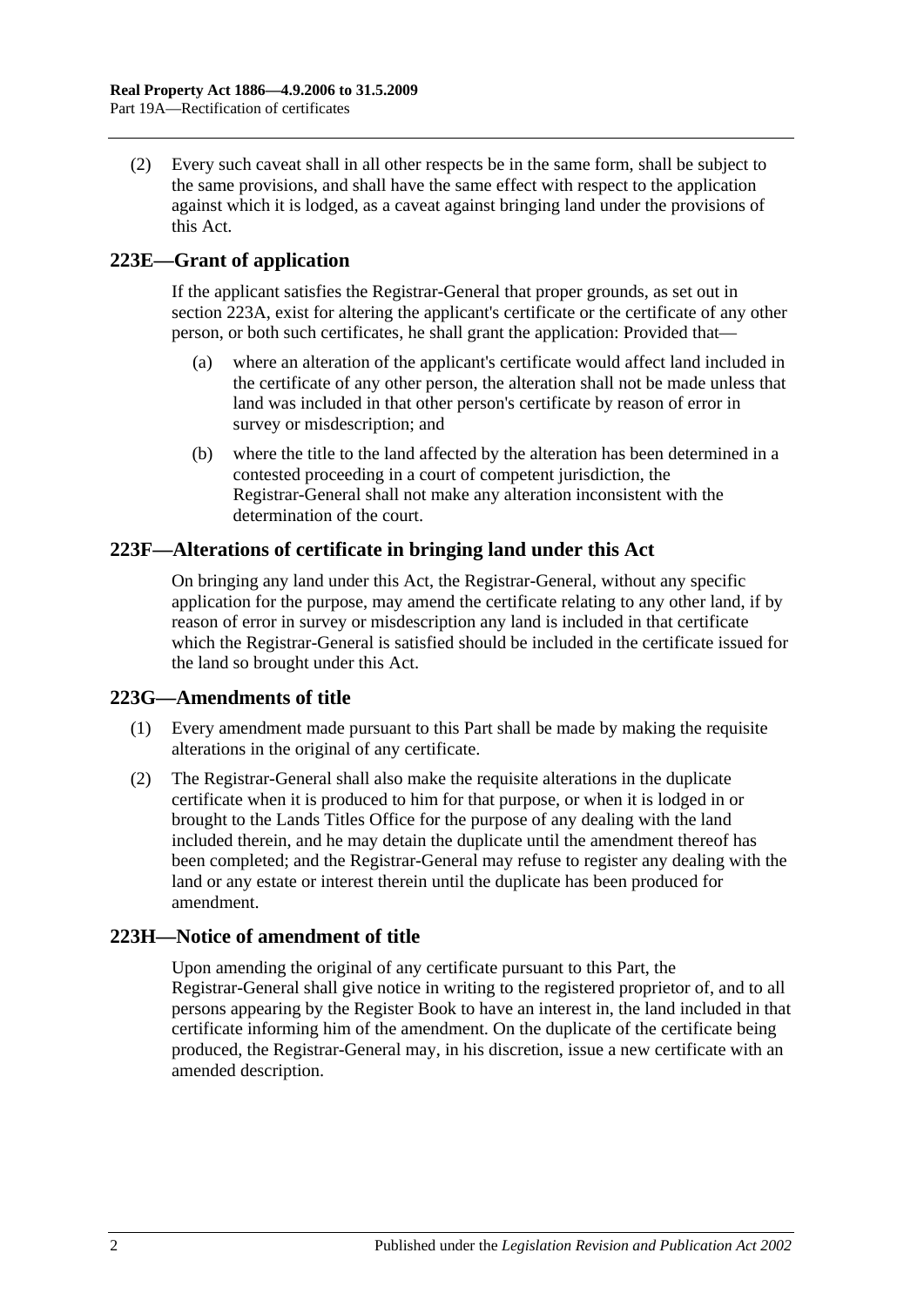(2) Every such caveat shall in all other respects be in the same form, shall be subject to the same provisions, and shall have the same effect with respect to the application against which it is lodged, as a caveat against bringing land under the provisions of this Act.

## 223E—Grant of application

If the applicant satisfies the Registrar-General that proper grounds, as set out in section 223A, exist for altering the applicant's certificate or the certificate of any other person, or both such certificates, he shall grant the application: Provided that—

(a) where an alteration of the applicant's certificate would affect land included in the certificate of any other person, the alteration shall not be made unless that land was included in that other person's certificate by reason of error in survey or misdescription; and

(b) where the title to the land affected by the alteration has been determined in a contested proceeding in a court of competent jurisdiction, the Registrar-General shall not make any alteration inconsistent with the determination of the court.

## 223F—Alterations of certificate in bringing land under this Act

On bringing any land under this Act, the Registrar-General, without any specific application for the purpose, may amend the certificate relating to any other land, if by reason of error in survey or misdescription any land is included in that certificate which the Registrar-General is satisfied should be included in the certificate issued for the land so brought under this Act.

## 223G—Amendments of title

(1) Every amendment made pursuant to this Part shall be made by making the requisite alterations in the original of any certificate.

(2) The Registrar-General shall also make the requisite alterations in the duplicate certificate when it is produced to him for that purpose, or when it is lodged in or brought to the Lands Titles Office for the purpose of any dealing with the land included therein, and he may detain the duplicate until the amendment thereof has been completed; and the Registrar-General may refuse to register any dealing with the land or any estate or interest therein until the duplicate has been produced for amendment.

## 223H—Notice of amendment of title

Upon amending the original of any certificate pursuant to this Part, the Registrar-General shall give notice in writing to the registered proprietor of, and to all persons appearing by the Register Book to have an interest in, the land included in that certificate informing him of the amendment. On the duplicate of the certificate being produced, the Registrar-General may, in his discretion, issue a new certificate with an amended description.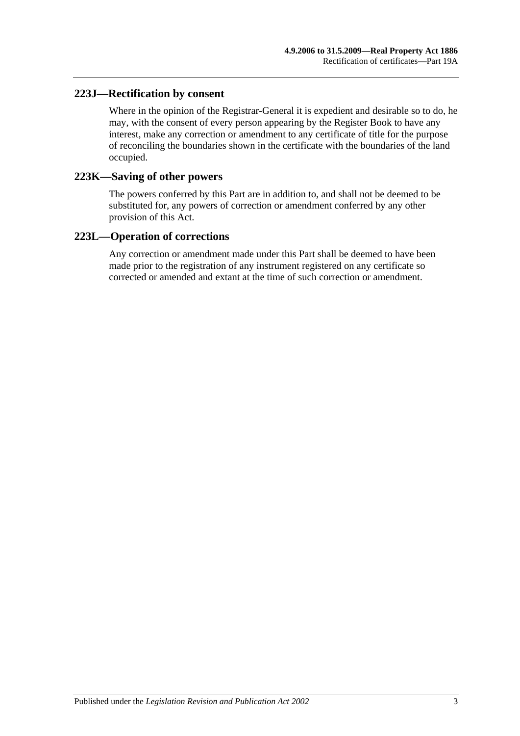## 223J—Rectification by consent

Where in the opinion of the Registrar-General it is expedient and desirable so to do, he may, with the consent of every person appearing by the Register Book to have any interest, make any correction or amendment to any certificate of title for the purpose of reconciling the boundaries shown in the certificate with the boundaries of the land occupied.

## 223K—Saving of other powers

The powers conferred by this Part are in addition to, and shall not be deemed to be substituted for, any powers of correction or amendment conferred by any other provision of this Act.

## 223L—Operation of corrections

Any correction or amendment made under this Part shall be deemed to have been made prior to the registration of any instrument registered on any certificate so corrected or amended and extant at the time of such correction or amendment.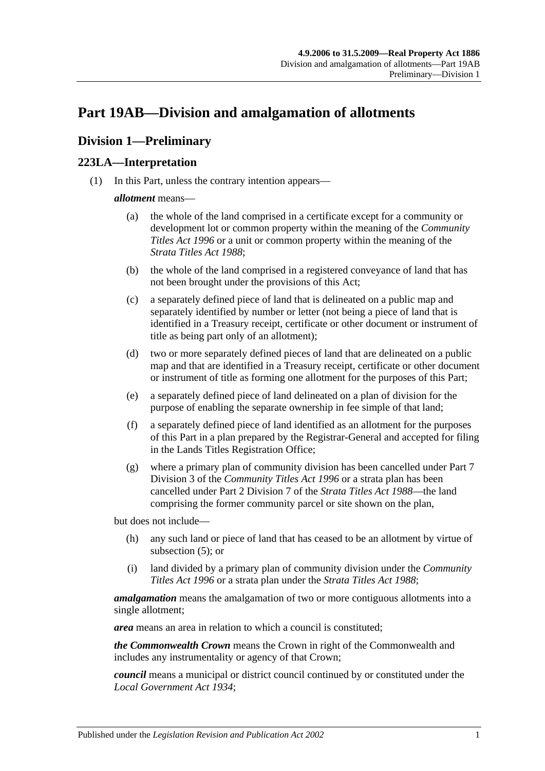# Part 19AB—Division and amalgamation of allotments

## Division 1—Preliminary

### 223LA—Interpretation

(1) In this Part, unless the contrary intention appears—

***allotment*** means—

(a) the whole of the land comprised in a certificate except for a community or development lot or common property within the meaning of the *Community Titles Act 1996* or a unit or common property within the meaning of the *Strata Titles Act 1988*;

(b) the whole of the land comprised in a registered conveyance of land that has not been brought under the provisions of this Act;

(c) a separately defined piece of land that is delineated on a public map and separately identified by number or letter (not being a piece of land that is identified in a Treasury receipt, certificate or other document or instrument of title as being part only of an allotment);

(d) two or more separately defined pieces of land that are delineated on a public map and that are identified in a Treasury receipt, certificate or other document or instrument of title as forming one allotment for the purposes of this Part;

(e) a separately defined piece of land delineated on a plan of division for the purpose of enabling the separate ownership in fee simple of that land;

(f) a separately defined piece of land identified as an allotment for the purposes of this Part in a plan prepared by the Registrar-General and accepted for filing in the Lands Titles Registration Office;

(g) where a primary plan of community division has been cancelled under Part 7 Division 3 of the *Community Titles Act 1996* or a strata plan has been cancelled under Part 2 Division 7 of the *Strata Titles Act 1988*—the land comprising the former community parcel or site shown on the plan,

but does not include—

(h) any such land or piece of land that has ceased to be an allotment by virtue of subsection (5); or

(i) land divided by a primary plan of community division under the *Community Titles Act 1996* or a strata plan under the *Strata Titles Act 1988*;

***amalgamation*** means the amalgamation of two or more contiguous allotments into a single allotment;

***area*** means an area in relation to which a council is constituted;

***the Commonwealth Crown*** means the Crown in right of the Commonwealth and includes any instrumentality or agency of that Crown;

***council*** means a municipal or district council continued by or constituted under the *Local Government Act 1934*;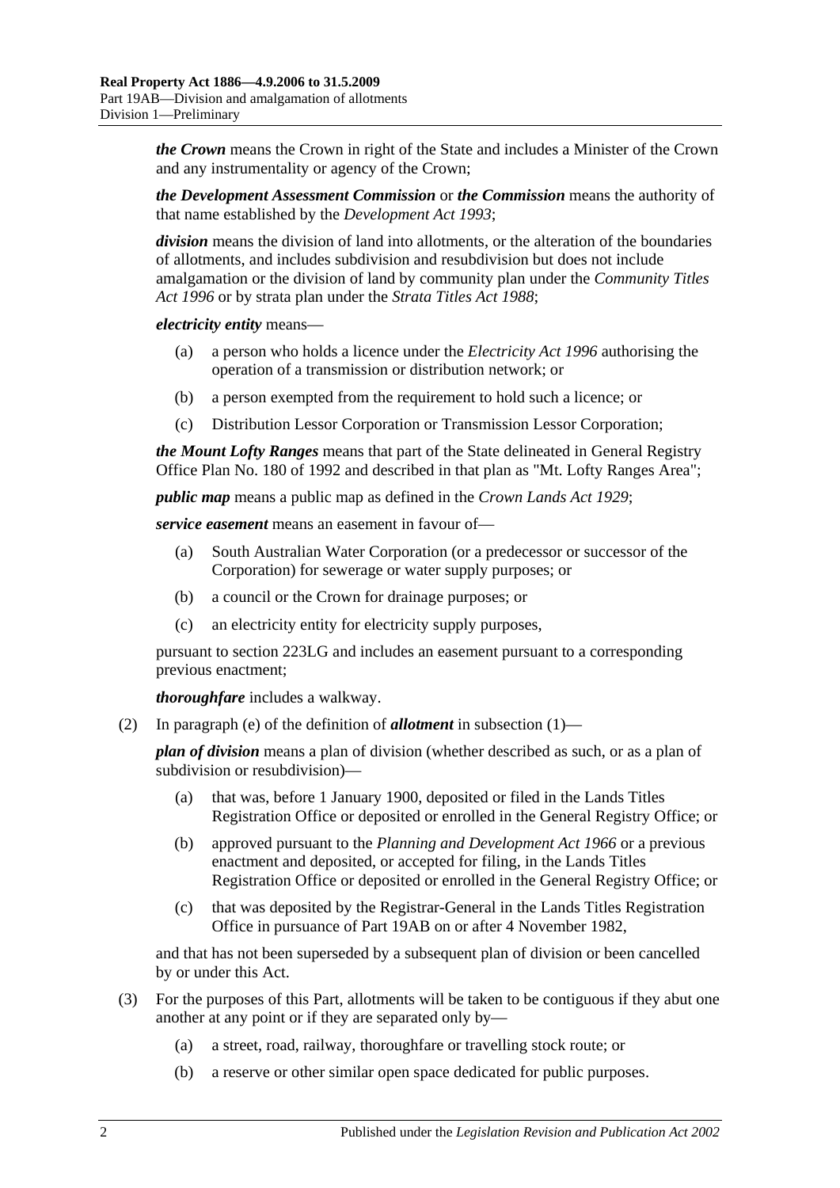***the Crown*** means the Crown in right of the State and includes a Minister of the Crown and any instrumentality or agency of the Crown;

***the Development Assessment Commission*** or ***the Commission*** means the authority of that name established by the *Development Act 1993*;

***division*** means the division of land into allotments, or the alteration of the boundaries of allotments, and includes subdivision and resubdivision but does not include amalgamation or the division of land by community plan under the *Community Titles Act 1996* or by strata plan under the *Strata Titles Act 1988*;

***electricity entity*** means—

(a) a person who holds a licence under the *Electricity Act 1996* authorising the operation of a transmission or distribution network; or

(b) a person exempted from the requirement to hold such a licence; or

(c) Distribution Lessor Corporation or Transmission Lessor Corporation;

***the Mount Lofty Ranges*** means that part of the State delineated in General Registry Office Plan No. 180 of 1992 and described in that plan as "Mt. Lofty Ranges Area";

***public map*** means a public map as defined in the *Crown Lands Act 1929*;

***service easement*** means an easement in favour of—

(a) South Australian Water Corporation (or a predecessor or successor of the Corporation) for sewerage or water supply purposes; or

(b) a council or the Crown for drainage purposes; or

(c) an electricity entity for electricity supply purposes,

pursuant to section 223LG and includes an easement pursuant to a corresponding previous enactment;

***thoroughfare*** includes a walkway.

(2) In paragraph (e) of the definition of ***allotment*** in subsection (1)—

***plan of division*** means a plan of division (whether described as such, or as a plan of subdivision or resubdivision)—

(a) that was, before 1 January 1900, deposited or filed in the Lands Titles Registration Office or deposited or enrolled in the General Registry Office; or

(b) approved pursuant to the *Planning and Development Act 1966* or a previous enactment and deposited, or accepted for filing, in the Lands Titles Registration Office or deposited or enrolled in the General Registry Office; or

(c) that was deposited by the Registrar-General in the Lands Titles Registration Office in pursuance of Part 19AB on or after 4 November 1982,

and that has not been superseded by a subsequent plan of division or been cancelled by or under this Act.

(3) For the purposes of this Part, allotments will be taken to be contiguous if they abut one another at any point or if they are separated only by—

(a) a street, road, railway, thoroughfare or travelling stock route; or

(b) a reserve or other similar open space dedicated for public purposes.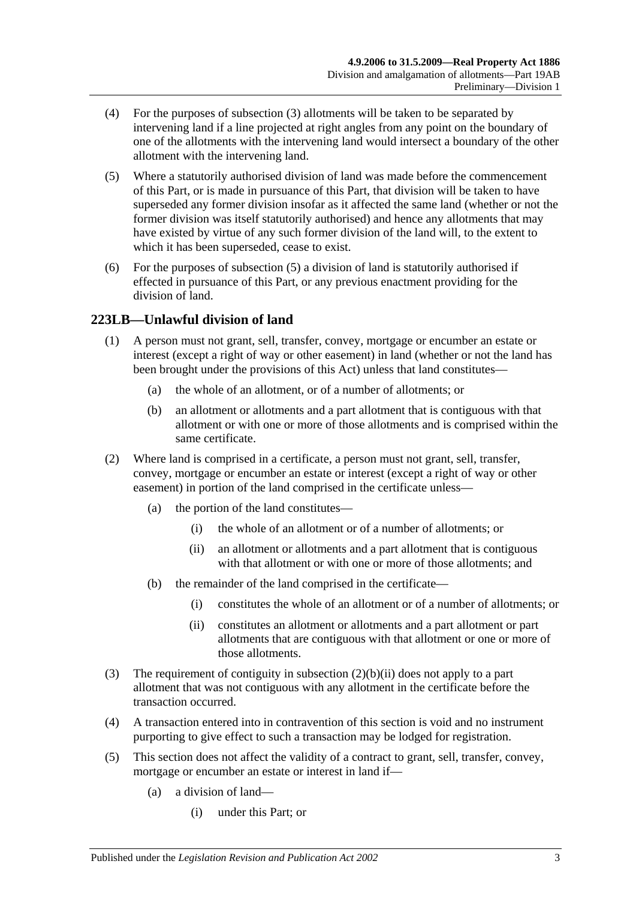(4) For the purposes of subsection (3) allotments will be taken to be separated by intervening land if a line projected at right angles from any point on the boundary of one of the allotments with the intervening land would intersect a boundary of the other allotment with the intervening land.

(5) Where a statutorily authorised division of land was made before the commencement of this Part, or is made in pursuance of this Part, that division will be taken to have superseded any former division insofar as it affected the same land (whether or not the former division was itself statutorily authorised) and hence any allotments that may have existed by virtue of any such former division of the land will, to the extent to which it has been superseded, cease to exist.

(6) For the purposes of subsection (5) a division of land is statutorily authorised if effected in pursuance of this Part, or any previous enactment providing for the division of land.

## 223LB—Unlawful division of land

(1) A person must not grant, sell, transfer, convey, mortgage or encumber an estate or interest (except a right of way or other easement) in land (whether or not the land has been brought under the provisions of this Act) unless that land constitutes—

- (a) the whole of an allotment, or of a number of allotments; or
- (b) an allotment or allotments and a part allotment that is contiguous with that allotment or with one or more of those allotments and is comprised within the same certificate.

(2) Where land is comprised in a certificate, a person must not grant, sell, transfer, convey, mortgage or encumber an estate or interest (except a right of way or other easement) in portion of the land comprised in the certificate unless—

- (a) the portion of the land constitutes—
  - (i) the whole of an allotment or of a number of allotments; or
  - (ii) an allotment or allotments and a part allotment that is contiguous with that allotment or with one or more of those allotments; and
- (b) the remainder of the land comprised in the certificate—
  - (i) constitutes the whole of an allotment or of a number of allotments; or
  - (ii) constitutes an allotment or allotments and a part allotment or part allotments that are contiguous with that allotment or one or more of those allotments.

(3) The requirement of contiguity in subsection (2)(b)(ii) does not apply to a part allotment that was not contiguous with any allotment in the certificate before the transaction occurred.

(4) A transaction entered into in contravention of this section is void and no instrument purporting to give effect to such a transaction may be lodged for registration.

(5) This section does not affect the validity of a contract to grant, sell, transfer, convey, mortgage or encumber an estate or interest in land if—

- (a) a division of land—
  - (i) under this Part; or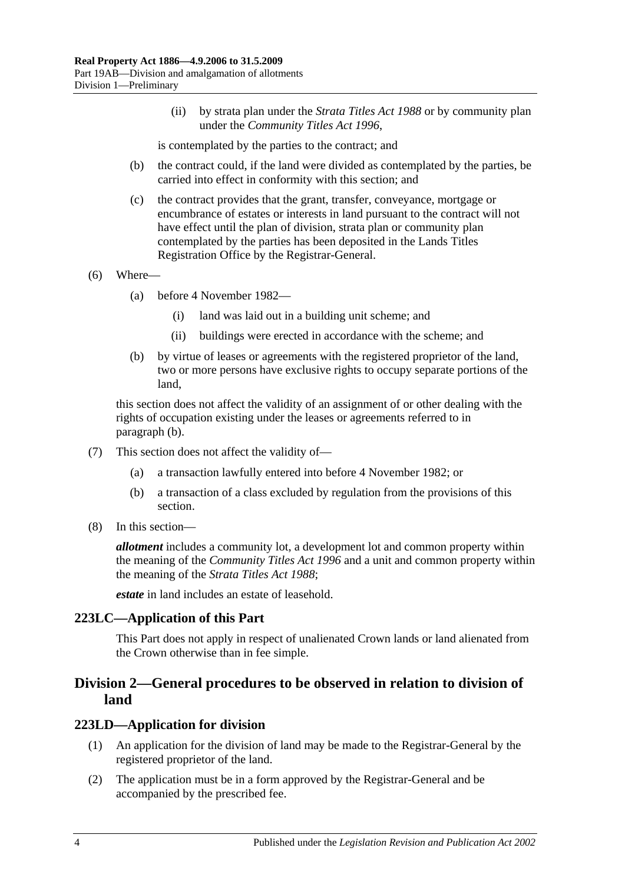(ii) by strata plan under the *Strata Titles Act 1988* or by community plan under the *Community Titles Act 1996*,

is contemplated by the parties to the contract; and

(b) the contract could, if the land were divided as contemplated by the parties, be carried into effect in conformity with this section; and

(c) the contract provides that the grant, transfer, conveyance, mortgage or encumbrance of estates or interests in land pursuant to the contract will not have effect until the plan of division, strata plan or community plan contemplated by the parties has been deposited in the Lands Titles Registration Office by the Registrar-General.

(6) Where—

(a) before 4 November 1982—

(i) land was laid out in a building unit scheme; and

(ii) buildings were erected in accordance with the scheme; and

(b) by virtue of leases or agreements with the registered proprietor of the land, two or more persons have exclusive rights to occupy separate portions of the land,

this section does not affect the validity of an assignment of or other dealing with the rights of occupation existing under the leases or agreements referred to in paragraph (b).

(7) This section does not affect the validity of—

(a) a transaction lawfully entered into before 4 November 1982; or

(b) a transaction of a class excluded by regulation from the provisions of this section.

(8) In this section—

***allotment*** includes a community lot, a development lot and common property within the meaning of the *Community Titles Act 1996* and a unit and common property within the meaning of the *Strata Titles Act 1988*;

***estate*** in land includes an estate of leasehold.

## 223LC—Application of this Part

This Part does not apply in respect of unalienated Crown lands or land alienated from the Crown otherwise than in fee simple.

# Division 2—General procedures to be observed in relation to division of land

## 223LD—Application for division

(1) An application for the division of land may be made to the Registrar-General by the registered proprietor of the land.

(2) The application must be in a form approved by the Registrar-General and be accompanied by the prescribed fee.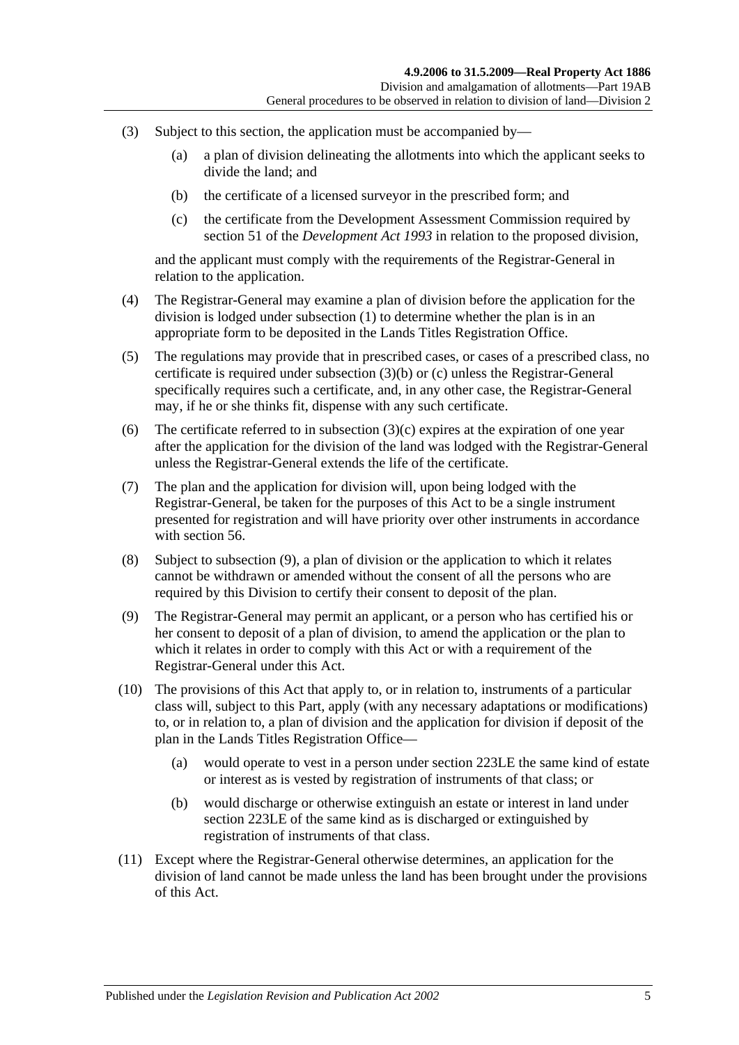(3) Subject to this section, the application must be accompanied by—

(a) a plan of division delineating the allotments into which the applicant seeks to divide the land; and

(b) the certificate of a licensed surveyor in the prescribed form; and

(c) the certificate from the Development Assessment Commission required by section 51 of the *Development Act 1993* in relation to the proposed division,

and the applicant must comply with the requirements of the Registrar-General in relation to the application.

(4) The Registrar-General may examine a plan of division before the application for the division is lodged under subsection (1) to determine whether the plan is in an appropriate form to be deposited in the Lands Titles Registration Office.

(5) The regulations may provide that in prescribed cases, or cases of a prescribed class, no certificate is required under subsection (3)(b) or (c) unless the Registrar-General specifically requires such a certificate, and, in any other case, the Registrar-General may, if he or she thinks fit, dispense with any such certificate.

(6) The certificate referred to in subsection (3)(c) expires at the expiration of one year after the application for the division of the land was lodged with the Registrar-General unless the Registrar-General extends the life of the certificate.

(7) The plan and the application for division will, upon being lodged with the Registrar-General, be taken for the purposes of this Act to be a single instrument presented for registration and will have priority over other instruments in accordance with section 56.

(8) Subject to subsection (9), a plan of division or the application to which it relates cannot be withdrawn or amended without the consent of all the persons who are required by this Division to certify their consent to deposit of the plan.

(9) The Registrar-General may permit an applicant, or a person who has certified his or her consent to deposit of a plan of division, to amend the application or the plan to which it relates in order to comply with this Act or with a requirement of the Registrar-General under this Act.

(10) The provisions of this Act that apply to, or in relation to, instruments of a particular class will, subject to this Part, apply (with any necessary adaptations or modifications) to, or in relation to, a plan of division and the application for division if deposit of the plan in the Lands Titles Registration Office—

(a) would operate to vest in a person under section 223LE the same kind of estate or interest as is vested by registration of instruments of that class; or

(b) would discharge or otherwise extinguish an estate or interest in land under section 223LE of the same kind as is discharged or extinguished by registration of instruments of that class.

(11) Except where the Registrar-General otherwise determines, an application for the division of land cannot be made unless the land has been brought under the provisions of this Act.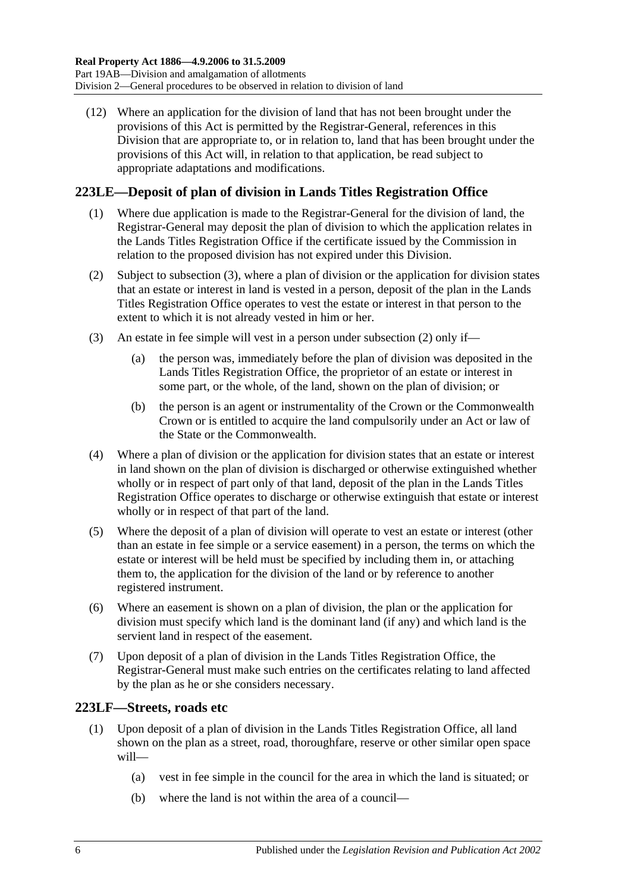(12) Where an application for the division of land that has not been brought under the provisions of this Act is permitted by the Registrar-General, references in this Division that are appropriate to, or in relation to, land that has been brought under the provisions of this Act will, in relation to that application, be read subject to appropriate adaptations and modifications.

## 223LE—Deposit of plan of division in Lands Titles Registration Office

(1) Where due application is made to the Registrar-General for the division of land, the Registrar-General may deposit the plan of division to which the application relates in the Lands Titles Registration Office if the certificate issued by the Commission in relation to the proposed division has not expired under this Division.

(2) Subject to subsection (3), where a plan of division or the application for division states that an estate or interest in land is vested in a person, deposit of the plan in the Lands Titles Registration Office operates to vest the estate or interest in that person to the extent to which it is not already vested in him or her.

(3) An estate in fee simple will vest in a person under subsection (2) only if—

(a) the person was, immediately before the plan of division was deposited in the Lands Titles Registration Office, the proprietor of an estate or interest in some part, or the whole, of the land, shown on the plan of division; or

(b) the person is an agent or instrumentality of the Crown or the Commonwealth Crown or is entitled to acquire the land compulsorily under an Act or law of the State or the Commonwealth.

(4) Where a plan of division or the application for division states that an estate or interest in land shown on the plan of division is discharged or otherwise extinguished whether wholly or in respect of part only of that land, deposit of the plan in the Lands Titles Registration Office operates to discharge or otherwise extinguish that estate or interest wholly or in respect of that part of the land.

(5) Where the deposit of a plan of division will operate to vest an estate or interest (other than an estate in fee simple or a service easement) in a person, the terms on which the estate or interest will be held must be specified by including them in, or attaching them to, the application for the division of the land or by reference to another registered instrument.

(6) Where an easement is shown on a plan of division, the plan or the application for division must specify which land is the dominant land (if any) and which land is the servient land in respect of the easement.

(7) Upon deposit of a plan of division in the Lands Titles Registration Office, the Registrar-General must make such entries on the certificates relating to land affected by the plan as he or she considers necessary.

## 223LF—Streets, roads etc

(1) Upon deposit of a plan of division in the Lands Titles Registration Office, all land shown on the plan as a street, road, thoroughfare, reserve or other similar open space will—

(a) vest in fee simple in the council for the area in which the land is situated; or

(b) where the land is not within the area of a council—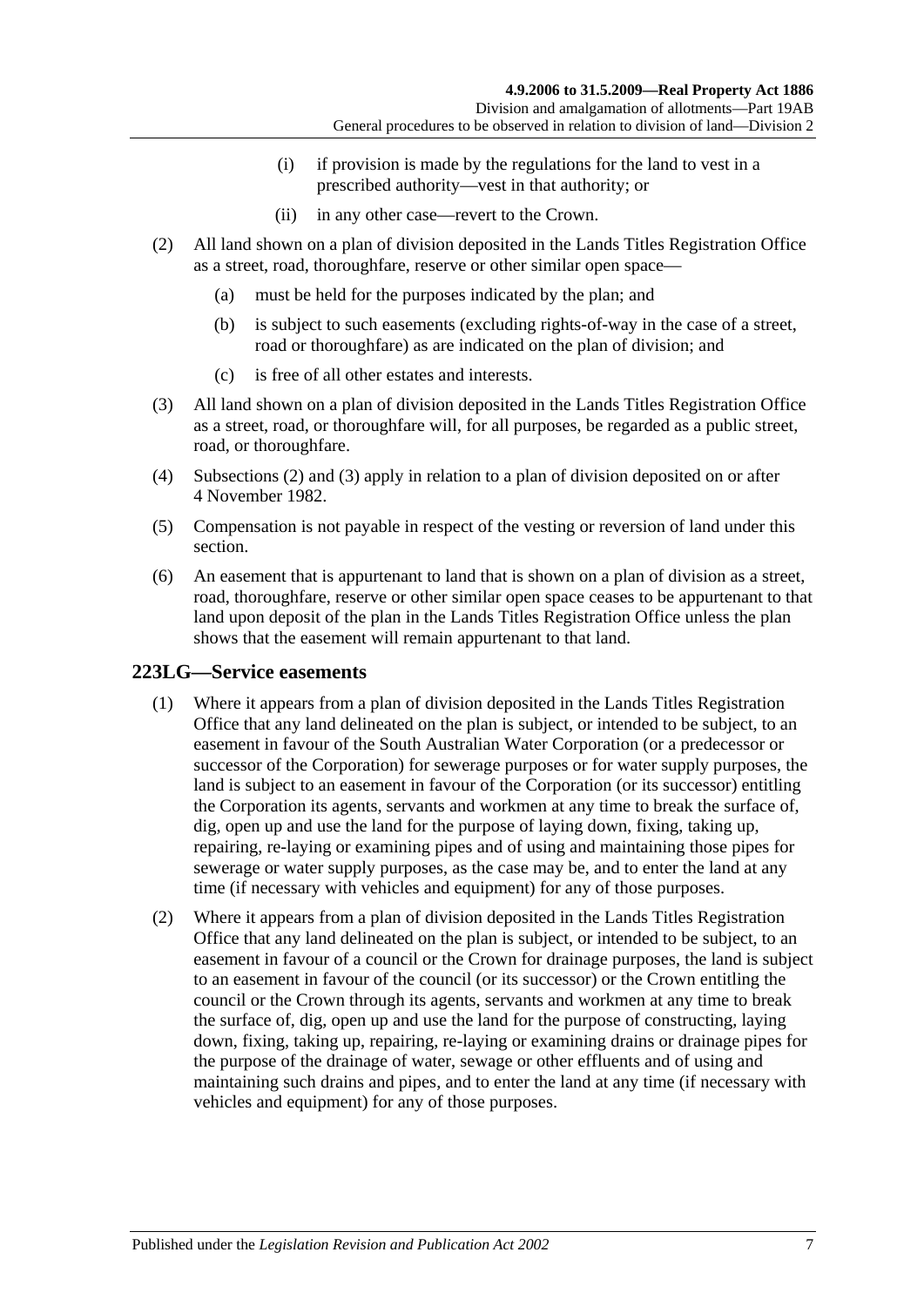(i) if provision is made by the regulations for the land to vest in a prescribed authority—vest in that authority; or

(ii) in any other case—revert to the Crown.

(2) All land shown on a plan of division deposited in the Lands Titles Registration Office as a street, road, thoroughfare, reserve or other similar open space—

(a) must be held for the purposes indicated by the plan; and

(b) is subject to such easements (excluding rights-of-way in the case of a street, road or thoroughfare) as are indicated on the plan of division; and

(c) is free of all other estates and interests.

(3) All land shown on a plan of division deposited in the Lands Titles Registration Office as a street, road, or thoroughfare will, for all purposes, be regarded as a public street, road, or thoroughfare.

(4) Subsections (2) and (3) apply in relation to a plan of division deposited on or after 4 November 1982.

(5) Compensation is not payable in respect of the vesting or reversion of land under this section.

(6) An easement that is appurtenant to land that is shown on a plan of division as a street, road, thoroughfare, reserve or other similar open space ceases to be appurtenant to that land upon deposit of the plan in the Lands Titles Registration Office unless the plan shows that the easement will remain appurtenant to that land.

## 223LG—Service easements

(1) Where it appears from a plan of division deposited in the Lands Titles Registration Office that any land delineated on the plan is subject, or intended to be subject, to an easement in favour of the South Australian Water Corporation (or a predecessor or successor of the Corporation) for sewerage purposes or for water supply purposes, the land is subject to an easement in favour of the Corporation (or its successor) entitling the Corporation its agents, servants and workmen at any time to break the surface of, dig, open up and use the land for the purpose of laying down, fixing, taking up, repairing, re-laying or examining pipes and of using and maintaining those pipes for sewerage or water supply purposes, as the case may be, and to enter the land at any time (if necessary with vehicles and equipment) for any of those purposes.

(2) Where it appears from a plan of division deposited in the Lands Titles Registration Office that any land delineated on the plan is subject, or intended to be subject, to an easement in favour of a council or the Crown for drainage purposes, the land is subject to an easement in favour of the council (or its successor) or the Crown entitling the council or the Crown through its agents, servants and workmen at any time to break the surface of, dig, open up and use the land for the purpose of constructing, laying down, fixing, taking up, repairing, re-laying or examining drains or drainage pipes for the purpose of the drainage of water, sewage or other effluents and of using and maintaining such drains and pipes, and to enter the land at any time (if necessary with vehicles and equipment) for any of those purposes.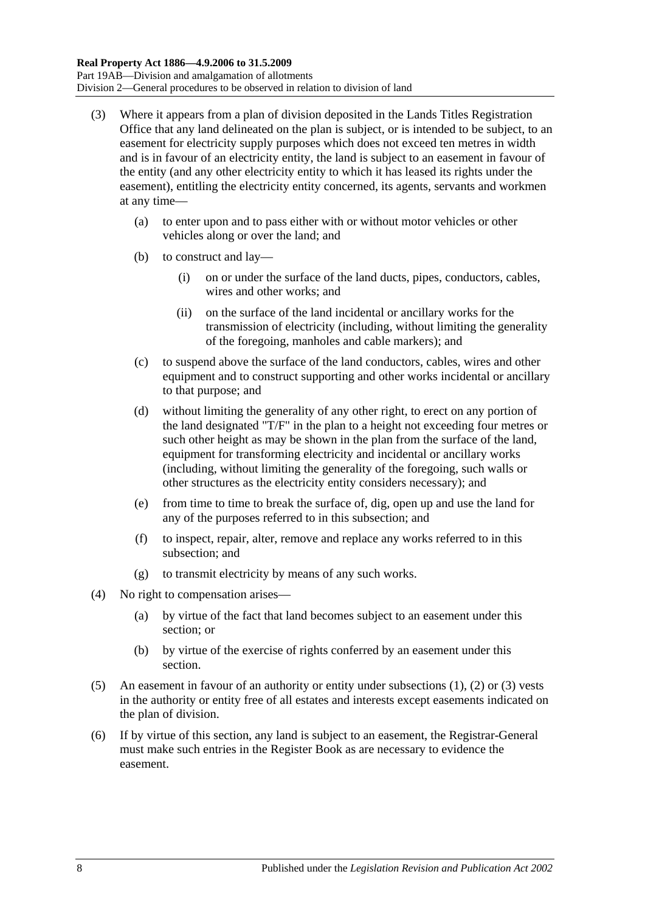(3) Where it appears from a plan of division deposited in the Lands Titles Registration Office that any land delineated on the plan is subject, or is intended to be subject, to an easement for electricity supply purposes which does not exceed ten metres in width and is in favour of an electricity entity, the land is subject to an easement in favour of the entity (and any other electricity entity to which it has leased its rights under the easement), entitling the electricity entity concerned, its agents, servants and workmen at any time—

(a) to enter upon and to pass either with or without motor vehicles or other vehicles along or over the land; and

(b) to construct and lay—

(i) on or under the surface of the land ducts, pipes, conductors, cables, wires and other works; and

(ii) on the surface of the land incidental or ancillary works for the transmission of electricity (including, without limiting the generality of the foregoing, manholes and cable markers); and

(c) to suspend above the surface of the land conductors, cables, wires and other equipment and to construct supporting and other works incidental or ancillary to that purpose; and

(d) without limiting the generality of any other right, to erect on any portion of the land designated "T/F" in the plan to a height not exceeding four metres or such other height as may be shown in the plan from the surface of the land, equipment for transforming electricity and incidental or ancillary works (including, without limiting the generality of the foregoing, such walls or other structures as the electricity entity considers necessary); and

(e) from time to time to break the surface of, dig, open up and use the land for any of the purposes referred to in this subsection; and

(f) to inspect, repair, alter, remove and replace any works referred to in this subsection; and

(g) to transmit electricity by means of any such works.

(4) No right to compensation arises—

(a) by virtue of the fact that land becomes subject to an easement under this section; or

(b) by virtue of the exercise of rights conferred by an easement under this section.

(5) An easement in favour of an authority or entity under subsections (1), (2) or (3) vests in the authority or entity free of all estates and interests except easements indicated on the plan of division.

(6) If by virtue of this section, any land is subject to an easement, the Registrar-General must make such entries in the Register Book as are necessary to evidence the easement.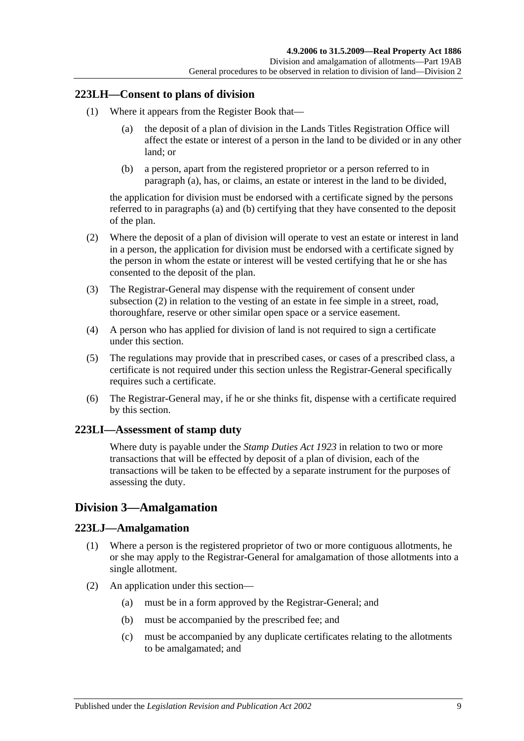## 223LH—Consent to plans of division

(1) Where it appears from the Register Book that—

(a) the deposit of a plan of division in the Lands Titles Registration Office will affect the estate or interest of a person in the land to be divided or in any other land; or

(b) a person, apart from the registered proprietor or a person referred to in paragraph (a), has, or claims, an estate or interest in the land to be divided,

the application for division must be endorsed with a certificate signed by the persons referred to in paragraphs (a) and (b) certifying that they have consented to the deposit of the plan.

(2) Where the deposit of a plan of division will operate to vest an estate or interest in land in a person, the application for division must be endorsed with a certificate signed by the person in whom the estate or interest will be vested certifying that he or she has consented to the deposit of the plan.

(3) The Registrar-General may dispense with the requirement of consent under subsection (2) in relation to the vesting of an estate in fee simple in a street, road, thoroughfare, reserve or other similar open space or a service easement.

(4) A person who has applied for division of land is not required to sign a certificate under this section.

(5) The regulations may provide that in prescribed cases, or cases of a prescribed class, a certificate is not required under this section unless the Registrar-General specifically requires such a certificate.

(6) The Registrar-General may, if he or she thinks fit, dispense with a certificate required by this section.

## 223LI—Assessment of stamp duty

Where duty is payable under the *Stamp Duties Act 1923* in relation to two or more transactions that will be effected by deposit of a plan of division, each of the transactions will be taken to be effected by a separate instrument for the purposes of assessing the duty.

# Division 3—Amalgamation

## 223LJ—Amalgamation

(1) Where a person is the registered proprietor of two or more contiguous allotments, he or she may apply to the Registrar-General for amalgamation of those allotments into a single allotment.

(2) An application under this section—

(a) must be in a form approved by the Registrar-General; and

(b) must be accompanied by the prescribed fee; and

(c) must be accompanied by any duplicate certificates relating to the allotments to be amalgamated; and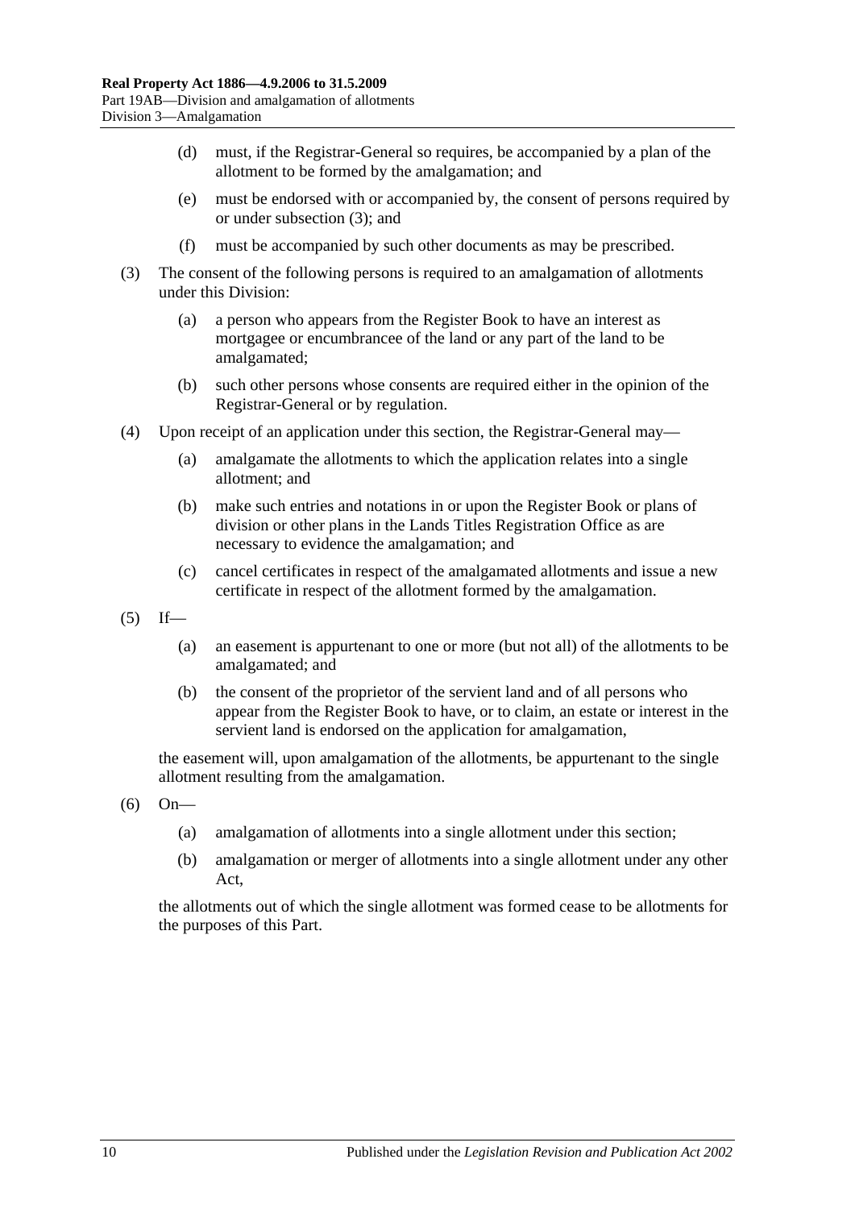(d) must, if the Registrar-General so requires, be accompanied by a plan of the allotment to be formed by the amalgamation; and

(e) must be endorsed with or accompanied by, the consent of persons required by or under subsection (3); and

(f) must be accompanied by such other documents as may be prescribed.

(3) The consent of the following persons is required to an amalgamation of allotments under this Division:

(a) a person who appears from the Register Book to have an interest as mortgagee or encumbrancee of the land or any part of the land to be amalgamated;

(b) such other persons whose consents are required either in the opinion of the Registrar-General or by regulation.

(4) Upon receipt of an application under this section, the Registrar-General may—

(a) amalgamate the allotments to which the application relates into a single allotment; and

(b) make such entries and notations in or upon the Register Book or plans of division or other plans in the Lands Titles Registration Office as are necessary to evidence the amalgamation; and

(c) cancel certificates in respect of the amalgamated allotments and issue a new certificate in respect of the allotment formed by the amalgamation.

(5) If—

(a) an easement is appurtenant to one or more (but not all) of the allotments to be amalgamated; and

(b) the consent of the proprietor of the servient land and of all persons who appear from the Register Book to have, or to claim, an estate or interest in the servient land is endorsed on the application for amalgamation,

the easement will, upon amalgamation of the allotments, be appurtenant to the single allotment resulting from the amalgamation.

(6) On—

(a) amalgamation of allotments into a single allotment under this section;

(b) amalgamation or merger of allotments into a single allotment under any other Act,

the allotments out of which the single allotment was formed cease to be allotments for the purposes of this Part.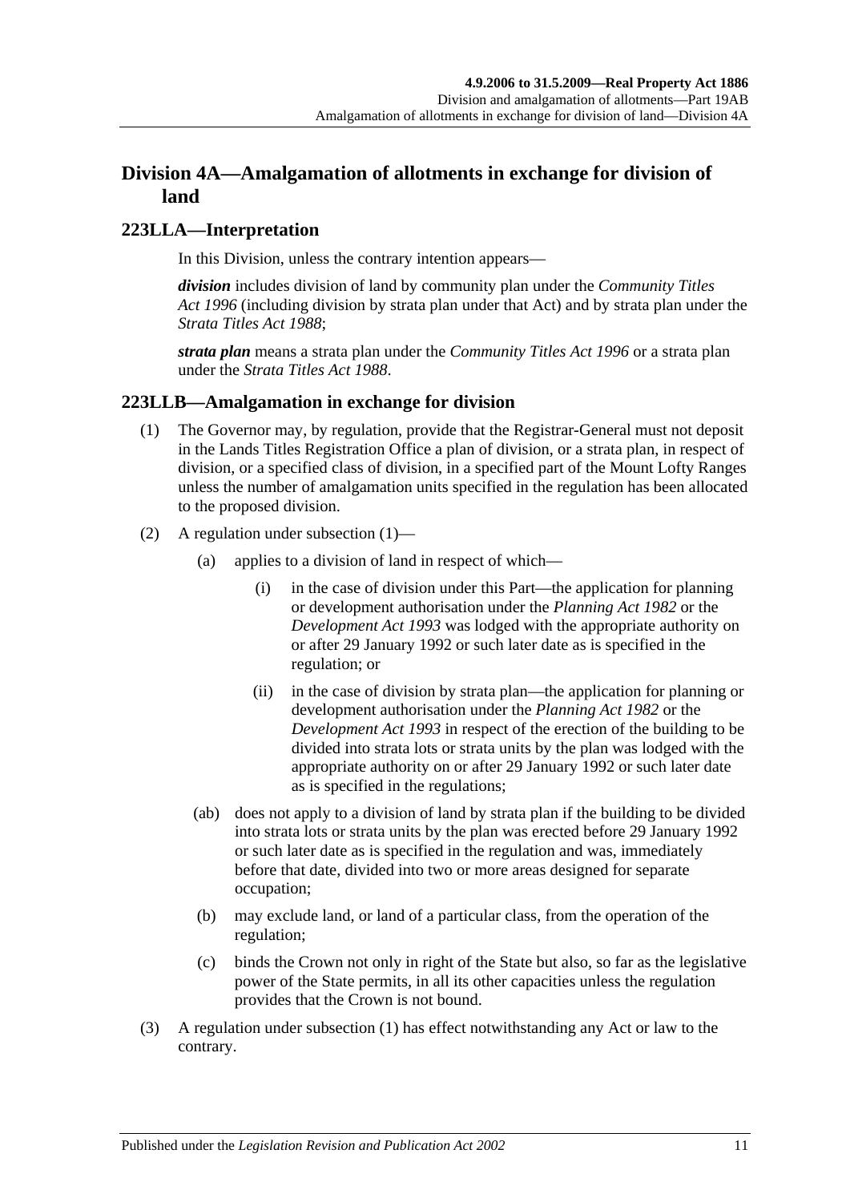## Division 4A—Amalgamation of allotments in exchange for division of land

### 223LLA—Interpretation

In this Division, unless the contrary intention appears—

***division*** includes division of land by community plan under the *Community Titles Act 1996* (including division by strata plan under that Act) and by strata plan under the *Strata Titles Act 1988*;

***strata plan*** means a strata plan under the *Community Titles Act 1996* or a strata plan under the *Strata Titles Act 1988*.

### 223LLB—Amalgamation in exchange for division

(1) The Governor may, by regulation, provide that the Registrar-General must not deposit in the Lands Titles Registration Office a plan of division, or a strata plan, in respect of division, or a specified class of division, in a specified part of the Mount Lofty Ranges unless the number of amalgamation units specified in the regulation has been allocated to the proposed division.

(2) A regulation under subsection (1)—

(a) applies to a division of land in respect of which—

(i) in the case of division under this Part—the application for planning or development authorisation under the *Planning Act 1982* or the *Development Act 1993* was lodged with the appropriate authority on or after 29 January 1992 or such later date as is specified in the regulation; or

(ii) in the case of division by strata plan—the application for planning or development authorisation under the *Planning Act 1982* or the *Development Act 1993* in respect of the erection of the building to be divided into strata lots or strata units by the plan was lodged with the appropriate authority on or after 29 January 1992 or such later date as is specified in the regulations;

(ab) does not apply to a division of land by strata plan if the building to be divided into strata lots or strata units by the plan was erected before 29 January 1992 or such later date as is specified in the regulation and was, immediately before that date, divided into two or more areas designed for separate occupation;

(b) may exclude land, or land of a particular class, from the operation of the regulation;

(c) binds the Crown not only in right of the State but also, so far as the legislative power of the State permits, in all its other capacities unless the regulation provides that the Crown is not bound.

(3) A regulation under subsection (1) has effect notwithstanding any Act or law to the contrary.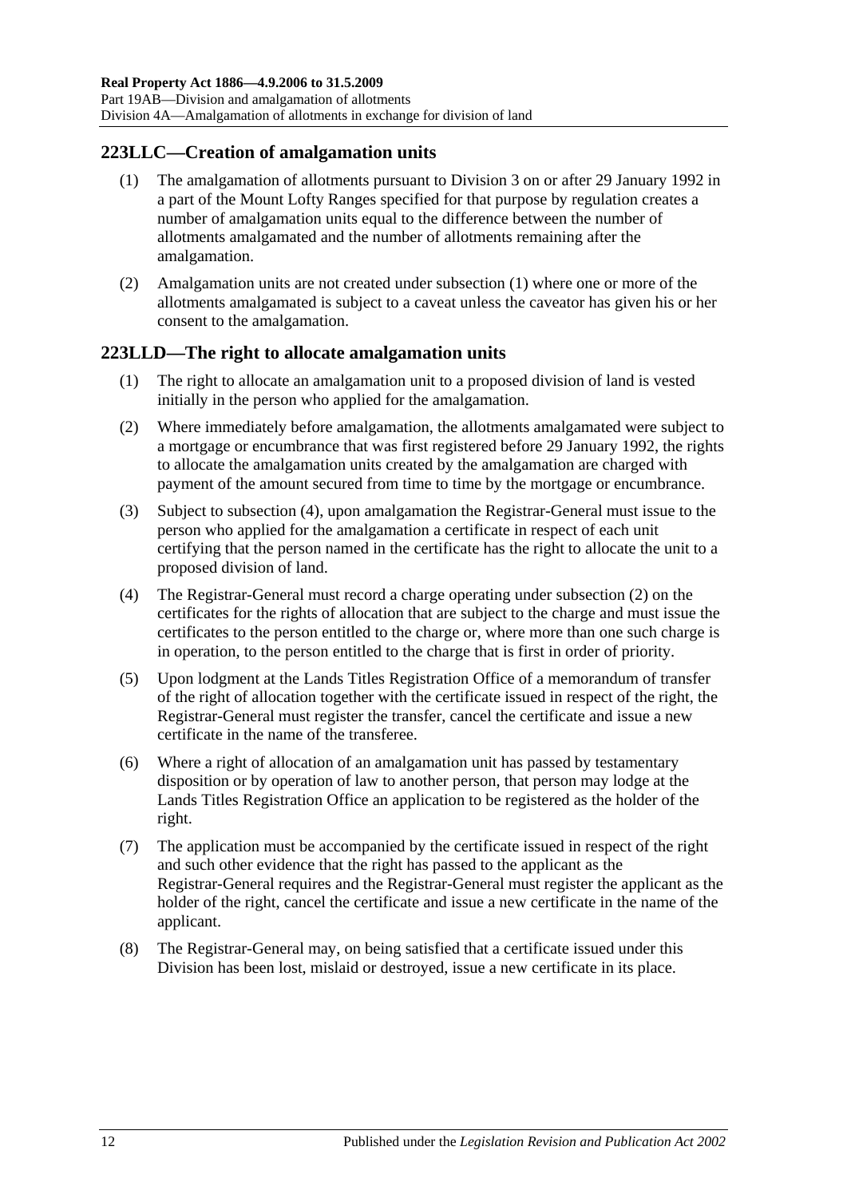## 223LLC—Creation of amalgamation units

(1) The amalgamation of allotments pursuant to Division 3 on or after 29 January 1992 in a part of the Mount Lofty Ranges specified for that purpose by regulation creates a number of amalgamation units equal to the difference between the number of allotments amalgamated and the number of allotments remaining after the amalgamation.

(2) Amalgamation units are not created under subsection (1) where one or more of the allotments amalgamated is subject to a caveat unless the caveator has given his or her consent to the amalgamation.

## 223LLD—The right to allocate amalgamation units

(1) The right to allocate an amalgamation unit to a proposed division of land is vested initially in the person who applied for the amalgamation.

(2) Where immediately before amalgamation, the allotments amalgamated were subject to a mortgage or encumbrance that was first registered before 29 January 1992, the rights to allocate the amalgamation units created by the amalgamation are charged with payment of the amount secured from time to time by the mortgage or encumbrance.

(3) Subject to subsection (4), upon amalgamation the Registrar-General must issue to the person who applied for the amalgamation a certificate in respect of each unit certifying that the person named in the certificate has the right to allocate the unit to a proposed division of land.

(4) The Registrar-General must record a charge operating under subsection (2) on the certificates for the rights of allocation that are subject to the charge and must issue the certificates to the person entitled to the charge or, where more than one such charge is in operation, to the person entitled to the charge that is first in order of priority.

(5) Upon lodgment at the Lands Titles Registration Office of a memorandum of transfer of the right of allocation together with the certificate issued in respect of the right, the Registrar-General must register the transfer, cancel the certificate and issue a new certificate in the name of the transferee.

(6) Where a right of allocation of an amalgamation unit has passed by testamentary disposition or by operation of law to another person, that person may lodge at the Lands Titles Registration Office an application to be registered as the holder of the right.

(7) The application must be accompanied by the certificate issued in respect of the right and such other evidence that the right has passed to the applicant as the Registrar-General requires and the Registrar-General must register the applicant as the holder of the right, cancel the certificate and issue a new certificate in the name of the applicant.

(8) The Registrar-General may, on being satisfied that a certificate issued under this Division has been lost, mislaid or destroyed, issue a new certificate in its place.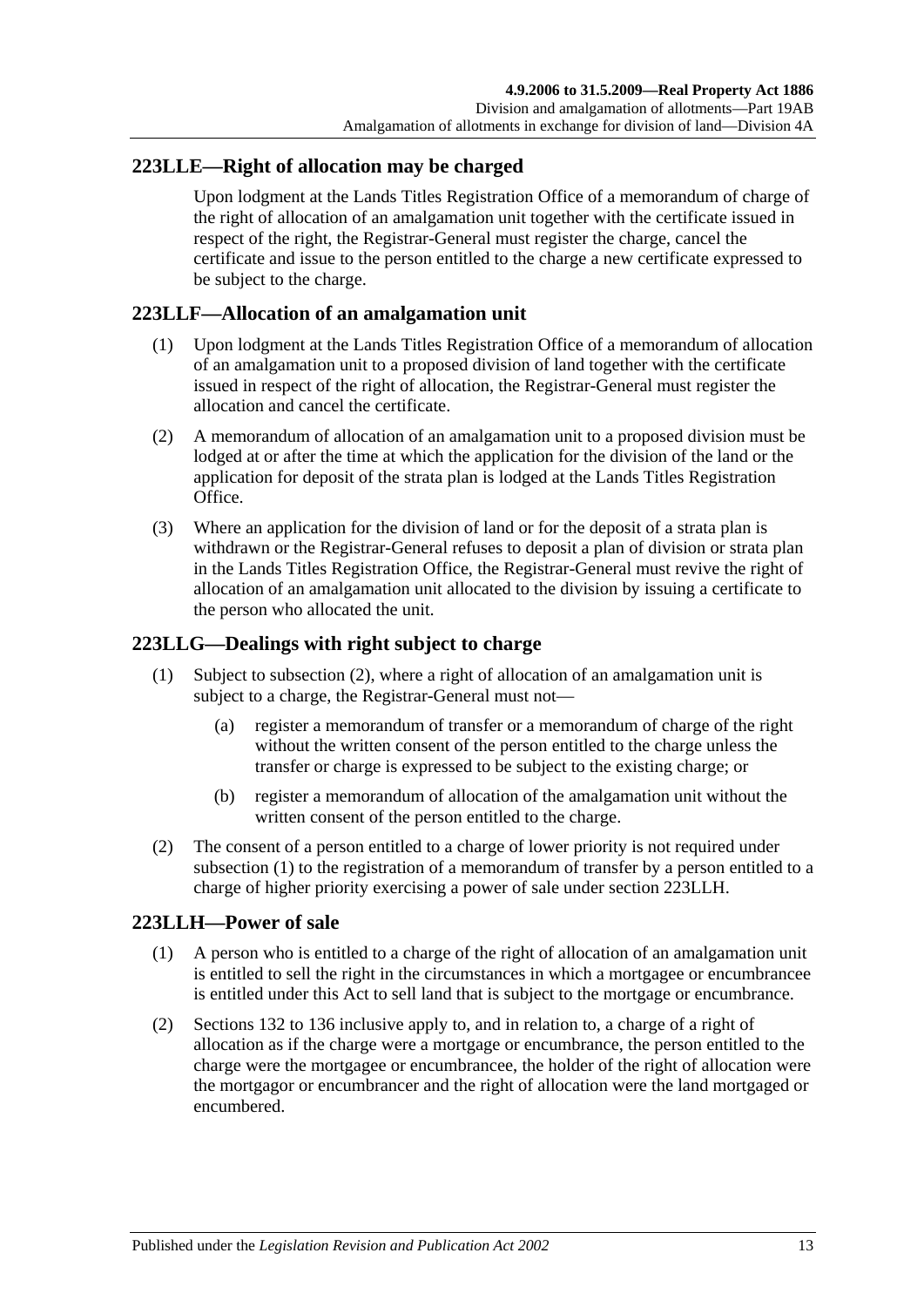## 223LLE—Right of allocation may be charged

Upon lodgment at the Lands Titles Registration Office of a memorandum of charge of the right of allocation of an amalgamation unit together with the certificate issued in respect of the right, the Registrar-General must register the charge, cancel the certificate and issue to the person entitled to the charge a new certificate expressed to be subject to the charge.

## 223LLF—Allocation of an amalgamation unit

(1) Upon lodgment at the Lands Titles Registration Office of a memorandum of allocation of an amalgamation unit to a proposed division of land together with the certificate issued in respect of the right of allocation, the Registrar-General must register the allocation and cancel the certificate.

(2) A memorandum of allocation of an amalgamation unit to a proposed division must be lodged at or after the time at which the application for the division of the land or the application for deposit of the strata plan is lodged at the Lands Titles Registration Office.

(3) Where an application for the division of land or for the deposit of a strata plan is withdrawn or the Registrar-General refuses to deposit a plan of division or strata plan in the Lands Titles Registration Office, the Registrar-General must revive the right of allocation of an amalgamation unit allocated to the division by issuing a certificate to the person who allocated the unit.

## 223LLG—Dealings with right subject to charge

(1) Subject to subsection (2), where a right of allocation of an amalgamation unit is subject to a charge, the Registrar-General must not—

(a) register a memorandum of transfer or a memorandum of charge of the right without the written consent of the person entitled to the charge unless the transfer or charge is expressed to be subject to the existing charge; or

(b) register a memorandum of allocation of the amalgamation unit without the written consent of the person entitled to the charge.

(2) The consent of a person entitled to a charge of lower priority is not required under subsection (1) to the registration of a memorandum of transfer by a person entitled to a charge of higher priority exercising a power of sale under section 223LLH.

## 223LLH—Power of sale

(1) A person who is entitled to a charge of the right of allocation of an amalgamation unit is entitled to sell the right in the circumstances in which a mortgagee or encumbrancee is entitled under this Act to sell land that is subject to the mortgage or encumbrance.

(2) Sections 132 to 136 inclusive apply to, and in relation to, a charge of a right of allocation as if the charge were a mortgage or encumbrance, the person entitled to the charge were the mortgagee or encumbrancee, the holder of the right of allocation were the mortgagor or encumbrancer and the right of allocation were the land mortgaged or encumbered.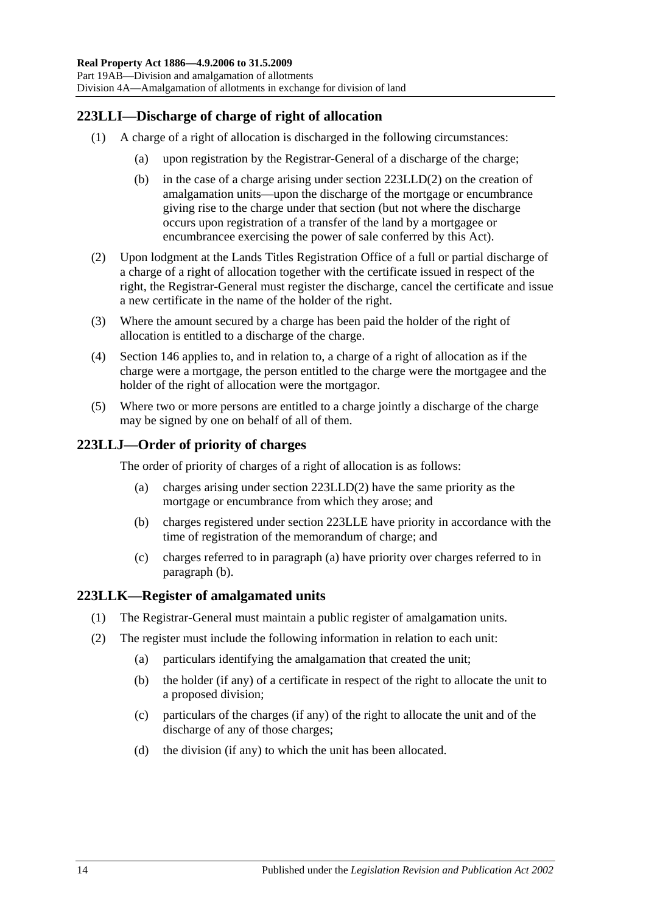## 223LLI—Discharge of charge of right of allocation

(1) A charge of a right of allocation is discharged in the following circumstances:

(a) upon registration by the Registrar-General of a discharge of the charge;

(b) in the case of a charge arising under section 223LLD(2) on the creation of amalgamation units—upon the discharge of the mortgage or encumbrance giving rise to the charge under that section (but not where the discharge occurs upon registration of a transfer of the land by a mortgagee or encumbrancee exercising the power of sale conferred by this Act).

(2) Upon lodgment at the Lands Titles Registration Office of a full or partial discharge of a charge of a right of allocation together with the certificate issued in respect of the right, the Registrar-General must register the discharge, cancel the certificate and issue a new certificate in the name of the holder of the right.

(3) Where the amount secured by a charge has been paid the holder of the right of allocation is entitled to a discharge of the charge.

(4) Section 146 applies to, and in relation to, a charge of a right of allocation as if the charge were a mortgage, the person entitled to the charge were the mortgagee and the holder of the right of allocation were the mortgagor.

(5) Where two or more persons are entitled to a charge jointly a discharge of the charge may be signed by one on behalf of all of them.

## 223LLJ—Order of priority of charges

The order of priority of charges of a right of allocation is as follows:

(a) charges arising under section 223LLD(2) have the same priority as the mortgage or encumbrance from which they arose; and

(b) charges registered under section 223LLE have priority in accordance with the time of registration of the memorandum of charge; and

(c) charges referred to in paragraph (a) have priority over charges referred to in paragraph (b).

## 223LLK—Register of amalgamated units

(1) The Registrar-General must maintain a public register of amalgamation units.

(2) The register must include the following information in relation to each unit:

(a) particulars identifying the amalgamation that created the unit;

(b) the holder (if any) of a certificate in respect of the right to allocate the unit to a proposed division;

(c) particulars of the charges (if any) of the right to allocate the unit and of the discharge of any of those charges;

(d) the division (if any) to which the unit has been allocated.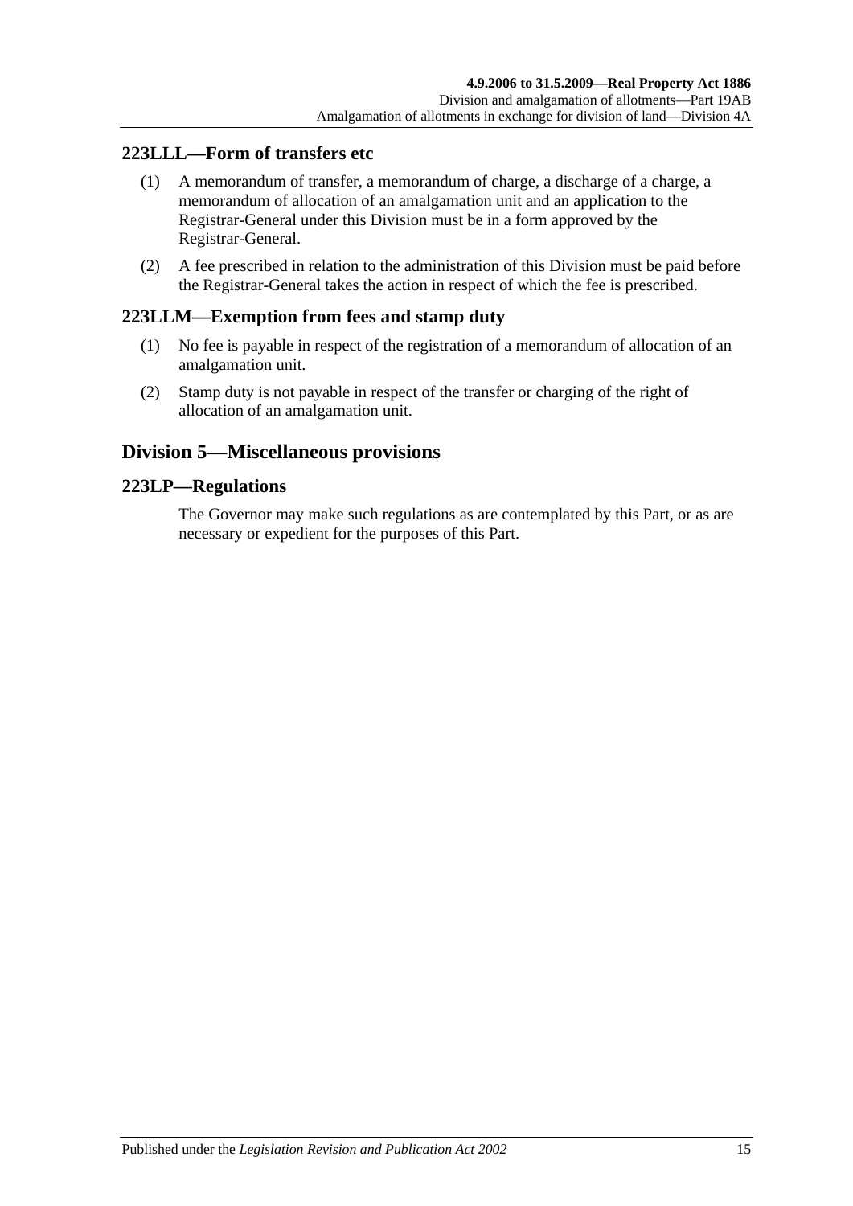## 223LLL—Form of transfers etc

(1) A memorandum of transfer, a memorandum of charge, a discharge of a charge, a memorandum of allocation of an amalgamation unit and an application to the Registrar-General under this Division must be in a form approved by the Registrar-General.

(2) A fee prescribed in relation to the administration of this Division must be paid before the Registrar-General takes the action in respect of which the fee is prescribed.

## 223LLM—Exemption from fees and stamp duty

(1) No fee is payable in respect of the registration of a memorandum of allocation of an amalgamation unit.

(2) Stamp duty is not payable in respect of the transfer or charging of the right of allocation of an amalgamation unit.

# Division 5—Miscellaneous provisions

## 223LP—Regulations

The Governor may make such regulations as are contemplated by this Part, or as are necessary or expedient for the purposes of this Part.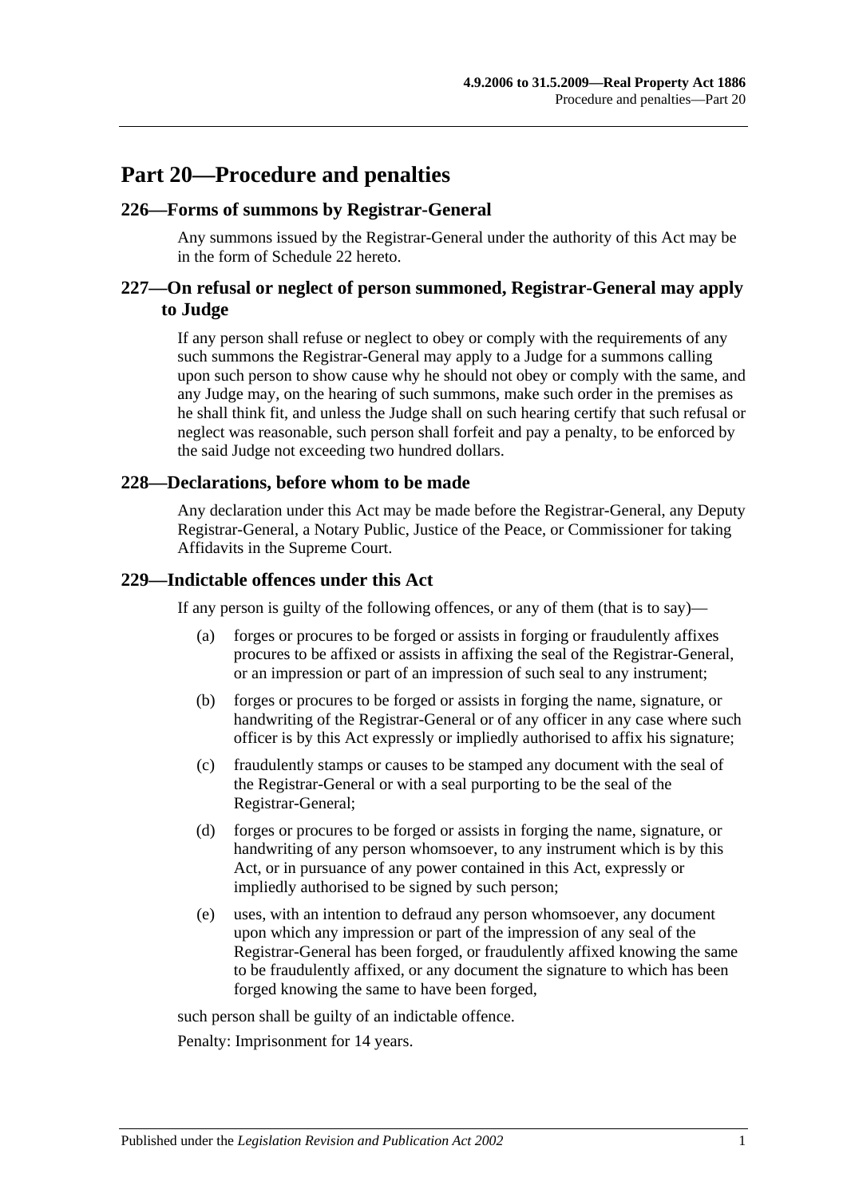# Part 20—Procedure and penalties

## 226—Forms of summons by Registrar-General

Any summons issued by the Registrar-General under the authority of this Act may be in the form of Schedule 22 hereto.

## 227—On refusal or neglect of person summoned, Registrar-General may apply to Judge

If any person shall refuse or neglect to obey or comply with the requirements of any such summons the Registrar-General may apply to a Judge for a summons calling upon such person to show cause why he should not obey or comply with the same, and any Judge may, on the hearing of such summons, make such order in the premises as he shall think fit, and unless the Judge shall on such hearing certify that such refusal or neglect was reasonable, such person shall forfeit and pay a penalty, to be enforced by the said Judge not exceeding two hundred dollars.

## 228—Declarations, before whom to be made

Any declaration under this Act may be made before the Registrar-General, any Deputy Registrar-General, a Notary Public, Justice of the Peace, or Commissioner for taking Affidavits in the Supreme Court.

## 229—Indictable offences under this Act

If any person is guilty of the following offences, or any of them (that is to say)—

(a) forges or procures to be forged or assists in forging or fraudulently affixes procures to be affixed or assists in affixing the seal of the Registrar-General, or an impression or part of an impression of such seal to any instrument;

(b) forges or procures to be forged or assists in forging the name, signature, or handwriting of the Registrar-General or of any officer in any case where such officer is by this Act expressly or impliedly authorised to affix his signature;

(c) fraudulently stamps or causes to be stamped any document with the seal of the Registrar-General or with a seal purporting to be the seal of the Registrar-General;

(d) forges or procures to be forged or assists in forging the name, signature, or handwriting of any person whomsoever, to any instrument which is by this Act, or in pursuance of any power contained in this Act, expressly or impliedly authorised to be signed by such person;

(e) uses, with an intention to defraud any person whomsoever, any document upon which any impression or part of the impression of any seal of the Registrar-General has been forged, or fraudulently affixed knowing the same to be fraudulently affixed, or any document the signature to which has been forged knowing the same to have been forged,

such person shall be guilty of an indictable offence.

Penalty: Imprisonment for 14 years.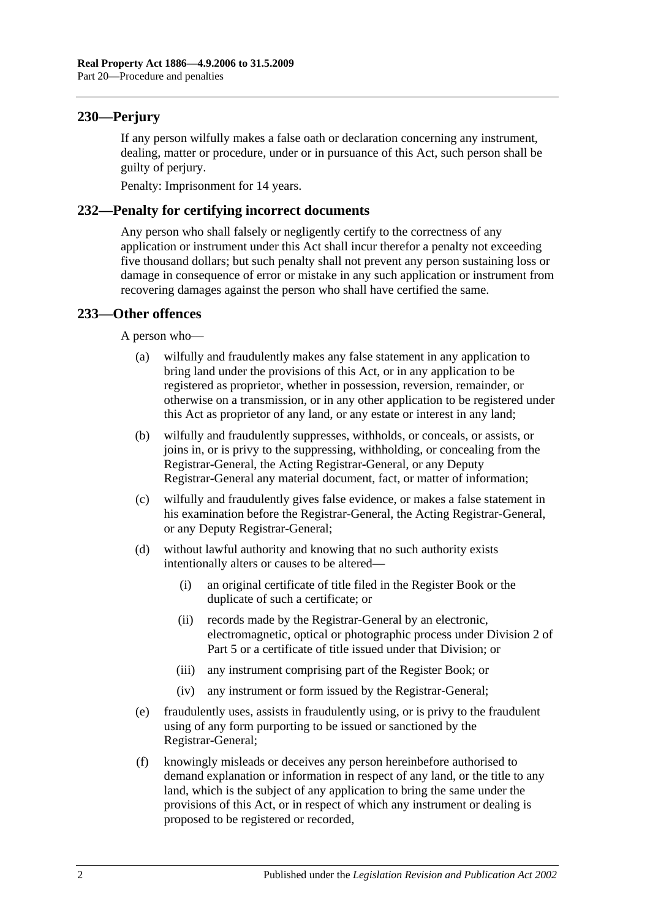## 230—Perjury

If any person wilfully makes a false oath or declaration concerning any instrument, dealing, matter or procedure, under or in pursuance of this Act, such person shall be guilty of perjury.

Penalty: Imprisonment for 14 years.

## 232—Penalty for certifying incorrect documents

Any person who shall falsely or negligently certify to the correctness of any application or instrument under this Act shall incur therefor a penalty not exceeding five thousand dollars; but such penalty shall not prevent any person sustaining loss or damage in consequence of error or mistake in any such application or instrument from recovering damages against the person who shall have certified the same.

## 233—Other offences

A person who—

(a) wilfully and fraudulently makes any false statement in any application to bring land under the provisions of this Act, or in any application to be registered as proprietor, whether in possession, reversion, remainder, or otherwise on a transmission, or in any other application to be registered under this Act as proprietor of any land, or any estate or interest in any land;

(b) wilfully and fraudulently suppresses, withholds, or conceals, or assists, or joins in, or is privy to the suppressing, withholding, or concealing from the Registrar-General, the Acting Registrar-General, or any Deputy Registrar-General any material document, fact, or matter of information;

(c) wilfully and fraudulently gives false evidence, or makes a false statement in his examination before the Registrar-General, the Acting Registrar-General, or any Deputy Registrar-General;

(d) without lawful authority and knowing that no such authority exists intentionally alters or causes to be altered—

(i) an original certificate of title filed in the Register Book or the duplicate of such a certificate; or

(ii) records made by the Registrar-General by an electronic, electromagnetic, optical or photographic process under Division 2 of Part 5 or a certificate of title issued under that Division; or

(iii) any instrument comprising part of the Register Book; or

(iv) any instrument or form issued by the Registrar-General;

(e) fraudulently uses, assists in fraudulently using, or is privy to the fraudulent using of any form purporting to be issued or sanctioned by the Registrar-General;

(f) knowingly misleads or deceives any person hereinbefore authorised to demand explanation or information in respect of any land, or the title to any land, which is the subject of any application to bring the same under the provisions of this Act, or in respect of which any instrument or dealing is proposed to be registered or recorded,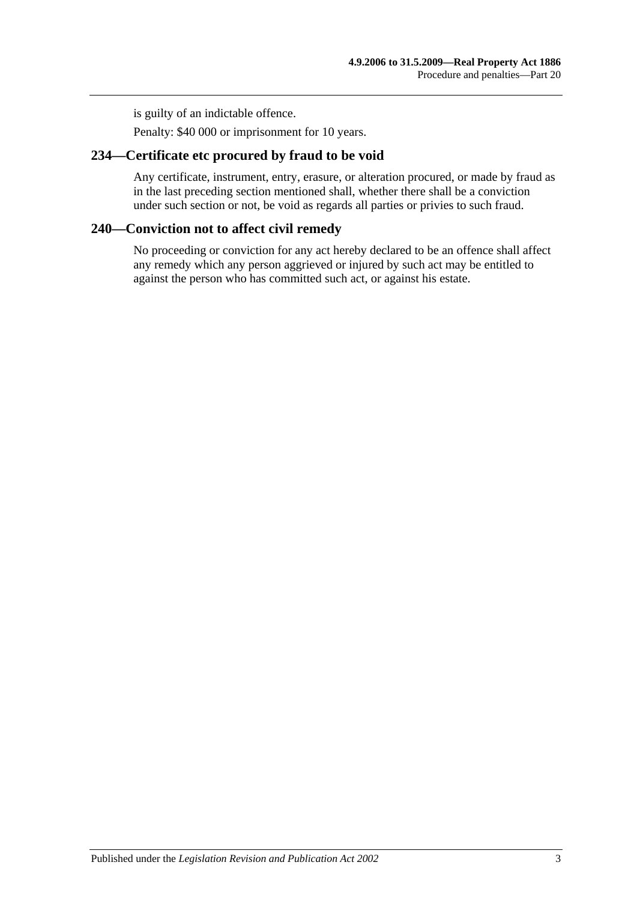is guilty of an indictable offence.

Penalty: $40 000 or imprisonment for 10 years.

## 234—Certificate etc procured by fraud to be void

Any certificate, instrument, entry, erasure, or alteration procured, or made by fraud as in the last preceding section mentioned shall, whether there shall be a conviction under such section or not, be void as regards all parties or privies to such fraud.

## 240—Conviction not to affect civil remedy

No proceeding or conviction for any act hereby declared to be an offence shall affect any remedy which any person aggrieved or injured by such act may be entitled to against the person who has committed such act, or against his estate.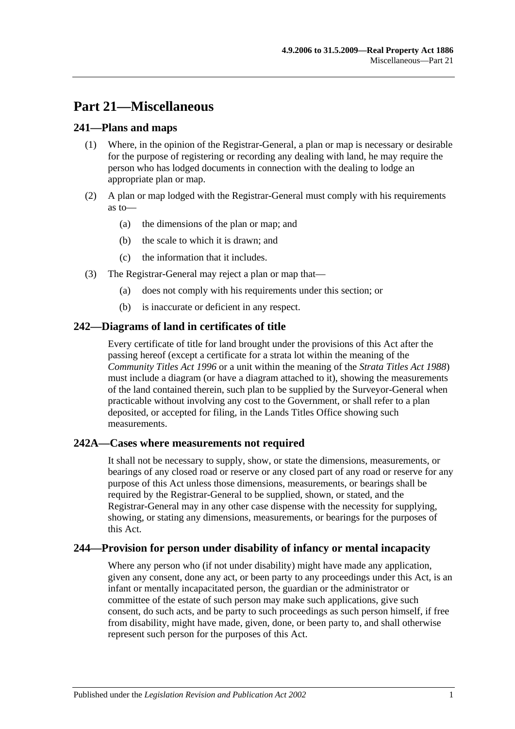# Part 21—Miscellaneous

## 241—Plans and maps

(1) Where, in the opinion of the Registrar-General, a plan or map is necessary or desirable for the purpose of registering or recording any dealing with land, he may require the person who has lodged documents in connection with the dealing to lodge an appropriate plan or map.

(2) A plan or map lodged with the Registrar-General must comply with his requirements as to—

(a) the dimensions of the plan or map; and

(b) the scale to which it is drawn; and

(c) the information that it includes.

(3) The Registrar-General may reject a plan or map that—

(a) does not comply with his requirements under this section; or

(b) is inaccurate or deficient in any respect.

## 242—Diagrams of land in certificates of title

Every certificate of title for land brought under the provisions of this Act after the passing hereof (except a certificate for a strata lot within the meaning of the *Community Titles Act 1996* or a unit within the meaning of the *Strata Titles Act 1988*) must include a diagram (or have a diagram attached to it), showing the measurements of the land contained therein, such plan to be supplied by the Surveyor-General when practicable without involving any cost to the Government, or shall refer to a plan deposited, or accepted for filing, in the Lands Titles Office showing such measurements.

## 242A—Cases where measurements not required

It shall not be necessary to supply, show, or state the dimensions, measurements, or bearings of any closed road or reserve or any closed part of any road or reserve for any purpose of this Act unless those dimensions, measurements, or bearings shall be required by the Registrar-General to be supplied, shown, or stated, and the Registrar-General may in any other case dispense with the necessity for supplying, showing, or stating any dimensions, measurements, or bearings for the purposes of this Act.

## 244—Provision for person under disability of infancy or mental incapacity

Where any person who (if not under disability) might have made any application, given any consent, done any act, or been party to any proceedings under this Act, is an infant or mentally incapacitated person, the guardian or the administrator or committee of the estate of such person may make such applications, give such consent, do such acts, and be party to such proceedings as such person himself, if free from disability, might have made, given, done, or been party to, and shall otherwise represent such person for the purposes of this Act.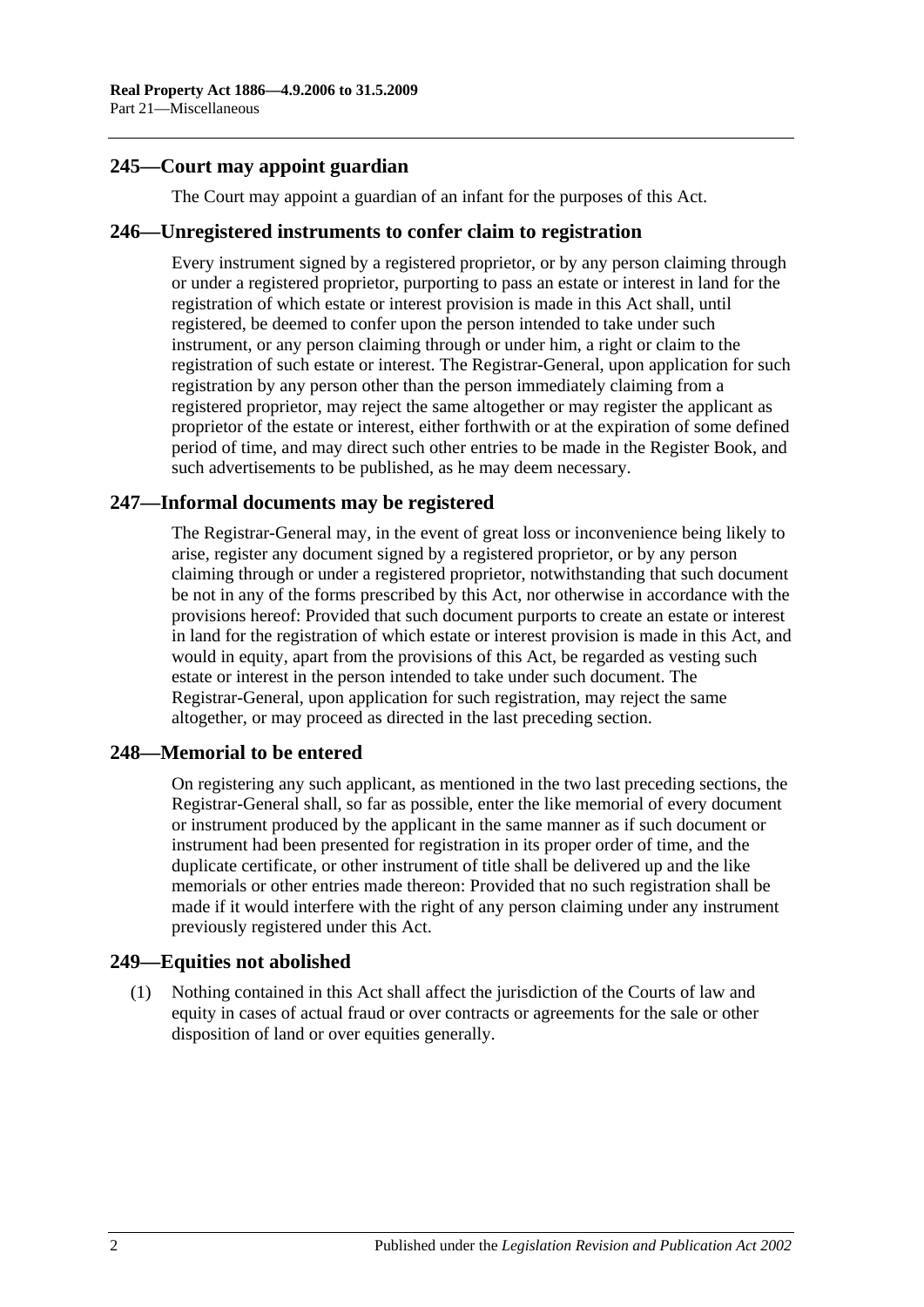## 245—Court may appoint guardian

The Court may appoint a guardian of an infant for the purposes of this Act.

## 246—Unregistered instruments to confer claim to registration

Every instrument signed by a registered proprietor, or by any person claiming through or under a registered proprietor, purporting to pass an estate or interest in land for the registration of which estate or interest provision is made in this Act shall, until registered, be deemed to confer upon the person intended to take under such instrument, or any person claiming through or under him, a right or claim to the registration of such estate or interest. The Registrar-General, upon application for such registration by any person other than the person immediately claiming from a registered proprietor, may reject the same altogether or may register the applicant as proprietor of the estate or interest, either forthwith or at the expiration of some defined period of time, and may direct such other entries to be made in the Register Book, and such advertisements to be published, as he may deem necessary.

## 247—Informal documents may be registered

The Registrar-General may, in the event of great loss or inconvenience being likely to arise, register any document signed by a registered proprietor, or by any person claiming through or under a registered proprietor, notwithstanding that such document be not in any of the forms prescribed by this Act, nor otherwise in accordance with the provisions hereof: Provided that such document purports to create an estate or interest in land for the registration of which estate or interest provision is made in this Act, and would in equity, apart from the provisions of this Act, be regarded as vesting such estate or interest in the person intended to take under such document. The Registrar-General, upon application for such registration, may reject the same altogether, or may proceed as directed in the last preceding section.

## 248—Memorial to be entered

On registering any such applicant, as mentioned in the two last preceding sections, the Registrar-General shall, so far as possible, enter the like memorial of every document or instrument produced by the applicant in the same manner as if such document or instrument had been presented for registration in its proper order of time, and the duplicate certificate, or other instrument of title shall be delivered up and the like memorials or other entries made thereon: Provided that no such registration shall be made if it would interfere with the right of any person claiming under any instrument previously registered under this Act.

## 249—Equities not abolished

(1) Nothing contained in this Act shall affect the jurisdiction of the Courts of law and equity in cases of actual fraud or over contracts or agreements for the sale or other disposition of land or over equities generally.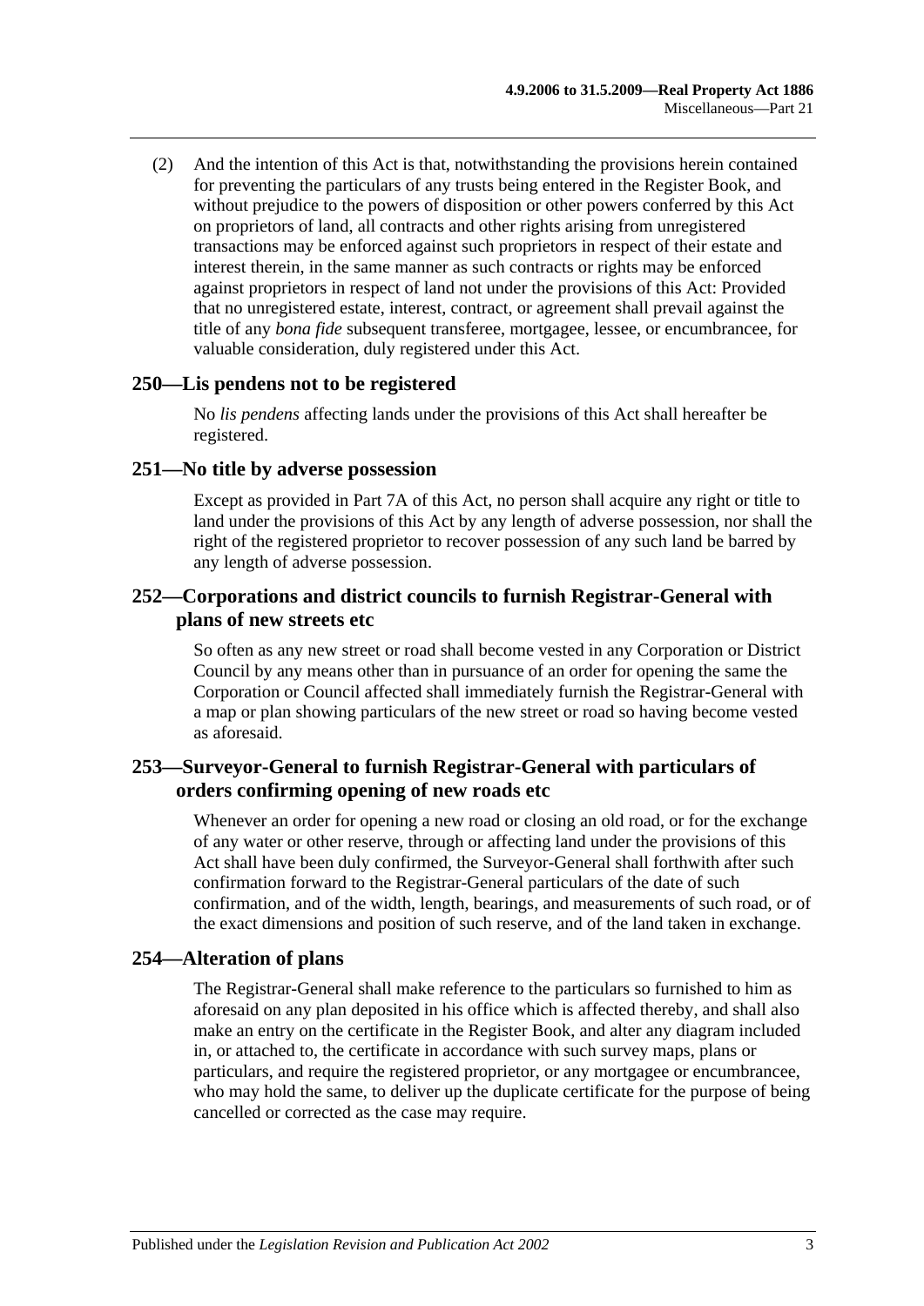(2) And the intention of this Act is that, notwithstanding the provisions herein contained for preventing the particulars of any trusts being entered in the Register Book, and without prejudice to the powers of disposition or other powers conferred by this Act on proprietors of land, all contracts and other rights arising from unregistered transactions may be enforced against such proprietors in respect of their estate and interest therein, in the same manner as such contracts or rights may be enforced against proprietors in respect of land not under the provisions of this Act: Provided that no unregistered estate, interest, contract, or agreement shall prevail against the title of any *bona fide* subsequent transferee, mortgagee, lessee, or encumbrancee, for valuable consideration, duly registered under this Act.

## 250—Lis pendens not to be registered

No *lis pendens* affecting lands under the provisions of this Act shall hereafter be registered.

## 251—No title by adverse possession

Except as provided in Part 7A of this Act, no person shall acquire any right or title to land under the provisions of this Act by any length of adverse possession, nor shall the right of the registered proprietor to recover possession of any such land be barred by any length of adverse possession.

## 252—Corporations and district councils to furnish Registrar-General with plans of new streets etc

So often as any new street or road shall become vested in any Corporation or District Council by any means other than in pursuance of an order for opening the same the Corporation or Council affected shall immediately furnish the Registrar-General with a map or plan showing particulars of the new street or road so having become vested as aforesaid.

## 253—Surveyor-General to furnish Registrar-General with particulars of orders confirming opening of new roads etc

Whenever an order for opening a new road or closing an old road, or for the exchange of any water or other reserve, through or affecting land under the provisions of this Act shall have been duly confirmed, the Surveyor-General shall forthwith after such confirmation forward to the Registrar-General particulars of the date of such confirmation, and of the width, length, bearings, and measurements of such road, or of the exact dimensions and position of such reserve, and of the land taken in exchange.

## 254—Alteration of plans

The Registrar-General shall make reference to the particulars so furnished to him as aforesaid on any plan deposited in his office which is affected thereby, and shall also make an entry on the certificate in the Register Book, and alter any diagram included in, or attached to, the certificate in accordance with such survey maps, plans or particulars, and require the registered proprietor, or any mortgagee or encumbrancee, who may hold the same, to deliver up the duplicate certificate for the purpose of being cancelled or corrected as the case may require.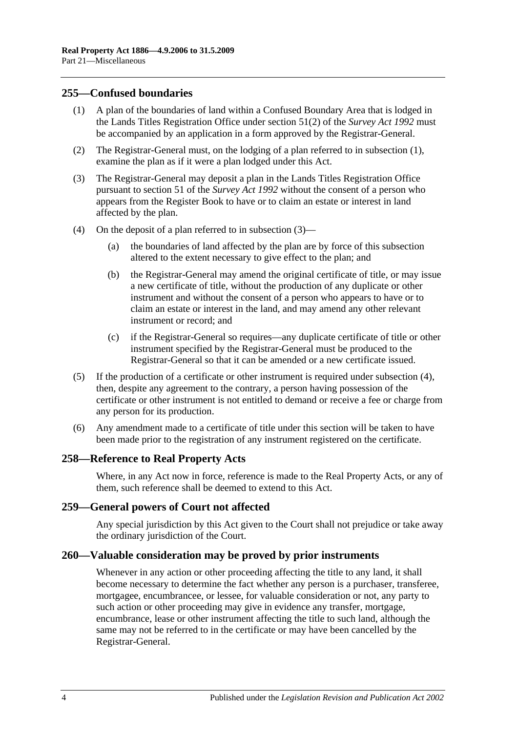## 255—Confused boundaries

(1) A plan of the boundaries of land within a Confused Boundary Area that is lodged in the Lands Titles Registration Office under section 51(2) of the *Survey Act 1992* must be accompanied by an application in a form approved by the Registrar-General.

(2) The Registrar-General must, on the lodging of a plan referred to in subsection (1), examine the plan as if it were a plan lodged under this Act.

(3) The Registrar-General may deposit a plan in the Lands Titles Registration Office pursuant to section 51 of the *Survey Act 1992* without the consent of a person who appears from the Register Book to have or to claim an estate or interest in land affected by the plan.

(4) On the deposit of a plan referred to in subsection (3)—

(a) the boundaries of land affected by the plan are by force of this subsection altered to the extent necessary to give effect to the plan; and

(b) the Registrar-General may amend the original certificate of title, or may issue a new certificate of title, without the production of any duplicate or other instrument and without the consent of a person who appears to have or to claim an estate or interest in the land, and may amend any other relevant instrument or record; and

(c) if the Registrar-General so requires—any duplicate certificate of title or other instrument specified by the Registrar-General must be produced to the Registrar-General so that it can be amended or a new certificate issued.

(5) If the production of a certificate or other instrument is required under subsection (4), then, despite any agreement to the contrary, a person having possession of the certificate or other instrument is not entitled to demand or receive a fee or charge from any person for its production.

(6) Any amendment made to a certificate of title under this section will be taken to have been made prior to the registration of any instrument registered on the certificate.

## 258—Reference to Real Property Acts

Where, in any Act now in force, reference is made to the Real Property Acts, or any of them, such reference shall be deemed to extend to this Act.

## 259—General powers of Court not affected

Any special jurisdiction by this Act given to the Court shall not prejudice or take away the ordinary jurisdiction of the Court.

## 260—Valuable consideration may be proved by prior instruments

Whenever in any action or other proceeding affecting the title to any land, it shall become necessary to determine the fact whether any person is a purchaser, transferee, mortgagee, encumbrancee, or lessee, for valuable consideration or not, any party to such action or other proceeding may give in evidence any transfer, mortgage, encumbrance, lease or other instrument affecting the title to such land, although the same may not be referred to in the certificate or may have been cancelled by the Registrar-General.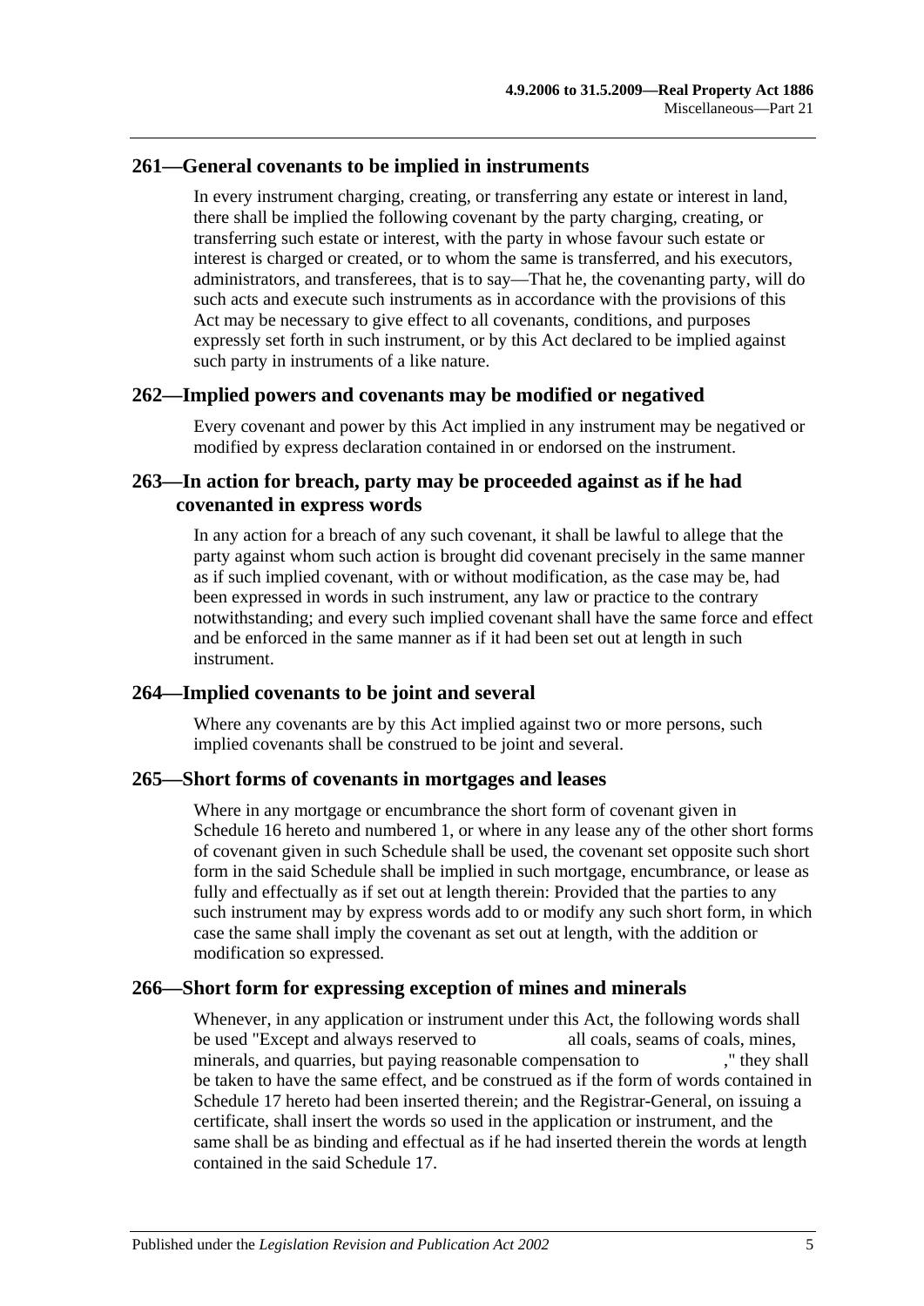## 261—General covenants to be implied in instruments

In every instrument charging, creating, or transferring any estate or interest in land, there shall be implied the following covenant by the party charging, creating, or transferring such estate or interest, with the party in whose favour such estate or interest is charged or created, or to whom the same is transferred, and his executors, administrators, and transferees, that is to say—That he, the covenanting party, will do such acts and execute such instruments as in accordance with the provisions of this Act may be necessary to give effect to all covenants, conditions, and purposes expressly set forth in such instrument, or by this Act declared to be implied against such party in instruments of a like nature.

## 262—Implied powers and covenants may be modified or negatived

Every covenant and power by this Act implied in any instrument may be negatived or modified by express declaration contained in or endorsed on the instrument.

## 263—In action for breach, party may be proceeded against as if he had covenanted in express words

In any action for a breach of any such covenant, it shall be lawful to allege that the party against whom such action is brought did covenant precisely in the same manner as if such implied covenant, with or without modification, as the case may be, had been expressed in words in such instrument, any law or practice to the contrary notwithstanding; and every such implied covenant shall have the same force and effect and be enforced in the same manner as if it had been set out at length in such instrument.

## 264—Implied covenants to be joint and several

Where any covenants are by this Act implied against two or more persons, such implied covenants shall be construed to be joint and several.

## 265—Short forms of covenants in mortgages and leases

Where in any mortgage or encumbrance the short form of covenant given in Schedule 16 hereto and numbered 1, or where in any lease any of the other short forms of covenant given in such Schedule shall be used, the covenant set opposite such short form in the said Schedule shall be implied in such mortgage, encumbrance, or lease as fully and effectually as if set out at length therein: Provided that the parties to any such instrument may by express words add to or modify any such short form, in which case the same shall imply the covenant as set out at length, with the addition or modification so expressed.

## 266—Short form for expressing exception of mines and minerals

Whenever, in any application or instrument under this Act, the following words shall be used "Except and always reserved to all coals, seams of coals, mines, minerals, and quarries, but paying reasonable compensation to ," they shall be taken to have the same effect, and be construed as if the form of words contained in Schedule 17 hereto had been inserted therein; and the Registrar-General, on issuing a certificate, shall insert the words so used in the application or instrument, and the same shall be as binding and effectual as if he had inserted therein the words at length contained in the said Schedule 17.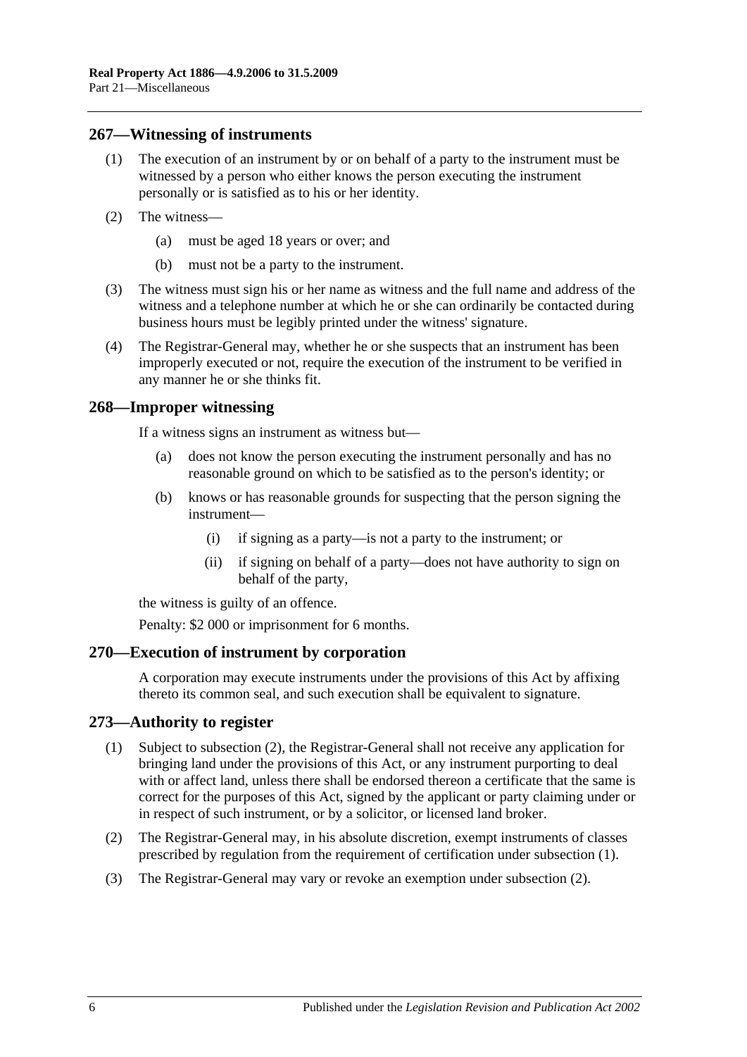## 267—Witnessing of instruments

(1) The execution of an instrument by or on behalf of a party to the instrument must be witnessed by a person who either knows the person executing the instrument personally or is satisfied as to his or her identity.

(2) The witness—

(a) must be aged 18 years or over; and

(b) must not be a party to the instrument.

(3) The witness must sign his or her name as witness and the full name and address of the witness and a telephone number at which he or she can ordinarily be contacted during business hours must be legibly printed under the witness' signature.

(4) The Registrar-General may, whether he or she suspects that an instrument has been improperly executed or not, require the execution of the instrument to be verified in any manner he or she thinks fit.

## 268—Improper witnessing

If a witness signs an instrument as witness but—

(a) does not know the person executing the instrument personally and has no reasonable ground on which to be satisfied as to the person's identity; or

(b) knows or has reasonable grounds for suspecting that the person signing the instrument—

(i) if signing as a party—is not a party to the instrument; or

(ii) if signing on behalf of a party—does not have authority to sign on behalf of the party,

the witness is guilty of an offence.

Penalty: $2 000 or imprisonment for 6 months.

## 270—Execution of instrument by corporation

A corporation may execute instruments under the provisions of this Act by affixing thereto its common seal, and such execution shall be equivalent to signature.

## 273—Authority to register

(1) Subject to subsection (2), the Registrar-General shall not receive any application for bringing land under the provisions of this Act, or any instrument purporting to deal with or affect land, unless there shall be endorsed thereon a certificate that the same is correct for the purposes of this Act, signed by the applicant or party claiming under or in respect of such instrument, or by a solicitor, or licensed land broker.

(2) The Registrar-General may, in his absolute discretion, exempt instruments of classes prescribed by regulation from the requirement of certification under subsection (1).

(3) The Registrar-General may vary or revoke an exemption under subsection (2).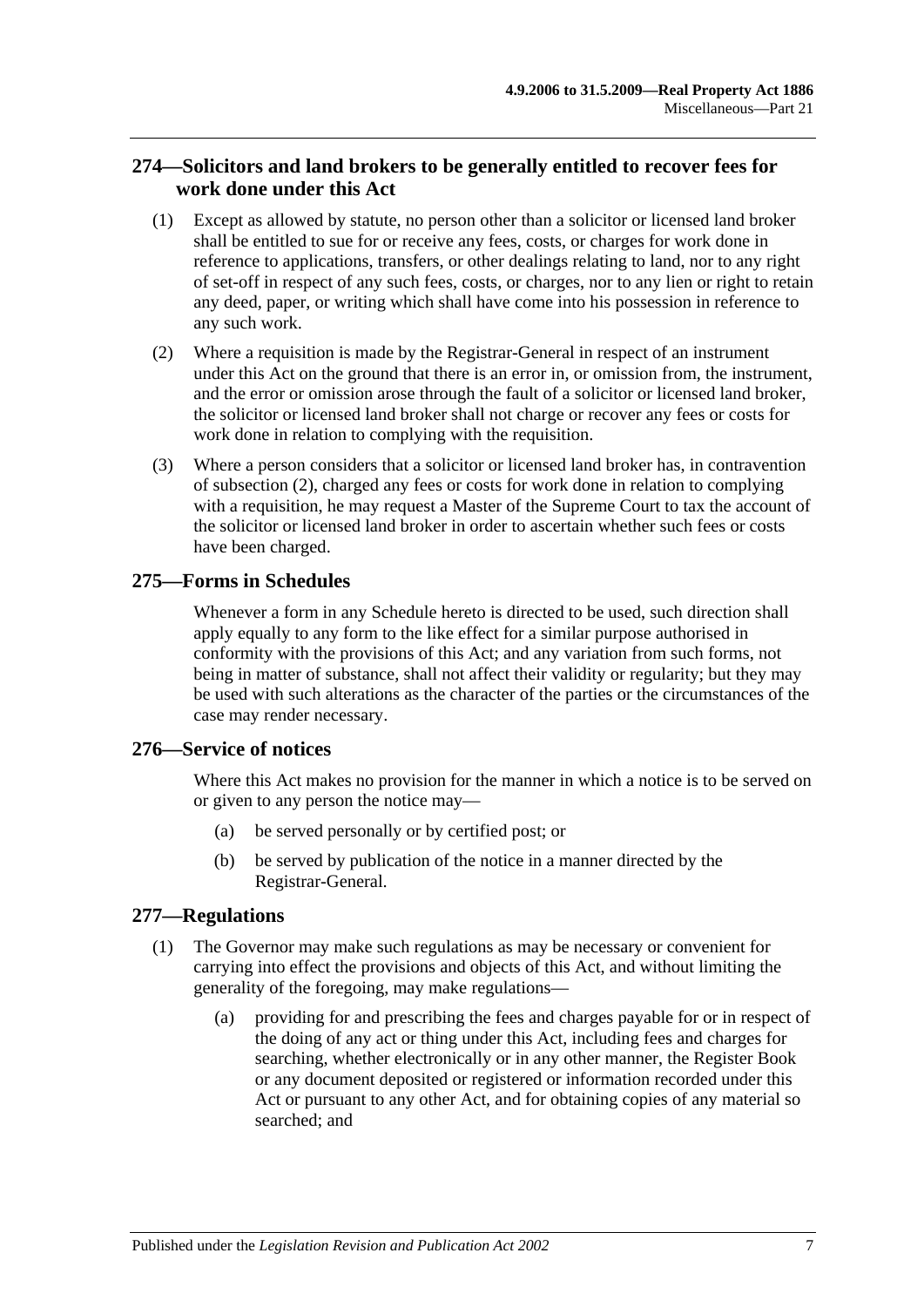## 274—Solicitors and land brokers to be generally entitled to recover fees for work done under this Act

(1) Except as allowed by statute, no person other than a solicitor or licensed land broker shall be entitled to sue for or receive any fees, costs, or charges for work done in reference to applications, transfers, or other dealings relating to land, nor to any right of set-off in respect of any such fees, costs, or charges, nor to any lien or right to retain any deed, paper, or writing which shall have come into his possession in reference to any such work.

(2) Where a requisition is made by the Registrar-General in respect of an instrument under this Act on the ground that there is an error in, or omission from, the instrument, and the error or omission arose through the fault of a solicitor or licensed land broker, the solicitor or licensed land broker shall not charge or recover any fees or costs for work done in relation to complying with the requisition.

(3) Where a person considers that a solicitor or licensed land broker has, in contravention of subsection (2), charged any fees or costs for work done in relation to complying with a requisition, he may request a Master of the Supreme Court to tax the account of the solicitor or licensed land broker in order to ascertain whether such fees or costs have been charged.

## 275—Forms in Schedules

Whenever a form in any Schedule hereto is directed to be used, such direction shall apply equally to any form to the like effect for a similar purpose authorised in conformity with the provisions of this Act; and any variation from such forms, not being in matter of substance, shall not affect their validity or regularity; but they may be used with such alterations as the character of the parties or the circumstances of the case may render necessary.

## 276—Service of notices

Where this Act makes no provision for the manner in which a notice is to be served on or given to any person the notice may—

(a) be served personally or by certified post; or

(b) be served by publication of the notice in a manner directed by the Registrar-General.

## 277—Regulations

(1) The Governor may make such regulations as may be necessary or convenient for carrying into effect the provisions and objects of this Act, and without limiting the generality of the foregoing, may make regulations—

(a) providing for and prescribing the fees and charges payable for or in respect of the doing of any act or thing under this Act, including fees and charges for searching, whether electronically or in any other manner, the Register Book or any document deposited or registered or information recorded under this Act or pursuant to any other Act, and for obtaining copies of any material so searched; and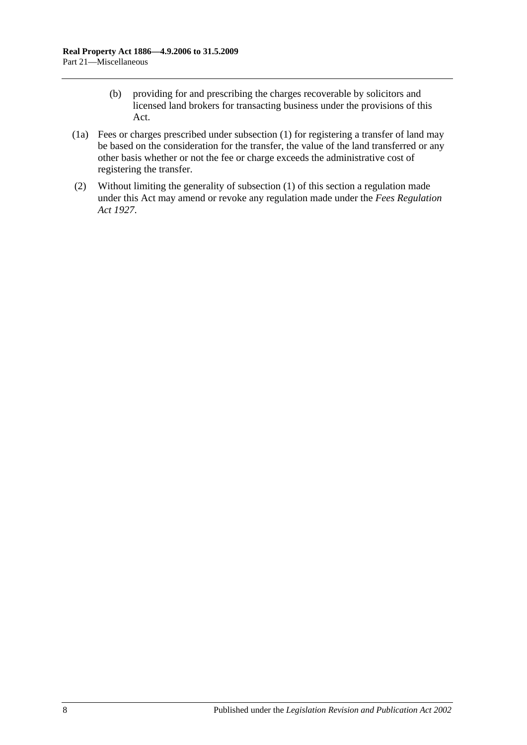(b) providing for and prescribing the charges recoverable by solicitors and licensed land brokers for transacting business under the provisions of this Act.

(1a) Fees or charges prescribed under subsection (1) for registering a transfer of land may be based on the consideration for the transfer, the value of the land transferred or any other basis whether or not the fee or charge exceeds the administrative cost of registering the transfer.

(2) Without limiting the generality of subsection (1) of this section a regulation made under this Act may amend or revoke any regulation made under the *Fees Regulation Act 1927*.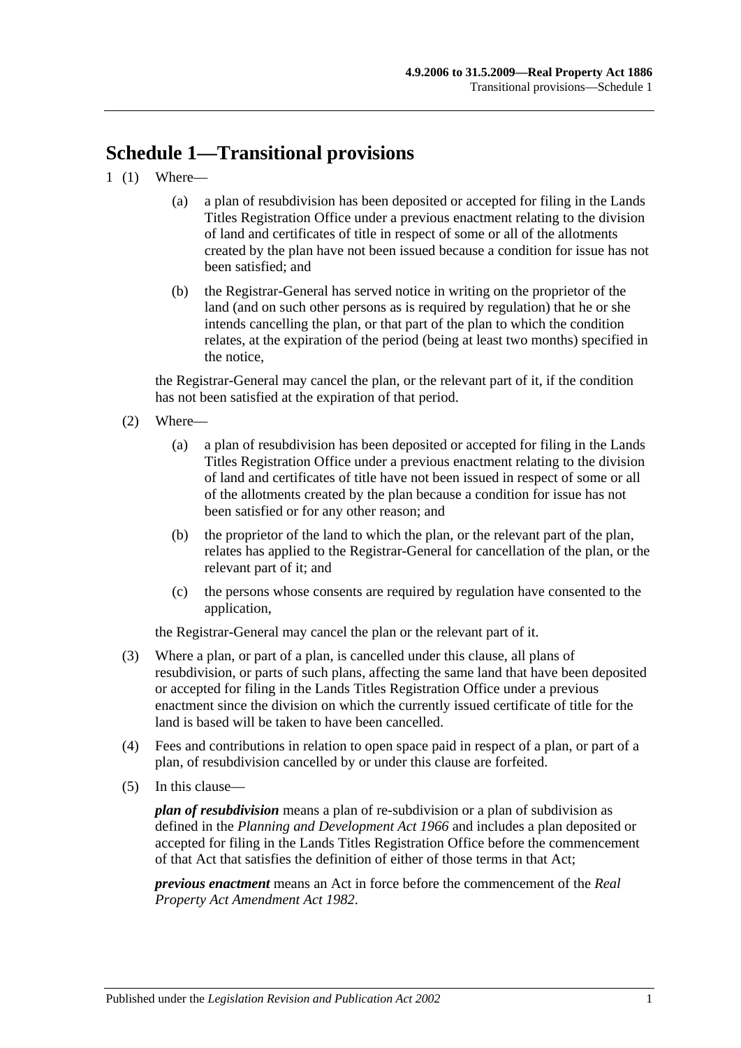## Schedule 1—Transitional provisions

1 (1) Where—

(a) a plan of resubdivision has been deposited or accepted for filing in the Lands Titles Registration Office under a previous enactment relating to the division of land and certificates of title in respect of some or all of the allotments created by the plan have not been issued because a condition for issue has not been satisfied; and

(b) the Registrar-General has served notice in writing on the proprietor of the land (and on such other persons as is required by regulation) that he or she intends cancelling the plan, or that part of the plan to which the condition relates, at the expiration of the period (being at least two months) specified in the notice,

the Registrar-General may cancel the plan, or the relevant part of it, if the condition has not been satisfied at the expiration of that period.

(2) Where—

(a) a plan of resubdivision has been deposited or accepted for filing in the Lands Titles Registration Office under a previous enactment relating to the division of land and certificates of title have not been issued in respect of some or all of the allotments created by the plan because a condition for issue has not been satisfied or for any other reason; and

(b) the proprietor of the land to which the plan, or the relevant part of the plan, relates has applied to the Registrar-General for cancellation of the plan, or the relevant part of it; and

(c) the persons whose consents are required by regulation have consented to the application,

the Registrar-General may cancel the plan or the relevant part of it.

(3) Where a plan, or part of a plan, is cancelled under this clause, all plans of resubdivision, or parts of such plans, affecting the same land that have been deposited or accepted for filing in the Lands Titles Registration Office under a previous enactment since the division on which the currently issued certificate of title for the land is based will be taken to have been cancelled.

(4) Fees and contributions in relation to open space paid in respect of a plan, or part of a plan, of resubdivision cancelled by or under this clause are forfeited.

(5) In this clause—

***plan of resubdivision*** means a plan of re-subdivision or a plan of subdivision as defined in the *Planning and Development Act 1966* and includes a plan deposited or accepted for filing in the Lands Titles Registration Office before the commencement of that Act that satisfies the definition of either of those terms in that Act;

***previous enactment*** means an Act in force before the commencement of the *Real Property Act Amendment Act 1982*.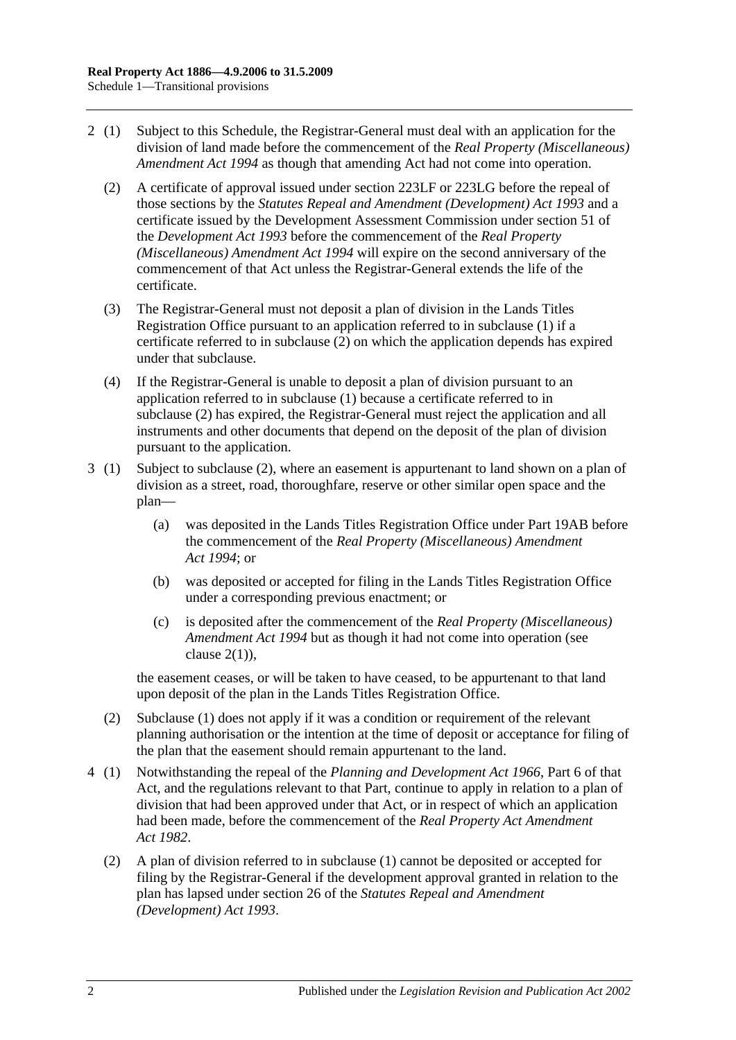2 (1) Subject to this Schedule, the Registrar-General must deal with an application for the division of land made before the commencement of the *Real Property (Miscellaneous) Amendment Act 1994* as though that amending Act had not come into operation.

(2) A certificate of approval issued under section 223LF or 223LG before the repeal of those sections by the *Statutes Repeal and Amendment (Development) Act 1993* and a certificate issued by the Development Assessment Commission under section 51 of the *Development Act 1993* before the commencement of the *Real Property (Miscellaneous) Amendment Act 1994* will expire on the second anniversary of the commencement of that Act unless the Registrar-General extends the life of the certificate.

(3) The Registrar-General must not deposit a plan of division in the Lands Titles Registration Office pursuant to an application referred to in subclause (1) if a certificate referred to in subclause (2) on which the application depends has expired under that subclause.

(4) If the Registrar-General is unable to deposit a plan of division pursuant to an application referred to in subclause (1) because a certificate referred to in subclause (2) has expired, the Registrar-General must reject the application and all instruments and other documents that depend on the deposit of the plan of division pursuant to the application.

3 (1) Subject to subclause (2), where an easement is appurtenant to land shown on a plan of division as a street, road, thoroughfare, reserve or other similar open space and the plan—

(a) was deposited in the Lands Titles Registration Office under Part 19AB before the commencement of the *Real Property (Miscellaneous) Amendment Act 1994*; or

(b) was deposited or accepted for filing in the Lands Titles Registration Office under a corresponding previous enactment; or

(c) is deposited after the commencement of the *Real Property (Miscellaneous) Amendment Act 1994* but as though it had not come into operation (see clause 2(1)),

the easement ceases, or will be taken to have ceased, to be appurtenant to that land upon deposit of the plan in the Lands Titles Registration Office.

(2) Subclause (1) does not apply if it was a condition or requirement of the relevant planning authorisation or the intention at the time of deposit or acceptance for filing of the plan that the easement should remain appurtenant to the land.

4 (1) Notwithstanding the repeal of the *Planning and Development Act 1966*, Part 6 of that Act, and the regulations relevant to that Part, continue to apply in relation to a plan of division that had been approved under that Act, or in respect of which an application had been made, before the commencement of the *Real Property Act Amendment Act 1982*.

(2) A plan of division referred to in subclause (1) cannot be deposited or accepted for filing by the Registrar-General if the development approval granted in relation to the plan has lapsed under section 26 of the *Statutes Repeal and Amendment (Development) Act 1993*.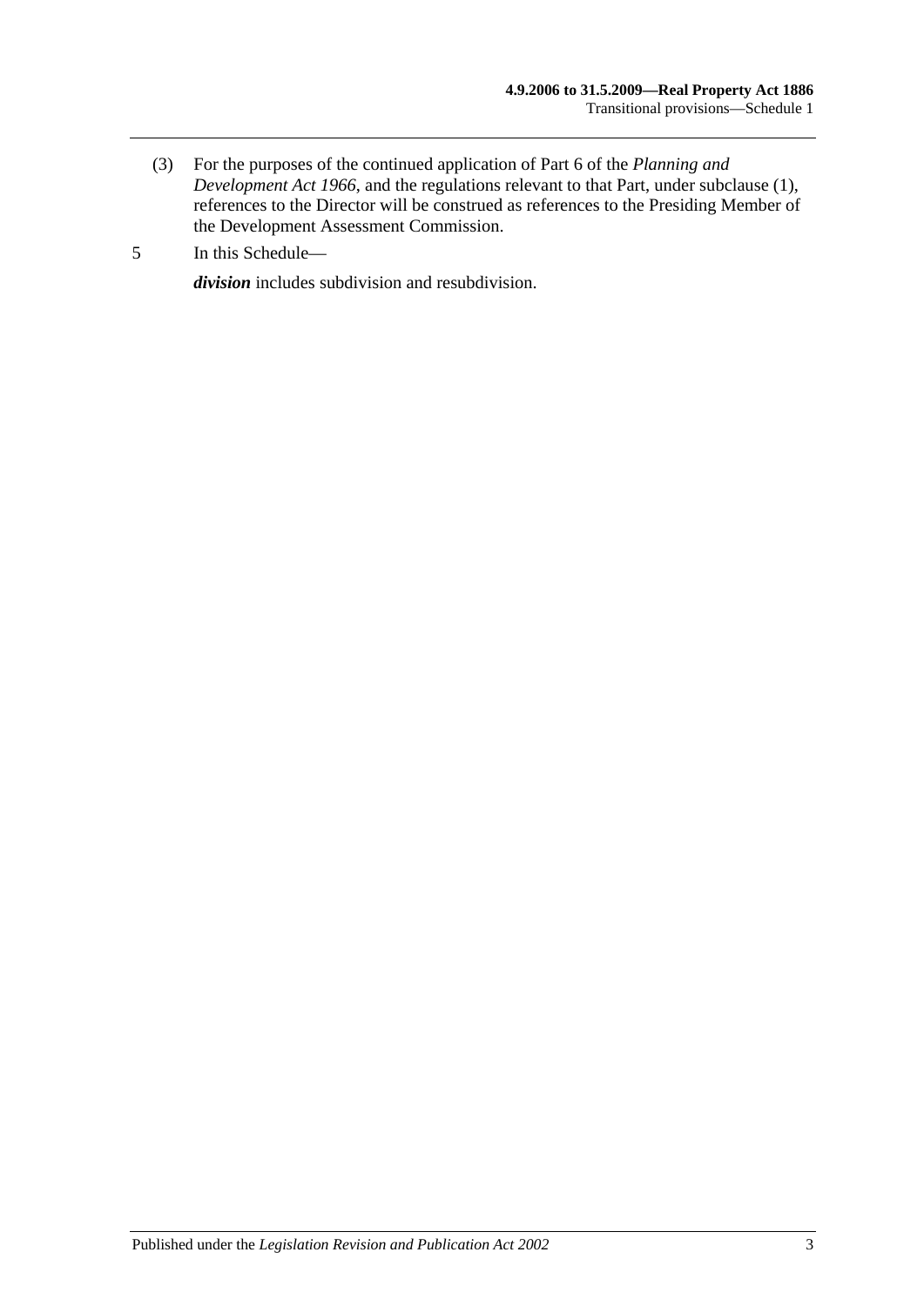(3) For the purposes of the continued application of Part 6 of the *Planning and Development Act 1966*, and the regulations relevant to that Part, under subclause (1), references to the Director will be construed as references to the Presiding Member of the Development Assessment Commission.

5 In this Schedule—

***division*** includes subdivision and resubdivision.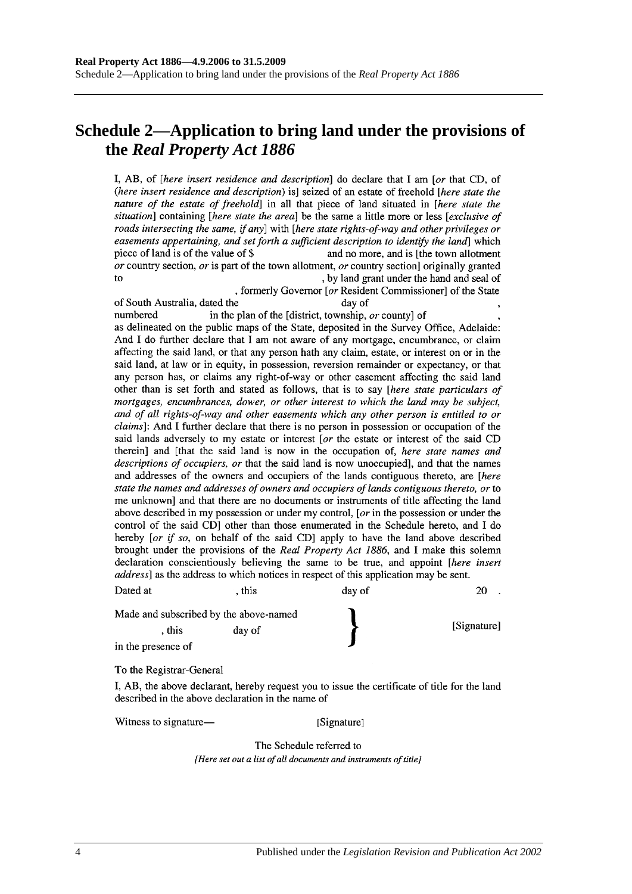# Schedule 2—Application to bring land under the provisions of the *Real Property Act 1886*

I, AB, of [*here insert residence and description*] do declare that I am [*or* that CD, of (*here insert residence and description*) is] seized of an estate of freehold [*here state the nature of the estate of freehold*] in all that piece of land situated in [*here state the situation*] containing [*here state the area*] be the same a little more or less [*exclusive of roads intersecting the same, if any*] with [*here state rights-of-way and other privileges or easements appertaining, and set forth a sufficient description to identify the land*] which piece of land is of the value of $ and no more, and is [the town allotment *or* country section, *or* is part of the town allotment, *or* country section] originally granted to , by land grant under the hand and seal of , formerly Governor [*or* Resident Commissioner] of the State of South Australia, dated the day of , numbered in the plan of the [district, township, *or* county] of , as delineated on the public maps of the State, deposited in the Survey Office, Adelaide: And I do further declare that I am not aware of any mortgage, encumbrance, or claim affecting the said land, or that any person hath any claim, estate, or interest on or in the said land, at law or in equity, in possession, reversion remainder or expectancy, or that any person has, or claims any right-of-way or other easement affecting the said land other than is set forth and stated as follows, that is to say [*here state particulars of mortgages, encumbrances, dower, or other interest to which the land may be subject, and of all rights-of-way and other easements which any other person is entitled to or claims*]: And I further declare that there is no person in possession or occupation of the said lands adversely to my estate or interest [*or* the estate or interest of the said CD therein] and [that the said land is now in the occupation of, *here state names and descriptions of occupiers, or* that the said land is now unoccupied], and that the names and addresses of the owners and occupiers of the lands contiguous thereto, are [*here state the names and addresses of owners and occupiers of lands contiguous thereto, or* to me unknown] and that there are no documents or instruments of title affecting the land above described in my possession or under my control, [*or* in the possession or under the control of the said CD] other than those enumerated in the Schedule hereto, and I do hereby [*or if so*, on behalf of the said CD] apply to have the land above described brought under the provisions of the *Real Property Act 1886*, and I make this solemn declaration conscientiously believing the same to be true, and appoint [*here insert address*] as the address to which notices in respect of this application may be sent.

Dated at , this day of 20 .

Made and subscribed by the above-named , this day of in the presence of } [Signature]

To the Registrar-General

I, AB, the above declarant, hereby request you to issue the certificate of title for the land described in the above declaration in the name of

Witness to signature— [Signature]

The Schedule referred to

*[Here set out a list of all documents and instruments of title]*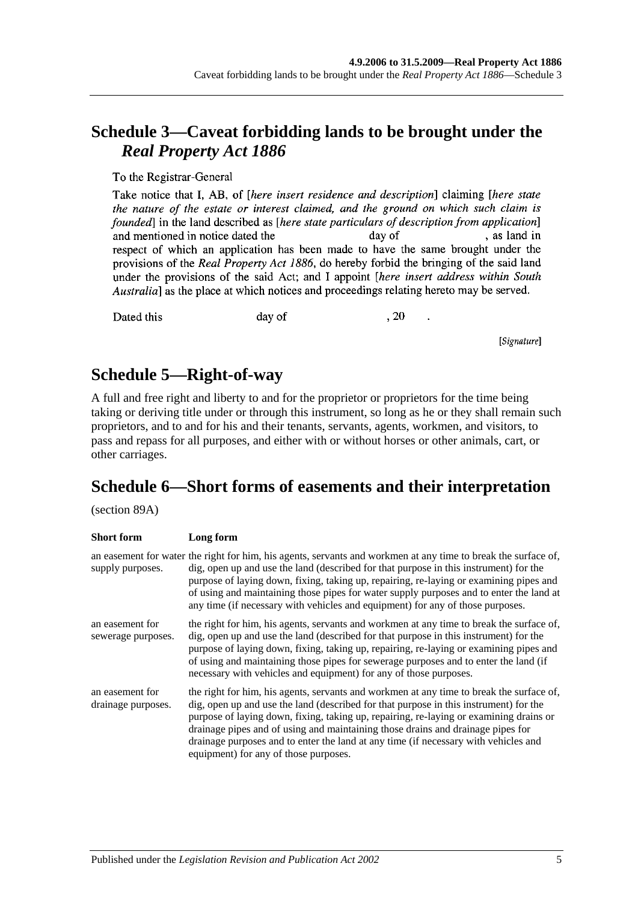## Schedule 3—Caveat forbidding lands to be brought under the *Real Property Act 1886*

To the Registrar-General

Take notice that I, AB, of [*here insert residence and description*] claiming [*here state the nature of the estate or interest claimed, and the ground on which such claim is founded*] in the land described as [*here state particulars of description from application*] and mentioned in notice dated the day of , as land in respect of which an application has been made to have the same brought under the provisions of the *Real Property Act 1886*, do hereby forbid the bringing of the said land under the provisions of the said Act; and I appoint [*here insert address within South Australia*] as the place at which notices and proceedings relating hereto may be served.

Dated this day of , 20 .

[*Signature*]

## Schedule 5—Right-of-way

A full and free right and liberty to and for the proprietor or proprietors for the time being taking or deriving title under or through this instrument, so long as he or they shall remain such proprietors, and to and for his and their tenants, servants, agents, workmen, and visitors, to pass and repass for all purposes, and either with or without horses or other animals, cart, or other carriages.

## Schedule 6—Short forms of easements and their interpretation

(section 89A)

| Short form | Long form |
|---|---|
| an easement for water supply purposes. | the right for him, his agents, servants and workmen at any time to break the surface of, dig, open up and use the land (described for that purpose in this instrument) for the purpose of laying down, fixing, taking up, repairing, re-laying or examining pipes and of using and maintaining those pipes for water supply purposes and to enter the land at any time (if necessary with vehicles and equipment) for any of those purposes. |
| an easement for sewerage purposes. | the right for him, his agents, servants and workmen at any time to break the surface of, dig, open up and use the land (described for that purpose in this instrument) for the purpose of laying down, fixing, taking up, repairing, re-laying or examining pipes and of using and maintaining those pipes for sewerage purposes and to enter the land (if necessary with vehicles and equipment) for any of those purposes. |
| an easement for drainage purposes. | the right for him, his agents, servants and workmen at any time to break the surface of, dig, open up and use the land (described for that purpose in this instrument) for the purpose of laying down, fixing, taking up, repairing, re-laying or examining drains or drainage pipes and of using and maintaining those drains and drainage pipes for drainage purposes and to enter the land at any time (if necessary with vehicles and equipment) for any of those purposes. |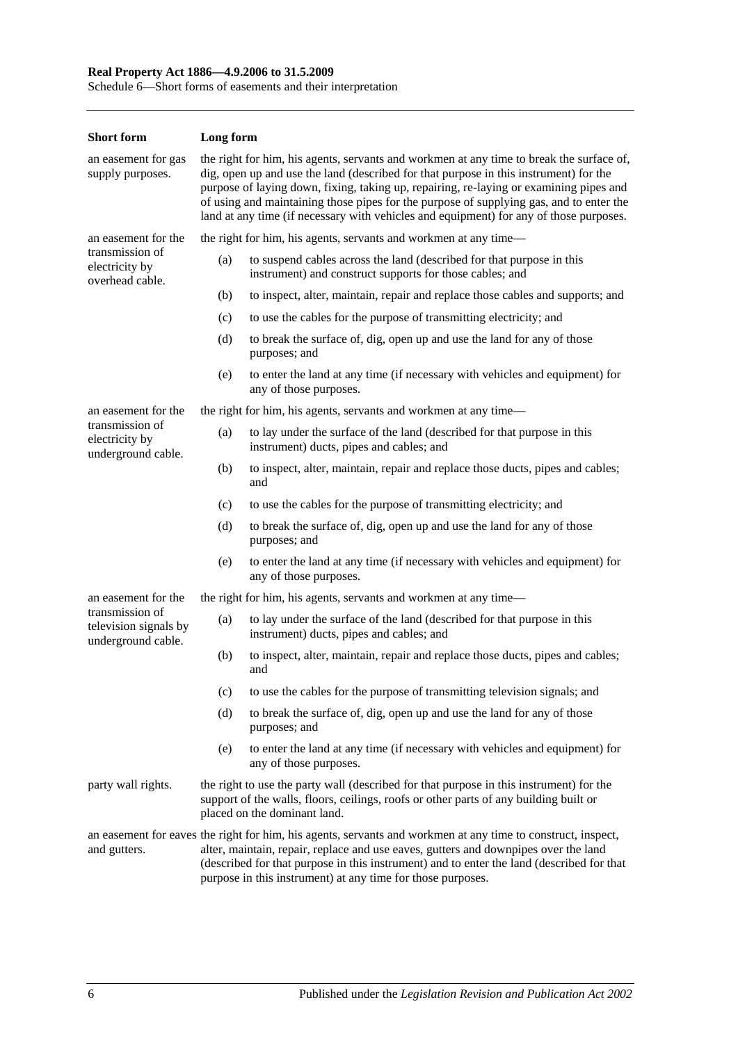| Short form | Long form |
|---|---|
| an easement for gas supply purposes. | the right for him, his agents, servants and workmen at any time to break the surface of, dig, open up and use the land (described for that purpose in this instrument) for the purpose of laying down, fixing, taking up, repairing, re-laying or examining pipes and of using and maintaining those pipes for the purpose of supplying gas, and to enter the land at any time (if necessary with vehicles and equipment) for any of those purposes. |
| an easement for the transmission of electricity by overhead cable. | the right for him, his agents, servants and workmen at any time—<br>(a) to suspend cables across the land (described for that purpose in this instrument) and construct supports for those cables; and<br>(b) to inspect, alter, maintain, repair and replace those cables and supports; and<br>(c) to use the cables for the purpose of transmitting electricity; and<br>(d) to break the surface of, dig, open up and use the land for any of those purposes; and<br>(e) to enter the land at any time (if necessary with vehicles and equipment) for any of those purposes. |
| an easement for the transmission of electricity by underground cable. | the right for him, his agents, servants and workmen at any time—<br>(a) to lay under the surface of the land (described for that purpose in this instrument) ducts, pipes and cables; and<br>(b) to inspect, alter, maintain, repair and replace those ducts, pipes and cables; and<br>(c) to use the cables for the purpose of transmitting electricity; and<br>(d) to break the surface of, dig, open up and use the land for any of those purposes; and<br>(e) to enter the land at any time (if necessary with vehicles and equipment) for any of those purposes. |
| an easement for the transmission of television signals by underground cable. | the right for him, his agents, servants and workmen at any time—<br>(a) to lay under the surface of the land (described for that purpose in this instrument) ducts, pipes and cables; and<br>(b) to inspect, alter, maintain, repair and replace those ducts, pipes and cables; and<br>(c) to use the cables for the purpose of transmitting television signals; and<br>(d) to break the surface of, dig, open up and use the land for any of those purposes; and<br>(e) to enter the land at any time (if necessary with vehicles and equipment) for any of those purposes. |
| party wall rights. | the right to use the party wall (described for that purpose in this instrument) for the support of the walls, floors, ceilings, roofs or other parts of any building built or placed on the dominant land. |
| an easement for eaves and gutters. | the right for him, his agents, servants and workmen at any time to construct, inspect, alter, maintain, repair, replace and use eaves, gutters and downpipes over the land (described for that purpose in this instrument) and to enter the land (described for that purpose in this instrument) at any time for those purposes. |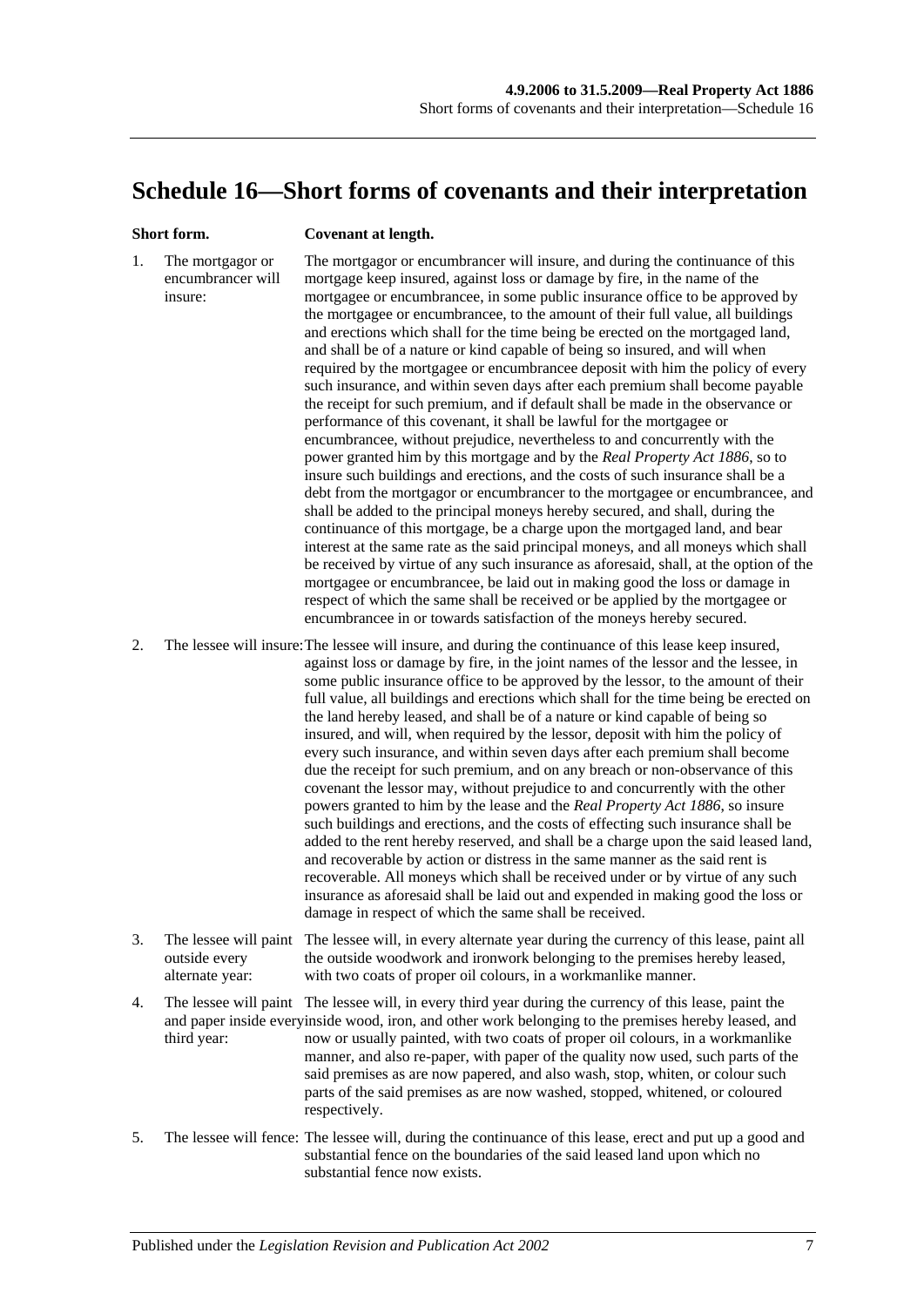# Schedule 16—Short forms of covenants and their interpretation

| | Short form. | Covenant at length. |
|---|---|---|
| 1. | The mortgagor or encumbrancer will insure: | The mortgagor or encumbrancer will insure, and during the continuance of this mortgage keep insured, against loss or damage by fire, in the name of the mortgagee or encumbrancee, in some public insurance office to be approved by the mortgagee or encumbrancee, to the amount of their full value, all buildings and erections which shall for the time being be erected on the mortgaged land, and shall be of a nature or kind capable of being so insured, and will when required by the mortgagee or encumbrancee deposit with him the policy of every such insurance, and within seven days after each premium shall become payable the receipt for such premium, and if default shall be made in the observance or performance of this covenant, it shall be lawful for the mortgagee or encumbrancee, without prejudice, nevertheless to and concurrently with the power granted him by this mortgage and by the *Real Property Act 1886*, so to insure such buildings and erections, and the costs of such insurance shall be a debt from the mortgagor or encumbrancer to the mortgagee or encumbrancee, and shall be added to the principal moneys hereby secured, and shall, during the continuance of this mortgage, be a charge upon the mortgaged land, and bear interest at the same rate as the said principal moneys, and all moneys which shall be received by virtue of any such insurance as aforesaid, shall, at the option of the mortgagee or encumbrancee, be laid out in making good the loss or damage in respect of which the same shall be received or be applied by the mortgagee or encumbrancee in or towards satisfaction of the moneys hereby secured. |
| 2. | The lessee will insure: | The lessee will insure, and during the continuance of this lease keep insured, against loss or damage by fire, in the joint names of the lessor and the lessee, in some public insurance office to be approved by the lessor, to the amount of their full value, all buildings and erections which shall for the time being be erected on the land hereby leased, and shall be of a nature or kind capable of being so insured, and will, when required by the lessor, deposit with him the policy of every such insurance, and within seven days after each premium shall become due the receipt for such premium, and on any breach or non-observance of this covenant the lessor may, without prejudice to and concurrently with the other powers granted to him by the lease and the *Real Property Act 1886*, so insure such buildings and erections, and the costs of effecting such insurance shall be added to the rent hereby reserved, and shall be a charge upon the said leased land, and recoverable by action or distress in the same manner as the said rent is recoverable. All moneys which shall be received under or by virtue of any such insurance as aforesaid shall be laid out and expended in making good the loss or damage in respect of which the same shall be received. |
| 3. | The lessee will paint outside every alternate year: | The lessee will, in every alternate year during the currency of this lease, paint all the outside woodwork and ironwork belonging to the premises hereby leased, with two coats of proper oil colours, in a workmanlike manner. |
| 4. | The lessee will paint and paper inside every third year: | The lessee will, in every third year during the currency of this lease, paint the inside wood, iron, and other work belonging to the premises hereby leased, and now or usually painted, with two coats of proper oil colours, in a workmanlike manner, and also re-paper, with paper of the quality now used, such parts of the said premises as are now papered, and also wash, stop, whiten, or colour such parts of the said premises as are now washed, stopped, whitened, or coloured respectively. |
| 5. | The lessee will fence: | The lessee will, during the continuance of this lease, erect and put up a good and substantial fence on the boundaries of the said leased land upon which no substantial fence now exists. |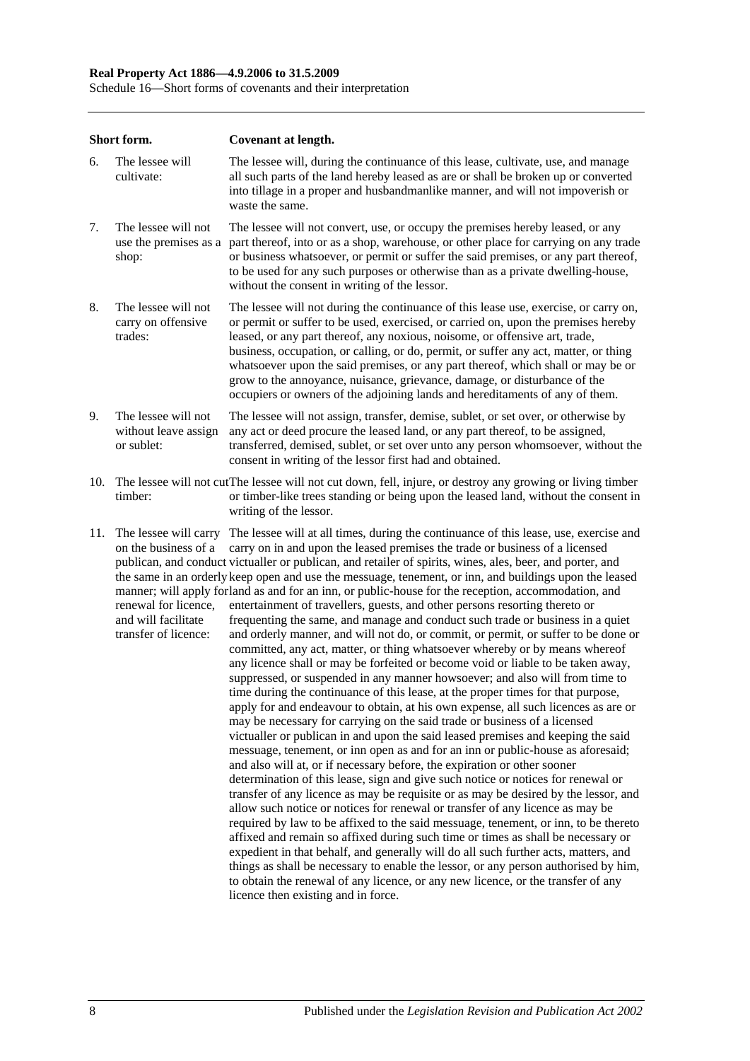| Short form. | Covenant at length. |
|---|---|
| 6. The lessee will cultivate: | The lessee will, during the continuance of this lease, cultivate, use, and manage all such parts of the land hereby leased as are or shall be broken up or converted into tillage in a proper and husbandmanlike manner, and will not impoverish or waste the same. |
| 7. The lessee will not use the premises as a shop: | The lessee will not convert, use, or occupy the premises hereby leased, or any part thereof, into or as a shop, warehouse, or other place for carrying on any trade or business whatsoever, or permit or suffer the said premises, or any part thereof, to be used for any such purposes or otherwise than as a private dwelling-house, without the consent in writing of the lessor. |
| 8. The lessee will not carry on offensive trades: | The lessee will not during the continuance of this lease use, exercise, or carry on, or permit or suffer to be used, exercised, or carried on, upon the premises hereby leased, or any part thereof, any noxious, noisome, or offensive art, trade, business, occupation, or calling, or do, permit, or suffer any act, matter, or thing whatsoever upon the said premises, or any part thereof, which shall or may be or grow to the annoyance, nuisance, grievance, damage, or disturbance of the occupiers or owners of the adjoining lands and hereditaments of any of them. |
| 9. The lessee will not without leave assign or sublet: | The lessee will not assign, transfer, demise, sublet, or set over, or otherwise by any act or deed procure the leased land, or any part thereof, to be assigned, transferred, demised, sublet, or set over unto any person whomsoever, without the consent in writing of the lessor first had and obtained. |
| 10. The lessee will not cut timber: | The lessee will not cut down, fell, injure, or destroy any growing or living timber or timber-like trees standing or being upon the leased land, without the consent in writing of the lessor. |
| 11. The lessee will carry on the business of a publican, and conduct the same in an orderly manner; will apply for renewal for licence, and will facilitate transfer of licence: | The lessee will at all times, during the continuance of this lease, use, exercise and carry on in and upon the leased premises the trade or business of a licensed victualler or publican, and retailer of spirits, wines, ales, beer, and porter, and keep open and use the messuage, tenement, or inn, and buildings upon the leased land as and for an inn, or public-house for the reception, accommodation, and entertainment of travellers, guests, and other persons resorting thereto or frequenting the same, and manage and conduct such trade or business in a quiet and orderly manner, and will not do, or commit, or permit, or suffer to be done or committed, any act, matter, or thing whatsoever whereby or by means whereof any licence shall or may be forfeited or become void or liable to be taken away, suppressed, or suspended in any manner howsoever; and also will from time to time during the continuance of this lease, at the proper times for that purpose, apply for and endeavour to obtain, at his own expense, all such licences as are or may be necessary for carrying on the said trade or business of a licensed victualler or publican in and upon the said leased premises and keeping the said messuage, tenement, or inn open as and for an inn or public-house as aforesaid; and also will at, or if necessary before, the expiration or other sooner determination of this lease, sign and give such notice or notices for renewal or transfer of any licence as may be requisite or as may be desired by the lessor, and allow such notice or notices for renewal or transfer of any licence as may be required by law to be affixed to the said messuage, tenement, or inn, to be thereto affixed and remain so affixed during such time or times as shall be necessary or expedient in that behalf, and generally will do all such further acts, matters, and things as shall be necessary to enable the lessor, or any person authorised by him, to obtain the renewal of any licence, or any new licence, or the transfer of any licence then existing and in force. |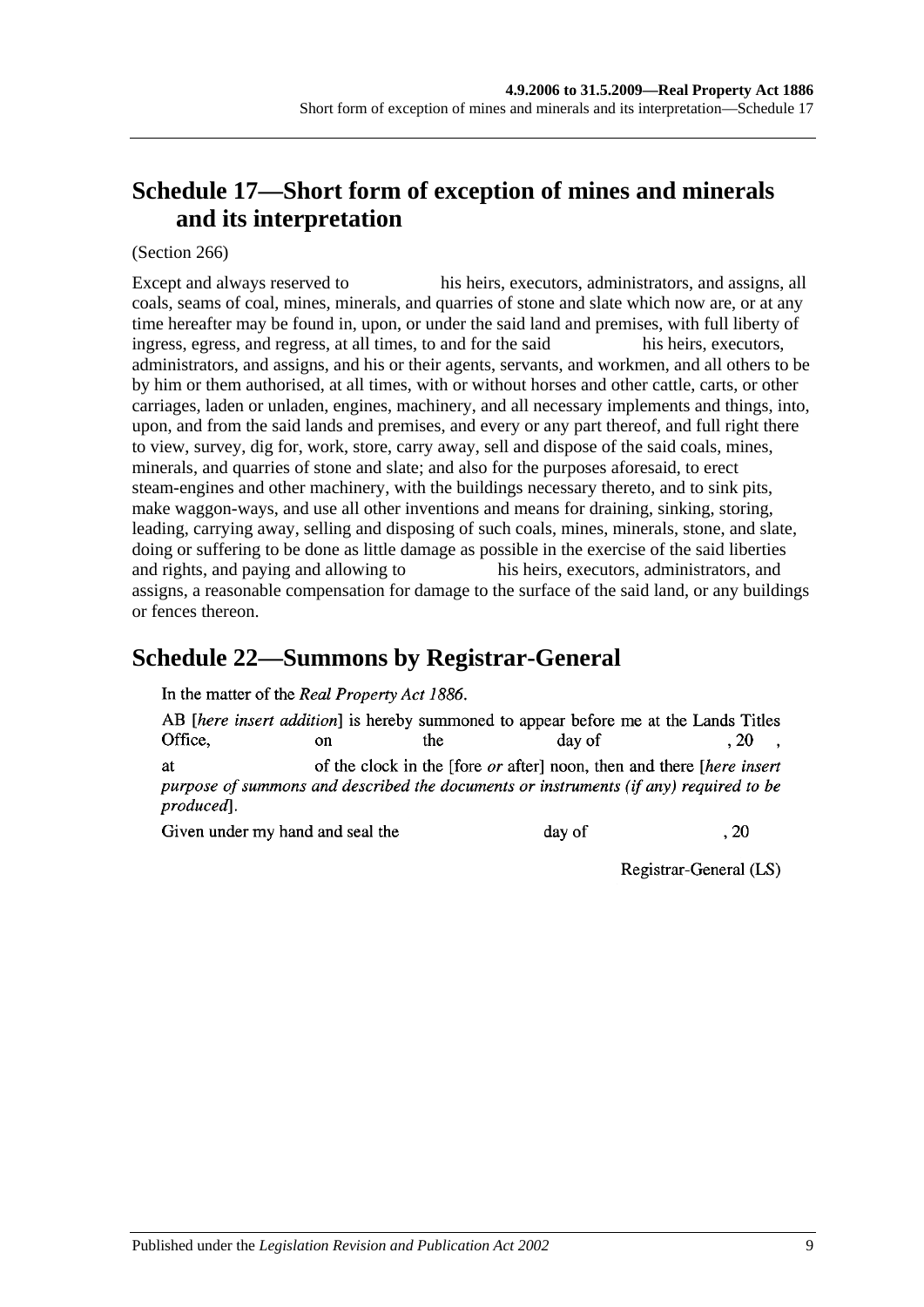## Schedule 17—Short form of exception of mines and minerals and its interpretation

(Section 266)

Except and always reserved to                his heirs, executors, administrators, and assigns, all coals, seams of coal, mines, minerals, and quarries of stone and slate which now are, or at any time hereafter may be found in, upon, or under the said land and premises, with full liberty of ingress, egress, and regress, at all times, to and for the said                his heirs, executors, administrators, and assigns, and his or their agents, servants, and workmen, and all others to be by him or them authorised, at all times, with or without horses and other cattle, carts, or other carriages, laden or unladen, engines, machinery, and all necessary implements and things, into, upon, and from the said lands and premises, and every or any part thereof, and full right there to view, survey, dig for, work, store, carry away, sell and dispose of the said coals, mines, minerals, and quarries of stone and slate; and also for the purposes aforesaid, to erect steam-engines and other machinery, with the buildings necessary thereto, and to sink pits, make waggon-ways, and use all other inventions and means for draining, sinking, storing, leading, carrying away, selling and disposing of such coals, mines, minerals, stone, and slate, doing or suffering to be done as little damage as possible in the exercise of the said liberties and rights, and paying and allowing to                his heirs, executors, administrators, and assigns, a reasonable compensation for damage to the surface of the said land, or any buildings or fences thereon.

## Schedule 22—Summons by Registrar-General

In the matter of the *Real Property Act 1886*.

AB [*here insert addition*] is hereby summoned to appear before me at the Lands Titles Office,                on                the                day of                , 20    ,

at                of the clock in the [fore *or* after] noon, then and there [*here insert purpose of summons and described the documents or instruments (if any) required to be produced*].

Given under my hand and seal the                day of                , 20

Registrar-General (LS)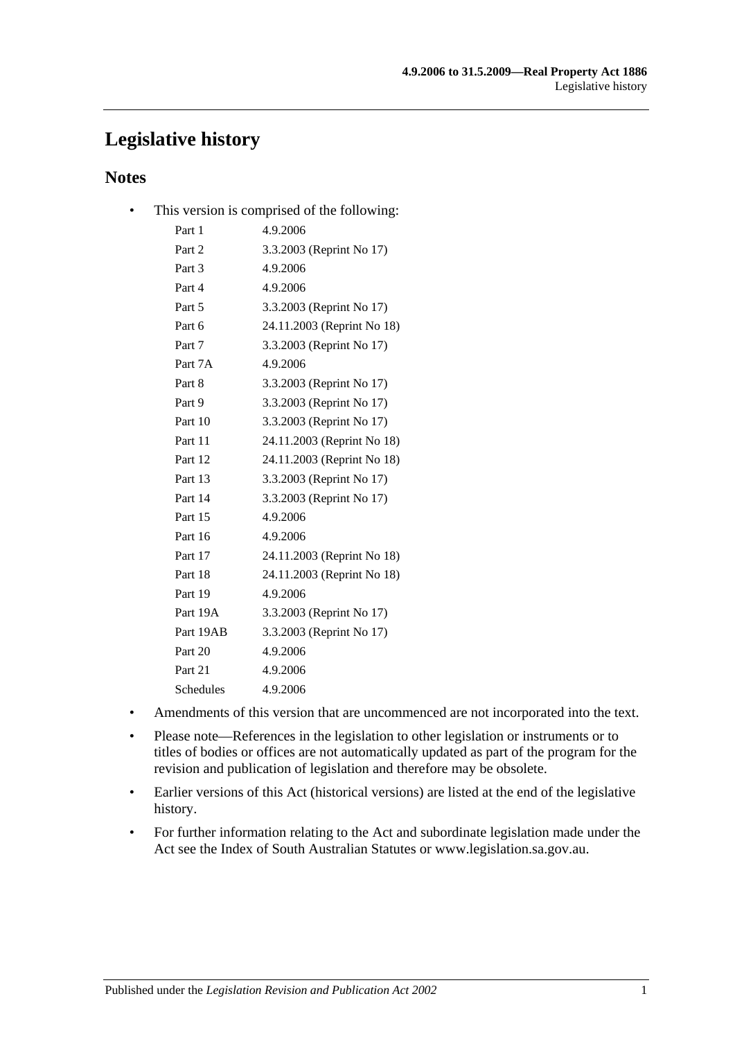# Legislative history

## Notes

- This version is comprised of the following:

| | |
|---|---|
| Part 1 | 4.9.2006 |
| Part 2 | 3.3.2003 (Reprint No 17) |
| Part 3 | 4.9.2006 |
| Part 4 | 4.9.2006 |
| Part 5 | 3.3.2003 (Reprint No 17) |
| Part 6 | 24.11.2003 (Reprint No 18) |
| Part 7 | 3.3.2003 (Reprint No 17) |
| Part 7A | 4.9.2006 |
| Part 8 | 3.3.2003 (Reprint No 17) |
| Part 9 | 3.3.2003 (Reprint No 17) |
| Part 10 | 3.3.2003 (Reprint No 17) |
| Part 11 | 24.11.2003 (Reprint No 18) |
| Part 12 | 24.11.2003 (Reprint No 18) |
| Part 13 | 3.3.2003 (Reprint No 17) |
| Part 14 | 3.3.2003 (Reprint No 17) |
| Part 15 | 4.9.2006 |
| Part 16 | 4.9.2006 |
| Part 17 | 24.11.2003 (Reprint No 18) |
| Part 18 | 24.11.2003 (Reprint No 18) |
| Part 19 | 4.9.2006 |
| Part 19A | 3.3.2003 (Reprint No 17) |
| Part 19AB | 3.3.2003 (Reprint No 17) |
| Part 20 | 4.9.2006 |
| Part 21 | 4.9.2006 |
| Schedules | 4.9.2006 |

- Amendments of this version that are uncommenced are not incorporated into the text.
- Please note—References in the legislation to other legislation or instruments or to titles of bodies or offices are not automatically updated as part of the program for the revision and publication of legislation and therefore may be obsolete.
- Earlier versions of this Act (historical versions) are listed at the end of the legislative history.
- For further information relating to the Act and subordinate legislation made under the Act see the Index of South Australian Statutes or www.legislation.sa.gov.au.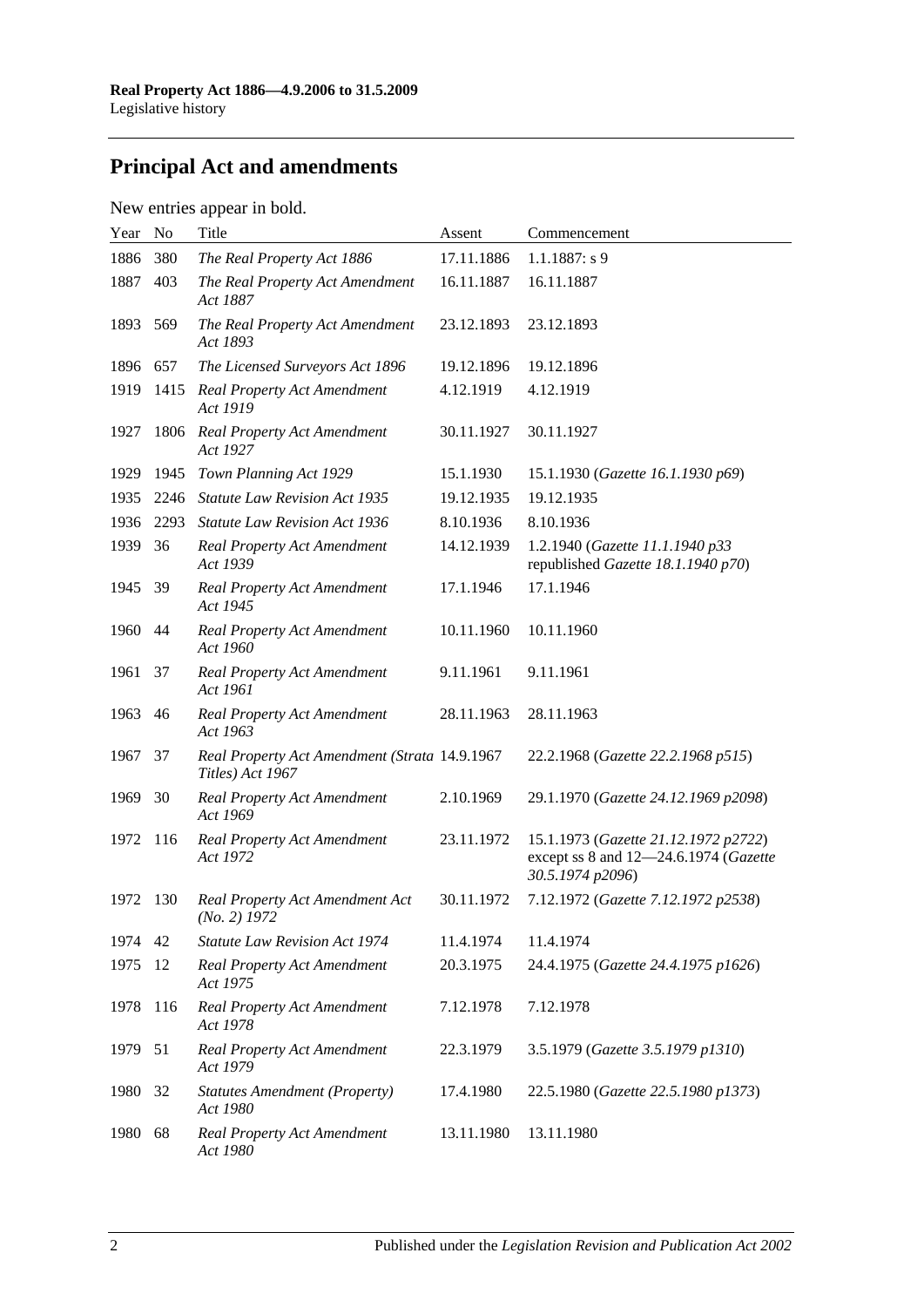## Principal Act and amendments

New entries appear in bold.

| Year | No | Title | Assent | Commencement |
|---|---|---|---|---|
| 1886 | 380 | *The Real Property Act 1886* | 17.11.1886 | 1.1.1887: s 9 |
| 1887 | 403 | *The Real Property Act Amendment Act 1887* | 16.11.1887 | 16.11.1887 |
| 1893 | 569 | *The Real Property Act Amendment Act 1893* | 23.12.1893 | 23.12.1893 |
| 1896 | 657 | *The Licensed Surveyors Act 1896* | 19.12.1896 | 19.12.1896 |
| 1919 | 1415 | *Real Property Act Amendment Act 1919* | 4.12.1919 | 4.12.1919 |
| 1927 | 1806 | *Real Property Act Amendment Act 1927* | 30.11.1927 | 30.11.1927 |
| 1929 | 1945 | *Town Planning Act 1929* | 15.1.1930 | 15.1.1930 (*Gazette 16.1.1930 p69*) |
| 1935 | 2246 | *Statute Law Revision Act 1935* | 19.12.1935 | 19.12.1935 |
| 1936 | 2293 | *Statute Law Revision Act 1936* | 8.10.1936 | 8.10.1936 |
| 1939 | 36 | *Real Property Act Amendment Act 1939* | 14.12.1939 | 1.2.1940 (*Gazette 11.1.1940 p33* republished *Gazette 18.1.1940 p70*) |
| 1945 | 39 | *Real Property Act Amendment Act 1945* | 17.1.1946 | 17.1.1946 |
| 1960 | 44 | *Real Property Act Amendment Act 1960* | 10.11.1960 | 10.11.1960 |
| 1961 | 37 | *Real Property Act Amendment Act 1961* | 9.11.1961 | 9.11.1961 |
| 1963 | 46 | *Real Property Act Amendment Act 1963* | 28.11.1963 | 28.11.1963 |
| 1967 | 37 | *Real Property Act Amendment (Strata Titles) Act 1967* | 14.9.1967 | 22.2.1968 (*Gazette 22.2.1968 p515*) |
| 1969 | 30 | *Real Property Act Amendment Act 1969* | 2.10.1969 | 29.1.1970 (*Gazette 24.12.1969 p2098*) |
| 1972 | 116 | *Real Property Act Amendment Act 1972* | 23.11.1972 | 15.1.1973 (*Gazette 21.12.1972 p2722*) except ss 8 and 12—24.6.1974 (*Gazette 30.5.1974 p2096*) |
| 1972 | 130 | *Real Property Act Amendment Act (No. 2) 1972* | 30.11.1972 | 7.12.1972 (*Gazette 7.12.1972 p2538*) |
| 1974 | 42 | *Statute Law Revision Act 1974* | 11.4.1974 | 11.4.1974 |
| 1975 | 12 | *Real Property Act Amendment Act 1975* | 20.3.1975 | 24.4.1975 (*Gazette 24.4.1975 p1626*) |
| 1978 | 116 | *Real Property Act Amendment Act 1978* | 7.12.1978 | 7.12.1978 |
| 1979 | 51 | *Real Property Act Amendment Act 1979* | 22.3.1979 | 3.5.1979 (*Gazette 3.5.1979 p1310*) |
| 1980 | 32 | *Statutes Amendment (Property) Act 1980* | 17.4.1980 | 22.5.1980 (*Gazette 22.5.1980 p1373*) |
| 1980 | 68 | *Real Property Act Amendment Act 1980* | 13.11.1980 | 13.11.1980 |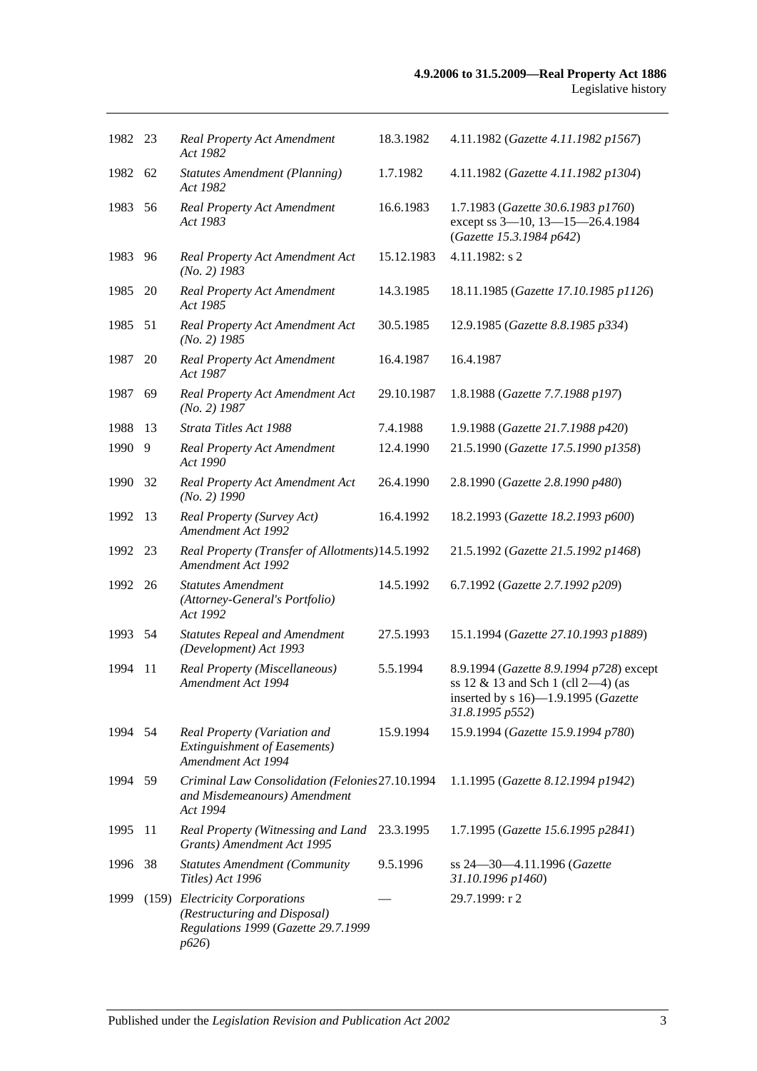| | | | | |
|---|---|---|---|---|
| 1982 | 23 | *Real Property Act Amendment Act 1982* | 18.3.1982 | 4.11.1982 (*Gazette 4.11.1982 p1567*) |
| 1982 | 62 | *Statutes Amendment (Planning) Act 1982* | 1.7.1982 | 4.11.1982 (*Gazette 4.11.1982 p1304*) |
| 1983 | 56 | *Real Property Act Amendment Act 1983* | 16.6.1983 | 1.7.1983 (*Gazette 30.6.1983 p1760*) except ss 3—10, 13—15—26.4.1984 (*Gazette 15.3.1984 p642*) |
| 1983 | 96 | *Real Property Act Amendment Act (No. 2) 1983* | 15.12.1983 | 4.11.1982: s 2 |
| 1985 | 20 | *Real Property Act Amendment Act 1985* | 14.3.1985 | 18.11.1985 (*Gazette 17.10.1985 p1126*) |
| 1985 | 51 | *Real Property Act Amendment Act (No. 2) 1985* | 30.5.1985 | 12.9.1985 (*Gazette 8.8.1985 p334*) |
| 1987 | 20 | *Real Property Act Amendment Act 1987* | 16.4.1987 | 16.4.1987 |
| 1987 | 69 | *Real Property Act Amendment Act (No. 2) 1987* | 29.10.1987 | 1.8.1988 (*Gazette 7.7.1988 p197*) |
| 1988 | 13 | *Strata Titles Act 1988* | 7.4.1988 | 1.9.1988 (*Gazette 21.7.1988 p420*) |
| 1990 | 9 | *Real Property Act Amendment Act 1990* | 12.4.1990 | 21.5.1990 (*Gazette 17.5.1990 p1358*) |
| 1990 | 32 | *Real Property Act Amendment Act (No. 2) 1990* | 26.4.1990 | 2.8.1990 (*Gazette 2.8.1990 p480*) |
| 1992 | 13 | *Real Property (Survey Act) Amendment Act 1992* | 16.4.1992 | 18.2.1993 (*Gazette 18.2.1993 p600*) |
| 1992 | 23 | *Real Property (Transfer of Allotments) Amendment Act 1992* | 14.5.1992 | 21.5.1992 (*Gazette 21.5.1992 p1468*) |
| 1992 | 26 | *Statutes Amendment (Attorney-General's Portfolio) Act 1992* | 14.5.1992 | 6.7.1992 (*Gazette 2.7.1992 p209*) |
| 1993 | 54 | *Statutes Repeal and Amendment (Development) Act 1993* | 27.5.1993 | 15.1.1994 (*Gazette 27.10.1993 p1889*) |
| 1994 | 11 | *Real Property (Miscellaneous) Amendment Act 1994* | 5.5.1994 | 8.9.1994 (*Gazette 8.9.1994 p728*) except ss 12 & 13 and Sch 1 (cll 2—4) (as inserted by s 16)—1.9.1995 (*Gazette 31.8.1995 p552*) |
| 1994 | 54 | *Real Property (Variation and Extinguishment of Easements) Amendment Act 1994* | 15.9.1994 | 15.9.1994 (*Gazette 15.9.1994 p780*) |
| 1994 | 59 | *Criminal Law Consolidation (Felonies and Misdemeanours) Amendment Act 1994* | 27.10.1994 | 1.1.1995 (*Gazette 8.12.1994 p1942*) |
| 1995 | 11 | *Real Property (Witnessing and Land Grants) Amendment Act 1995* | 23.3.1995 | 1.7.1995 (*Gazette 15.6.1995 p2841*) |
| 1996 | 38 | *Statutes Amendment (Community Titles) Act 1996* | 9.5.1996 | ss 24—30—4.11.1996 (*Gazette 31.10.1996 p1460*) |
| 1999 | (159) | *Electricity Corporations (Restructuring and Disposal) Regulations 1999* (*Gazette 29.7.1999 p626*) | — | 29.7.1999: r 2 |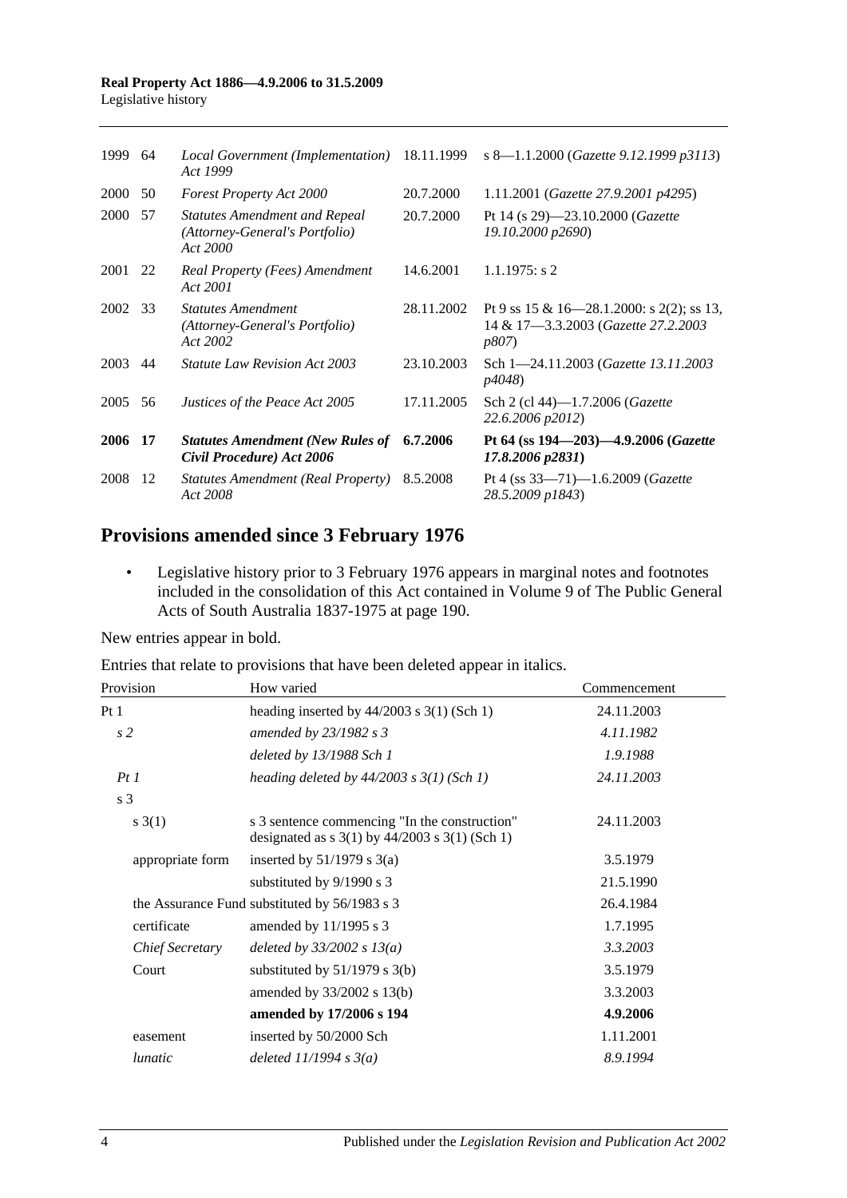| | | | | |
|---|---|---|---|---|
| 1999 | 64 | *Local Government (Implementation) Act 1999* | 18.11.1999 | s 8—1.1.2000 (*Gazette 9.12.1999 p3113*) |
| 2000 | 50 | *Forest Property Act 2000* | 20.7.2000 | 1.11.2001 (*Gazette 27.9.2001 p4295*) |
| 2000 | 57 | *Statutes Amendment and Repeal (Attorney-General's Portfolio) Act 2000* | 20.7.2000 | Pt 14 (s 29)—23.10.2000 (*Gazette 19.10.2000 p2690*) |
| 2001 | 22 | *Real Property (Fees) Amendment Act 2001* | 14.6.2001 | 1.1.1975: s 2 |
| 2002 | 33 | *Statutes Amendment (Attorney-General's Portfolio) Act 2002* | 28.11.2002 | Pt 9 ss 15 & 16—28.1.2000: s 2(2); ss 13, 14 & 17—3.3.2003 (*Gazette 27.2.2003 p807*) |
| 2003 | 44 | *Statute Law Revision Act 2003* | 23.10.2003 | Sch 1—24.11.2003 (*Gazette 13.11.2003 p4048*) |
| 2005 | 56 | *Justices of the Peace Act 2005* | 17.11.2005 | Sch 2 (cl 44)—1.7.2006 (*Gazette 22.6.2006 p2012*) |
| **2006** | **17** | ***Statutes Amendment (New Rules of Civil Procedure) Act 2006*** | **6.7.2006** | **Pt 64 (ss 194—203)—4.9.2006 (*Gazette 17.8.2006 p2831*)** |
| 2008 | 12 | *Statutes Amendment (Real Property) Act 2008* | 8.5.2008 | Pt 4 (ss 33—71)—1.6.2009 (*Gazette 28.5.2009 p1843*) |

## Provisions amended since 3 February 1976

- Legislative history prior to 3 February 1976 appears in marginal notes and footnotes included in the consolidation of this Act contained in Volume 9 of The Public General Acts of South Australia 1837-1975 at page 190.

New entries appear in bold.

Entries that relate to provisions that have been deleted appear in italics.

| Provision | How varied | Commencement |
|---|---|---|
| Pt 1 | heading inserted by 44/2003 s 3(1) (Sch 1) | 24.11.2003 |
| *s 2* | *amended by 23/1982 s 3* | *4.11.1982* |
| | *deleted by 13/1988 Sch 1* | *1.9.1988* |
| *Pt 1* | *heading deleted by 44/2003 s 3(1) (Sch 1)* | *24.11.2003* |
| s 3 | | |
| s 3(1) | s 3 sentence commencing "In the construction" designated as s 3(1) by 44/2003 s 3(1) (Sch 1) | 24.11.2003 |
| appropriate form | inserted by 51/1979 s 3(a) | 3.5.1979 |
| | substituted by 9/1990 s 3 | 21.5.1990 |
| the Assurance Fund | substituted by 56/1983 s 3 | 26.4.1984 |
| certificate | amended by 11/1995 s 3 | 1.7.1995 |
| *Chief Secretary* | *deleted by 33/2002 s 13(a)* | *3.3.2003* |
| Court | substituted by 51/1979 s 3(b) | 3.5.1979 |
| | amended by 33/2002 s 13(b) | 3.3.2003 |
| | **amended by 17/2006 s 194** | **4.9.2006** |
| easement | inserted by 50/2000 Sch | 1.11.2001 |
| *lunatic* | *deleted 11/1994 s 3(a)* | *8.9.1994* |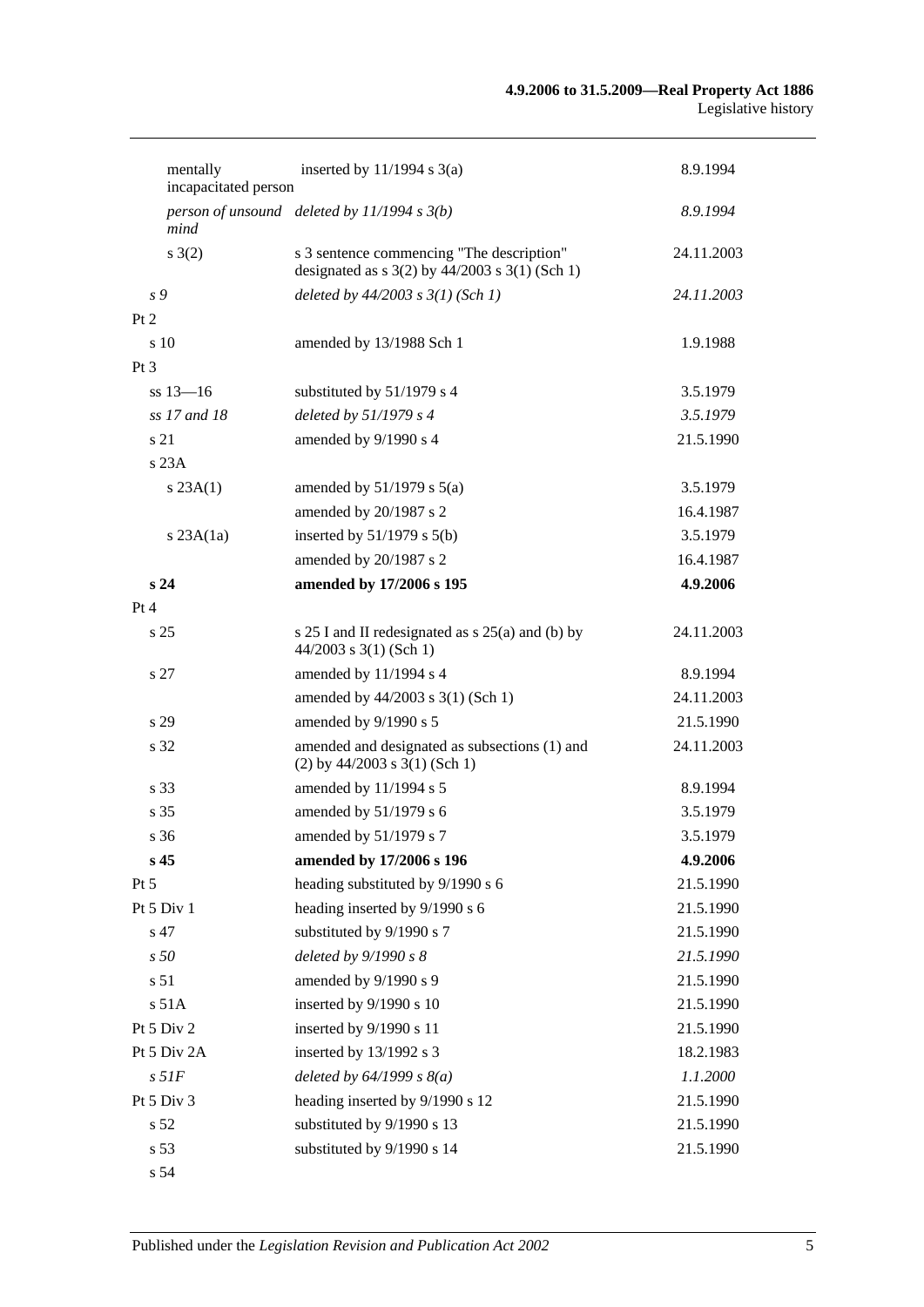| | | |
|---|---|---|
| mentally incapacitated person | inserted by 11/1994 s 3(a) | 8.9.1994 |
| *person of unsound mind* | *deleted by 11/1994 s 3(b)* | *8.9.1994* |
| s 3(2) | s 3 sentence commencing "The description" designated as s 3(2) by 44/2003 s 3(1) (Sch 1) | 24.11.2003 |
| *s 9* | *deleted by 44/2003 s 3(1) (Sch 1)* | *24.11.2003* |
| Pt 2 | | |
| s 10 | amended by 13/1988 Sch 1 | 1.9.1988 |
| Pt 3 | | |
| ss 13—16 | substituted by 51/1979 s 4 | 3.5.1979 |
| *ss 17 and 18* | *deleted by 51/1979 s 4* | *3.5.1979* |
| s 21 | amended by 9/1990 s 4 | 21.5.1990 |
| s 23A | | |
| s 23A(1) | amended by 51/1979 s 5(a) | 3.5.1979 |
| | amended by 20/1987 s 2 | 16.4.1987 |
| s 23A(1a) | inserted by 51/1979 s 5(b) | 3.5.1979 |
| | amended by 20/1987 s 2 | 16.4.1987 |
| **s 24** | **amended by 17/2006 s 195** | **4.9.2006** |
| Pt 4 | | |
| s 25 | s 25 I and II redesignated as s 25(a) and (b) by 44/2003 s 3(1) (Sch 1) | 24.11.2003 |
| s 27 | amended by 11/1994 s 4 | 8.9.1994 |
| | amended by 44/2003 s 3(1) (Sch 1) | 24.11.2003 |
| s 29 | amended by 9/1990 s 5 | 21.5.1990 |
| s 32 | amended and designated as subsections (1) and (2) by 44/2003 s 3(1) (Sch 1) | 24.11.2003 |
| s 33 | amended by 11/1994 s 5 | 8.9.1994 |
| s 35 | amended by 51/1979 s 6 | 3.5.1979 |
| s 36 | amended by 51/1979 s 7 | 3.5.1979 |
| **s 45** | **amended by 17/2006 s 196** | **4.9.2006** |
| Pt 5 | heading substituted by 9/1990 s 6 | 21.5.1990 |
| Pt 5 Div 1 | heading inserted by 9/1990 s 6 | 21.5.1990 |
| s 47 | substituted by 9/1990 s 7 | 21.5.1990 |
| *s 50* | *deleted by 9/1990 s 8* | *21.5.1990* |
| s 51 | amended by 9/1990 s 9 | 21.5.1990 |
| s 51A | inserted by 9/1990 s 10 | 21.5.1990 |
| Pt 5 Div 2 | inserted by 9/1990 s 11 | 21.5.1990 |
| Pt 5 Div 2A | inserted by 13/1992 s 3 | 18.2.1983 |
| *s 51F* | *deleted by 64/1999 s 8(a)* | *1.1.2000* |
| Pt 5 Div 3 | heading inserted by 9/1990 s 12 | 21.5.1990 |
| s 52 | substituted by 9/1990 s 13 | 21.5.1990 |
| s 53 | substituted by 9/1990 s 14 | 21.5.1990 |
| s 54 | | |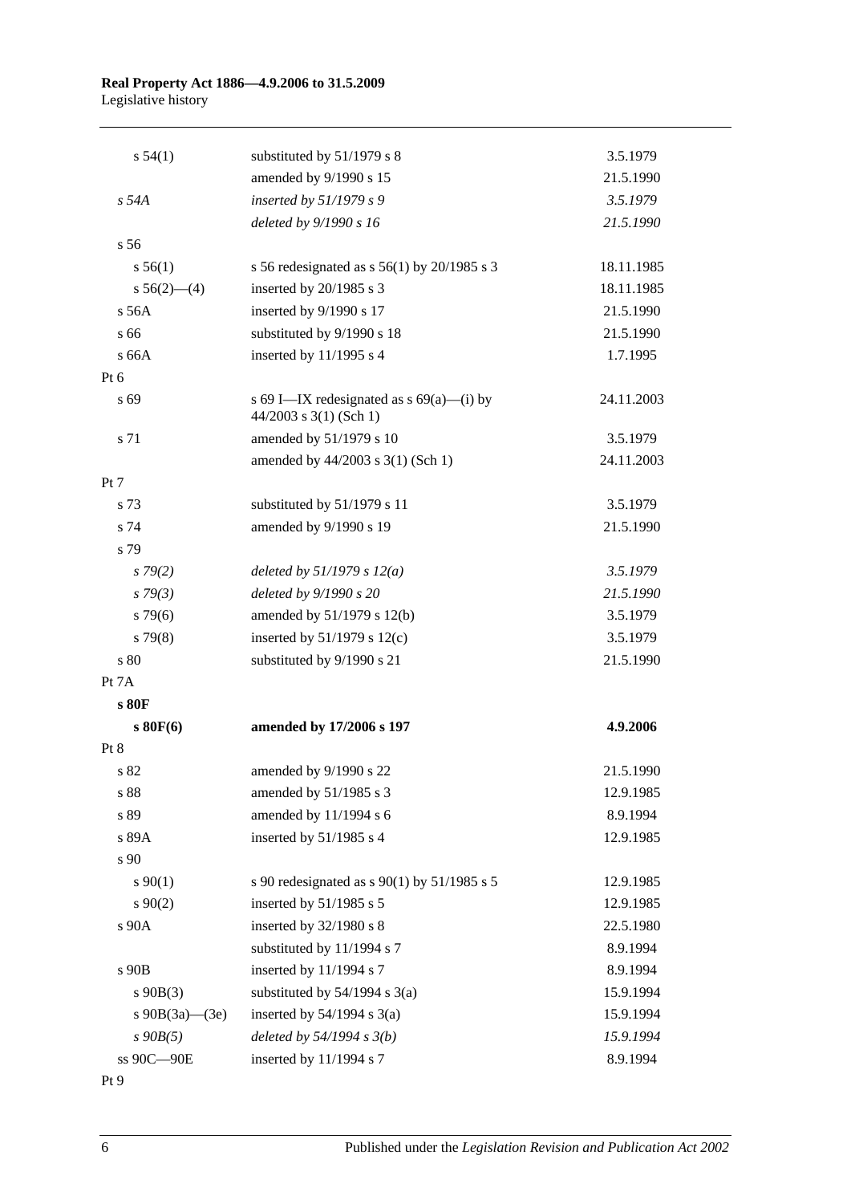| | | |
|---|---|---|
| s 54(1) | substituted by 51/1979 s 8 | 3.5.1979 |
| | amended by 9/1990 s 15 | 21.5.1990 |
| *s 54A* | *inserted by 51/1979 s 9* | *3.5.1979* |
| | *deleted by 9/1990 s 16* | *21.5.1990* |
| s 56 | | |
| s 56(1) | s 56 redesignated as s 56(1) by 20/1985 s 3 | 18.11.1985 |
| s 56(2)—(4) | inserted by 20/1985 s 3 | 18.11.1985 |
| s 56A | inserted by 9/1990 s 17 | 21.5.1990 |
| s 66 | substituted by 9/1990 s 18 | 21.5.1990 |
| s 66A | inserted by 11/1995 s 4 | 1.7.1995 |
| Pt 6 | | |
| s 69 | s 69 I—IX redesignated as s 69(a)—(i) by 44/2003 s 3(1) (Sch 1) | 24.11.2003 |
| s 71 | amended by 51/1979 s 10 | 3.5.1979 |
| | amended by 44/2003 s 3(1) (Sch 1) | 24.11.2003 |
| Pt 7 | | |
| s 73 | substituted by 51/1979 s 11 | 3.5.1979 |
| s 74 | amended by 9/1990 s 19 | 21.5.1990 |
| s 79 | | |
| *s 79(2)* | *deleted by 51/1979 s 12(a)* | *3.5.1979* |
| *s 79(3)* | *deleted by 9/1990 s 20* | *21.5.1990* |
| s 79(6) | amended by 51/1979 s 12(b) | 3.5.1979 |
| s 79(8) | inserted by 51/1979 s 12(c) | 3.5.1979 |
| s 80 | substituted by 9/1990 s 21 | 21.5.1990 |
| Pt 7A | | |
| **s 80F** | | |
| **s 80F(6)** | **amended by 17/2006 s 197** | **4.9.2006** |
| Pt 8 | | |
| s 82 | amended by 9/1990 s 22 | 21.5.1990 |
| s 88 | amended by 51/1985 s 3 | 12.9.1985 |
| s 89 | amended by 11/1994 s 6 | 8.9.1994 |
| s 89A | inserted by 51/1985 s 4 | 12.9.1985 |
| s 90 | | |
| s 90(1) | s 90 redesignated as s 90(1) by 51/1985 s 5 | 12.9.1985 |
| s 90(2) | inserted by 51/1985 s 5 | 12.9.1985 |
| s 90A | inserted by 32/1980 s 8 | 22.5.1980 |
| | substituted by 11/1994 s 7 | 8.9.1994 |
| s 90B | inserted by 11/1994 s 7 | 8.9.1994 |
| s 90B(3) | substituted by 54/1994 s 3(a) | 15.9.1994 |
| s 90B(3a)—(3e) | inserted by 54/1994 s 3(a) | 15.9.1994 |
| *s 90B(5)* | *deleted by 54/1994 s 3(b)* | *15.9.1994* |
| ss 90C—90E | inserted by 11/1994 s 7 | 8.9.1994 |
| Pt 9 | | |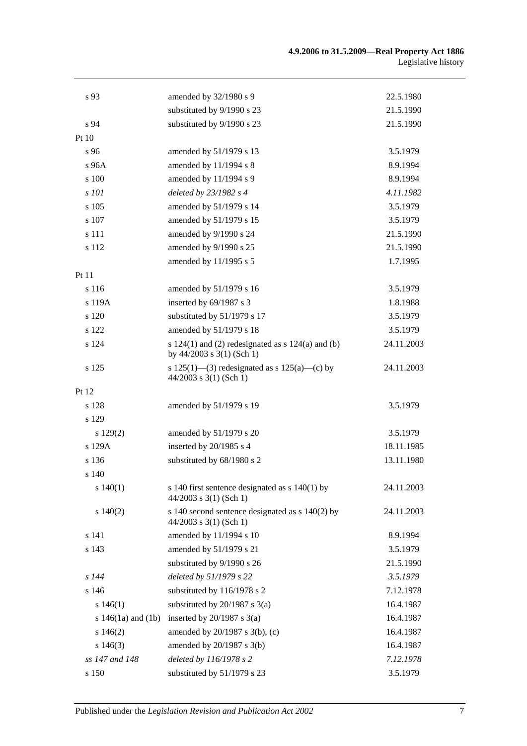| | | |
|---|---|---|
| s 93 | amended by 32/1980 s 9 | 22.5.1980 |
| | substituted by 9/1990 s 23 | 21.5.1990 |
| s 94 | substituted by 9/1990 s 23 | 21.5.1990 |
| Pt 10 | | |
| s 96 | amended by 51/1979 s 13 | 3.5.1979 |
| s 96A | amended by 11/1994 s 8 | 8.9.1994 |
| s 100 | amended by 11/1994 s 9 | 8.9.1994 |
| *s 101* | *deleted by 23/1982 s 4* | *4.11.1982* |
| s 105 | amended by 51/1979 s 14 | 3.5.1979 |
| s 107 | amended by 51/1979 s 15 | 3.5.1979 |
| s 111 | amended by 9/1990 s 24 | 21.5.1990 |
| s 112 | amended by 9/1990 s 25 | 21.5.1990 |
| | amended by 11/1995 s 5 | 1.7.1995 |
| Pt 11 | | |
| s 116 | amended by 51/1979 s 16 | 3.5.1979 |
| s 119A | inserted by 69/1987 s 3 | 1.8.1988 |
| s 120 | substituted by 51/1979 s 17 | 3.5.1979 |
| s 122 | amended by 51/1979 s 18 | 3.5.1979 |
| s 124 | s 124(1) and (2) redesignated as s 124(a) and (b) by 44/2003 s 3(1) (Sch 1) | 24.11.2003 |
| s 125 | s 125(1)—(3) redesignated as s 125(a)—(c) by 44/2003 s 3(1) (Sch 1) | 24.11.2003 |
| Pt 12 | | |
| s 128 | amended by 51/1979 s 19 | 3.5.1979 |
| s 129 | | |
| s 129(2) | amended by 51/1979 s 20 | 3.5.1979 |
| s 129A | inserted by 20/1985 s 4 | 18.11.1985 |
| s 136 | substituted by 68/1980 s 2 | 13.11.1980 |
| s 140 | | |
| s 140(1) | s 140 first sentence designated as s 140(1) by 44/2003 s 3(1) (Sch 1) | 24.11.2003 |
| s 140(2) | s 140 second sentence designated as s 140(2) by 44/2003 s 3(1) (Sch 1) | 24.11.2003 |
| s 141 | amended by 11/1994 s 10 | 8.9.1994 |
| s 143 | amended by 51/1979 s 21 | 3.5.1979 |
| | substituted by 9/1990 s 26 | 21.5.1990 |
| *s 144* | *deleted by 51/1979 s 22* | *3.5.1979* |
| s 146 | substituted by 116/1978 s 2 | 7.12.1978 |
| s 146(1) | substituted by 20/1987 s 3(a) | 16.4.1987 |
| s 146(1a) and (1b) | inserted by 20/1987 s 3(a) | 16.4.1987 |
| s 146(2) | amended by 20/1987 s 3(b), (c) | 16.4.1987 |
| s 146(3) | amended by 20/1987 s 3(b) | 16.4.1987 |
| *ss 147 and 148* | *deleted by 116/1978 s 2* | *7.12.1978* |
| s 150 | substituted by 51/1979 s 23 | 3.5.1979 |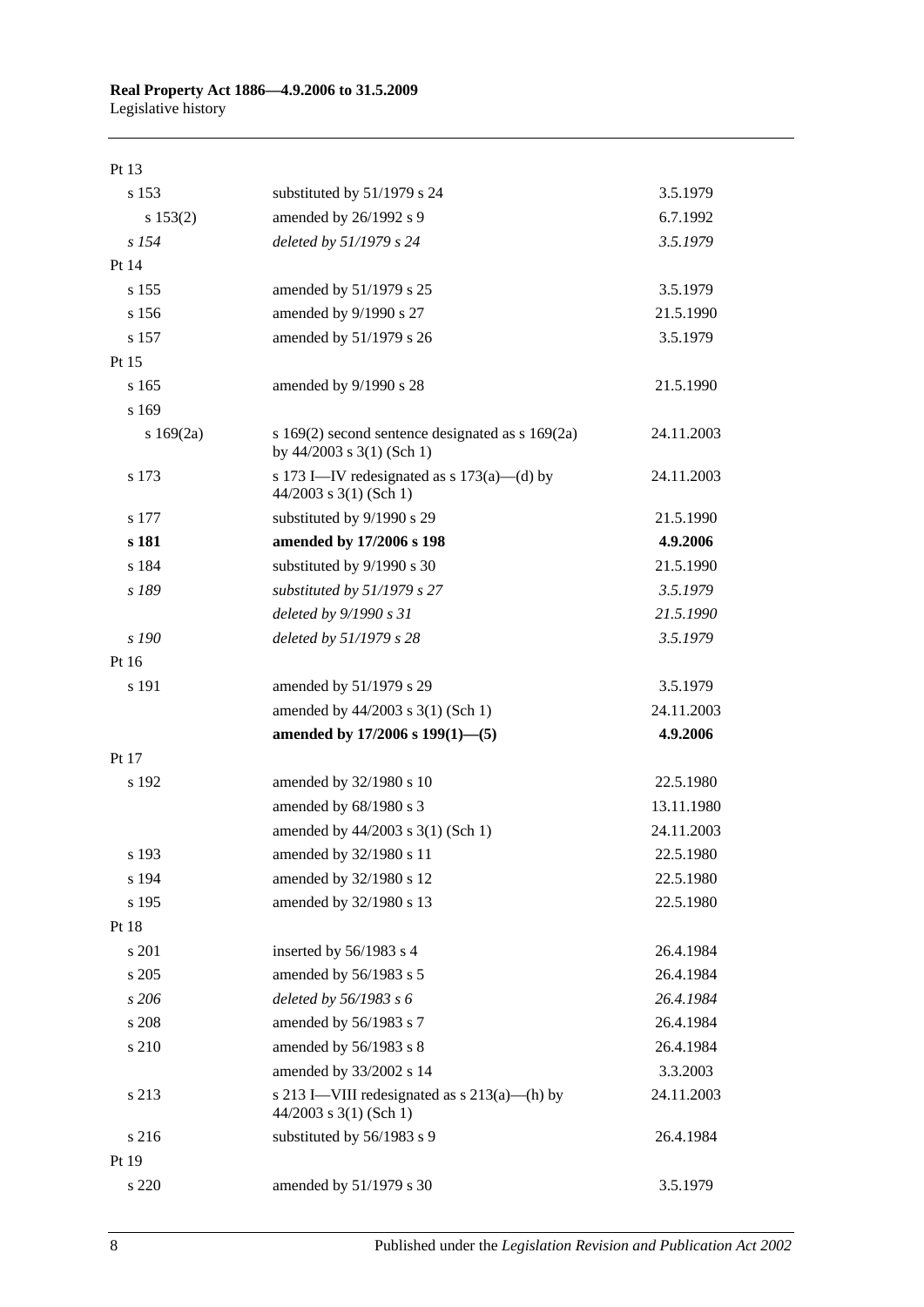| | | |
|---|---|---|
| Pt 13 | | |
| s 153 | substituted by 51/1979 s 24 | 3.5.1979 |
| s 153(2) | amended by 26/1992 s 9 | 6.7.1992 |
| *s 154* | *deleted by 51/1979 s 24* | *3.5.1979* |
| Pt 14 | | |
| s 155 | amended by 51/1979 s 25 | 3.5.1979 |
| s 156 | amended by 9/1990 s 27 | 21.5.1990 |
| s 157 | amended by 51/1979 s 26 | 3.5.1979 |
| Pt 15 | | |
| s 165 | amended by 9/1990 s 28 | 21.5.1990 |
| s 169 | | |
| s 169(2a) | s 169(2) second sentence designated as s 169(2a) by 44/2003 s 3(1) (Sch 1) | 24.11.2003 |
| s 173 | s 173 I—IV redesignated as s 173(a)—(d) by 44/2003 s 3(1) (Sch 1) | 24.11.2003 |
| s 177 | substituted by 9/1990 s 29 | 21.5.1990 |
| **s 181** | **amended by 17/2006 s 198** | **4.9.2006** |
| s 184 | substituted by 9/1990 s 30 | 21.5.1990 |
| *s 189* | *substituted by 51/1979 s 27* | *3.5.1979* |
| | *deleted by 9/1990 s 31* | *21.5.1990* |
| *s 190* | *deleted by 51/1979 s 28* | *3.5.1979* |
| Pt 16 | | |
| s 191 | amended by 51/1979 s 29 | 3.5.1979 |
| | amended by 44/2003 s 3(1) (Sch 1) | 24.11.2003 |
| | **amended by 17/2006 s 199(1)—(5)** | **4.9.2006** |
| Pt 17 | | |
| s 192 | amended by 32/1980 s 10 | 22.5.1980 |
| | amended by 68/1980 s 3 | 13.11.1980 |
| | amended by 44/2003 s 3(1) (Sch 1) | 24.11.2003 |
| s 193 | amended by 32/1980 s 11 | 22.5.1980 |
| s 194 | amended by 32/1980 s 12 | 22.5.1980 |
| s 195 | amended by 32/1980 s 13 | 22.5.1980 |
| Pt 18 | | |
| s 201 | inserted by 56/1983 s 4 | 26.4.1984 |
| s 205 | amended by 56/1983 s 5 | 26.4.1984 |
| *s 206* | *deleted by 56/1983 s 6* | *26.4.1984* |
| s 208 | amended by 56/1983 s 7 | 26.4.1984 |
| s 210 | amended by 56/1983 s 8 | 26.4.1984 |
| | amended by 33/2002 s 14 | 3.3.2003 |
| s 213 | s 213 I—VIII redesignated as s 213(a)—(h) by 44/2003 s 3(1) (Sch 1) | 24.11.2003 |
| s 216 | substituted by 56/1983 s 9 | 26.4.1984 |
| Pt 19 | | |
| s 220 | amended by 51/1979 s 30 | 3.5.1979 |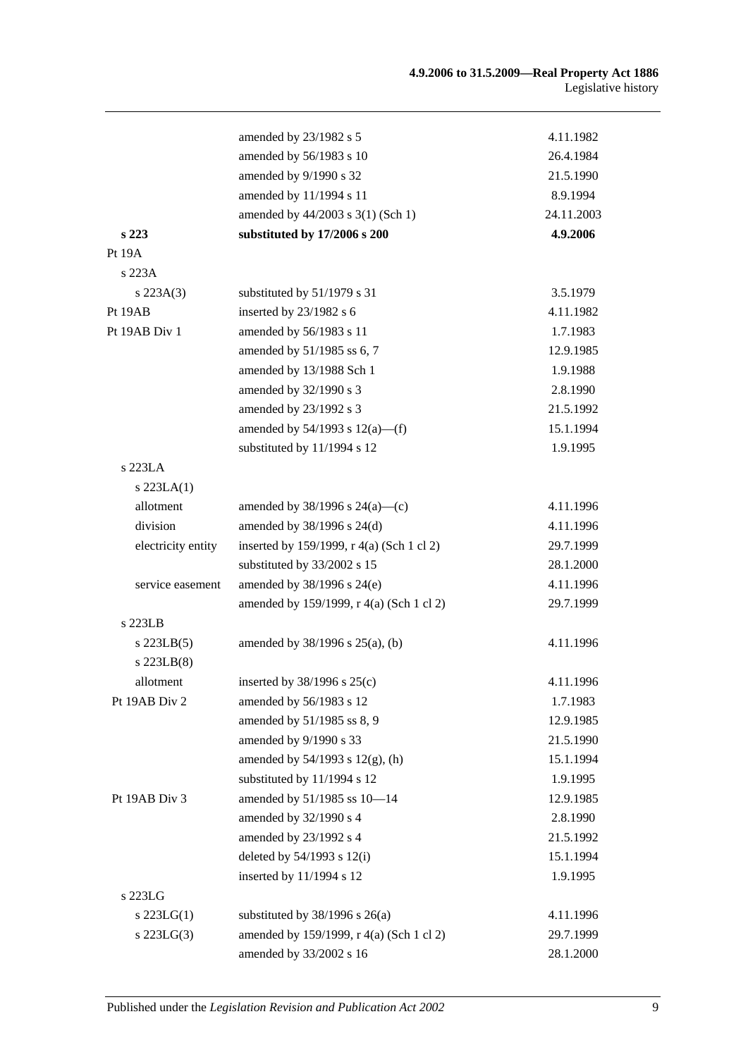| | | |
|---|---|---|
| | amended by 23/1982 s 5 | 4.11.1982 |
| | amended by 56/1983 s 10 | 26.4.1984 |
| | amended by 9/1990 s 32 | 21.5.1990 |
| | amended by 11/1994 s 11 | 8.9.1994 |
| | amended by 44/2003 s 3(1) (Sch 1) | 24.11.2003 |
| **s 223** | **substituted by 17/2006 s 200** | **4.9.2006** |
| Pt 19A | | |
| s 223A | | |
| s 223A(3) | substituted by 51/1979 s 31 | 3.5.1979 |
| Pt 19AB | inserted by 23/1982 s 6 | 4.11.1982 |
| Pt 19AB Div 1 | amended by 56/1983 s 11 | 1.7.1983 |
| | amended by 51/1985 ss 6, 7 | 12.9.1985 |
| | amended by 13/1988 Sch 1 | 1.9.1988 |
| | amended by 32/1990 s 3 | 2.8.1990 |
| | amended by 23/1992 s 3 | 21.5.1992 |
| | amended by 54/1993 s 12(a)—(f) | 15.1.1994 |
| | substituted by 11/1994 s 12 | 1.9.1995 |
| s 223LA | | |
| s 223LA(1) | | |
| allotment | amended by 38/1996 s 24(a)—(c) | 4.11.1996 |
| division | amended by 38/1996 s 24(d) | 4.11.1996 |
| electricity entity | inserted by 159/1999, r 4(a) (Sch 1 cl 2) | 29.7.1999 |
| | substituted by 33/2002 s 15 | 28.1.2000 |
| service easement | amended by 38/1996 s 24(e) | 4.11.1996 |
| | amended by 159/1999, r 4(a) (Sch 1 cl 2) | 29.7.1999 |
| s 223LB | | |
| s 223LB(5) | amended by 38/1996 s 25(a), (b) | 4.11.1996 |
| s 223LB(8) | | |
| allotment | inserted by 38/1996 s 25(c) | 4.11.1996 |
| Pt 19AB Div 2 | amended by 56/1983 s 12 | 1.7.1983 |
| | amended by 51/1985 ss 8, 9 | 12.9.1985 |
| | amended by 9/1990 s 33 | 21.5.1990 |
| | amended by 54/1993 s 12(g), (h) | 15.1.1994 |
| | substituted by 11/1994 s 12 | 1.9.1995 |
| Pt 19AB Div 3 | amended by 51/1985 ss 10—14 | 12.9.1985 |
| | amended by 32/1990 s 4 | 2.8.1990 |
| | amended by 23/1992 s 4 | 21.5.1992 |
| | deleted by 54/1993 s 12(i) | 15.1.1994 |
| | inserted by 11/1994 s 12 | 1.9.1995 |
| s 223LG | | |
| s 223LG(1) | substituted by 38/1996 s 26(a) | 4.11.1996 |
| s 223LG(3) | amended by 159/1999, r 4(a) (Sch 1 cl 2) | 29.7.1999 |
| | amended by 33/2002 s 16 | 28.1.2000 |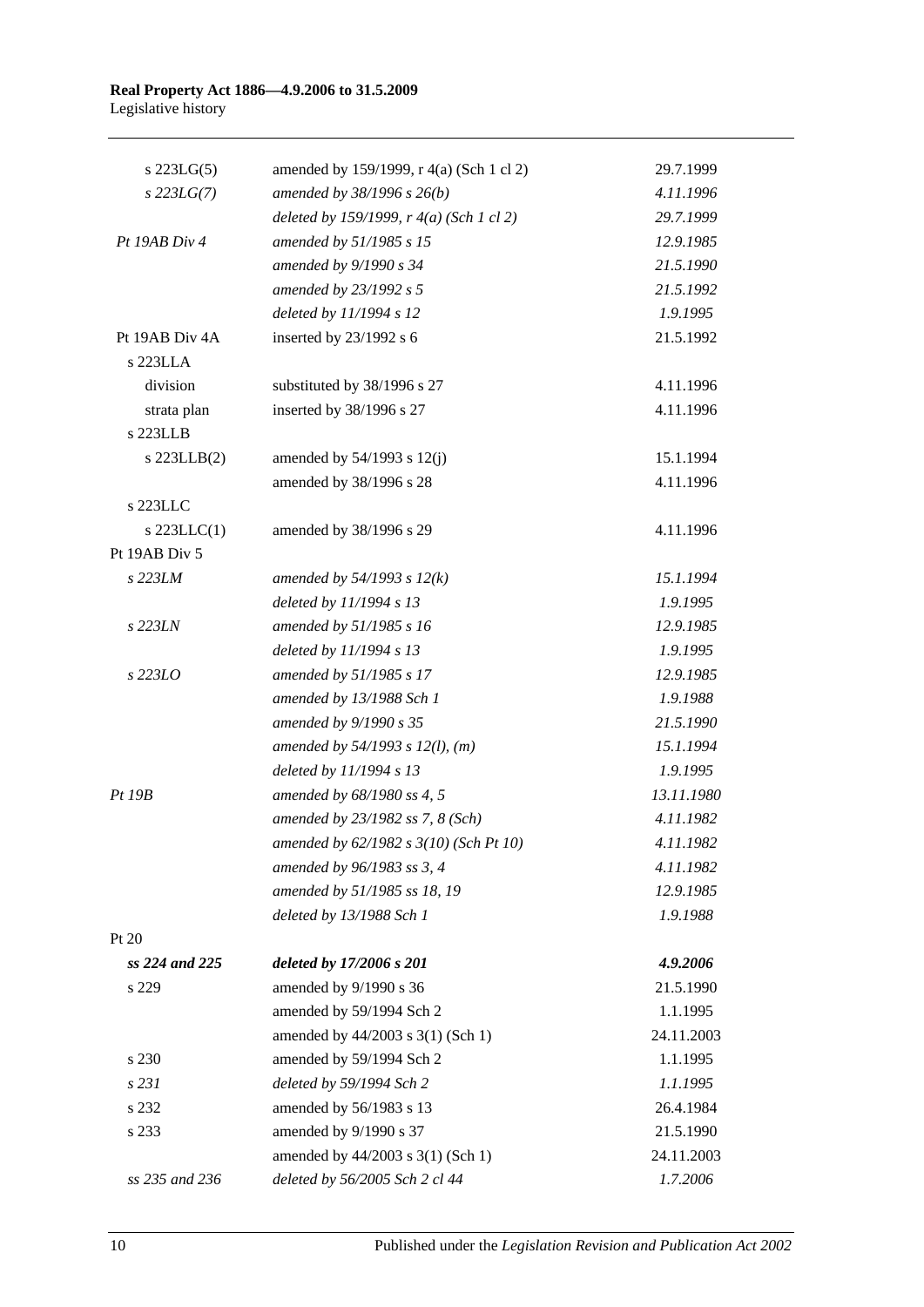| | | |
|---|---|---|
| s 223LG(5) | amended by 159/1999, r 4(a) (Sch 1 cl 2) | 29.7.1999 |
| *s 223LG(7)* | *amended by 38/1996 s 26(b)* | *4.11.1996* |
| | *deleted by 159/1999, r 4(a) (Sch 1 cl 2)* | *29.7.1999* |
| *Pt 19AB Div 4* | *amended by 51/1985 s 15* | *12.9.1985* |
| | *amended by 9/1990 s 34* | *21.5.1990* |
| | *amended by 23/1992 s 5* | *21.5.1992* |
| | *deleted by 11/1994 s 12* | *1.9.1995* |
| Pt 19AB Div 4A | inserted by 23/1992 s 6 | 21.5.1992 |
| s 223LLA | | |
| division | substituted by 38/1996 s 27 | 4.11.1996 |
| strata plan | inserted by 38/1996 s 27 | 4.11.1996 |
| s 223LLB | | |
| s 223LLB(2) | amended by 54/1993 s 12(j) | 15.1.1994 |
| | amended by 38/1996 s 28 | 4.11.1996 |
| s 223LLC | | |
| s 223LLC(1) | amended by 38/1996 s 29 | 4.11.1996 |
| Pt 19AB Div 5 | | |
| *s 223LM* | *amended by 54/1993 s 12(k)* | *15.1.1994* |
| | *deleted by 11/1994 s 13* | *1.9.1995* |
| *s 223LN* | *amended by 51/1985 s 16* | *12.9.1985* |
| | *deleted by 11/1994 s 13* | *1.9.1995* |
| *s 223LO* | *amended by 51/1985 s 17* | *12.9.1985* |
| | *amended by 13/1988 Sch 1* | *1.9.1988* |
| | *amended by 9/1990 s 35* | *21.5.1990* |
| | *amended by 54/1993 s 12(l), (m)* | *15.1.1994* |
| | *deleted by 11/1994 s 13* | *1.9.1995* |
| *Pt 19B* | *amended by 68/1980 ss 4, 5* | *13.11.1980* |
| | *amended by 23/1982 ss 7, 8 (Sch)* | *4.11.1982* |
| | *amended by 62/1982 s 3(10) (Sch Pt 10)* | *4.11.1982* |
| | *amended by 96/1983 ss 3, 4* | *4.11.1982* |
| | *amended by 51/1985 ss 18, 19* | *12.9.1985* |
| | *deleted by 13/1988 Sch 1* | *1.9.1988* |
| Pt 20 | | |
| ***ss 224 and 225*** | ***deleted by 17/2006 s 201*** | ***4.9.2006*** |
| s 229 | amended by 9/1990 s 36 | 21.5.1990 |
| | amended by 59/1994 Sch 2 | 1.1.1995 |
| | amended by 44/2003 s 3(1) (Sch 1) | 24.11.2003 |
| s 230 | amended by 59/1994 Sch 2 | 1.1.1995 |
| *s 231* | *deleted by 59/1994 Sch 2* | *1.1.1995* |
| s 232 | amended by 56/1983 s 13 | 26.4.1984 |
| s 233 | amended by 9/1990 s 37 | 21.5.1990 |
| | amended by 44/2003 s 3(1) (Sch 1) | 24.11.2003 |
| *ss 235 and 236* | *deleted by 56/2005 Sch 2 cl 44* | *1.7.2006* |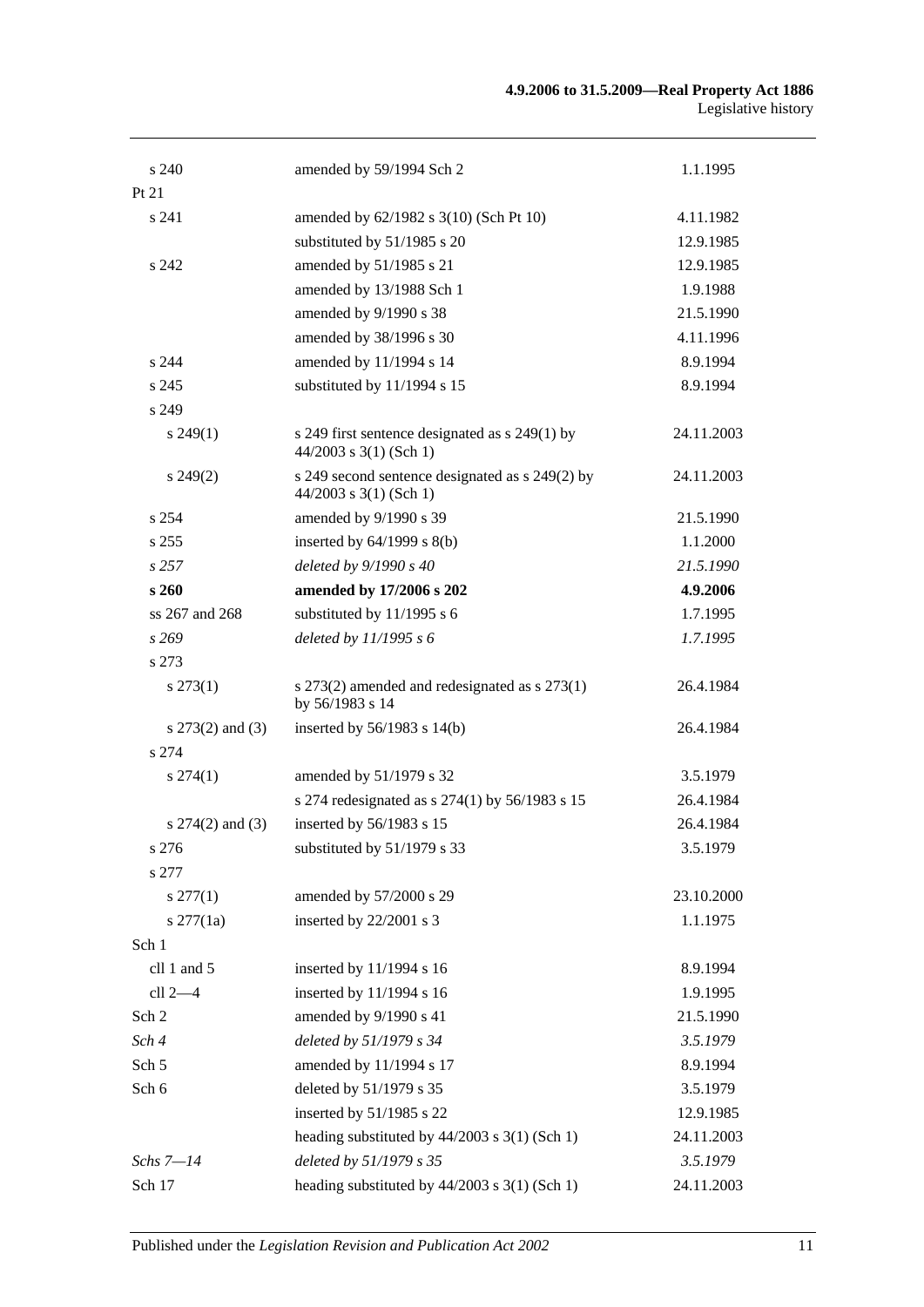| | | |
|---|---|---|
| s 240 | amended by 59/1994 Sch 2 | 1.1.1995 |
| Pt 21 | | |
| s 241 | amended by 62/1982 s 3(10) (Sch Pt 10) | 4.11.1982 |
| | substituted by 51/1985 s 20 | 12.9.1985 |
| s 242 | amended by 51/1985 s 21 | 12.9.1985 |
| | amended by 13/1988 Sch 1 | 1.9.1988 |
| | amended by 9/1990 s 38 | 21.5.1990 |
| | amended by 38/1996 s 30 | 4.11.1996 |
| s 244 | amended by 11/1994 s 14 | 8.9.1994 |
| s 245 | substituted by 11/1994 s 15 | 8.9.1994 |
| s 249 | | |
| s 249(1) | s 249 first sentence designated as s 249(1) by 44/2003 s 3(1) (Sch 1) | 24.11.2003 |
| s 249(2) | s 249 second sentence designated as s 249(2) by 44/2003 s 3(1) (Sch 1) | 24.11.2003 |
| s 254 | amended by 9/1990 s 39 | 21.5.1990 |
| s 255 | inserted by 64/1999 s 8(b) | 1.1.2000 |
| *s 257* | *deleted by 9/1990 s 40* | *21.5.1990* |
| **s 260** | **amended by 17/2006 s 202** | **4.9.2006** |
| ss 267 and 268 | substituted by 11/1995 s 6 | 1.7.1995 |
| *s 269* | *deleted by 11/1995 s 6* | *1.7.1995* |
| s 273 | | |
| s 273(1) | s 273(2) amended and redesignated as s 273(1) by 56/1983 s 14 | 26.4.1984 |
| s 273(2) and (3) | inserted by 56/1983 s 14(b) | 26.4.1984 |
| s 274 | | |
| s 274(1) | amended by 51/1979 s 32 | 3.5.1979 |
| | s 274 redesignated as s 274(1) by 56/1983 s 15 | 26.4.1984 |
| s 274(2) and (3) | inserted by 56/1983 s 15 | 26.4.1984 |
| s 276 | substituted by 51/1979 s 33 | 3.5.1979 |
| s 277 | | |
| s 277(1) | amended by 57/2000 s 29 | 23.10.2000 |
| s 277(1a) | inserted by 22/2001 s 3 | 1.1.1975 |
| Sch 1 | | |
| cll 1 and 5 | inserted by 11/1994 s 16 | 8.9.1994 |
| cll 2—4 | inserted by 11/1994 s 16 | 1.9.1995 |
| Sch 2 | amended by 9/1990 s 41 | 21.5.1990 |
| *Sch 4* | *deleted by 51/1979 s 34* | *3.5.1979* |
| Sch 5 | amended by 11/1994 s 17 | 8.9.1994 |
| Sch 6 | deleted by 51/1979 s 35 | 3.5.1979 |
| | inserted by 51/1985 s 22 | 12.9.1985 |
| | heading substituted by 44/2003 s 3(1) (Sch 1) | 24.11.2003 |
| *Schs 7—14* | *deleted by 51/1979 s 35* | *3.5.1979* |
| Sch 17 | heading substituted by 44/2003 s 3(1) (Sch 1) | 24.11.2003 |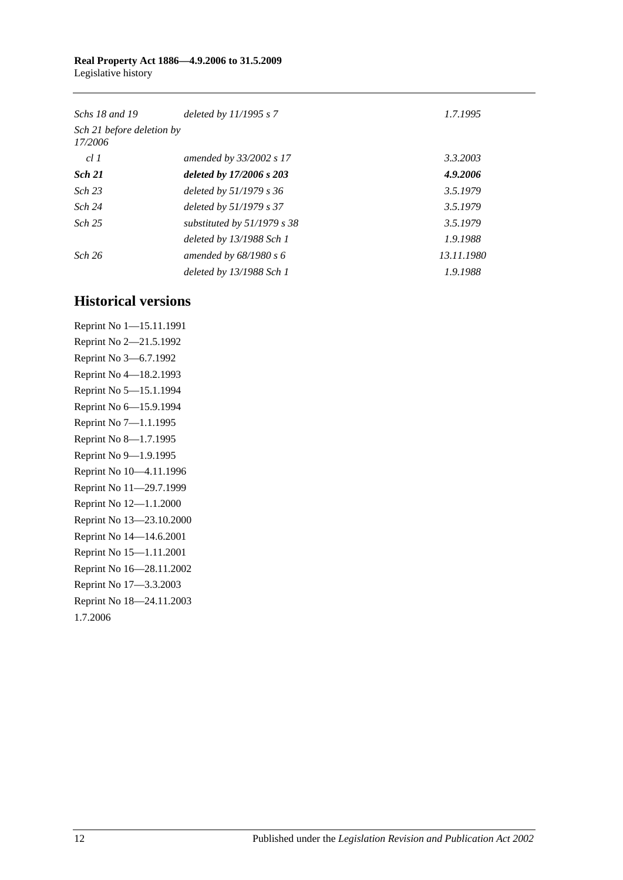| | | |
|---|---|---|
| *Schs 18 and 19* | *deleted by 11/1995 s 7* | *1.7.1995* |
| *Sch 21 before deletion by 17/2006* | | |
| *cl 1* | *amended by 33/2002 s 17* | *3.3.2003* |
| ***Sch 21*** | ***deleted by 17/2006 s 203*** | ***4.9.2006*** |
| *Sch 23* | *deleted by 51/1979 s 36* | *3.5.1979* |
| *Sch 24* | *deleted by 51/1979 s 37* | *3.5.1979* |
| *Sch 25* | *substituted by 51/1979 s 38* | *3.5.1979* |
| | *deleted by 13/1988 Sch 1* | *1.9.1988* |
| *Sch 26* | *amended by 68/1980 s 6* | *13.11.1980* |
| | *deleted by 13/1988 Sch 1* | *1.9.1988* |

## Historical versions

Reprint No 1—15.11.1991

Reprint No 2—21.5.1992

Reprint No 3—6.7.1992

Reprint No 4—18.2.1993

Reprint No 5—15.1.1994

Reprint No 6—15.9.1994

Reprint No 7—1.1.1995

Reprint No 8—1.7.1995

Reprint No 9—1.9.1995

Reprint No 10—4.11.1996

Reprint No 11—29.7.1999

Reprint No 12—1.1.2000

Reprint No 13—23.10.2000

Reprint No 14—14.6.2001

Reprint No 15—1.11.2001

Reprint No 16—28.11.2002

Reprint No 17—3.3.2003

Reprint No 18—24.11.2003

1.7.2006